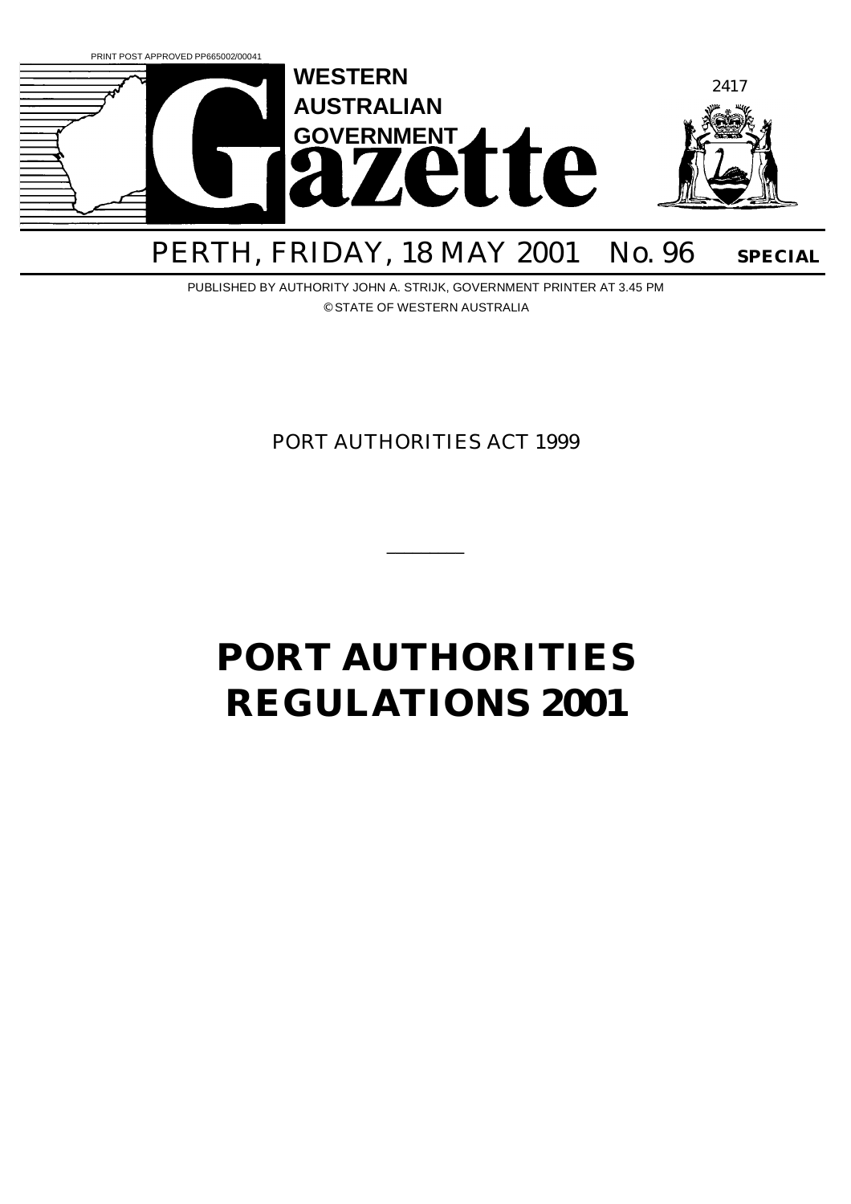PRINT POST APPROVED PP665002/00041

# WESTERN AUSTRALIAN GOVERNMENT Gazette

PERTH, FRIDAY, 18 MAY 2001 No. 96 **SPECIAL**

PUBLISHED BY AUTHORITY JOHN A. STRIJK, GOVERNMENT PRINTER AT 3.45 PM

© STATE OF WESTERN AUSTRALIA

PORT AUTHORITIES ACT 1999

---

# PORT AUTHORITIES REGULATIONS 2001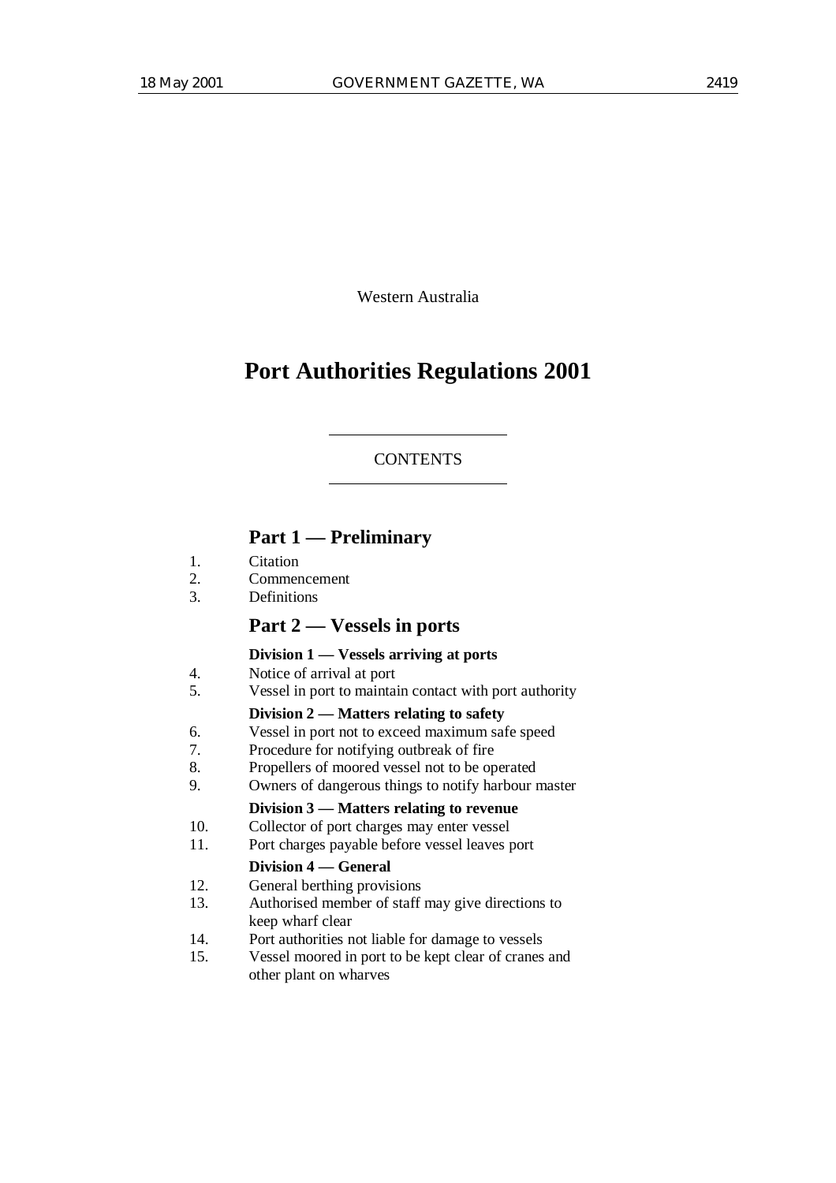Western Australia

# Port Authorities Regulations 2001

CONTENTS

## Part 1 — Preliminary

1. Citation
2. Commencement
3. Definitions

## Part 2 — Vessels in ports

**Division 1 — Vessels arriving at ports**

4. Notice of arrival at port
5. Vessel in port to maintain contact with port authority

**Division 2 — Matters relating to safety**

6. Vessel in port not to exceed maximum safe speed
7. Procedure for notifying outbreak of fire
8. Propellers of moored vessel not to be operated
9. Owners of dangerous things to notify harbour master

**Division 3 — Matters relating to revenue**

10. Collector of port charges may enter vessel
11. Port charges payable before vessel leaves port

**Division 4 — General**

12. General berthing provisions
13. Authorised member of staff may give directions to keep wharf clear
14. Port authorities not liable for damage to vessels
15. Vessel moored in port to be kept clear of cranes and other plant on wharves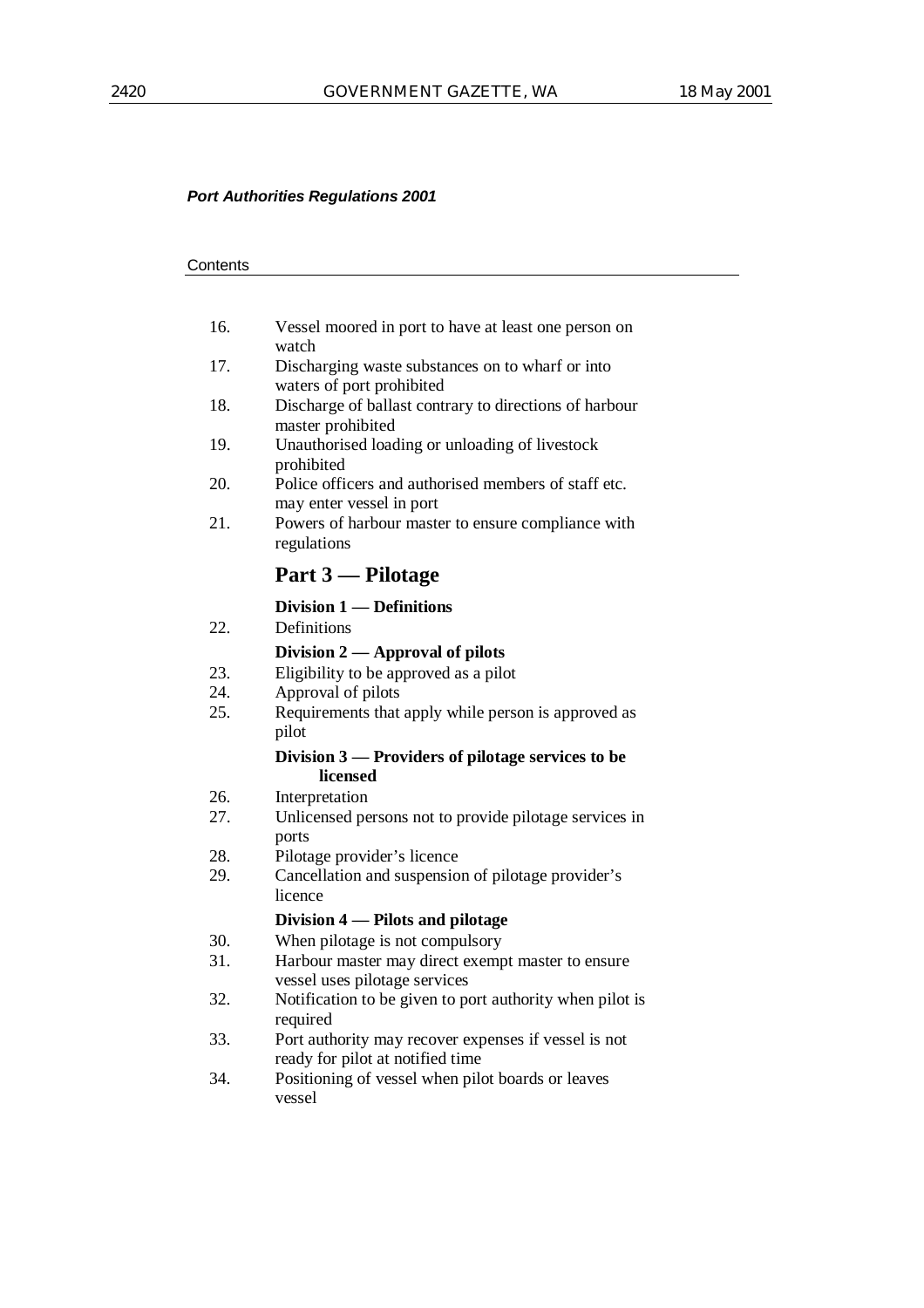*Port Authorities Regulations 2001*

Contents

16. Vessel moored in port to have at least one person on watch
17. Discharging waste substances on to wharf or into waters of port prohibited
18. Discharge of ballast contrary to directions of harbour master prohibited
19. Unauthorised loading or unloading of livestock prohibited
20. Police officers and authorised members of staff etc. may enter vessel in port
21. Powers of harbour master to ensure compliance with regulations

## Part 3 — Pilotage

### Division 1 — Definitions

22. Definitions

### Division 2 — Approval of pilots

23. Eligibility to be approved as a pilot
24. Approval of pilots
25. Requirements that apply while person is approved as pilot

### Division 3 — Providers of pilotage services to be licensed

26. Interpretation
27. Unlicensed persons not to provide pilotage services in ports
28. Pilotage provider's licence
29. Cancellation and suspension of pilotage provider's licence

### Division 4 — Pilots and pilotage

30. When pilotage is not compulsory
31. Harbour master may direct exempt master to ensure vessel uses pilotage services
32. Notification to be given to port authority when pilot is required
33. Port authority may recover expenses if vessel is not ready for pilot at notified time
34. Positioning of vessel when pilot boards or leaves vessel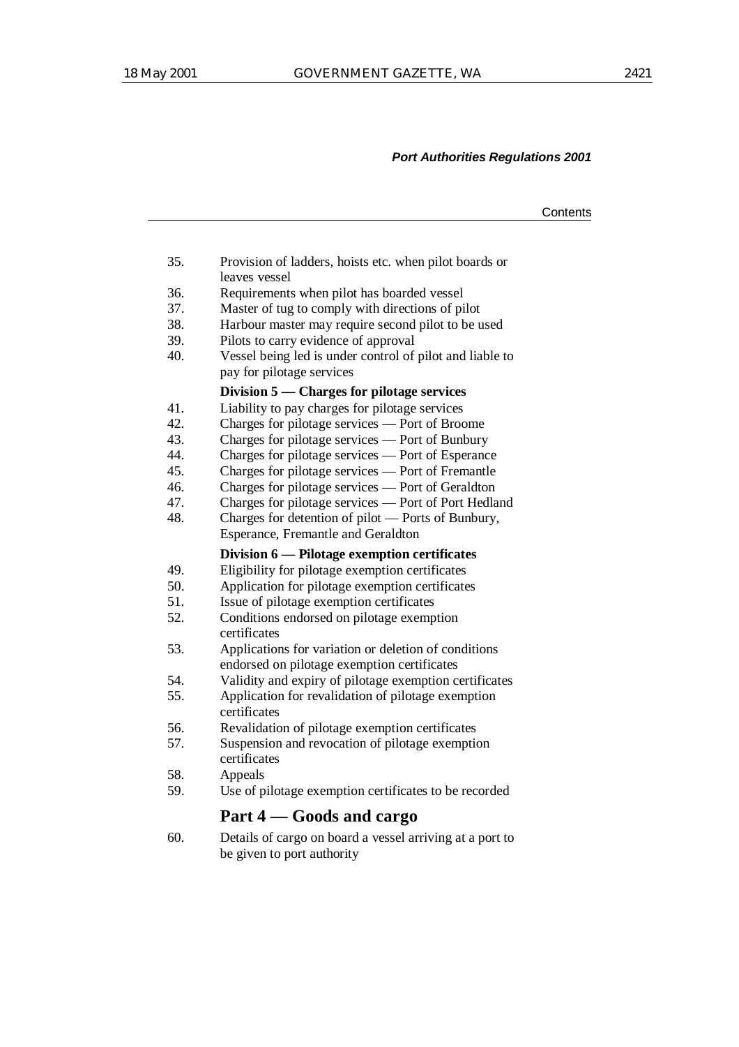35. Provision of ladders, hoists etc. when pilot boards or leaves vessel
36. Requirements when pilot has boarded vessel
37. Master of tug to comply with directions of pilot
38. Harbour master may require second pilot to be used
39. Pilots to carry evidence of approval
40. Vessel being led is under control of pilot and liable to pay for pilotage services

**Division 5 — Charges for pilotage services**

41. Liability to pay charges for pilotage services
42. Charges for pilotage services — Port of Broome
43. Charges for pilotage services — Port of Bunbury
44. Charges for pilotage services — Port of Esperance
45. Charges for pilotage services — Port of Fremantle
46. Charges for pilotage services — Port of Geraldton
47. Charges for pilotage services — Port of Port Hedland
48. Charges for detention of pilot — Ports of Bunbury, Esperance, Fremantle and Geraldton

**Division 6 — Pilotage exemption certificates**

49. Eligibility for pilotage exemption certificates
50. Application for pilotage exemption certificates
51. Issue of pilotage exemption certificates
52. Conditions endorsed on pilotage exemption certificates
53. Applications for variation or deletion of conditions endorsed on pilotage exemption certificates
54. Validity and expiry of pilotage exemption certificates
55. Application for revalidation of pilotage exemption certificates
56. Revalidation of pilotage exemption certificates
57. Suspension and revocation of pilotage exemption certificates
58. Appeals
59. Use of pilotage exemption certificates to be recorded

## Part 4 — Goods and cargo

60. Details of cargo on board a vessel arriving at a port to be given to port authority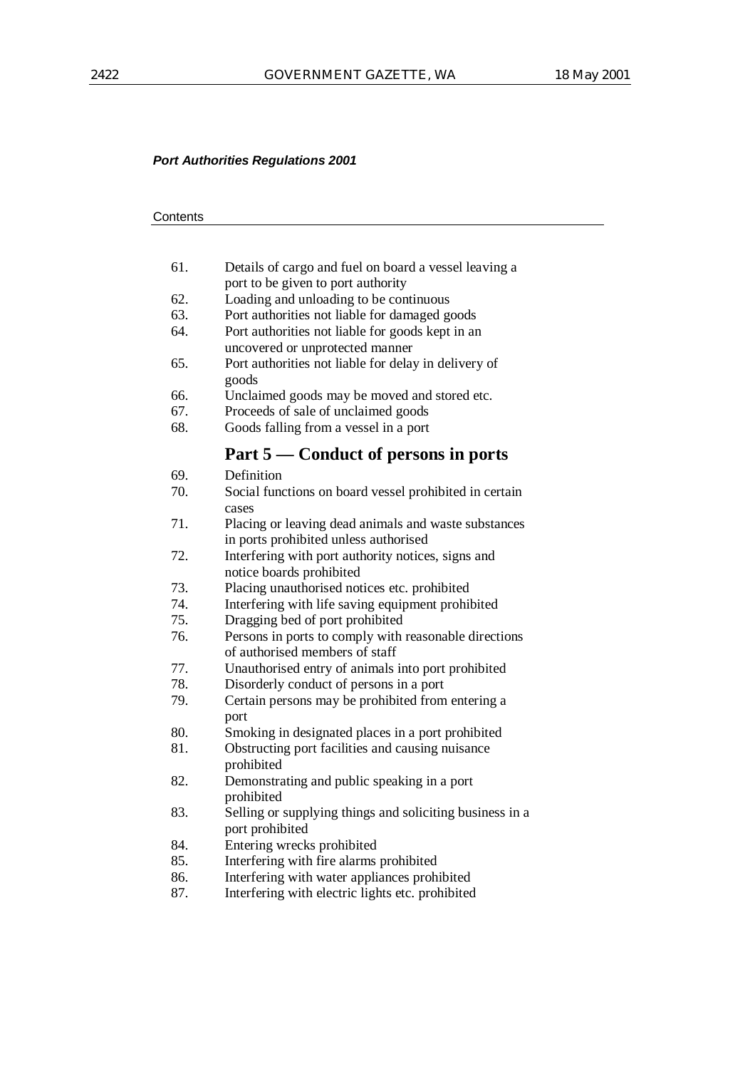*Port Authorities Regulations 2001*

Contents

61. Details of cargo and fuel on board a vessel leaving a port to be given to port authority
62. Loading and unloading to be continuous
63. Port authorities not liable for damaged goods
64. Port authorities not liable for goods kept in an uncovered or unprotected manner
65. Port authorities not liable for delay in delivery of goods
66. Unclaimed goods may be moved and stored etc.
67. Proceeds of sale of unclaimed goods
68. Goods falling from a vessel in a port

## Part 5 — Conduct of persons in ports

69. Definition
70. Social functions on board vessel prohibited in certain cases
71. Placing or leaving dead animals and waste substances in ports prohibited unless authorised
72. Interfering with port authority notices, signs and notice boards prohibited
73. Placing unauthorised notices etc. prohibited
74. Interfering with life saving equipment prohibited
75. Dragging bed of port prohibited
76. Persons in ports to comply with reasonable directions of authorised members of staff
77. Unauthorised entry of animals into port prohibited
78. Disorderly conduct of persons in a port
79. Certain persons may be prohibited from entering a port
80. Smoking in designated places in a port prohibited
81. Obstructing port facilities and causing nuisance prohibited
82. Demonstrating and public speaking in a port prohibited
83. Selling or supplying things and soliciting business in a port prohibited
84. Entering wrecks prohibited
85. Interfering with fire alarms prohibited
86. Interfering with water appliances prohibited
87. Interfering with electric lights etc. prohibited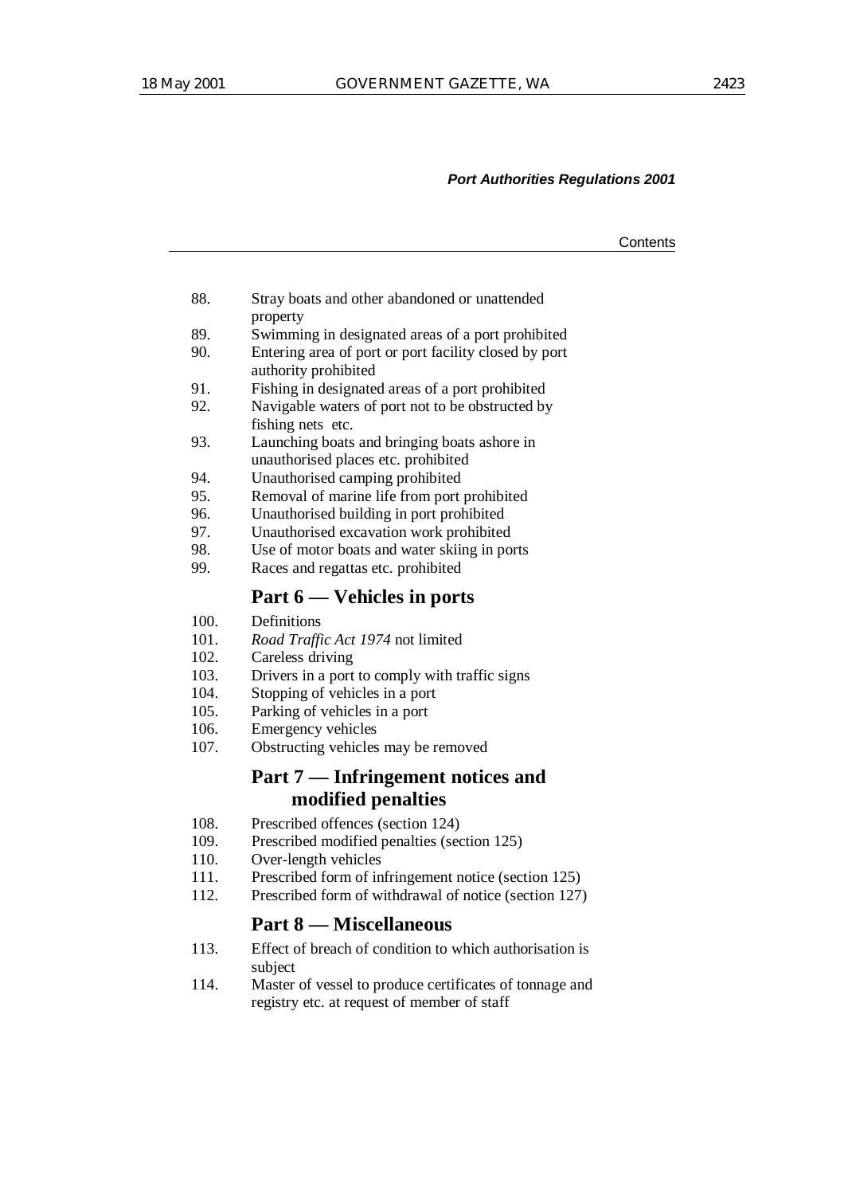88. Stray boats and other abandoned or unattended property
89. Swimming in designated areas of a port prohibited
90. Entering area of port or port facility closed by port authority prohibited
91. Fishing in designated areas of a port prohibited
92. Navigable waters of port not to be obstructed by fishing nets etc.
93. Launching boats and bringing boats ashore in unauthorised places etc. prohibited
94. Unauthorised camping prohibited
95. Removal of marine life from port prohibited
96. Unauthorised building in port prohibited
97. Unauthorised excavation work prohibited
98. Use of motor boats and water skiing in ports
99. Races and regattas etc. prohibited

## Part 6 — Vehicles in ports

100. Definitions
101. *Road Traffic Act 1974* not limited
102. Careless driving
103. Drivers in a port to comply with traffic signs
104. Stopping of vehicles in a port
105. Parking of vehicles in a port
106. Emergency vehicles
107. Obstructing vehicles may be removed

## Part 7 — Infringement notices and modified penalties

108. Prescribed offences (section 124)
109. Prescribed modified penalties (section 125)
110. Over-length vehicles
111. Prescribed form of infringement notice (section 125)
112. Prescribed form of withdrawal of notice (section 127)

## Part 8 — Miscellaneous

113. Effect of breach of condition to which authorisation is subject
114. Master of vessel to produce certificates of tonnage and registry etc. at request of member of staff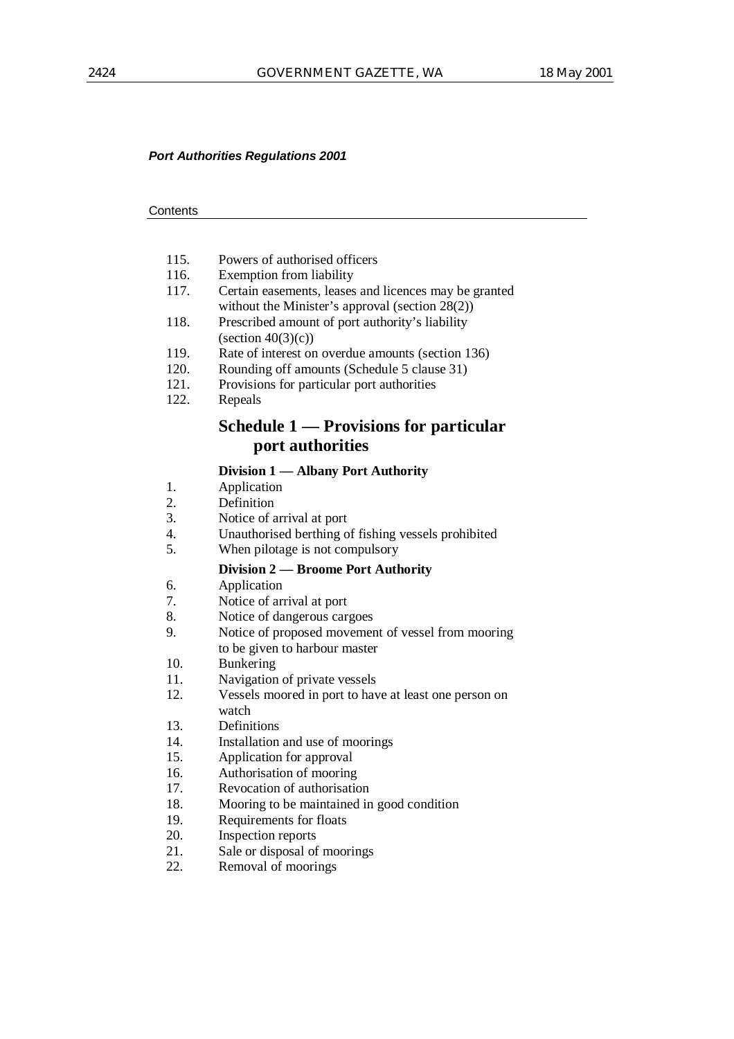***Port Authorities Regulations 2001***

Contents

115. Powers of authorised officers
116. Exemption from liability
117. Certain easements, leases and licences may be granted without the Minister's approval (section 28(2))
118. Prescribed amount of port authority's liability (section 40(3)(c))
119. Rate of interest on overdue amounts (section 136)
120. Rounding off amounts (Schedule 5 clause 31)
121. Provisions for particular port authorities
122. Repeals

## Schedule 1 — Provisions for particular port authorities

### Division 1 — Albany Port Authority

1. Application
2. Definition
3. Notice of arrival at port
4. Unauthorised berthing of fishing vessels prohibited
5. When pilotage is not compulsory

### Division 2 — Broome Port Authority

6. Application
7. Notice of arrival at port
8. Notice of dangerous cargoes
9. Notice of proposed movement of vessel from mooring to be given to harbour master
10. Bunkering
11. Navigation of private vessels
12. Vessels moored in port to have at least one person on watch
13. Definitions
14. Installation and use of moorings
15. Application for approval
16. Authorisation of mooring
17. Revocation of authorisation
18. Mooring to be maintained in good condition
19. Requirements for floats
20. Inspection reports
21. Sale or disposal of moorings
22. Removal of moorings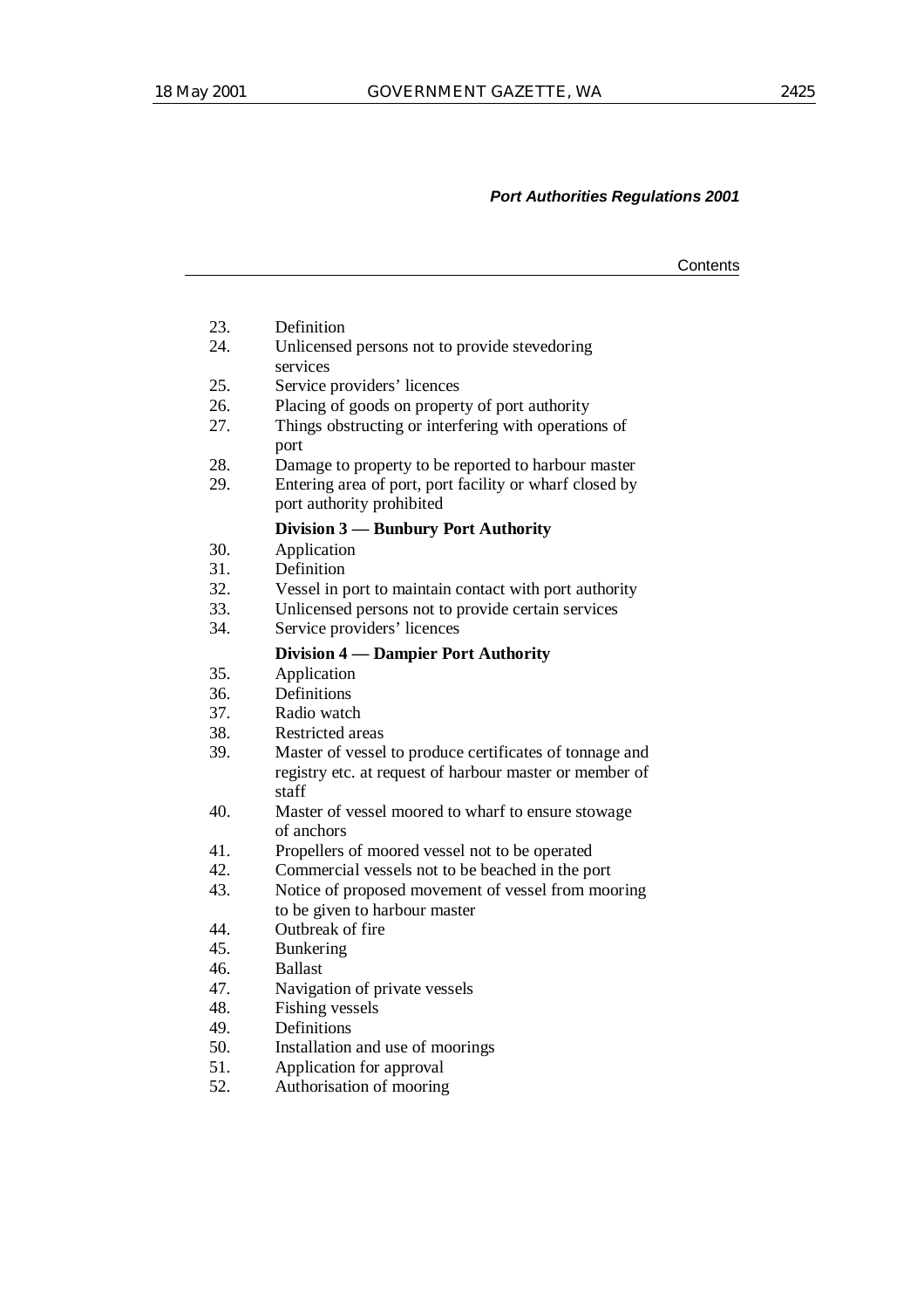23. Definition
24. Unlicensed persons not to provide stevedoring services
25. Service providers' licences
26. Placing of goods on property of port authority
27. Things obstructing or interfering with operations of port
28. Damage to property to be reported to harbour master
29. Entering area of port, port facility or wharf closed by port authority prohibited

**Division 3 — Bunbury Port Authority**

30. Application
31. Definition
32. Vessel in port to maintain contact with port authority
33. Unlicensed persons not to provide certain services
34. Service providers' licences

**Division 4 — Dampier Port Authority**

35. Application
36. Definitions
37. Radio watch
38. Restricted areas
39. Master of vessel to produce certificates of tonnage and registry etc. at request of harbour master or member of staff
40. Master of vessel moored to wharf to ensure stowage of anchors
41. Propellers of moored vessel not to be operated
42. Commercial vessels not to be beached in the port
43. Notice of proposed movement of vessel from mooring to be given to harbour master
44. Outbreak of fire
45. Bunkering
46. Ballast
47. Navigation of private vessels
48. Fishing vessels
49. Definitions
50. Installation and use of moorings
51. Application for approval
52. Authorisation of mooring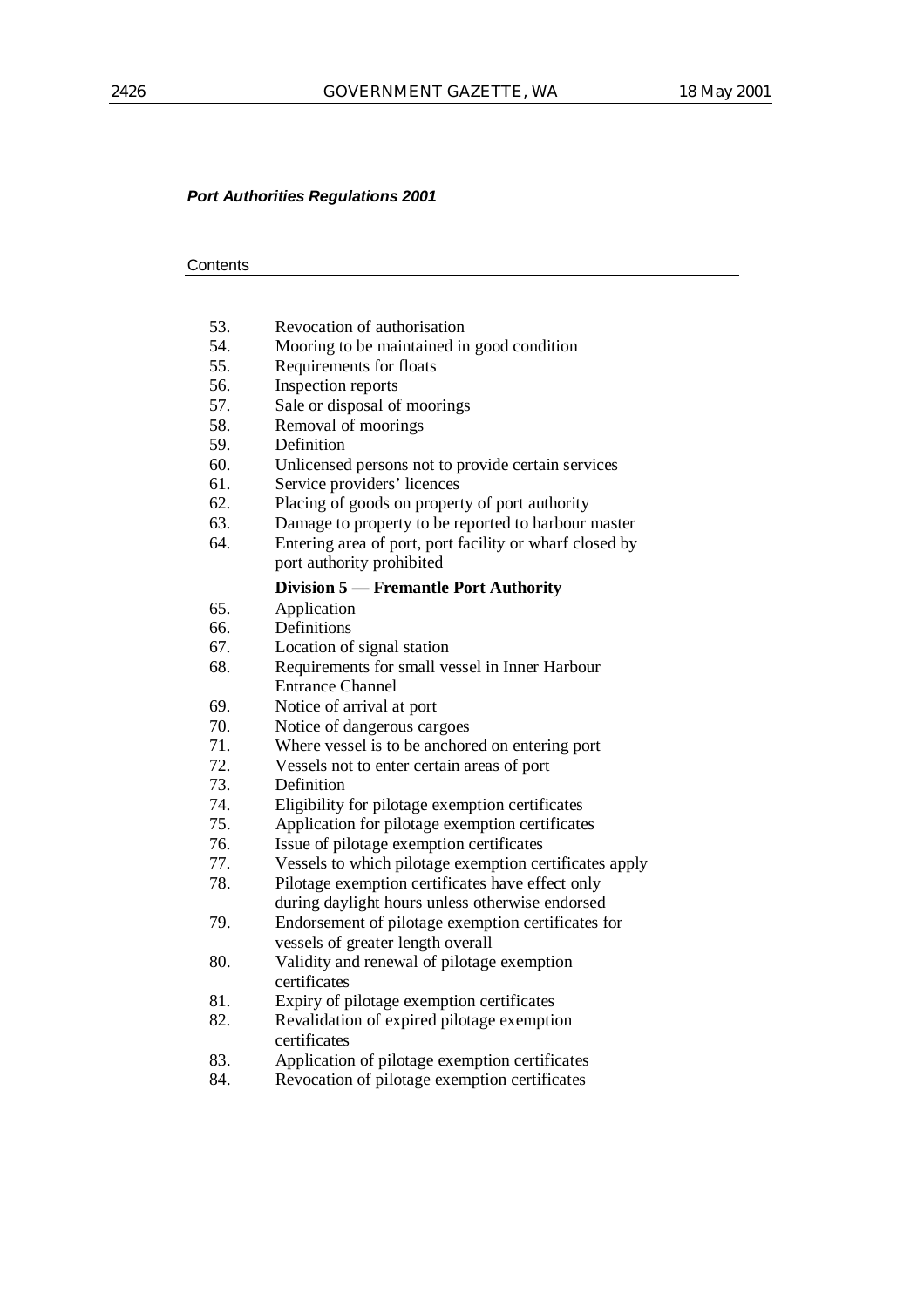***Port Authorities Regulations 2001***

Contents

53. Revocation of authorisation
54. Mooring to be maintained in good condition
55. Requirements for floats
56. Inspection reports
57. Sale or disposal of moorings
58. Removal of moorings
59. Definition
60. Unlicensed persons not to provide certain services
61. Service providers' licences
62. Placing of goods on property of port authority
63. Damage to property to be reported to harbour master
64. Entering area of port, port facility or wharf closed by port authority prohibited

**Division 5 — Fremantle Port Authority**

65. Application
66. Definitions
67. Location of signal station
68. Requirements for small vessel in Inner Harbour Entrance Channel
69. Notice of arrival at port
70. Notice of dangerous cargoes
71. Where vessel is to be anchored on entering port
72. Vessels not to enter certain areas of port
73. Definition
74. Eligibility for pilotage exemption certificates
75. Application for pilotage exemption certificates
76. Issue of pilotage exemption certificates
77. Vessels to which pilotage exemption certificates apply
78. Pilotage exemption certificates have effect only during daylight hours unless otherwise endorsed
79. Endorsement of pilotage exemption certificates for vessels of greater length overall
80. Validity and renewal of pilotage exemption certificates
81. Expiry of pilotage exemption certificates
82. Revalidation of expired pilotage exemption certificates
83. Application of pilotage exemption certificates
84. Revocation of pilotage exemption certificates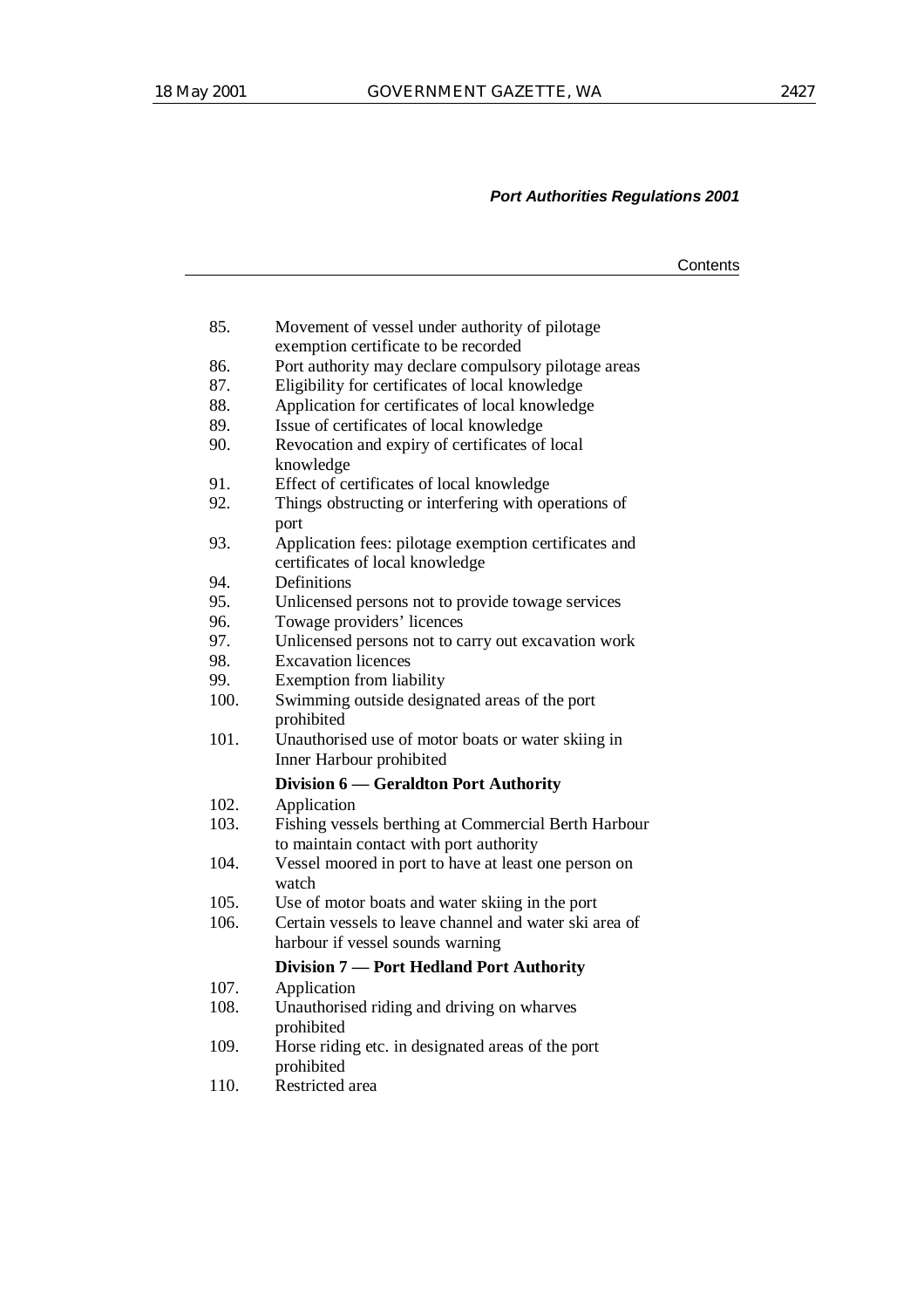| | |
|---|---|
| 85. | Movement of vessel under authority of pilotage exemption certificate to be recorded |
| 86. | Port authority may declare compulsory pilotage areas |
| 87. | Eligibility for certificates of local knowledge |
| 88. | Application for certificates of local knowledge |
| 89. | Issue of certificates of local knowledge |
| 90. | Revocation and expiry of certificates of local knowledge |
| 91. | Effect of certificates of local knowledge |
| 92. | Things obstructing or interfering with operations of port |
| 93. | Application fees: pilotage exemption certificates and certificates of local knowledge |
| 94. | Definitions |
| 95. | Unlicensed persons not to provide towage services |
| 96. | Towage providers' licences |
| 97. | Unlicensed persons not to carry out excavation work |
| 98. | Excavation licences |
| 99. | Exemption from liability |
| 100. | Swimming outside designated areas of the port prohibited |
| 101. | Unauthorised use of motor boats or water skiing in Inner Harbour prohibited |
| | **Division 6 — Geraldton Port Authority** |
| 102. | Application |
| 103. | Fishing vessels berthing at Commercial Berth Harbour to maintain contact with port authority |
| 104. | Vessel moored in port to have at least one person on watch |
| 105. | Use of motor boats and water skiing in the port |
| 106. | Certain vessels to leave channel and water ski area of harbour if vessel sounds warning |
| | **Division 7 — Port Hedland Port Authority** |
| 107. | Application |
| 108. | Unauthorised riding and driving on wharves prohibited |
| 109. | Horse riding etc. in designated areas of the port prohibited |
| 110. | Restricted area |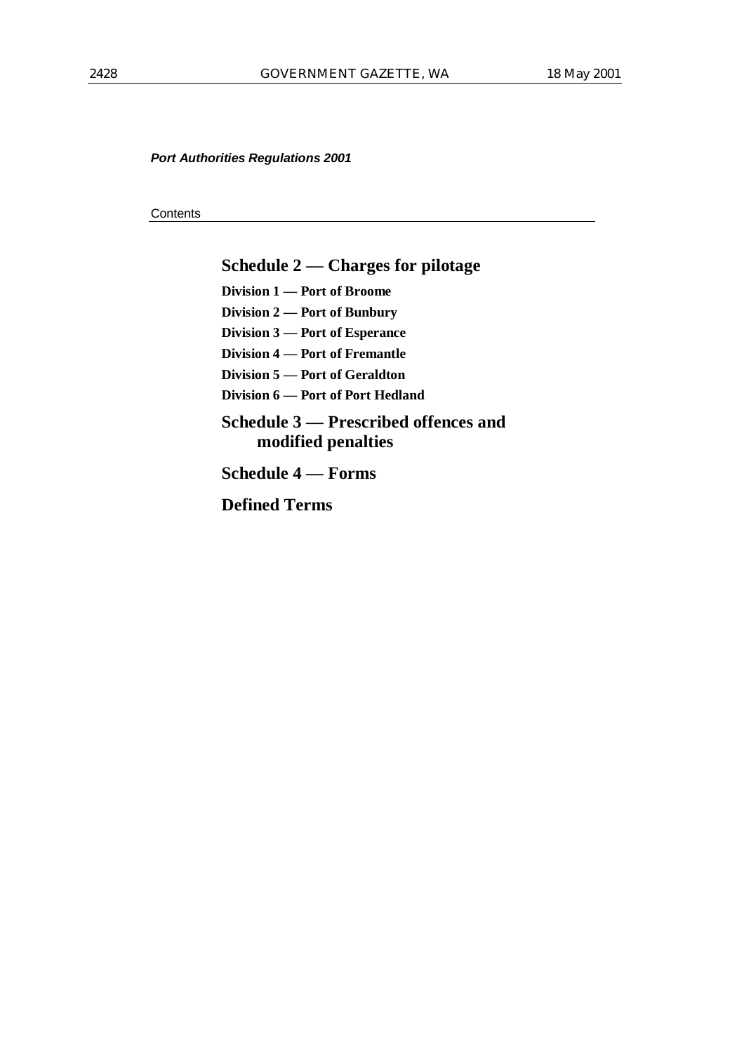## Schedule 2 — Charges for pilotage

**Division 1 — Port of Broome**

**Division 2 — Port of Bunbury**

**Division 3 — Port of Esperance**

**Division 4 — Port of Fremantle**

**Division 5 — Port of Geraldton**

**Division 6 — Port of Port Hedland**

## Schedule 3 — Prescribed offences and modified penalties

## Schedule 4 — Forms

## Defined Terms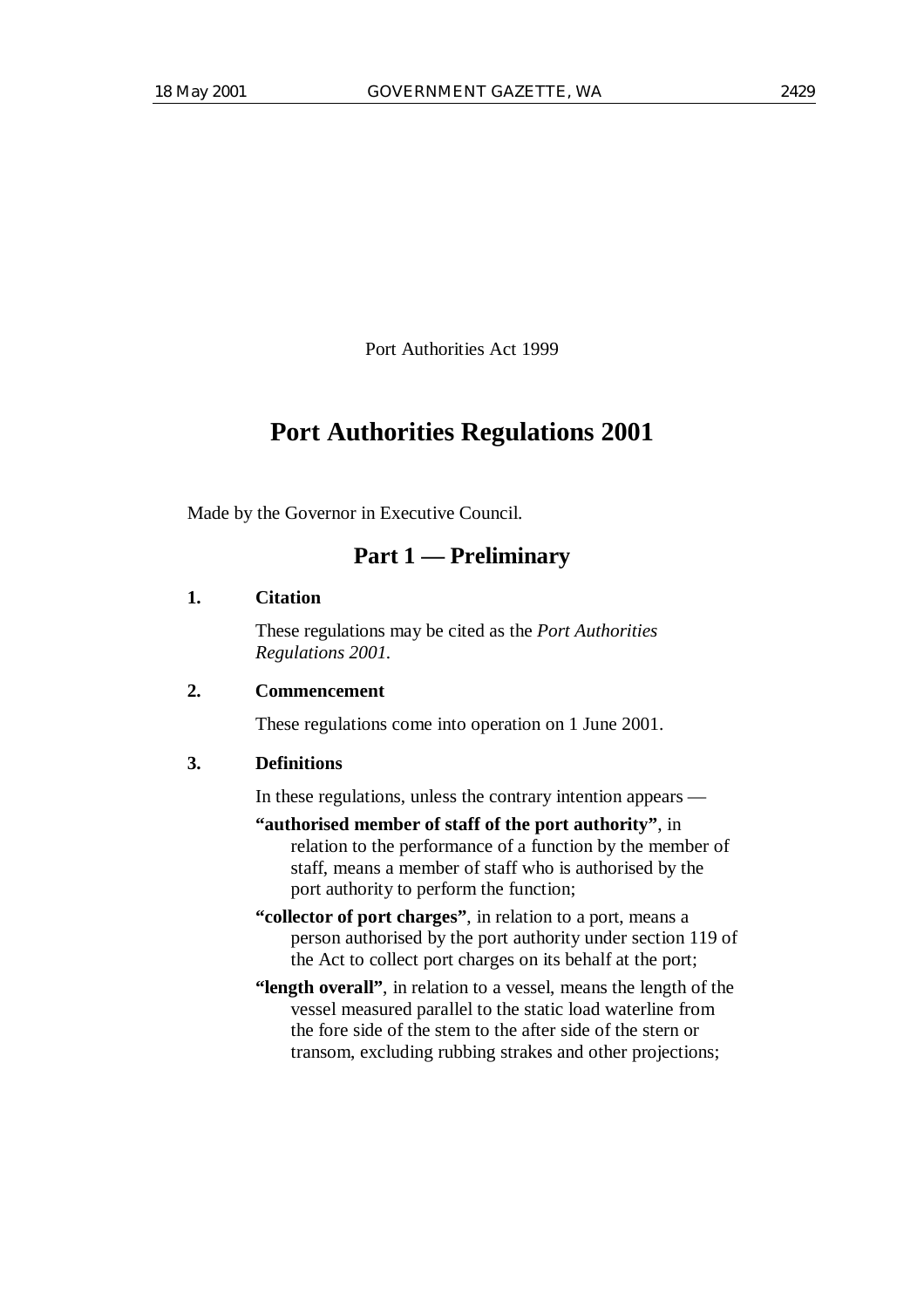Port Authorities Act 1999

# Port Authorities Regulations 2001

Made by the Governor in Executive Council.

## Part 1 — Preliminary

### 1. Citation

These regulations may be cited as the *Port Authorities Regulations 2001*.

### 2. Commencement

These regulations come into operation on 1 June 2001.

### 3. Definitions

In these regulations, unless the contrary intention appears —

**"authorised member of staff of the port authority"**, in relation to the performance of a function by the member of staff, means a member of staff who is authorised by the port authority to perform the function;

**"collector of port charges"**, in relation to a port, means a person authorised by the port authority under section 119 of the Act to collect port charges on its behalf at the port;

**"length overall"**, in relation to a vessel, means the length of the vessel measured parallel to the static load waterline from the fore side of the stem to the after side of the stern or transom, excluding rubbing strakes and other projections;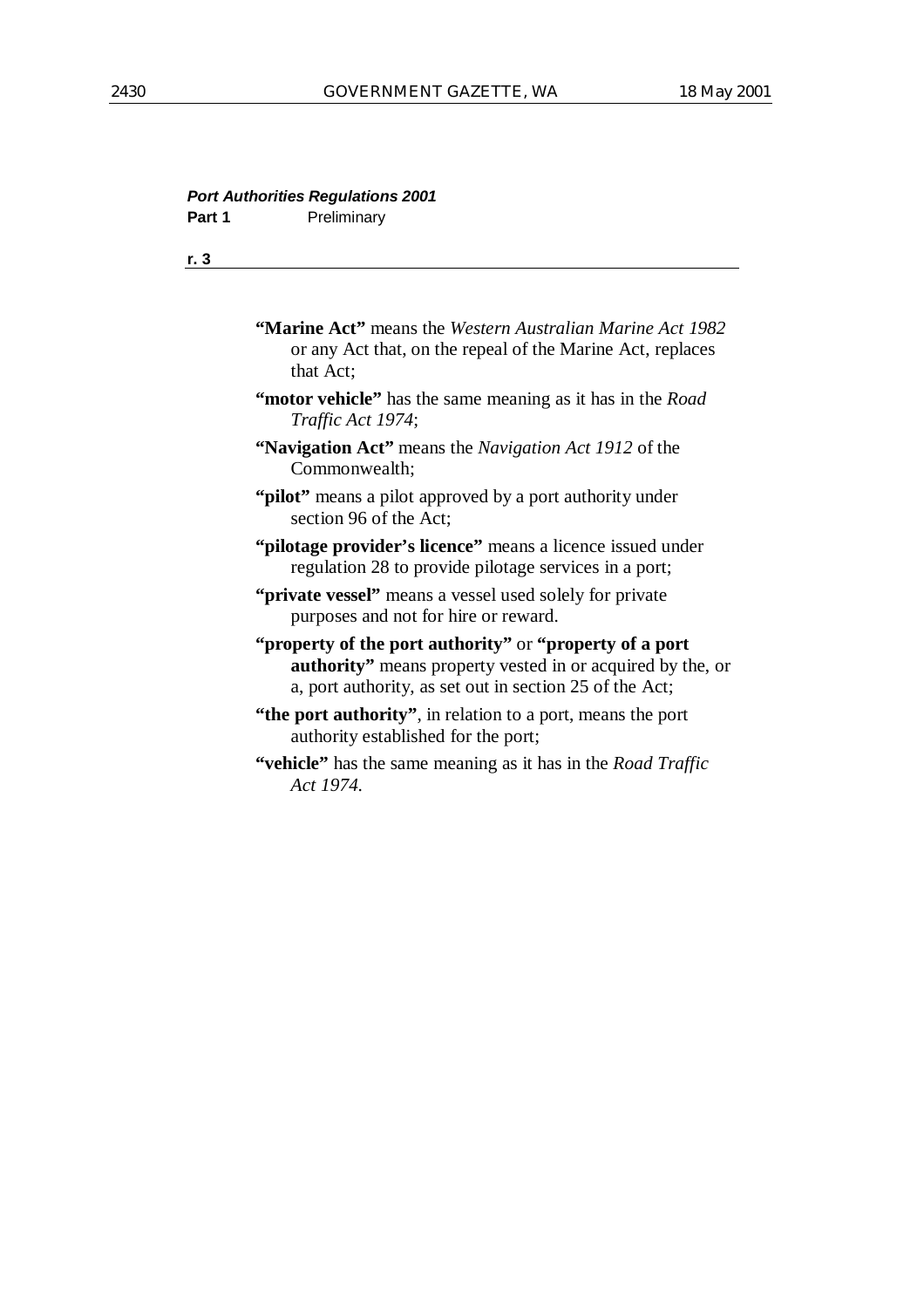**"Marine Act"** means the *Western Australian Marine Act 1982* or any Act that, on the repeal of the Marine Act, replaces that Act;

**"motor vehicle"** has the same meaning as it has in the *Road Traffic Act 1974*;

**"Navigation Act"** means the *Navigation Act 1912* of the Commonwealth;

**"pilot"** means a pilot approved by a port authority under section 96 of the Act;

**"pilotage provider's licence"** means a licence issued under regulation 28 to provide pilotage services in a port;

**"private vessel"** means a vessel used solely for private purposes and not for hire or reward.

**"property of the port authority"** or **"property of a port authority"** means property vested in or acquired by the, or a, port authority, as set out in section 25 of the Act;

**"the port authority"**, in relation to a port, means the port authority established for the port;

**"vehicle"** has the same meaning as it has in the *Road Traffic Act 1974.*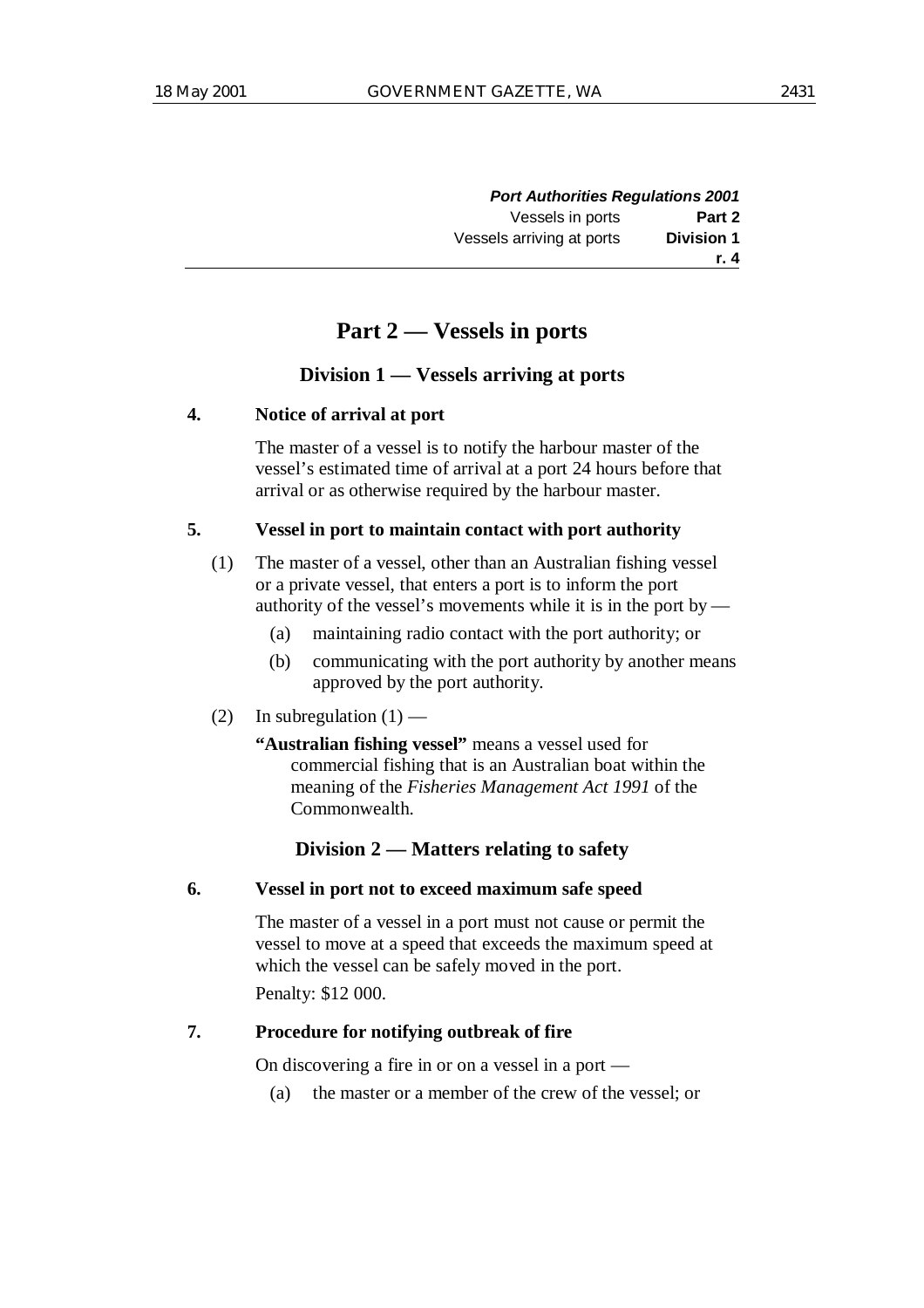## Part 2 — Vessels in ports

### Division 1 — Vessels arriving at ports

**4. Notice of arrival at port**

The master of a vessel is to notify the harbour master of the vessel's estimated time of arrival at a port 24 hours before that arrival or as otherwise required by the harbour master.

**5. Vessel in port to maintain contact with port authority**

(1) The master of a vessel, other than an Australian fishing vessel or a private vessel, that enters a port is to inform the port authority of the vessel's movements while it is in the port by —

(a) maintaining radio contact with the port authority; or

(b) communicating with the port authority by another means approved by the port authority.

(2) In subregulation (1) —

**"Australian fishing vessel"** means a vessel used for commercial fishing that is an Australian boat within the meaning of the *Fisheries Management Act 1991* of the Commonwealth.

### Division 2 — Matters relating to safety

**6. Vessel in port not to exceed maximum safe speed**

The master of a vessel in a port must not cause or permit the vessel to move at a speed that exceeds the maximum speed at which the vessel can be safely moved in the port.

Penalty: $12 000.

**7. Procedure for notifying outbreak of fire**

On discovering a fire in or on a vessel in a port —

(a) the master or a member of the crew of the vessel; or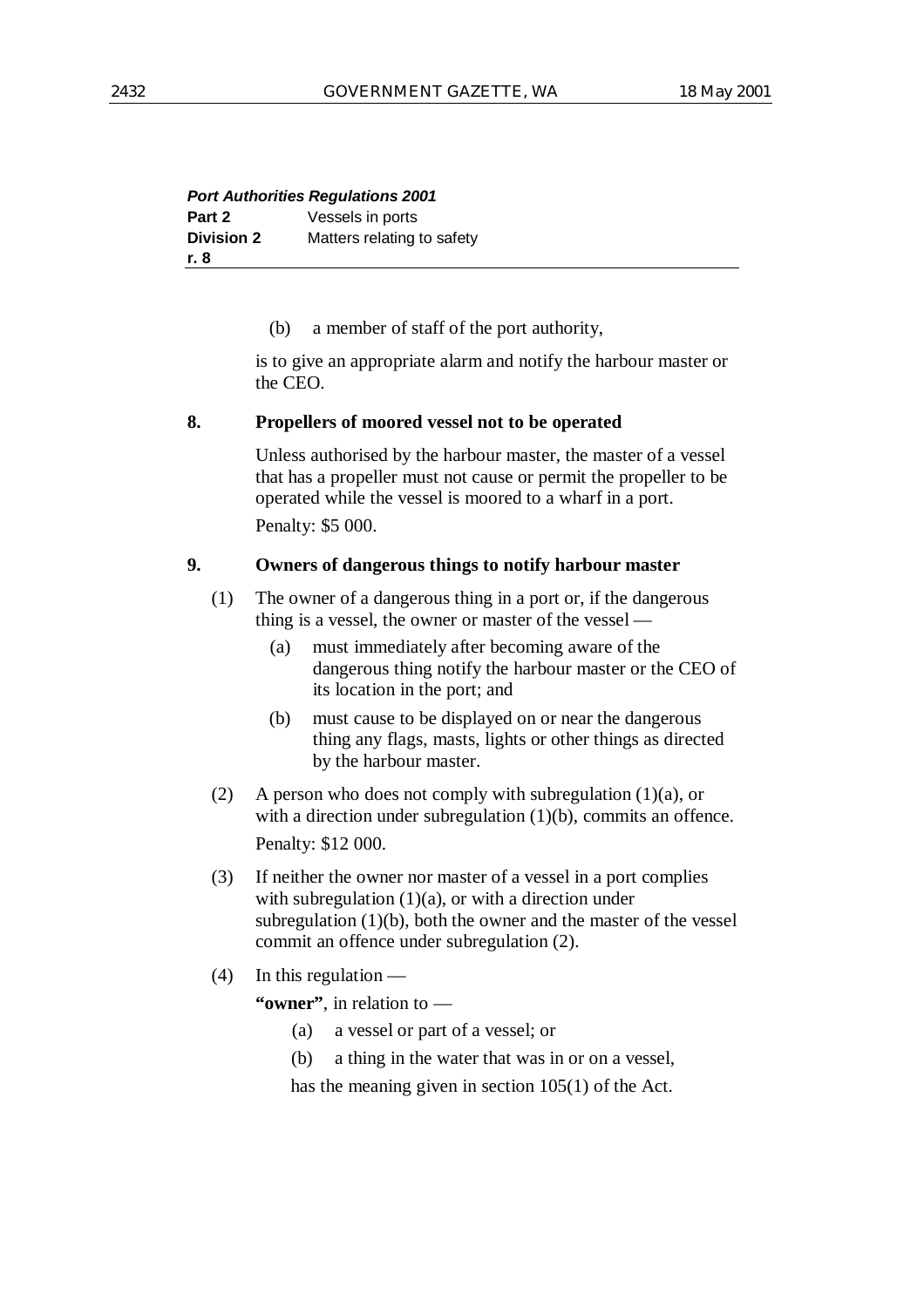(b) a member of staff of the port authority,

is to give an appropriate alarm and notify the harbour master or the CEO.

**8. Propellers of moored vessel not to be operated**

Unless authorised by the harbour master, the master of a vessel that has a propeller must not cause or permit the propeller to be operated while the vessel is moored to a wharf in a port.

Penalty: $5 000.

**9. Owners of dangerous things to notify harbour master**

(1) The owner of a dangerous thing in a port or, if the dangerous thing is a vessel, the owner or master of the vessel —

(a) must immediately after becoming aware of the dangerous thing notify the harbour master or the CEO of its location in the port; and

(b) must cause to be displayed on or near the dangerous thing any flags, masts, lights or other things as directed by the harbour master.

(2) A person who does not comply with subregulation (1)(a), or with a direction under subregulation (1)(b), commits an offence.

Penalty: $12 000.

(3) If neither the owner nor master of a vessel in a port complies with subregulation (1)(a), or with a direction under subregulation (1)(b), both the owner and the master of the vessel commit an offence under subregulation (2).

(4) In this regulation —

**"owner"**, in relation to —

(a) a vessel or part of a vessel; or

(b) a thing in the water that was in or on a vessel,

has the meaning given in section 105(1) of the Act.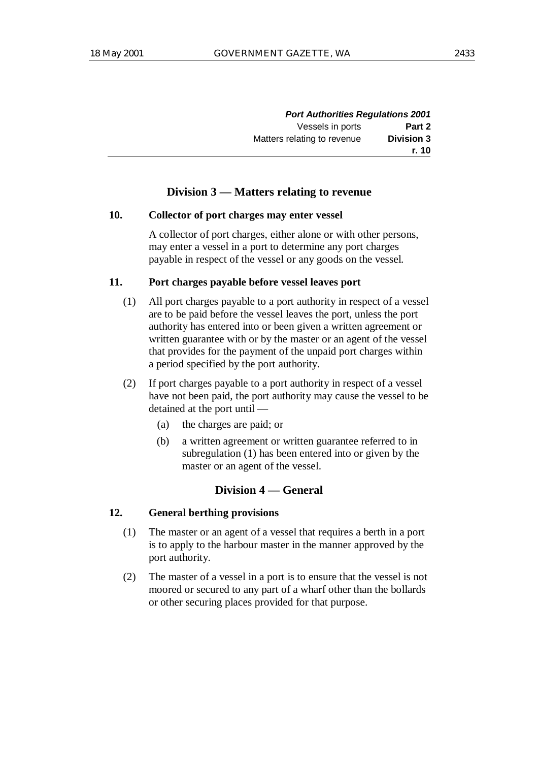## Division 3 — Matters relating to revenue

### 10. Collector of port charges may enter vessel

A collector of port charges, either alone or with other persons, may enter a vessel in a port to determine any port charges payable in respect of the vessel or any goods on the vessel.

### 11. Port charges payable before vessel leaves port

(1) All port charges payable to a port authority in respect of a vessel are to be paid before the vessel leaves the port, unless the port authority has entered into or been given a written agreement or written guarantee with or by the master or an agent of the vessel that provides for the payment of the unpaid port charges within a period specified by the port authority.

(2) If port charges payable to a port authority in respect of a vessel have not been paid, the port authority may cause the vessel to be detained at the port until —

- (a) the charges are paid; or
- (b) a written agreement or written guarantee referred to in subregulation (1) has been entered into or given by the master or an agent of the vessel.

## Division 4 — General

### 12. General berthing provisions

(1) The master or an agent of a vessel that requires a berth in a port is to apply to the harbour master in the manner approved by the port authority.

(2) The master of a vessel in a port is to ensure that the vessel is not moored or secured to any part of a wharf other than the bollards or other securing places provided for that purpose.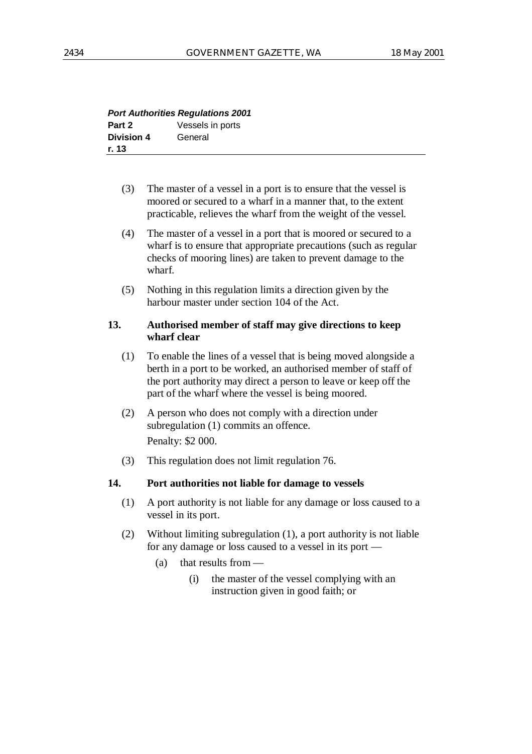(3) The master of a vessel in a port is to ensure that the vessel is moored or secured to a wharf in a manner that, to the extent practicable, relieves the wharf from the weight of the vessel.

(4) The master of a vessel in a port that is moored or secured to a wharf is to ensure that appropriate precautions (such as regular checks of mooring lines) are taken to prevent damage to the wharf.

(5) Nothing in this regulation limits a direction given by the harbour master under section 104 of the Act.

### 13. Authorised member of staff may give directions to keep wharf clear

(1) To enable the lines of a vessel that is being moved alongside a berth in a port to be worked, an authorised member of staff of the port authority may direct a person to leave or keep off the part of the wharf where the vessel is being moored.

(2) A person who does not comply with a direction under subregulation (1) commits an offence.

Penalty: $2 000.

(3) This regulation does not limit regulation 76.

### 14. Port authorities not liable for damage to vessels

(1) A port authority is not liable for any damage or loss caused to a vessel in its port.

(2) Without limiting subregulation (1), a port authority is not liable for any damage or loss caused to a vessel in its port —

(a) that results from —

(i) the master of the vessel complying with an instruction given in good faith; or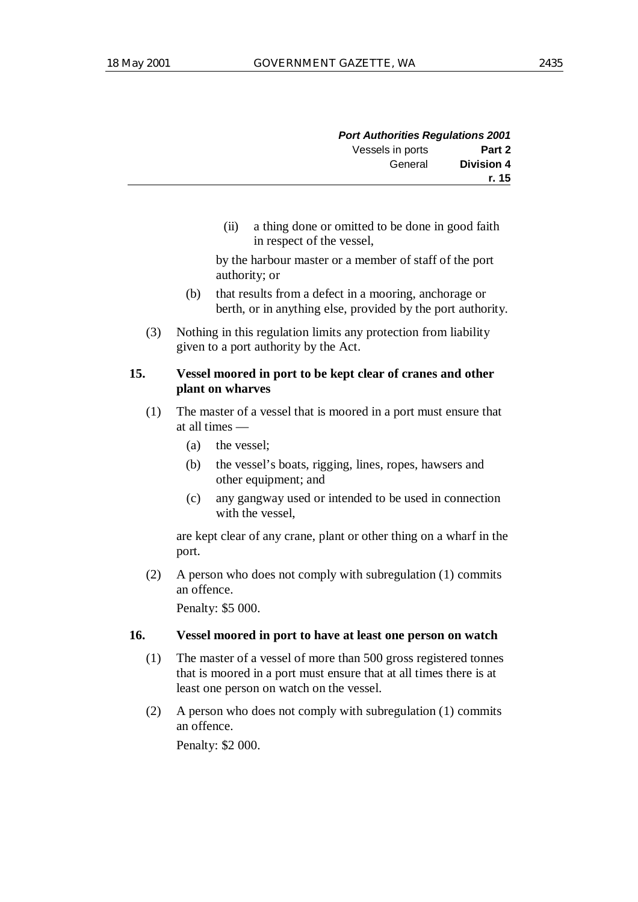(ii) a thing done or omitted to be done in good faith in respect of the vessel,

by the harbour master or a member of staff of the port authority; or

(b) that results from a defect in a mooring, anchorage or berth, or in anything else, provided by the port authority.

(3) Nothing in this regulation limits any protection from liability given to a port authority by the Act.

**15. Vessel moored in port to be kept clear of cranes and other plant on wharves**

(1) The master of a vessel that is moored in a port must ensure that at all times —

(a) the vessel;

(b) the vessel's boats, rigging, lines, ropes, hawsers and other equipment; and

(c) any gangway used or intended to be used in connection with the vessel,

are kept clear of any crane, plant or other thing on a wharf in the port.

(2) A person who does not comply with subregulation (1) commits an offence.

Penalty: $5 000.

**16. Vessel moored in port to have at least one person on watch**

(1) The master of a vessel of more than 500 gross registered tonnes that is moored in a port must ensure that at all times there is at least one person on watch on the vessel.

(2) A person who does not comply with subregulation (1) commits an offence.

Penalty: $2 000.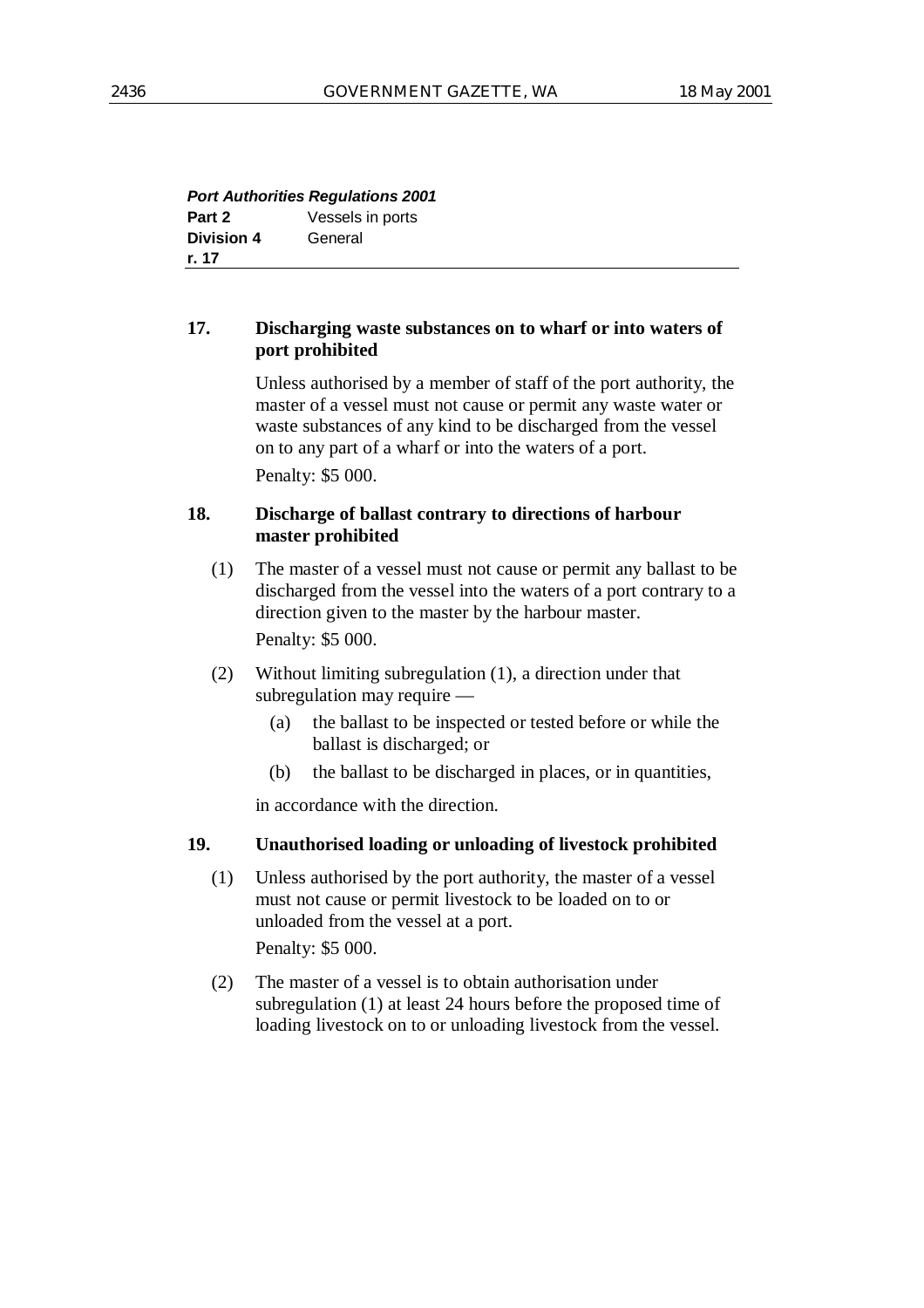**_Port Authorities Regulations 2001_**

**Part 2** Vessels in ports

**Division 4** General

**r. 17**

### 17. Discharging waste substances on to wharf or into waters of port prohibited

Unless authorised by a member of staff of the port authority, the master of a vessel must not cause or permit any waste water or waste substances of any kind to be discharged from the vessel on to any part of a wharf or into the waters of a port.

Penalty: $5 000.

### 18. Discharge of ballast contrary to directions of harbour master prohibited

(1) The master of a vessel must not cause or permit any ballast to be discharged from the vessel into the waters of a port contrary to a direction given to the master by the harbour master.

Penalty: $5 000.

(2) Without limiting subregulation (1), a direction under that subregulation may require —

- (a) the ballast to be inspected or tested before or while the ballast is discharged; or
- (b) the ballast to be discharged in places, or in quantities,

in accordance with the direction.

### 19. Unauthorised loading or unloading of livestock prohibited

(1) Unless authorised by the port authority, the master of a vessel must not cause or permit livestock to be loaded on to or unloaded from the vessel at a port.

Penalty: $5 000.

(2) The master of a vessel is to obtain authorisation under subregulation (1) at least 24 hours before the proposed time of loading livestock on to or unloading livestock from the vessel.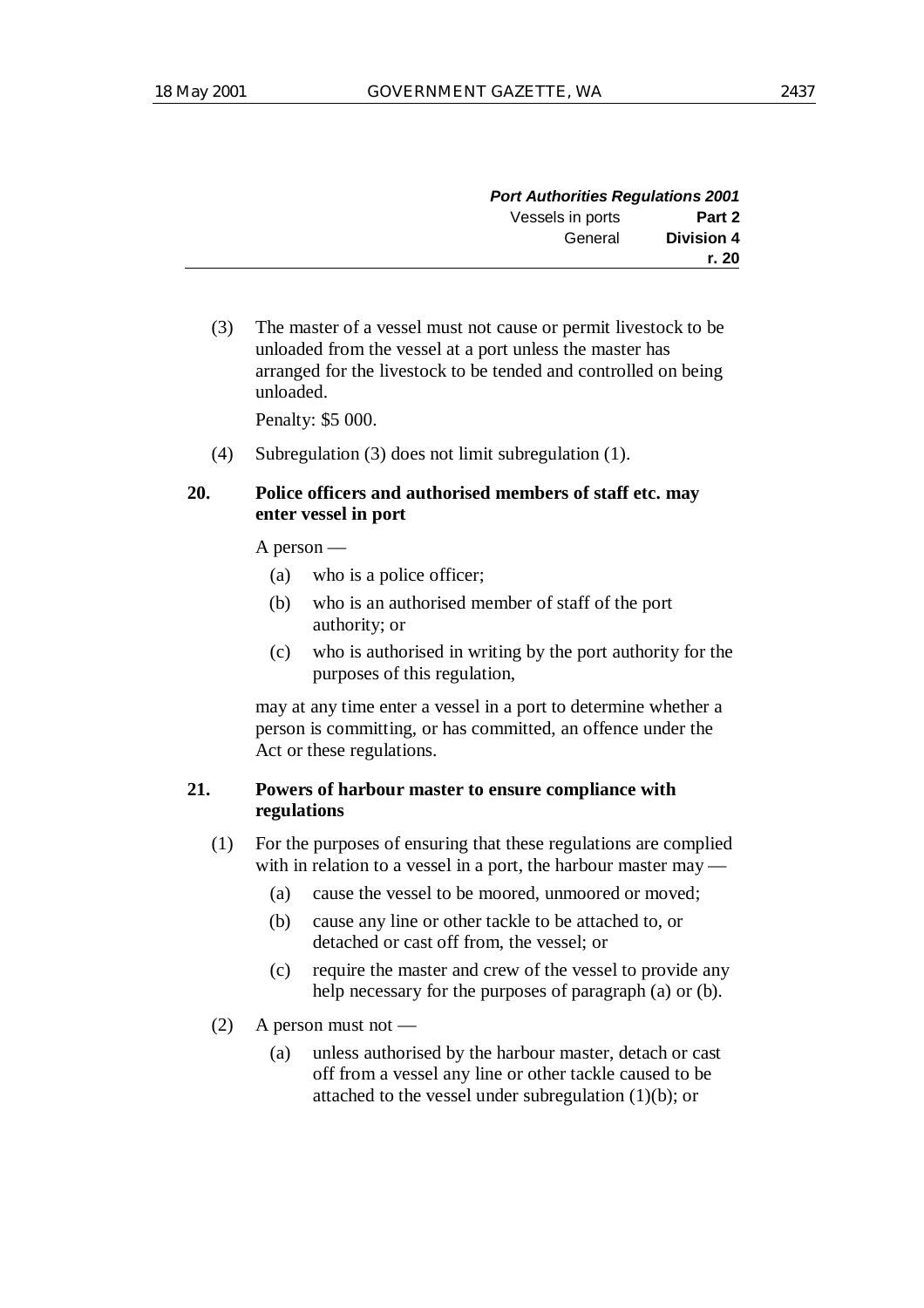(3) The master of a vessel must not cause or permit livestock to be unloaded from the vessel at a port unless the master has arranged for the livestock to be tended and controlled on being unloaded.

Penalty: $5 000.

(4) Subregulation (3) does not limit subregulation (1).

**20. Police officers and authorised members of staff etc. may enter vessel in port**

A person —

(a) who is a police officer;

(b) who is an authorised member of staff of the port authority; or

(c) who is authorised in writing by the port authority for the purposes of this regulation,

may at any time enter a vessel in a port to determine whether a person is committing, or has committed, an offence under the Act or these regulations.

**21. Powers of harbour master to ensure compliance with regulations**

(1) For the purposes of ensuring that these regulations are complied with in relation to a vessel in a port, the harbour master may —

(a) cause the vessel to be moored, unmoored or moved;

(b) cause any line or other tackle to be attached to, or detached or cast off from, the vessel; or

(c) require the master and crew of the vessel to provide any help necessary for the purposes of paragraph (a) or (b).

(2) A person must not —

(a) unless authorised by the harbour master, detach or cast off from a vessel any line or other tackle caused to be attached to the vessel under subregulation (1)(b); or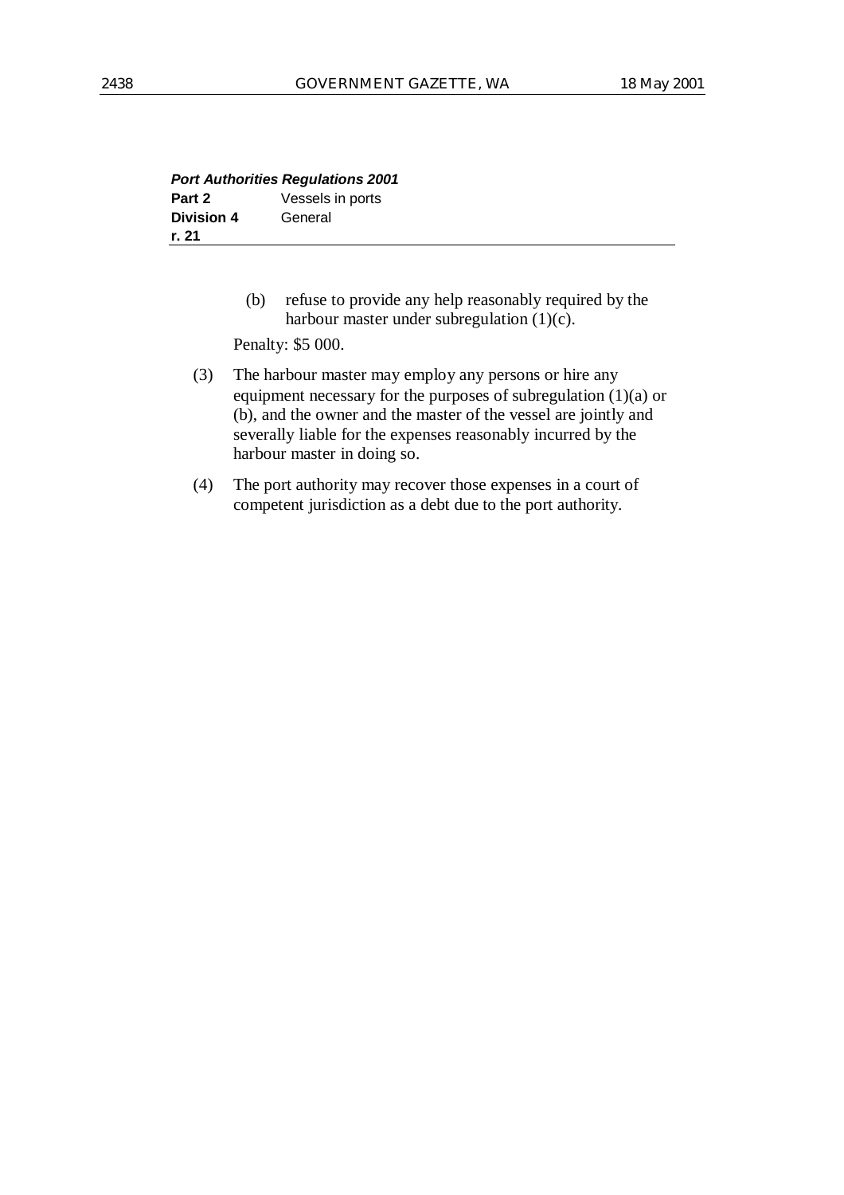(b) refuse to provide any help reasonably required by the harbour master under subregulation (1)(c).

Penalty: $5 000.

(3) The harbour master may employ any persons or hire any equipment necessary for the purposes of subregulation (1)(a) or (b), and the owner and the master of the vessel are jointly and severally liable for the expenses reasonably incurred by the harbour master in doing so.

(4) The port authority may recover those expenses in a court of competent jurisdiction as a debt due to the port authority.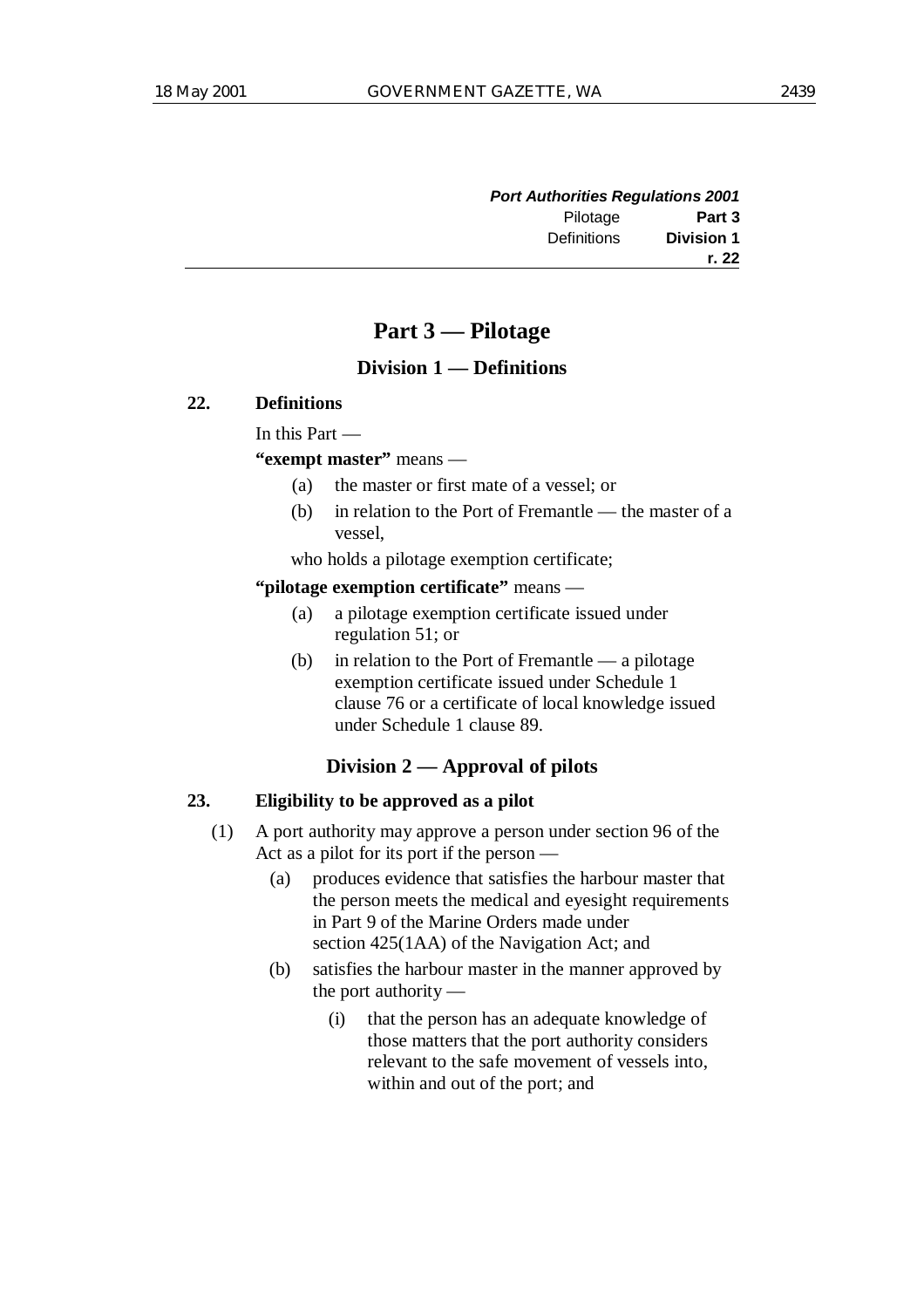# Part 3 — Pilotage

## Division 1 — Definitions

### 22. Definitions

In this Part —

**"exempt master"** means —

- (a) the master or first mate of a vessel; or
- (b) in relation to the Port of Fremantle — the master of a vessel,

who holds a pilotage exemption certificate;

**"pilotage exemption certificate"** means —

- (a) a pilotage exemption certificate issued under regulation 51; or
- (b) in relation to the Port of Fremantle — a pilotage exemption certificate issued under Schedule 1 clause 76 or a certificate of local knowledge issued under Schedule 1 clause 89.

## Division 2 — Approval of pilots

### 23. Eligibility to be approved as a pilot

(1) A port authority may approve a person under section 96 of the Act as a pilot for its port if the person —

- (a) produces evidence that satisfies the harbour master that the person meets the medical and eyesight requirements in Part 9 of the Marine Orders made under section 425(1AA) of the Navigation Act; and
- (b) satisfies the harbour master in the manner approved by the port authority —
  - (i) that the person has an adequate knowledge of those matters that the port authority considers relevant to the safe movement of vessels into, within and out of the port; and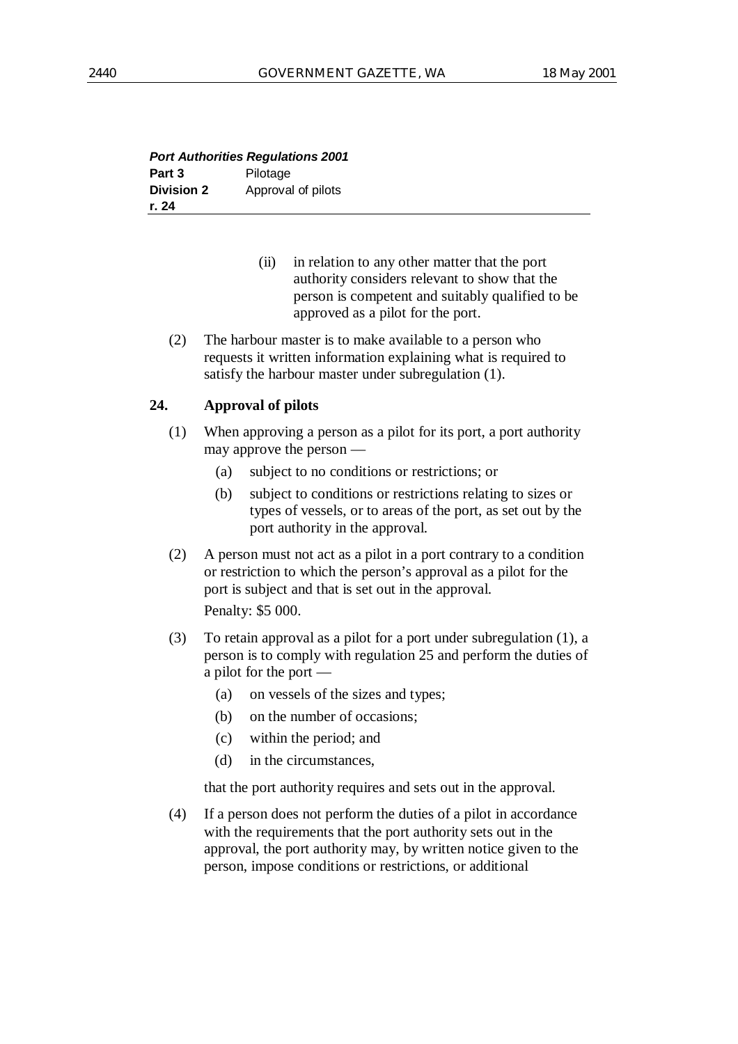(ii) in relation to any other matter that the port authority considers relevant to show that the person is competent and suitably qualified to be approved as a pilot for the port.

(2) The harbour master is to make available to a person who requests it written information explaining what is required to satisfy the harbour master under subregulation (1).

## 24. Approval of pilots

(1) When approving a person as a pilot for its port, a port authority may approve the person —

(a) subject to no conditions or restrictions; or

(b) subject to conditions or restrictions relating to sizes or types of vessels, or to areas of the port, as set out by the port authority in the approval.

(2) A person must not act as a pilot in a port contrary to a condition or restriction to which the person's approval as a pilot for the port is subject and that is set out in the approval.

Penalty: $5 000.

(3) To retain approval as a pilot for a port under subregulation (1), a person is to comply with regulation 25 and perform the duties of a pilot for the port —

(a) on vessels of the sizes and types;

(b) on the number of occasions;

(c) within the period; and

(d) in the circumstances,

that the port authority requires and sets out in the approval.

(4) If a person does not perform the duties of a pilot in accordance with the requirements that the port authority sets out in the approval, the port authority may, by written notice given to the person, impose conditions or restrictions, or additional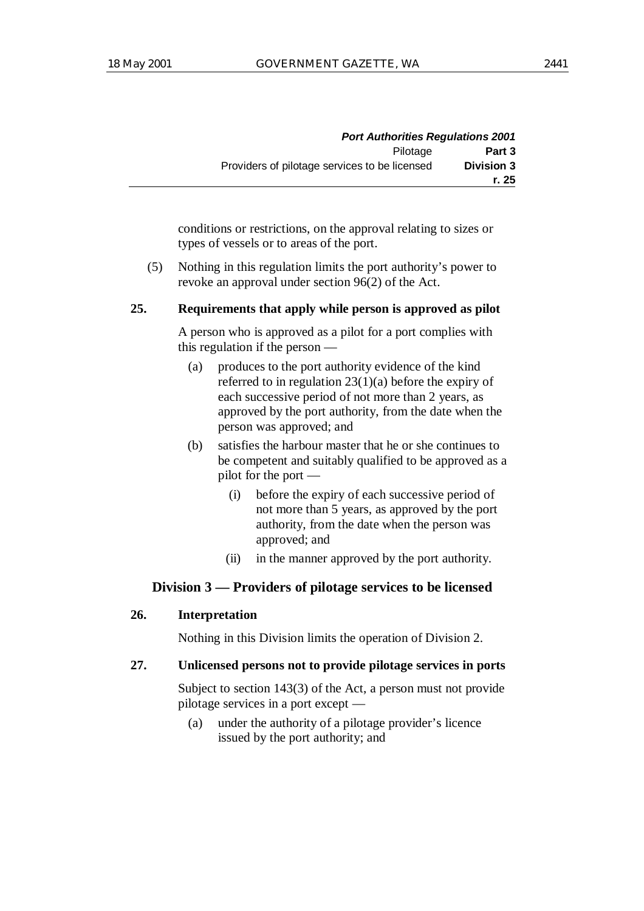conditions or restrictions, on the approval relating to sizes or types of vessels or to areas of the port.

(5) Nothing in this regulation limits the port authority's power to revoke an approval under section 96(2) of the Act.

**25. Requirements that apply while person is approved as pilot**

A person who is approved as a pilot for a port complies with this regulation if the person —

- (a) produces to the port authority evidence of the kind referred to in regulation 23(1)(a) before the expiry of each successive period of not more than 2 years, as approved by the port authority, from the date when the person was approved; and
- (b) satisfies the harbour master that he or she continues to be competent and suitably qualified to be approved as a pilot for the port —
  - (i) before the expiry of each successive period of not more than 5 years, as approved by the port authority, from the date when the person was approved; and
  - (ii) in the manner approved by the port authority.

## Division 3 — Providers of pilotage services to be licensed

**26. Interpretation**

Nothing in this Division limits the operation of Division 2.

**27. Unlicensed persons not to provide pilotage services in ports**

Subject to section 143(3) of the Act, a person must not provide pilotage services in a port except —

- (a) under the authority of a pilotage provider's licence issued by the port authority; and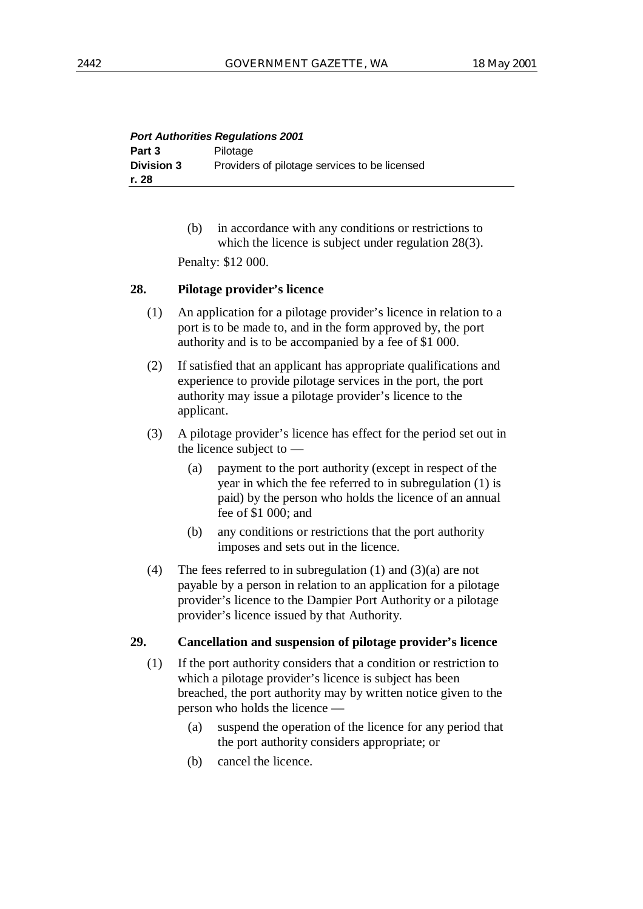**_Port Authorities Regulations 2001_**
**Part 3** Pilotage
**Division 3** Providers of pilotage services to be licensed
**r. 28**

(b) in accordance with any conditions or restrictions to which the licence is subject under regulation 28(3).

Penalty: $12 000.

**28. Pilotage provider's licence**

(1) An application for a pilotage provider's licence in relation to a port is to be made to, and in the form approved by, the port authority and is to be accompanied by a fee of $1 000.

(2) If satisfied that an applicant has appropriate qualifications and experience to provide pilotage services in the port, the port authority may issue a pilotage provider's licence to the applicant.

(3) A pilotage provider's licence has effect for the period set out in the licence subject to —

(a) payment to the port authority (except in respect of the year in which the fee referred to in subregulation (1) is paid) by the person who holds the licence of an annual fee of $1 000; and

(b) any conditions or restrictions that the port authority imposes and sets out in the licence.

(4) The fees referred to in subregulation (1) and (3)(a) are not payable by a person in relation to an application for a pilotage provider's licence to the Dampier Port Authority or a pilotage provider's licence issued by that Authority.

**29. Cancellation and suspension of pilotage provider's licence**

(1) If the port authority considers that a condition or restriction to which a pilotage provider's licence is subject has been breached, the port authority may by written notice given to the person who holds the licence —

(a) suspend the operation of the licence for any period that the port authority considers appropriate; or

(b) cancel the licence.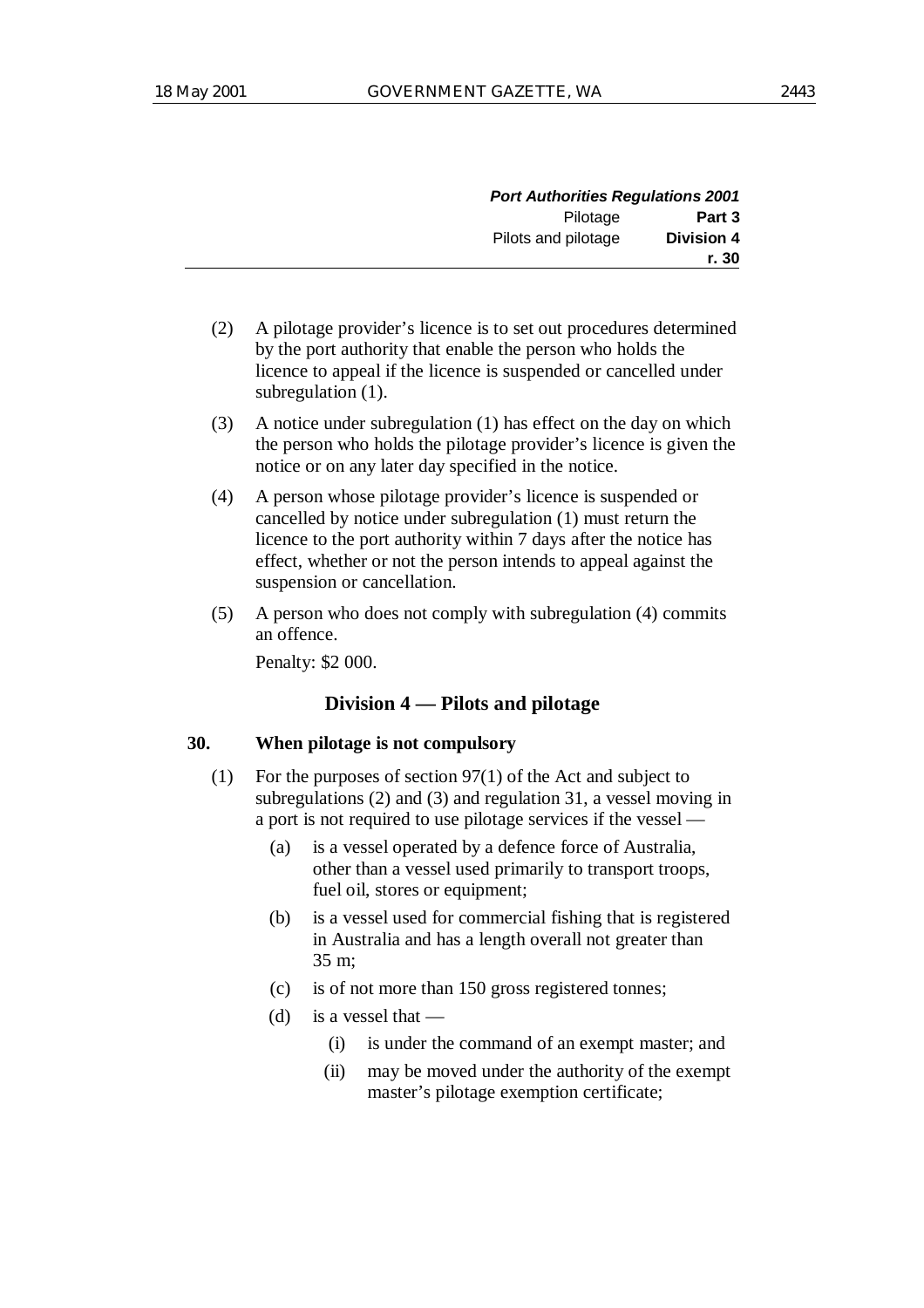(2) A pilotage provider's licence is to set out procedures determined by the port authority that enable the person who holds the licence to appeal if the licence is suspended or cancelled under subregulation (1).

(3) A notice under subregulation (1) has effect on the day on which the person who holds the pilotage provider's licence is given the notice or on any later day specified in the notice.

(4) A person whose pilotage provider's licence is suspended or cancelled by notice under subregulation (1) must return the licence to the port authority within 7 days after the notice has effect, whether or not the person intends to appeal against the suspension or cancellation.

(5) A person who does not comply with subregulation (4) commits an offence.

Penalty: $2 000.

## Division 4 — Pilots and pilotage

### 30. When pilotage is not compulsory

(1) For the purposes of section 97(1) of the Act and subject to subregulations (2) and (3) and regulation 31, a vessel moving in a port is not required to use pilotage services if the vessel —

- (a) is a vessel operated by a defence force of Australia, other than a vessel used primarily to transport troops, fuel oil, stores or equipment;
- (b) is a vessel used for commercial fishing that is registered in Australia and has a length overall not greater than 35 m;
- (c) is of not more than 150 gross registered tonnes;
- (d) is a vessel that —
  - (i) is under the command of an exempt master; and
  - (ii) may be moved under the authority of the exempt master's pilotage exemption certificate;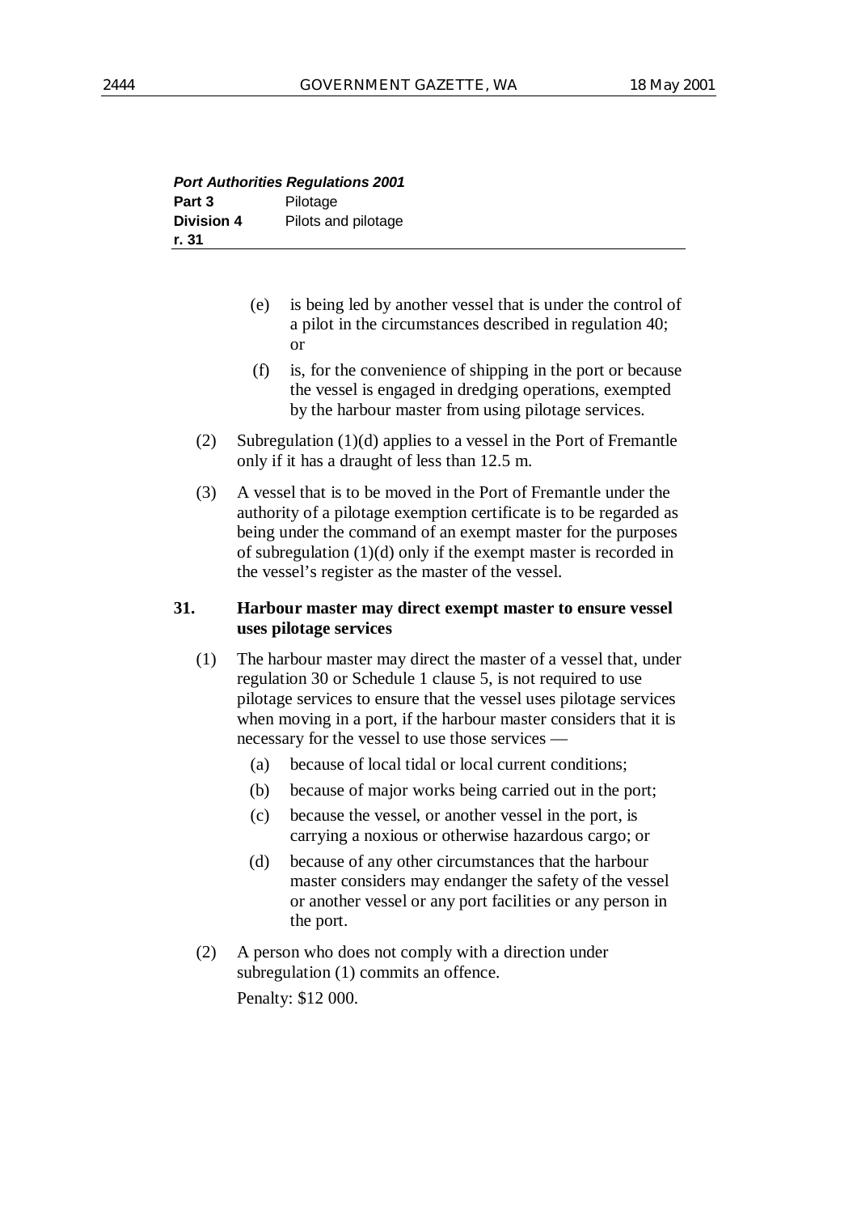(e) is being led by another vessel that is under the control of a pilot in the circumstances described in regulation 40; or

(f) is, for the convenience of shipping in the port or because the vessel is engaged in dredging operations, exempted by the harbour master from using pilotage services.

(2) Subregulation (1)(d) applies to a vessel in the Port of Fremantle only if it has a draught of less than 12.5 m.

(3) A vessel that is to be moved in the Port of Fremantle under the authority of a pilotage exemption certificate is to be regarded as being under the command of an exempt master for the purposes of subregulation (1)(d) only if the exempt master is recorded in the vessel's register as the master of the vessel.

### 31. Harbour master may direct exempt master to ensure vessel uses pilotage services

(1) The harbour master may direct the master of a vessel that, under regulation 30 or Schedule 1 clause 5, is not required to use pilotage services to ensure that the vessel uses pilotage services when moving in a port, if the harbour master considers that it is necessary for the vessel to use those services —

(a) because of local tidal or local current conditions;

(b) because of major works being carried out in the port;

(c) because the vessel, or another vessel in the port, is carrying a noxious or otherwise hazardous cargo; or

(d) because of any other circumstances that the harbour master considers may endanger the safety of the vessel or another vessel or any port facilities or any person in the port.

(2) A person who does not comply with a direction under subregulation (1) commits an offence.

Penalty: $12 000.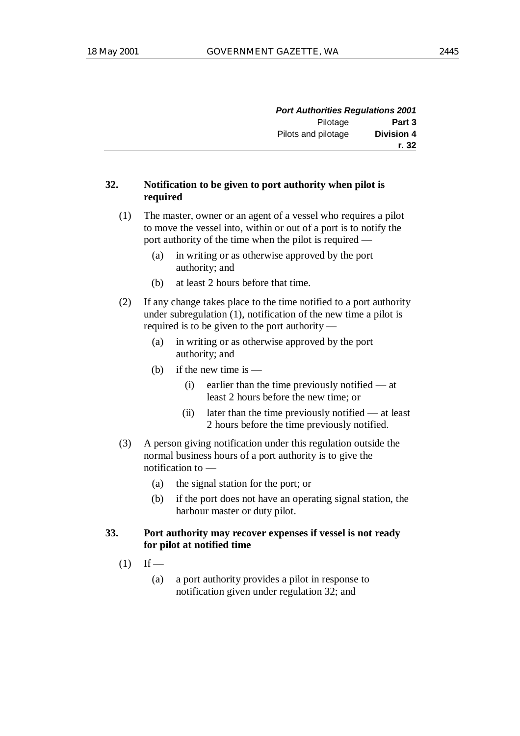**32. Notification to be given to port authority when pilot is required**

(1) The master, owner or an agent of a vessel who requires a pilot to move the vessel into, within or out of a port is to notify the port authority of the time when the pilot is required —

(a) in writing or as otherwise approved by the port authority; and

(b) at least 2 hours before that time.

(2) If any change takes place to the time notified to a port authority under subregulation (1), notification of the new time a pilot is required is to be given to the port authority —

(a) in writing or as otherwise approved by the port authority; and

(b) if the new time is —

(i) earlier than the time previously notified — at least 2 hours before the new time; or

(ii) later than the time previously notified — at least 2 hours before the time previously notified.

(3) A person giving notification under this regulation outside the normal business hours of a port authority is to give the notification to —

(a) the signal station for the port; or

(b) if the port does not have an operating signal station, the harbour master or duty pilot.

**33. Port authority may recover expenses if vessel is not ready for pilot at notified time**

(1) If —

(a) a port authority provides a pilot in response to notification given under regulation 32; and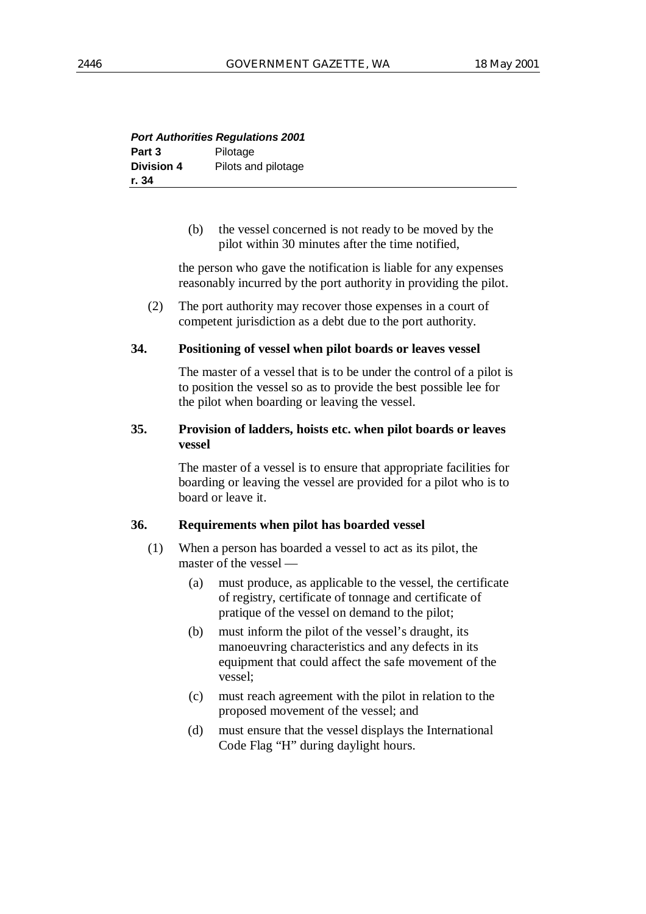(b) the vessel concerned is not ready to be moved by the pilot within 30 minutes after the time notified,

the person who gave the notification is liable for any expenses reasonably incurred by the port authority in providing the pilot.

(2) The port authority may recover those expenses in a court of competent jurisdiction as a debt due to the port authority.

**34. Positioning of vessel when pilot boards or leaves vessel**

The master of a vessel that is to be under the control of a pilot is to position the vessel so as to provide the best possible lee for the pilot when boarding or leaving the vessel.

**35. Provision of ladders, hoists etc. when pilot boards or leaves vessel**

The master of a vessel is to ensure that appropriate facilities for boarding or leaving the vessel are provided for a pilot who is to board or leave it.

**36. Requirements when pilot has boarded vessel**

(1) When a person has boarded a vessel to act as its pilot, the master of the vessel —

(a) must produce, as applicable to the vessel, the certificate of registry, certificate of tonnage and certificate of pratique of the vessel on demand to the pilot;

(b) must inform the pilot of the vessel's draught, its manoeuvring characteristics and any defects in its equipment that could affect the safe movement of the vessel;

(c) must reach agreement with the pilot in relation to the proposed movement of the vessel; and

(d) must ensure that the vessel displays the International Code Flag "H" during daylight hours.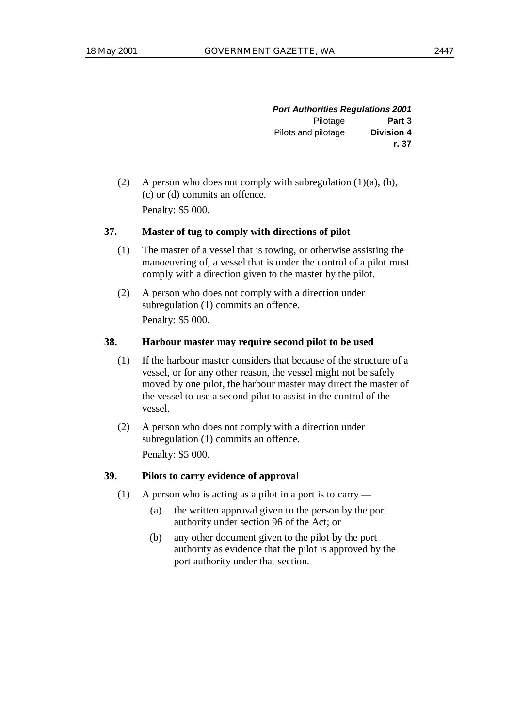(2) A person who does not comply with subregulation (1)(a), (b), (c) or (d) commits an offence.

Penalty: $5 000.

### 37. Master of tug to comply with directions of pilot

(1) The master of a vessel that is towing, or otherwise assisting the manoeuvring of, a vessel that is under the control of a pilot must comply with a direction given to the master by the pilot.

(2) A person who does not comply with a direction under subregulation (1) commits an offence.

Penalty: $5 000.

### 38. Harbour master may require second pilot to be used

(1) If the harbour master considers that because of the structure of a vessel, or for any other reason, the vessel might not be safely moved by one pilot, the harbour master may direct the master of the vessel to use a second pilot to assist in the control of the vessel.

(2) A person who does not comply with a direction under subregulation (1) commits an offence.

Penalty: $5 000.

### 39. Pilots to carry evidence of approval

(1) A person who is acting as a pilot in a port is to carry —

- (a) the written approval given to the person by the port authority under section 96 of the Act; or
- (b) any other document given to the pilot by the port authority as evidence that the pilot is approved by the port authority under that section.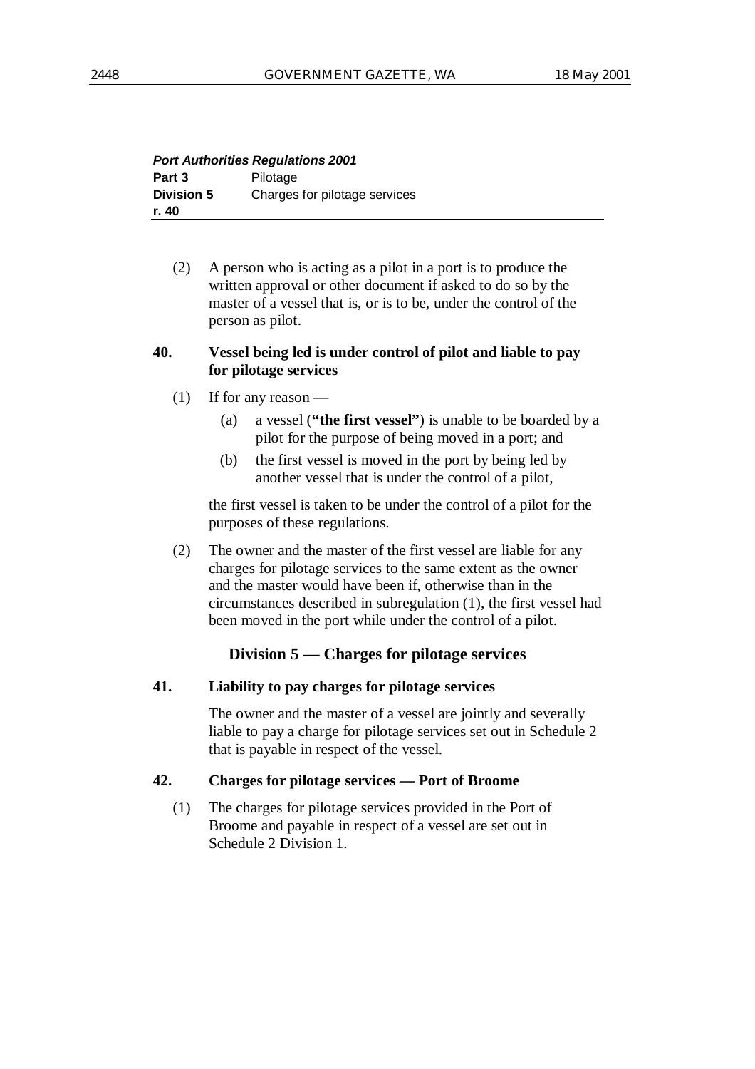(2) A person who is acting as a pilot in a port is to produce the written approval or other document if asked to do so by the master of a vessel that is, or is to be, under the control of the person as pilot.

**40. Vessel being led is under control of pilot and liable to pay for pilotage services**

(1) If for any reason —

(a) a vessel (**"the first vessel"**) is unable to be boarded by a pilot for the purpose of being moved in a port; and

(b) the first vessel is moved in the port by being led by another vessel that is under the control of a pilot,

the first vessel is taken to be under the control of a pilot for the purposes of these regulations.

(2) The owner and the master of the first vessel are liable for any charges for pilotage services to the same extent as the owner and the master would have been if, otherwise than in the circumstances described in subregulation (1), the first vessel had been moved in the port while under the control of a pilot.

## Division 5 — Charges for pilotage services

**41. Liability to pay charges for pilotage services**

The owner and the master of a vessel are jointly and severally liable to pay a charge for pilotage services set out in Schedule 2 that is payable in respect of the vessel.

**42. Charges for pilotage services — Port of Broome**

(1) The charges for pilotage services provided in the Port of Broome and payable in respect of a vessel are set out in Schedule 2 Division 1.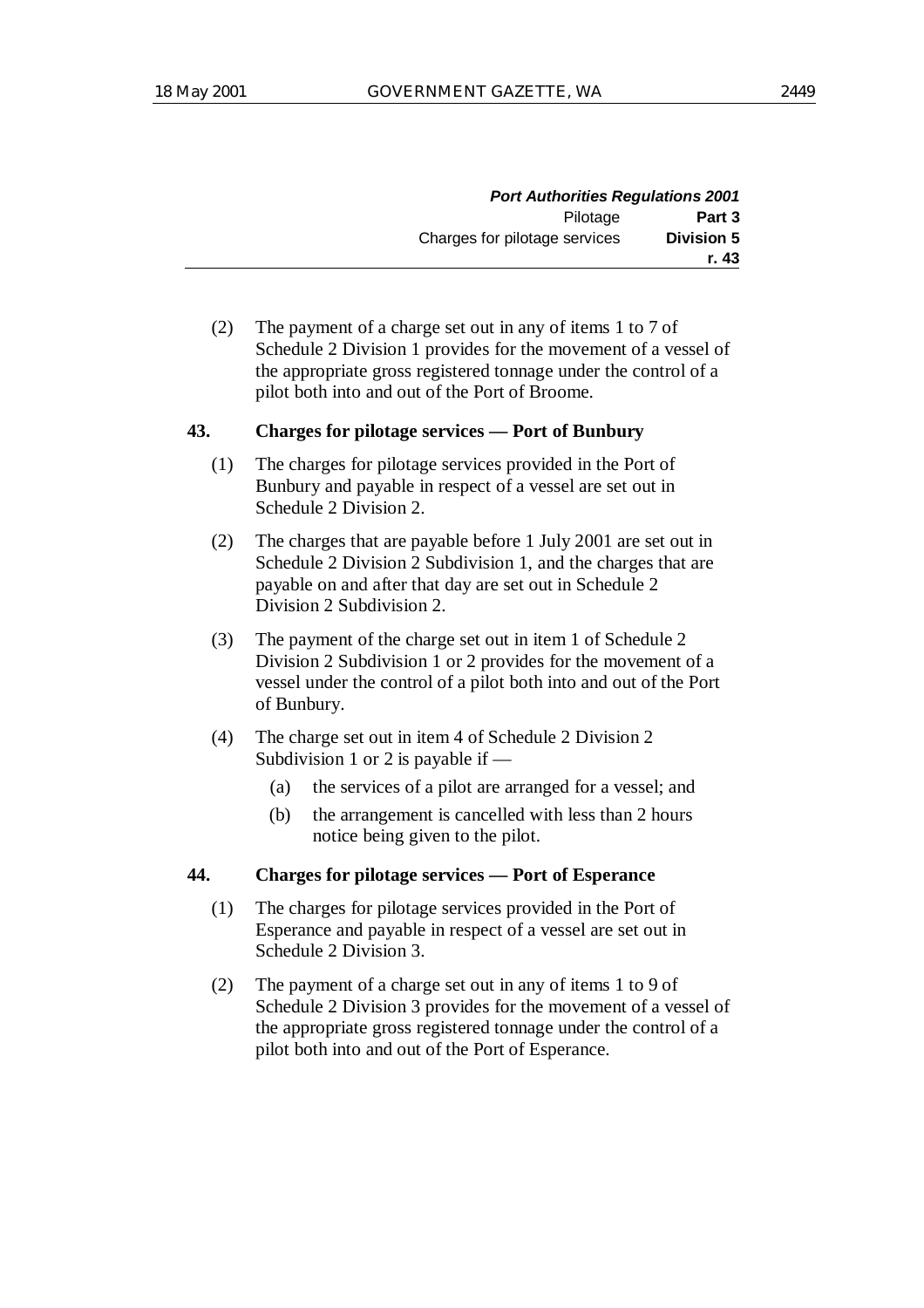(2) The payment of a charge set out in any of items 1 to 7 of Schedule 2 Division 1 provides for the movement of a vessel of the appropriate gross registered tonnage under the control of a pilot both into and out of the Port of Broome.

### 43. Charges for pilotage services — Port of Bunbury

(1) The charges for pilotage services provided in the Port of Bunbury and payable in respect of a vessel are set out in Schedule 2 Division 2.

(2) The charges that are payable before 1 July 2001 are set out in Schedule 2 Division 2 Subdivision 1, and the charges that are payable on and after that day are set out in Schedule 2 Division 2 Subdivision 2.

(3) The payment of the charge set out in item 1 of Schedule 2 Division 2 Subdivision 1 or 2 provides for the movement of a vessel under the control of a pilot both into and out of the Port of Bunbury.

(4) The charge set out in item 4 of Schedule 2 Division 2 Subdivision 1 or 2 is payable if —

(a) the services of a pilot are arranged for a vessel; and

(b) the arrangement is cancelled with less than 2 hours notice being given to the pilot.

### 44. Charges for pilotage services — Port of Esperance

(1) The charges for pilotage services provided in the Port of Esperance and payable in respect of a vessel are set out in Schedule 2 Division 3.

(2) The payment of a charge set out in any of items 1 to 9 of Schedule 2 Division 3 provides for the movement of a vessel of the appropriate gross registered tonnage under the control of a pilot both into and out of the Port of Esperance.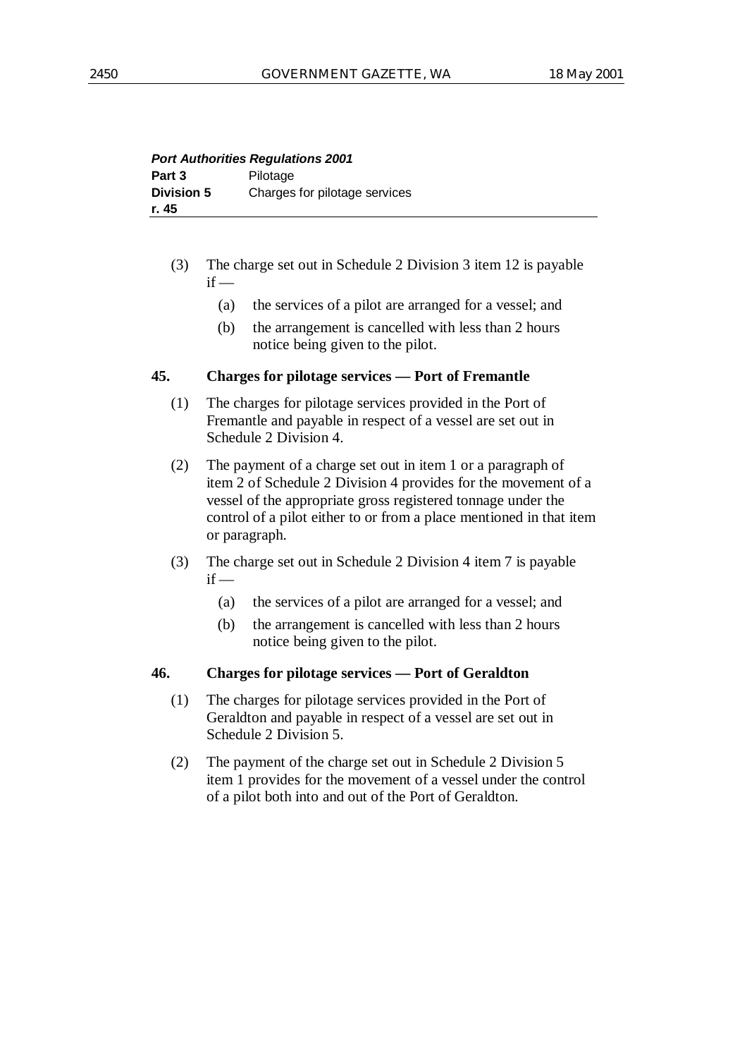(3) The charge set out in Schedule 2 Division 3 item 12 is payable if —

(a) the services of a pilot are arranged for a vessel; and

(b) the arrangement is cancelled with less than 2 hours notice being given to the pilot.

**45. Charges for pilotage services — Port of Fremantle**

(1) The charges for pilotage services provided in the Port of Fremantle and payable in respect of a vessel are set out in Schedule 2 Division 4.

(2) The payment of a charge set out in item 1 or a paragraph of item 2 of Schedule 2 Division 4 provides for the movement of a vessel of the appropriate gross registered tonnage under the control of a pilot either to or from a place mentioned in that item or paragraph.

(3) The charge set out in Schedule 2 Division 4 item 7 is payable if —

(a) the services of a pilot are arranged for a vessel; and

(b) the arrangement is cancelled with less than 2 hours notice being given to the pilot.

**46. Charges for pilotage services — Port of Geraldton**

(1) The charges for pilotage services provided in the Port of Geraldton and payable in respect of a vessel are set out in Schedule 2 Division 5.

(2) The payment of the charge set out in Schedule 2 Division 5 item 1 provides for the movement of a vessel under the control of a pilot both into and out of the Port of Geraldton.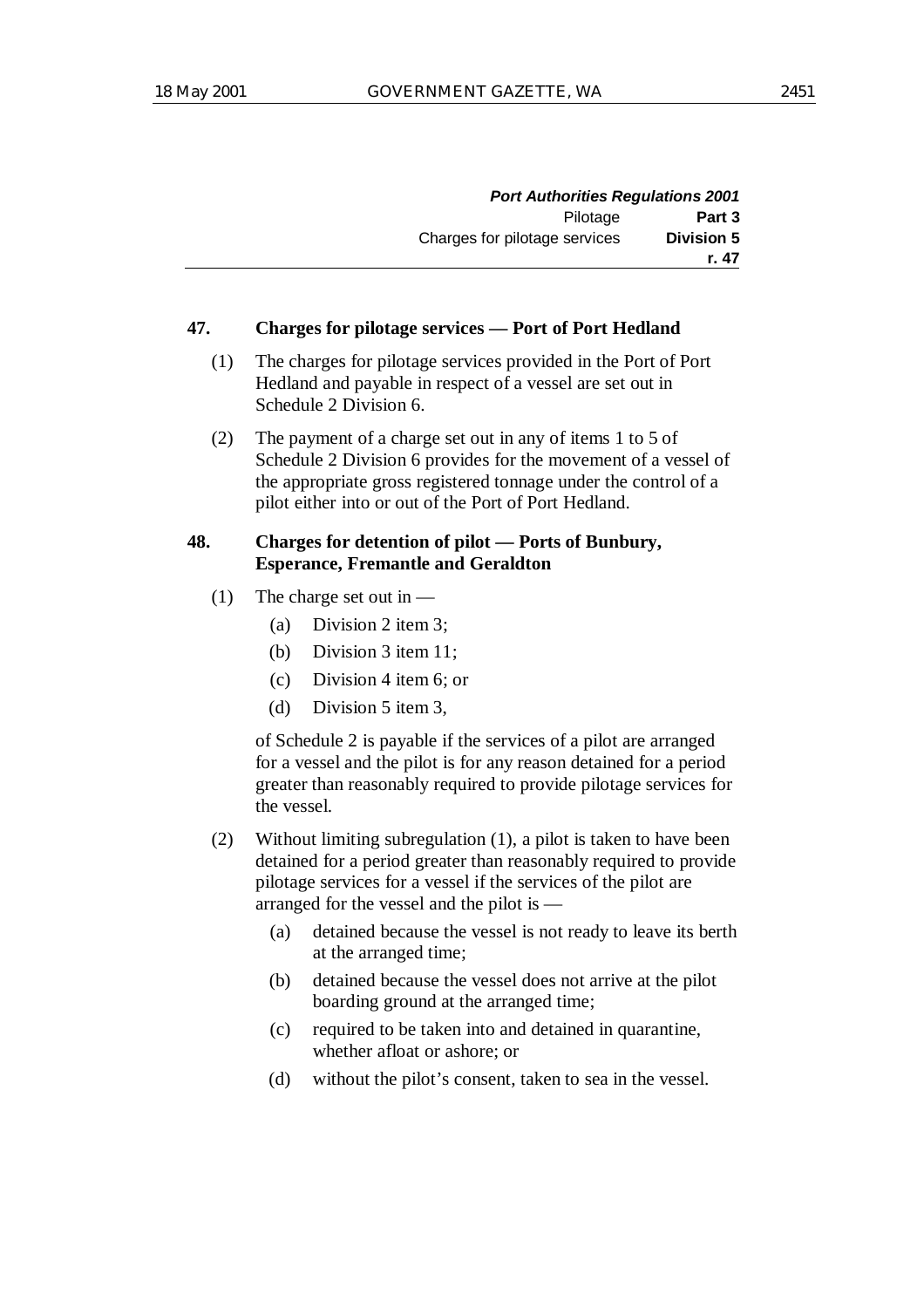**47. Charges for pilotage services — Port of Port Hedland**

(1) The charges for pilotage services provided in the Port of Port Hedland and payable in respect of a vessel are set out in Schedule 2 Division 6.

(2) The payment of a charge set out in any of items 1 to 5 of Schedule 2 Division 6 provides for the movement of a vessel of the appropriate gross registered tonnage under the control of a pilot either into or out of the Port of Port Hedland.

**48. Charges for detention of pilot — Ports of Bunbury, Esperance, Fremantle and Geraldton**

(1) The charge set out in —

- (a) Division 2 item 3;
- (b) Division 3 item 11;
- (c) Division 4 item 6; or
- (d) Division 5 item 3,

of Schedule 2 is payable if the services of a pilot are arranged for a vessel and the pilot is for any reason detained for a period greater than reasonably required to provide pilotage services for the vessel.

(2) Without limiting subregulation (1), a pilot is taken to have been detained for a period greater than reasonably required to provide pilotage services for a vessel if the services of the pilot are arranged for the vessel and the pilot is —

- (a) detained because the vessel is not ready to leave its berth at the arranged time;
- (b) detained because the vessel does not arrive at the pilot boarding ground at the arranged time;
- (c) required to be taken into and detained in quarantine, whether afloat or ashore; or
- (d) without the pilot's consent, taken to sea in the vessel.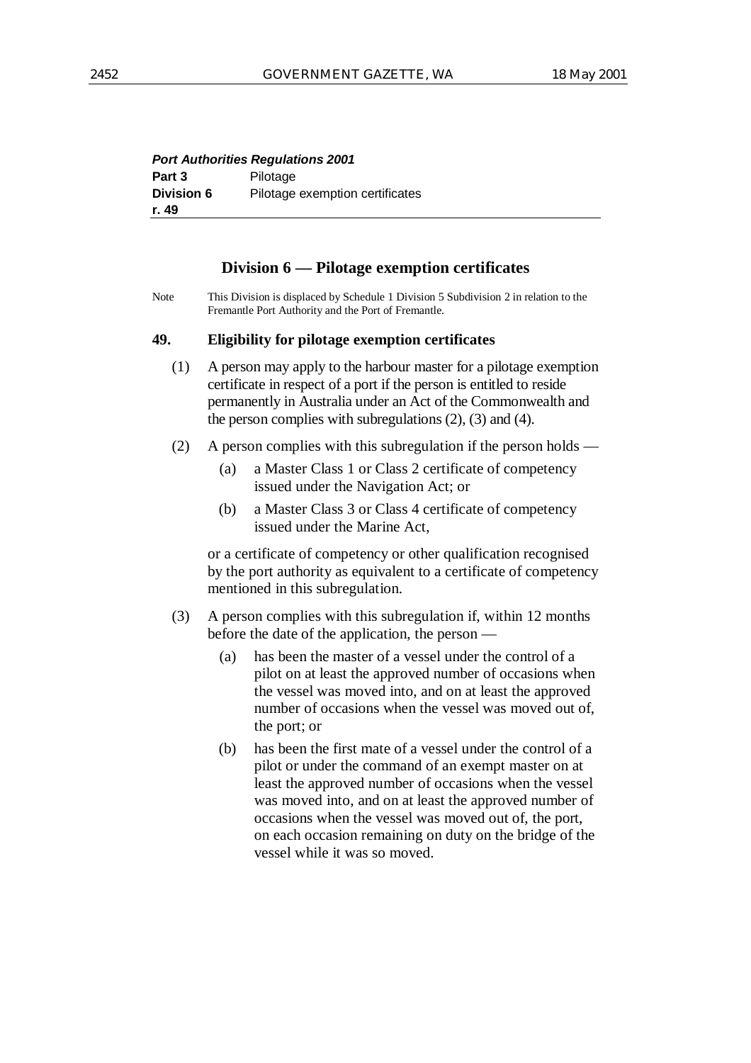## Division 6 — Pilotage exemption certificates

Note: This Division is displaced by Schedule 1 Division 5 Subdivision 2 in relation to the Fremantle Port Authority and the Port of Fremantle.

### 49. Eligibility for pilotage exemption certificates

(1) A person may apply to the harbour master for a pilotage exemption certificate in respect of a port if the person is entitled to reside permanently in Australia under an Act of the Commonwealth and the person complies with subregulations (2), (3) and (4).

(2) A person complies with this subregulation if the person holds —

- (a) a Master Class 1 or Class 2 certificate of competency issued under the Navigation Act; or
- (b) a Master Class 3 or Class 4 certificate of competency issued under the Marine Act,

or a certificate of competency or other qualification recognised by the port authority as equivalent to a certificate of competency mentioned in this subregulation.

(3) A person complies with this subregulation if, within 12 months before the date of the application, the person —

- (a) has been the master of a vessel under the control of a pilot on at least the approved number of occasions when the vessel was moved into, and on at least the approved number of occasions when the vessel was moved out of, the port; or
- (b) has been the first mate of a vessel under the control of a pilot or under the command of an exempt master on at least the approved number of occasions when the vessel was moved into, and on at least the approved number of occasions when the vessel was moved out of, the port, on each occasion remaining on duty on the bridge of the vessel while it was so moved.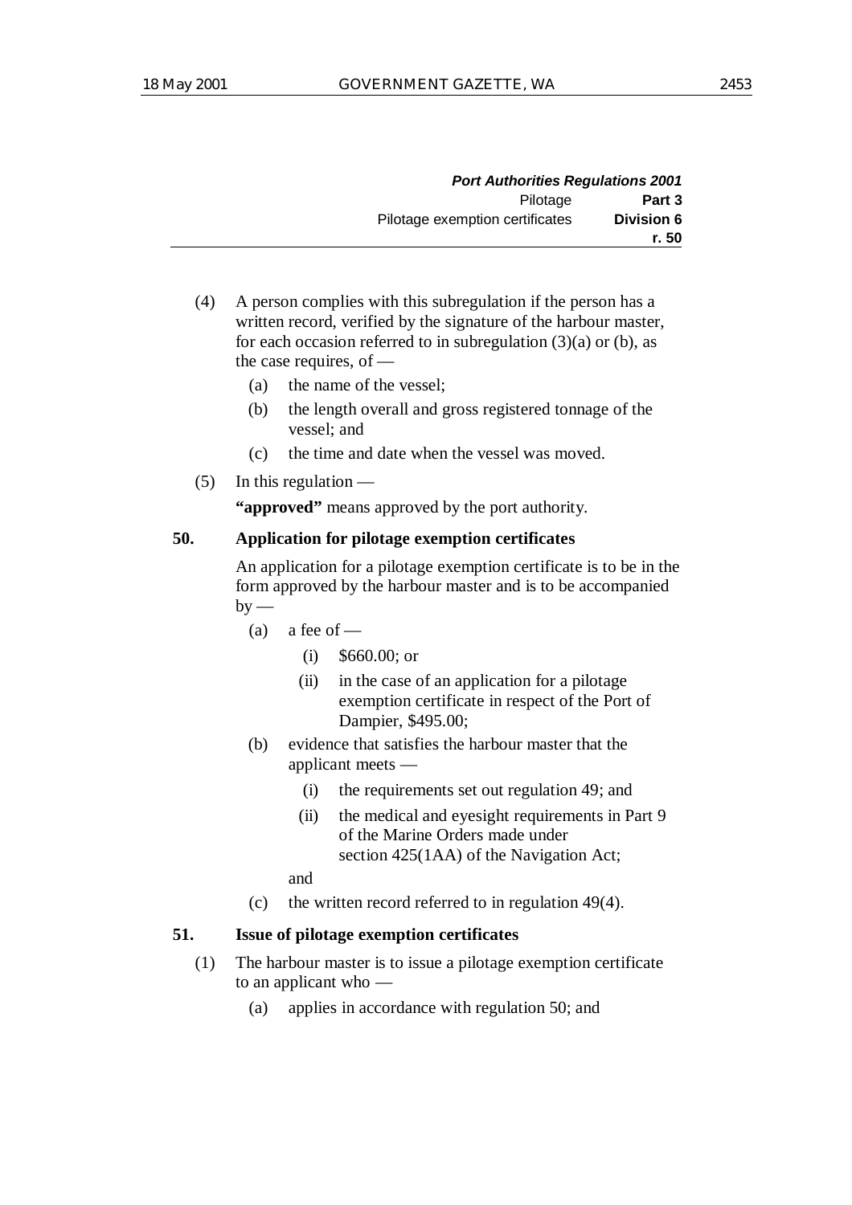(4) A person complies with this subregulation if the person has a written record, verified by the signature of the harbour master, for each occasion referred to in subregulation (3)(a) or (b), as the case requires, of —

- (a) the name of the vessel;
- (b) the length overall and gross registered tonnage of the vessel; and
- (c) the time and date when the vessel was moved.

(5) In this regulation —

**"approved"** means approved by the port authority.

**50. Application for pilotage exemption certificates**

An application for a pilotage exemption certificate is to be in the form approved by the harbour master and is to be accompanied by —

- (a) a fee of —
  - (i) $660.00; or
  - (ii) in the case of an application for a pilotage exemption certificate in respect of the Port of Dampier, $495.00;
- (b) evidence that satisfies the harbour master that the applicant meets —
  - (i) the requirements set out regulation 49; and
  - (ii) the medical and eyesight requirements in Part 9 of the Marine Orders made under section 425(1AA) of the Navigation Act;

  and
- (c) the written record referred to in regulation 49(4).

**51. Issue of pilotage exemption certificates**

(1) The harbour master is to issue a pilotage exemption certificate to an applicant who —

- (a) applies in accordance with regulation 50; and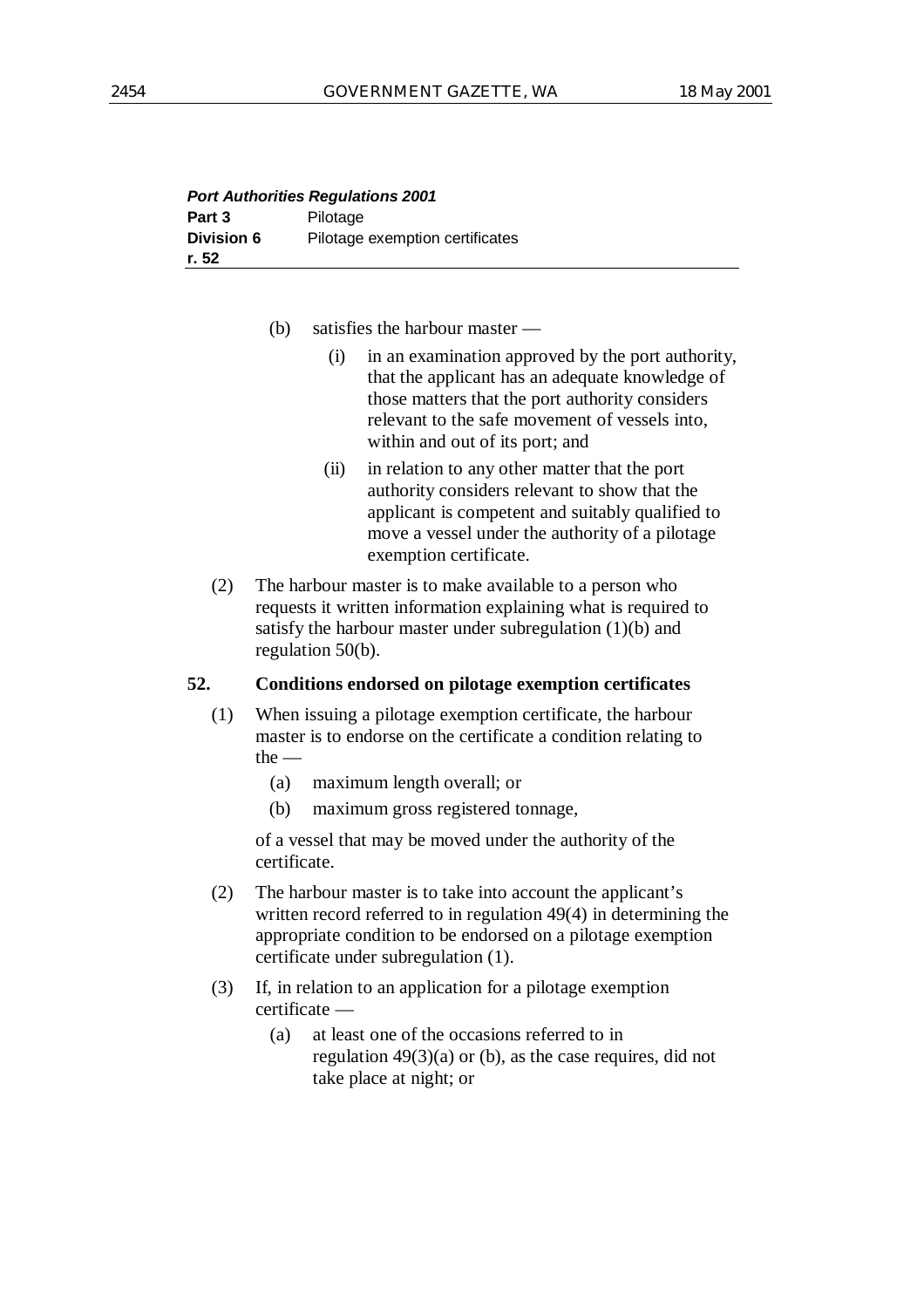(b) satisfies the harbour master —

(i) in an examination approved by the port authority, that the applicant has an adequate knowledge of those matters that the port authority considers relevant to the safe movement of vessels into, within and out of its port; and

(ii) in relation to any other matter that the port authority considers relevant to show that the applicant is competent and suitably qualified to move a vessel under the authority of a pilotage exemption certificate.

(2) The harbour master is to make available to a person who requests it written information explaining what is required to satisfy the harbour master under subregulation (1)(b) and regulation 50(b).

**52. Conditions endorsed on pilotage exemption certificates**

(1) When issuing a pilotage exemption certificate, the harbour master is to endorse on the certificate a condition relating to the —

(a) maximum length overall; or

(b) maximum gross registered tonnage,

of a vessel that may be moved under the authority of the certificate.

(2) The harbour master is to take into account the applicant's written record referred to in regulation 49(4) in determining the appropriate condition to be endorsed on a pilotage exemption certificate under subregulation (1).

(3) If, in relation to an application for a pilotage exemption certificate —

(a) at least one of the occasions referred to in regulation 49(3)(a) or (b), as the case requires, did not take place at night; or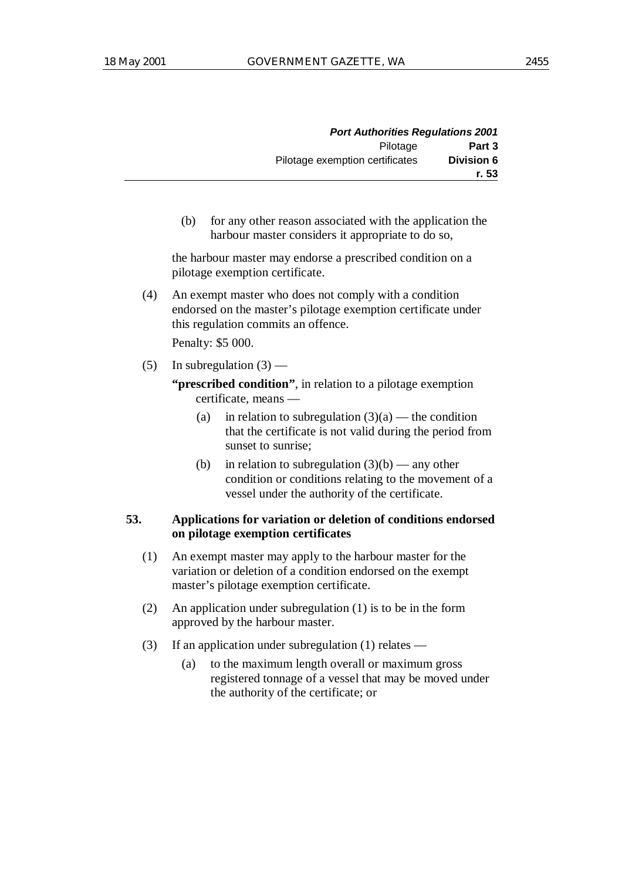(b) for any other reason associated with the application the harbour master considers it appropriate to do so,

the harbour master may endorse a prescribed condition on a pilotage exemption certificate.

(4) An exempt master who does not comply with a condition endorsed on the master's pilotage exemption certificate under this regulation commits an offence.

Penalty: $5 000.

(5) In subregulation (3) —

**"prescribed condition"**, in relation to a pilotage exemption certificate, means —

(a) in relation to subregulation (3)(a) — the condition that the certificate is not valid during the period from sunset to sunrise;

(b) in relation to subregulation (3)(b) — any other condition or conditions relating to the movement of a vessel under the authority of the certificate.

**53. Applications for variation or deletion of conditions endorsed on pilotage exemption certificates**

(1) An exempt master may apply to the harbour master for the variation or deletion of a condition endorsed on the exempt master's pilotage exemption certificate.

(2) An application under subregulation (1) is to be in the form approved by the harbour master.

(3) If an application under subregulation (1) relates —

(a) to the maximum length overall or maximum gross registered tonnage of a vessel that may be moved under the authority of the certificate; or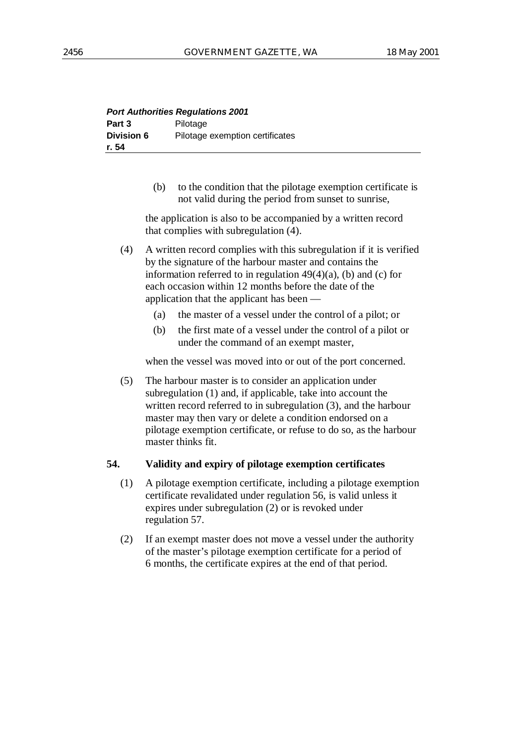(b) to the condition that the pilotage exemption certificate is not valid during the period from sunset to sunrise,

the application is also to be accompanied by a written record that complies with subregulation (4).

(4) A written record complies with this subregulation if it is verified by the signature of the harbour master and contains the information referred to in regulation 49(4)(a), (b) and (c) for each occasion within 12 months before the date of the application that the applicant has been —

(a) the master of a vessel under the control of a pilot; or

(b) the first mate of a vessel under the control of a pilot or under the command of an exempt master,

when the vessel was moved into or out of the port concerned.

(5) The harbour master is to consider an application under subregulation (1) and, if applicable, take into account the written record referred to in subregulation (3), and the harbour master may then vary or delete a condition endorsed on a pilotage exemption certificate, or refuse to do so, as the harbour master thinks fit.

**54. Validity and expiry of pilotage exemption certificates**

(1) A pilotage exemption certificate, including a pilotage exemption certificate revalidated under regulation 56, is valid unless it expires under subregulation (2) or is revoked under regulation 57.

(2) If an exempt master does not move a vessel under the authority of the master's pilotage exemption certificate for a period of 6 months, the certificate expires at the end of that period.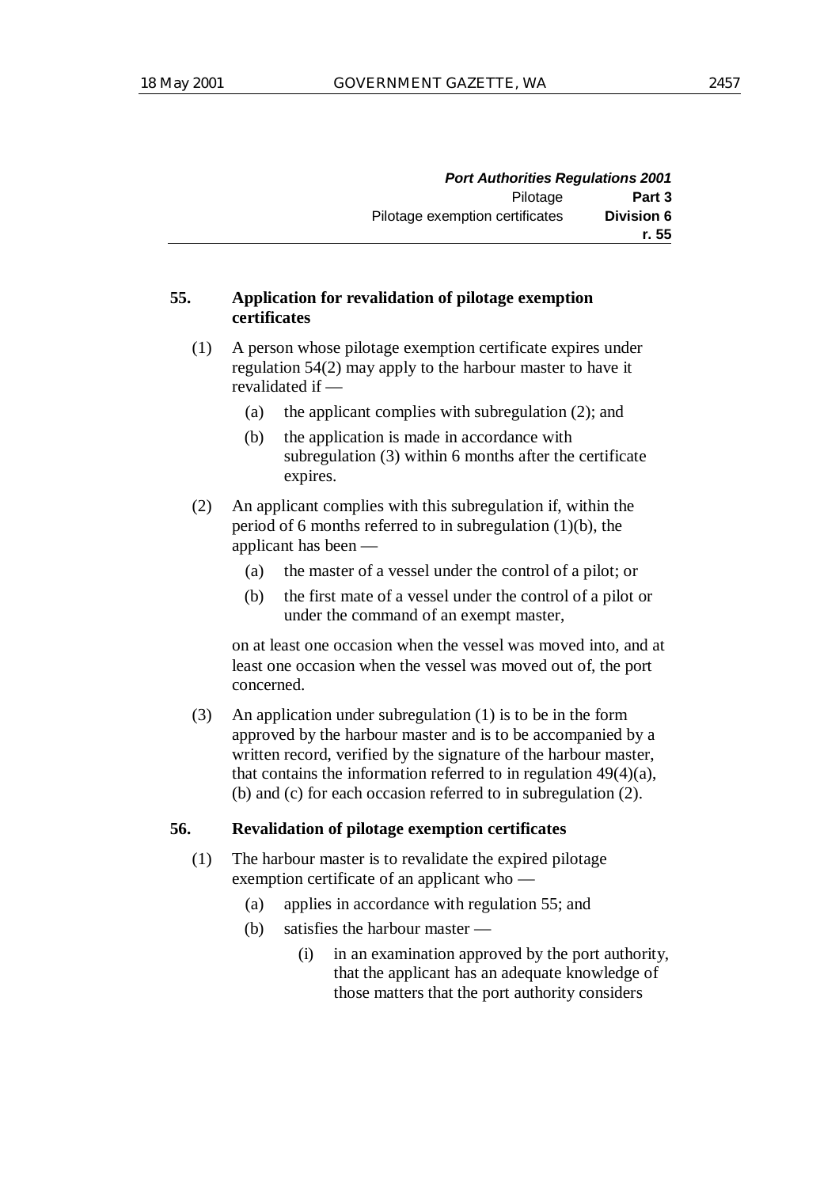## 55. Application for revalidation of pilotage exemption certificates

(1) A person whose pilotage exemption certificate expires under regulation 54(2) may apply to the harbour master to have it revalidated if —

- (a) the applicant complies with subregulation (2); and
- (b) the application is made in accordance with subregulation (3) within 6 months after the certificate expires.

(2) An applicant complies with this subregulation if, within the period of 6 months referred to in subregulation (1)(b), the applicant has been —

- (a) the master of a vessel under the control of a pilot; or
- (b) the first mate of a vessel under the control of a pilot or under the command of an exempt master,

on at least one occasion when the vessel was moved into, and at least one occasion when the vessel was moved out of, the port concerned.

(3) An application under subregulation (1) is to be in the form approved by the harbour master and is to be accompanied by a written record, verified by the signature of the harbour master, that contains the information referred to in regulation 49(4)(a), (b) and (c) for each occasion referred to in subregulation (2).

## 56. Revalidation of pilotage exemption certificates

(1) The harbour master is to revalidate the expired pilotage exemption certificate of an applicant who —

- (a) applies in accordance with regulation 55; and
- (b) satisfies the harbour master —
  - (i) in an examination approved by the port authority, that the applicant has an adequate knowledge of those matters that the port authority considers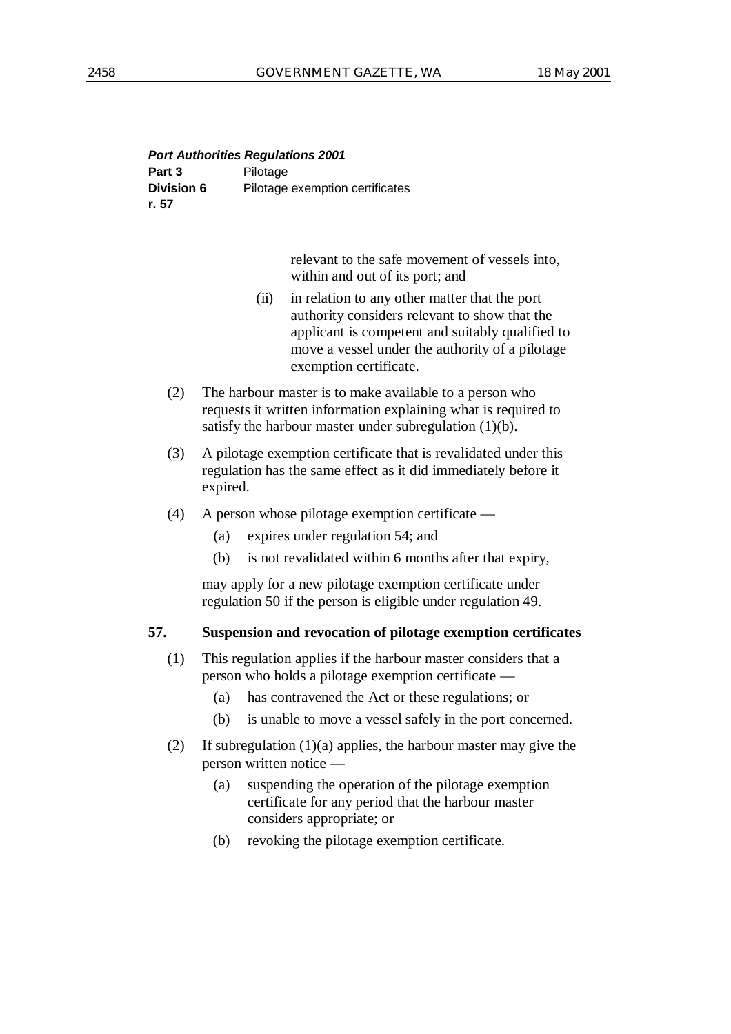relevant to the safe movement of vessels into, within and out of its port; and

(ii) in relation to any other matter that the port authority considers relevant to show that the applicant is competent and suitably qualified to move a vessel under the authority of a pilotage exemption certificate.

(2) The harbour master is to make available to a person who requests it written information explaining what is required to satisfy the harbour master under subregulation (1)(b).

(3) A pilotage exemption certificate that is revalidated under this regulation has the same effect as it did immediately before it expired.

(4) A person whose pilotage exemption certificate —

(a) expires under regulation 54; and

(b) is not revalidated within 6 months after that expiry,

may apply for a new pilotage exemption certificate under regulation 50 if the person is eligible under regulation 49.

**57. Suspension and revocation of pilotage exemption certificates**

(1) This regulation applies if the harbour master considers that a person who holds a pilotage exemption certificate —

(a) has contravened the Act or these regulations; or

(b) is unable to move a vessel safely in the port concerned.

(2) If subregulation (1)(a) applies, the harbour master may give the person written notice —

(a) suspending the operation of the pilotage exemption certificate for any period that the harbour master considers appropriate; or

(b) revoking the pilotage exemption certificate.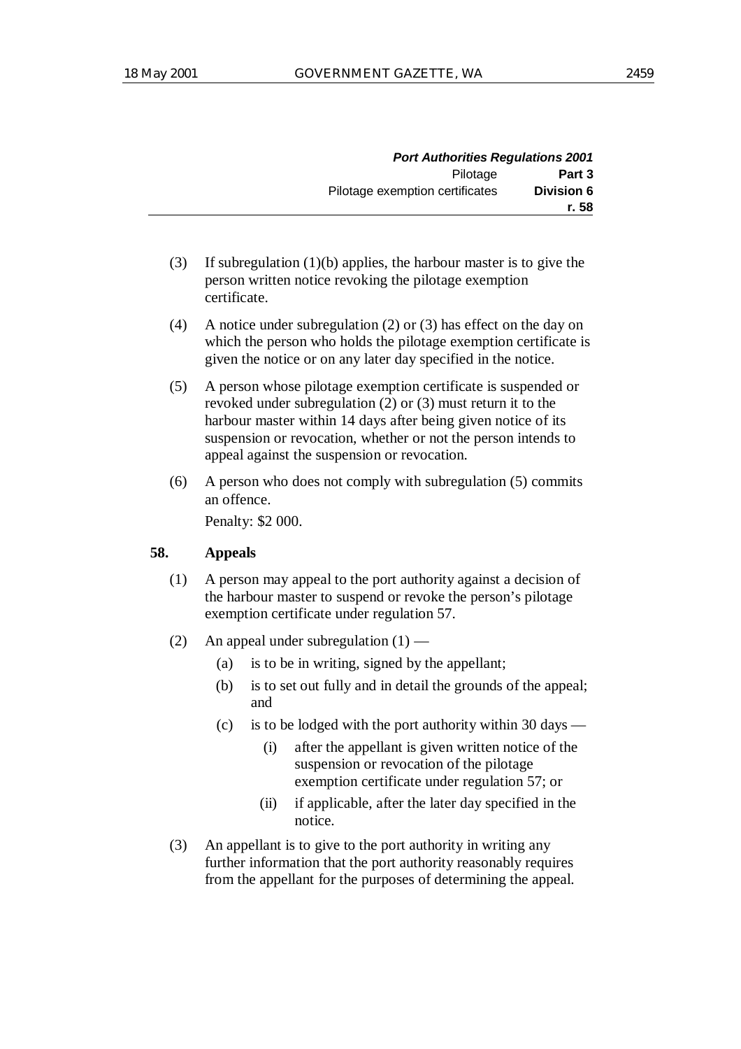(3) If subregulation (1)(b) applies, the harbour master is to give the person written notice revoking the pilotage exemption certificate.

(4) A notice under subregulation (2) or (3) has effect on the day on which the person who holds the pilotage exemption certificate is given the notice or on any later day specified in the notice.

(5) A person whose pilotage exemption certificate is suspended or revoked under subregulation (2) or (3) must return it to the harbour master within 14 days after being given notice of its suspension or revocation, whether or not the person intends to appeal against the suspension or revocation.

(6) A person who does not comply with subregulation (5) commits an offence.

Penalty: $2 000.

**58. Appeals**

(1) A person may appeal to the port authority against a decision of the harbour master to suspend or revoke the person's pilotage exemption certificate under regulation 57.

(2) An appeal under subregulation (1) —

(a) is to be in writing, signed by the appellant;

(b) is to set out fully and in detail the grounds of the appeal; and

(c) is to be lodged with the port authority within 30 days —

(i) after the appellant is given written notice of the suspension or revocation of the pilotage exemption certificate under regulation 57; or

(ii) if applicable, after the later day specified in the notice.

(3) An appellant is to give to the port authority in writing any further information that the port authority reasonably requires from the appellant for the purposes of determining the appeal.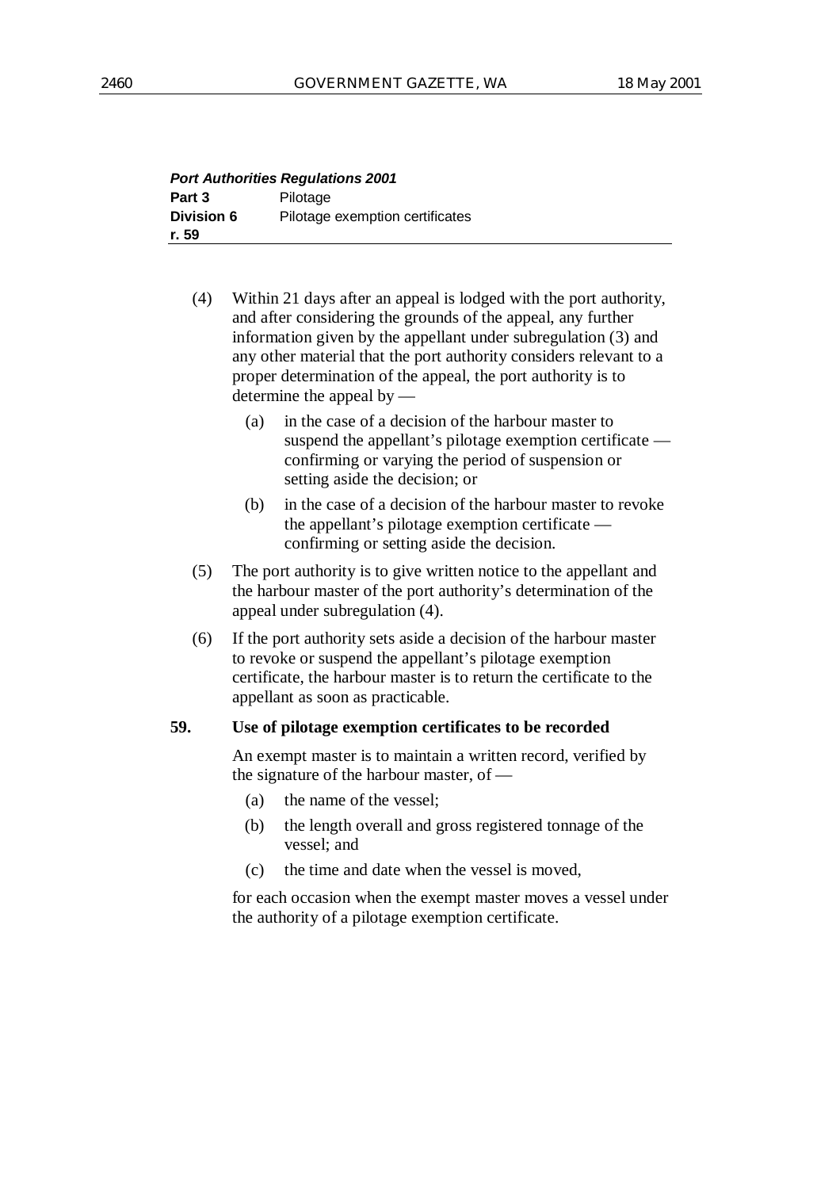(4) Within 21 days after an appeal is lodged with the port authority, and after considering the grounds of the appeal, any further information given by the appellant under subregulation (3) and any other material that the port authority considers relevant to a proper determination of the appeal, the port authority is to determine the appeal by —

(a) in the case of a decision of the harbour master to suspend the appellant's pilotage exemption certificate — confirming or varying the period of suspension or setting aside the decision; or

(b) in the case of a decision of the harbour master to revoke the appellant's pilotage exemption certificate — confirming or setting aside the decision.

(5) The port authority is to give written notice to the appellant and the harbour master of the port authority's determination of the appeal under subregulation (4).

(6) If the port authority sets aside a decision of the harbour master to revoke or suspend the appellant's pilotage exemption certificate, the harbour master is to return the certificate to the appellant as soon as practicable.

**59. Use of pilotage exemption certificates to be recorded**

An exempt master is to maintain a written record, verified by the signature of the harbour master, of —

(a) the name of the vessel;

(b) the length overall and gross registered tonnage of the vessel; and

(c) the time and date when the vessel is moved,

for each occasion when the exempt master moves a vessel under the authority of a pilotage exemption certificate.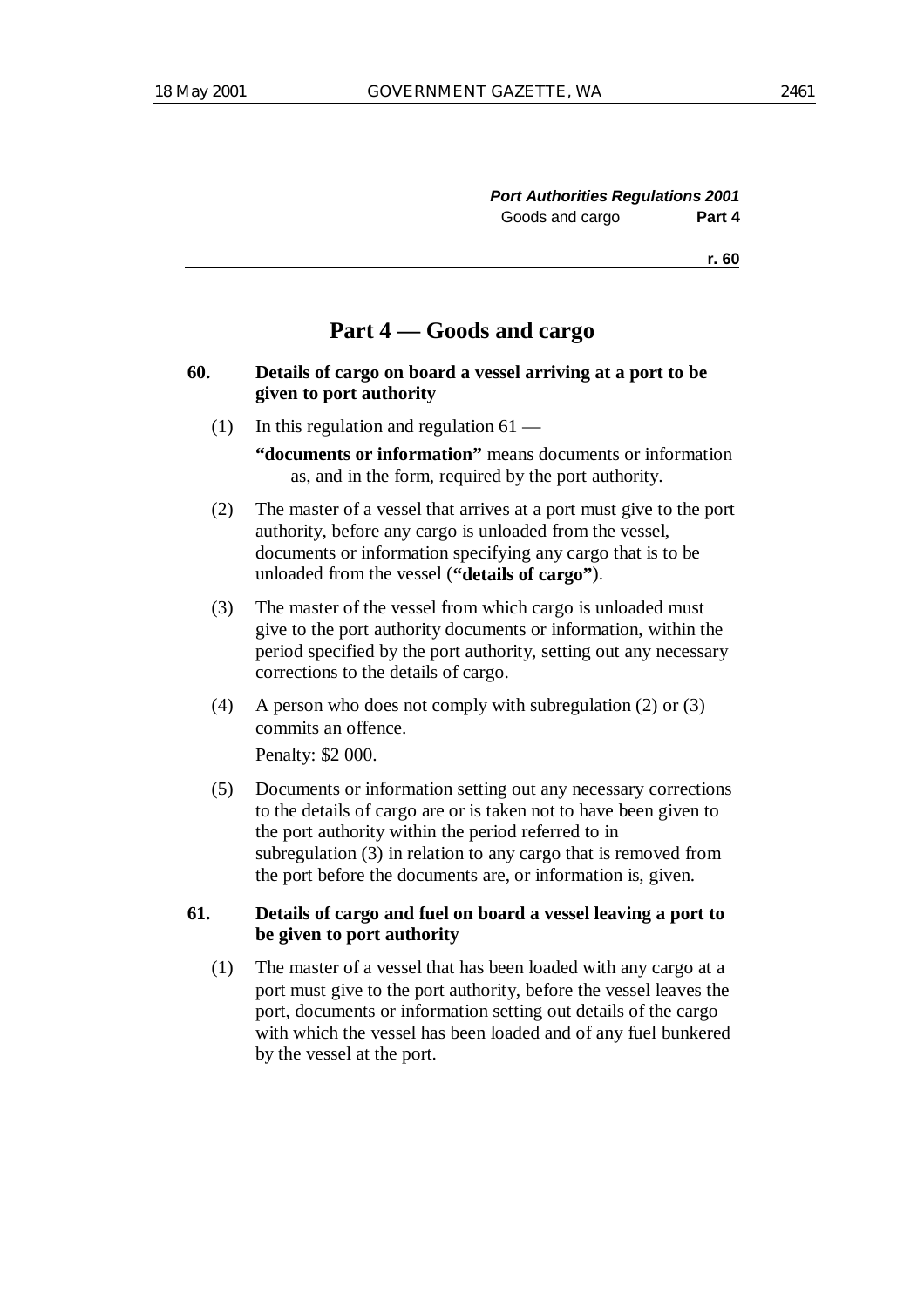# Part 4 — Goods and cargo

### 60. Details of cargo on board a vessel arriving at a port to be given to port authority

(1) In this regulation and regulation 61 —

**"documents or information"** means documents or information as, and in the form, required by the port authority.

(2) The master of a vessel that arrives at a port must give to the port authority, before any cargo is unloaded from the vessel, documents or information specifying any cargo that is to be unloaded from the vessel (**"details of cargo"**).

(3) The master of the vessel from which cargo is unloaded must give to the port authority documents or information, within the period specified by the port authority, setting out any necessary corrections to the details of cargo.

(4) A person who does not comply with subregulation (2) or (3) commits an offence.

Penalty: $2 000.

(5) Documents or information setting out any necessary corrections to the details of cargo are or is taken not to have been given to the port authority within the period referred to in subregulation (3) in relation to any cargo that is removed from the port before the documents are, or information is, given.

### 61. Details of cargo and fuel on board a vessel leaving a port to be given to port authority

(1) The master of a vessel that has been loaded with any cargo at a port must give to the port authority, before the vessel leaves the port, documents or information setting out details of the cargo with which the vessel has been loaded and of any fuel bunkered by the vessel at the port.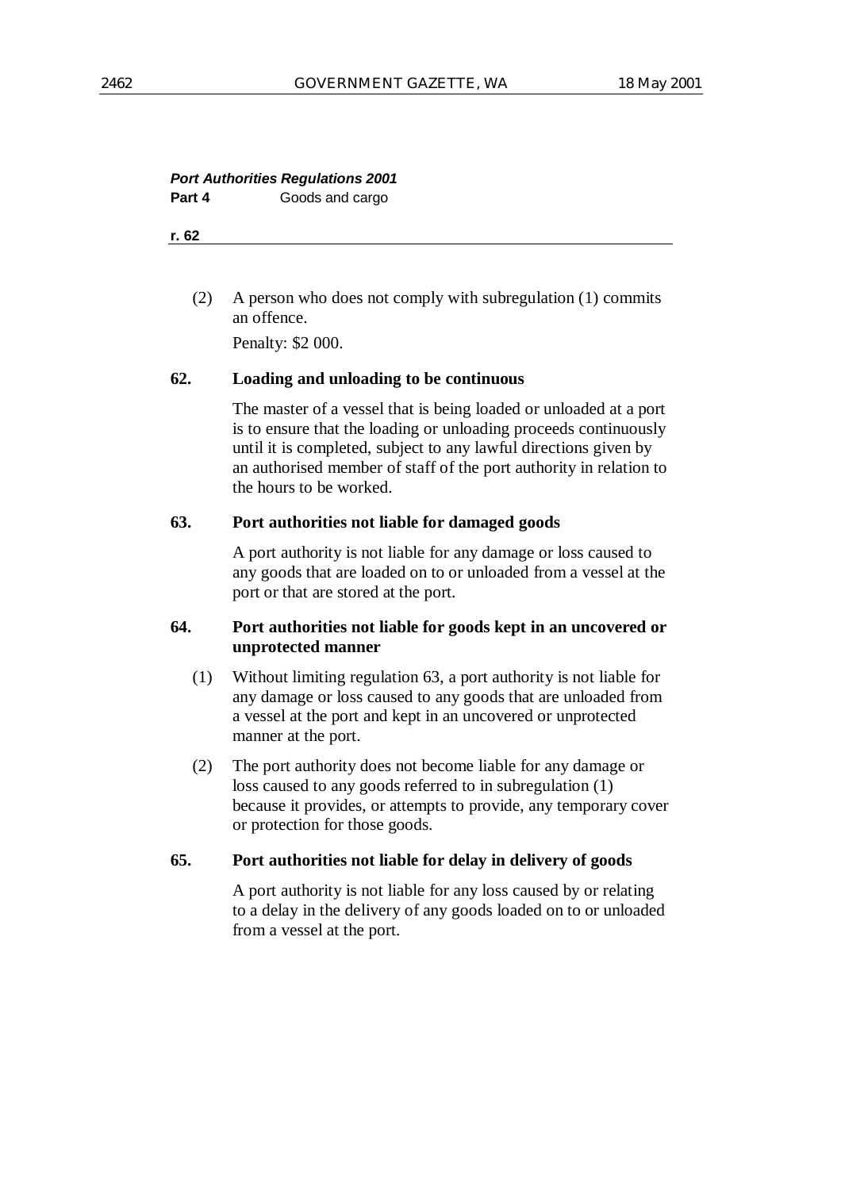(2) A person who does not comply with subregulation (1) commits an offence.

Penalty: $2 000.

**62. Loading and unloading to be continuous**

The master of a vessel that is being loaded or unloaded at a port is to ensure that the loading or unloading proceeds continuously until it is completed, subject to any lawful directions given by an authorised member of staff of the port authority in relation to the hours to be worked.

**63. Port authorities not liable for damaged goods**

A port authority is not liable for any damage or loss caused to any goods that are loaded on to or unloaded from a vessel at the port or that are stored at the port.

**64. Port authorities not liable for goods kept in an uncovered or unprotected manner**

(1) Without limiting regulation 63, a port authority is not liable for any damage or loss caused to any goods that are unloaded from a vessel at the port and kept in an uncovered or unprotected manner at the port.

(2) The port authority does not become liable for any damage or loss caused to any goods referred to in subregulation (1) because it provides, or attempts to provide, any temporary cover or protection for those goods.

**65. Port authorities not liable for delay in delivery of goods**

A port authority is not liable for any loss caused by or relating to a delay in the delivery of any goods loaded on to or unloaded from a vessel at the port.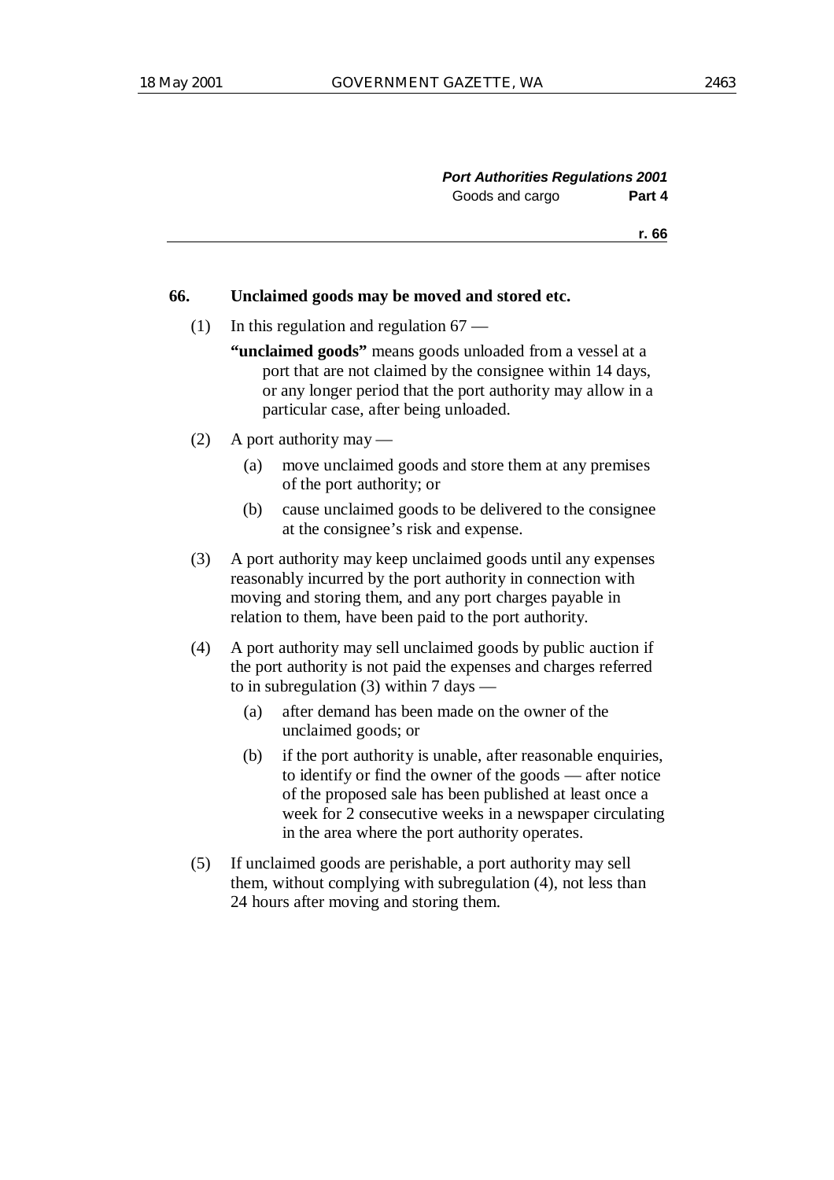**66. Unclaimed goods may be moved and stored etc.**

(1) In this regulation and regulation 67 —

**"unclaimed goods"** means goods unloaded from a vessel at a port that are not claimed by the consignee within 14 days, or any longer period that the port authority may allow in a particular case, after being unloaded.

(2) A port authority may —

(a) move unclaimed goods and store them at any premises of the port authority; or

(b) cause unclaimed goods to be delivered to the consignee at the consignee's risk and expense.

(3) A port authority may keep unclaimed goods until any expenses reasonably incurred by the port authority in connection with moving and storing them, and any port charges payable in relation to them, have been paid to the port authority.

(4) A port authority may sell unclaimed goods by public auction if the port authority is not paid the expenses and charges referred to in subregulation (3) within 7 days —

(a) after demand has been made on the owner of the unclaimed goods; or

(b) if the port authority is unable, after reasonable enquiries, to identify or find the owner of the goods — after notice of the proposed sale has been published at least once a week for 2 consecutive weeks in a newspaper circulating in the area where the port authority operates.

(5) If unclaimed goods are perishable, a port authority may sell them, without complying with subregulation (4), not less than 24 hours after moving and storing them.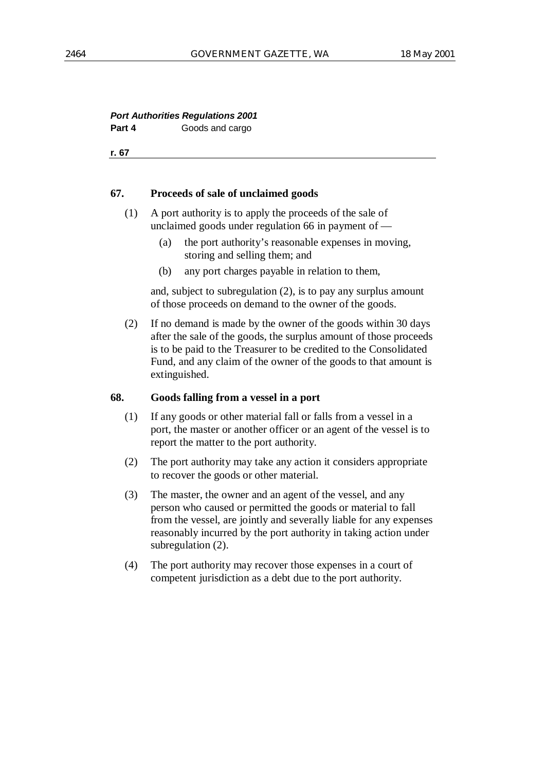**67. Proceeds of sale of unclaimed goods**

(1) A port authority is to apply the proceeds of the sale of unclaimed goods under regulation 66 in payment of —

(a) the port authority's reasonable expenses in moving, storing and selling them; and

(b) any port charges payable in relation to them,

and, subject to subregulation (2), is to pay any surplus amount of those proceeds on demand to the owner of the goods.

(2) If no demand is made by the owner of the goods within 30 days after the sale of the goods, the surplus amount of those proceeds is to be paid to the Treasurer to be credited to the Consolidated Fund, and any claim of the owner of the goods to that amount is extinguished.

**68. Goods falling from a vessel in a port**

(1) If any goods or other material fall or falls from a vessel in a port, the master or another officer or an agent of the vessel is to report the matter to the port authority.

(2) The port authority may take any action it considers appropriate to recover the goods or other material.

(3) The master, the owner and an agent of the vessel, and any person who caused or permitted the goods or material to fall from the vessel, are jointly and severally liable for any expenses reasonably incurred by the port authority in taking action under subregulation (2).

(4) The port authority may recover those expenses in a court of competent jurisdiction as a debt due to the port authority.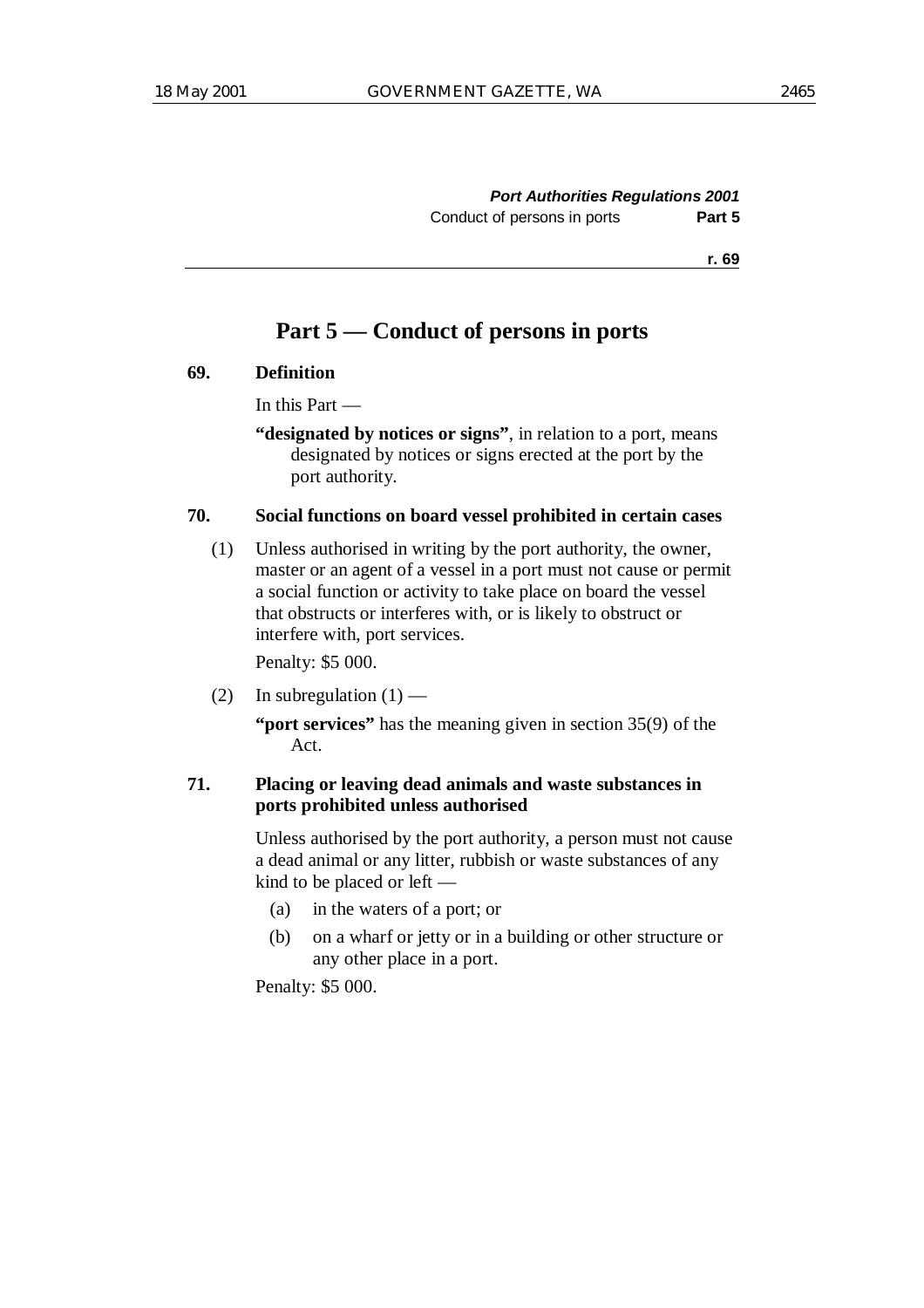# Part 5 — Conduct of persons in ports

### 69. Definition

In this Part —

**"designated by notices or signs"**, in relation to a port, means designated by notices or signs erected at the port by the port authority.

### 70. Social functions on board vessel prohibited in certain cases

(1) Unless authorised in writing by the port authority, the owner, master or an agent of a vessel in a port must not cause or permit a social function or activity to take place on board the vessel that obstructs or interferes with, or is likely to obstruct or interfere with, port services.

Penalty: $5 000.

(2) In subregulation (1) —

**"port services"** has the meaning given in section 35(9) of the Act.

### 71. Placing or leaving dead animals and waste substances in ports prohibited unless authorised

Unless authorised by the port authority, a person must not cause a dead animal or any litter, rubbish or waste substances of any kind to be placed or left —

(a) in the waters of a port; or

(b) on a wharf or jetty or in a building or other structure or any other place in a port.

Penalty: $5 000.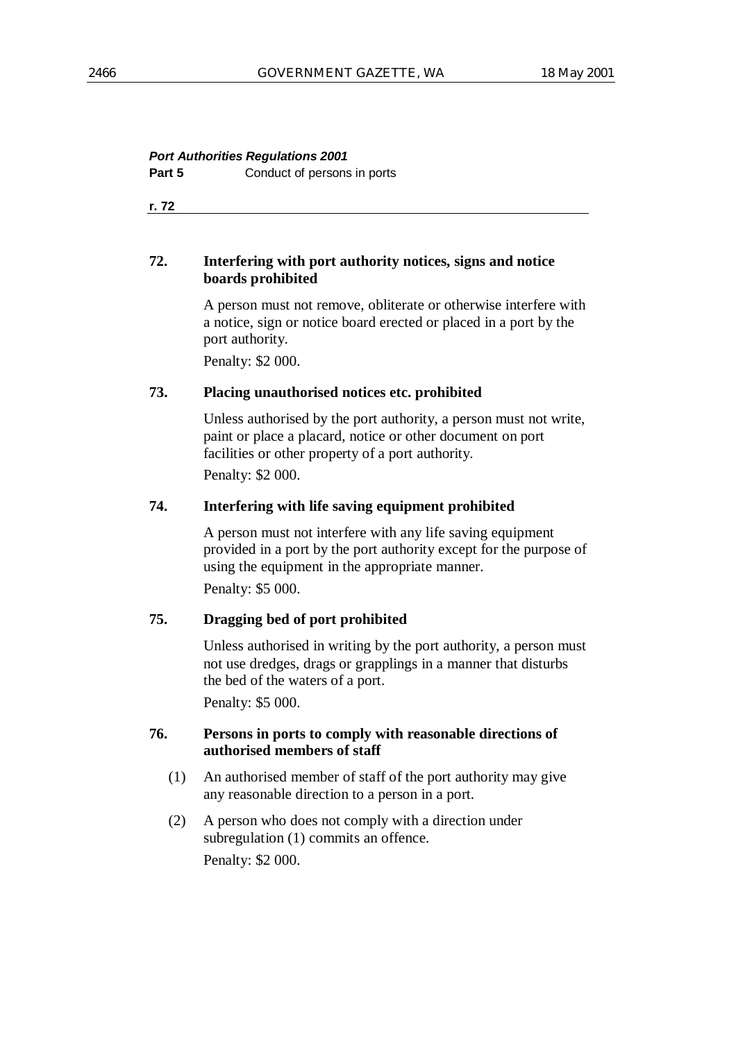**Port Authorities Regulations 2001**

**Part 5** Conduct of persons in ports

**r. 72**

### 72. Interfering with port authority notices, signs and notice boards prohibited

A person must not remove, obliterate or otherwise interfere with a notice, sign or notice board erected or placed in a port by the port authority.

Penalty: $2 000.

### 73. Placing unauthorised notices etc. prohibited

Unless authorised by the port authority, a person must not write, paint or place a placard, notice or other document on port facilities or other property of a port authority.

Penalty: $2 000.

### 74. Interfering with life saving equipment prohibited

A person must not interfere with any life saving equipment provided in a port by the port authority except for the purpose of using the equipment in the appropriate manner.

Penalty: $5 000.

### 75. Dragging bed of port prohibited

Unless authorised in writing by the port authority, a person must not use dredges, drags or grapplings in a manner that disturbs the bed of the waters of a port.

Penalty: $5 000.

### 76. Persons in ports to comply with reasonable directions of authorised members of staff

(1) An authorised member of staff of the port authority may give any reasonable direction to a person in a port.

(2) A person who does not comply with a direction under subregulation (1) commits an offence.

Penalty: $2 000.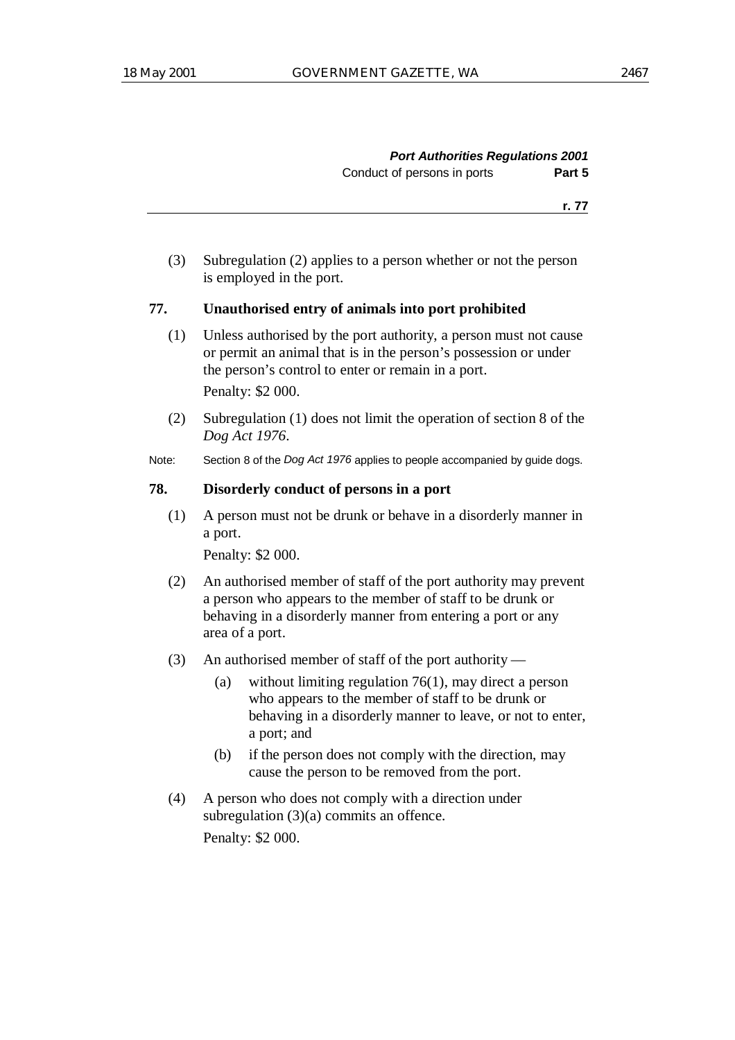(3) Subregulation (2) applies to a person whether or not the person is employed in the port.

### 77. Unauthorised entry of animals into port prohibited

(1) Unless authorised by the port authority, a person must not cause or permit an animal that is in the person's possession or under the person's control to enter or remain in a port.

Penalty: $2 000.

(2) Subregulation (1) does not limit the operation of section 8 of the *Dog Act 1976*.

Note: Section 8 of the *Dog Act 1976* applies to people accompanied by guide dogs.

### 78. Disorderly conduct of persons in a port

(1) A person must not be drunk or behave in a disorderly manner in a port.

Penalty: $2 000.

(2) An authorised member of staff of the port authority may prevent a person who appears to the member of staff to be drunk or behaving in a disorderly manner from entering a port or any area of a port.

(3) An authorised member of staff of the port authority —

- (a) without limiting regulation 76(1), may direct a person who appears to the member of staff to be drunk or behaving in a disorderly manner to leave, or not to enter, a port; and
- (b) if the person does not comply with the direction, may cause the person to be removed from the port.

(4) A person who does not comply with a direction under subregulation (3)(a) commits an offence.

Penalty: $2 000.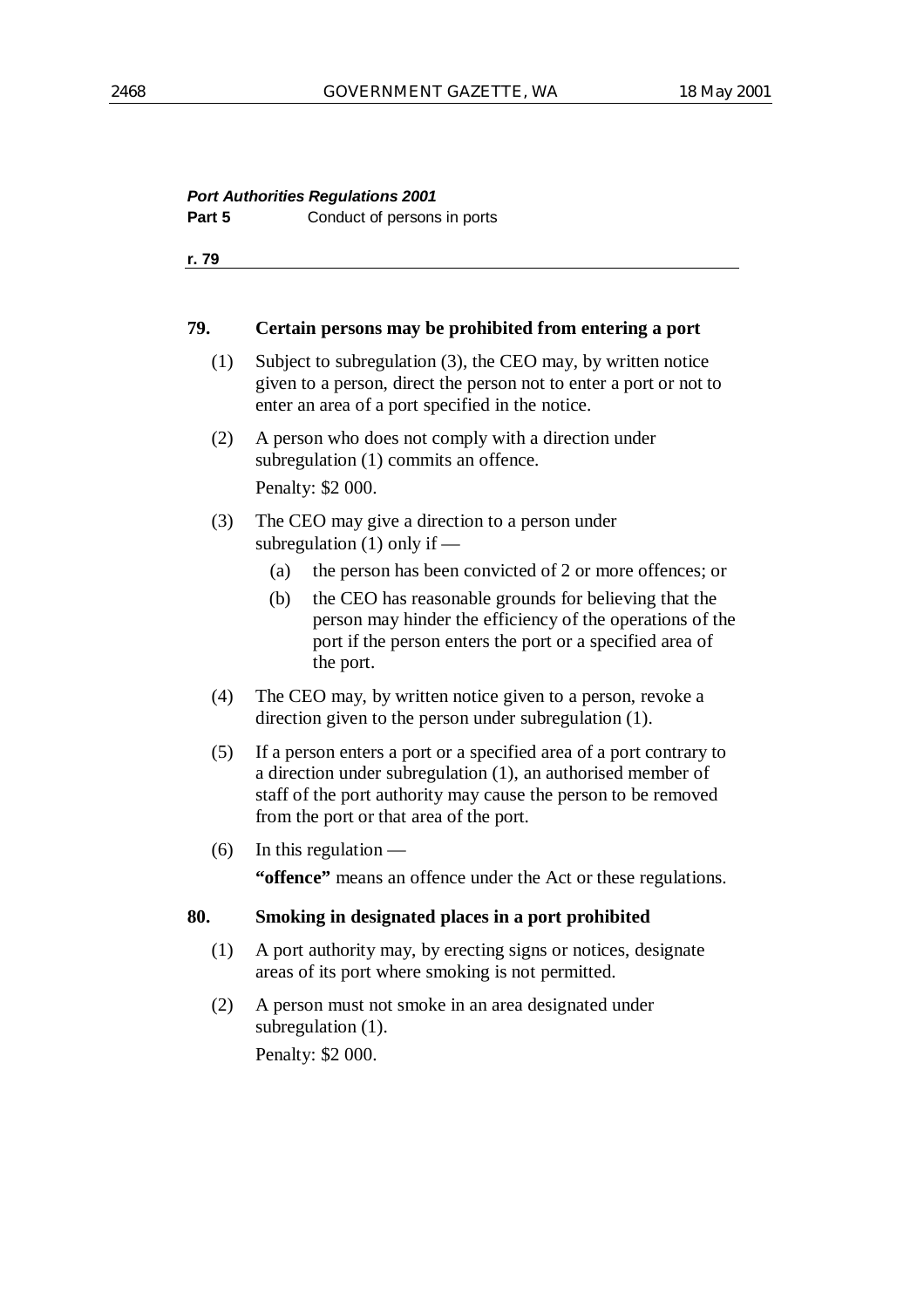**79. Certain persons may be prohibited from entering a port**

(1) Subject to subregulation (3), the CEO may, by written notice given to a person, direct the person not to enter a port or not to enter an area of a port specified in the notice.

(2) A person who does not comply with a direction under subregulation (1) commits an offence.

Penalty: $2 000.

(3) The CEO may give a direction to a person under subregulation (1) only if —

(a) the person has been convicted of 2 or more offences; or

(b) the CEO has reasonable grounds for believing that the person may hinder the efficiency of the operations of the port if the person enters the port or a specified area of the port.

(4) The CEO may, by written notice given to a person, revoke a direction given to the person under subregulation (1).

(5) If a person enters a port or a specified area of a port contrary to a direction under subregulation (1), an authorised member of staff of the port authority may cause the person to be removed from the port or that area of the port.

(6) In this regulation —

**"offence"** means an offence under the Act or these regulations.

**80. Smoking in designated places in a port prohibited**

(1) A port authority may, by erecting signs or notices, designate areas of its port where smoking is not permitted.

(2) A person must not smoke in an area designated under subregulation (1).

Penalty: $2 000.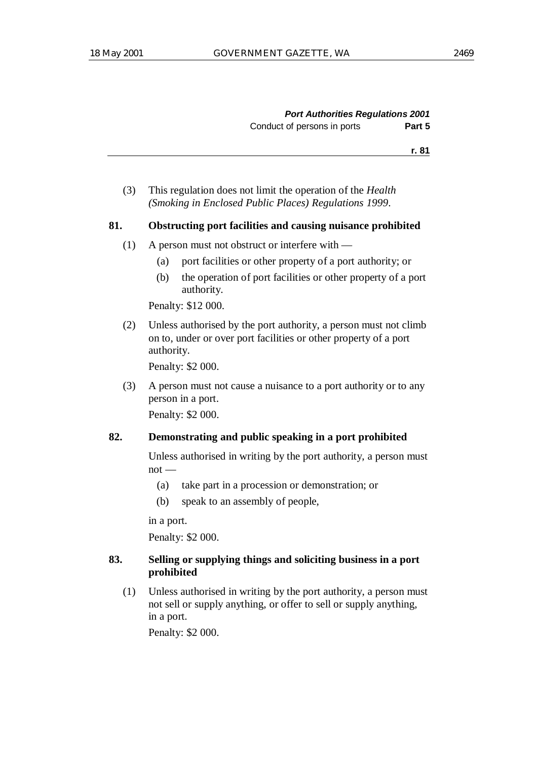(3) This regulation does not limit the operation of the *Health (Smoking in Enclosed Public Places) Regulations 1999*.

**81. Obstructing port facilities and causing nuisance prohibited**

(1) A person must not obstruct or interfere with —

(a) port facilities or other property of a port authority; or

(b) the operation of port facilities or other property of a port authority.

Penalty: $12 000.

(2) Unless authorised by the port authority, a person must not climb on to, under or over port facilities or other property of a port authority.

Penalty: $2 000.

(3) A person must not cause a nuisance to a port authority or to any person in a port.

Penalty: $2 000.

**82. Demonstrating and public speaking in a port prohibited**

Unless authorised in writing by the port authority, a person must not —

(a) take part in a procession or demonstration; or

(b) speak to an assembly of people,

in a port.

Penalty: $2 000.

**83. Selling or supplying things and soliciting business in a port prohibited**

(1) Unless authorised in writing by the port authority, a person must not sell or supply anything, or offer to sell or supply anything, in a port.

Penalty: $2 000.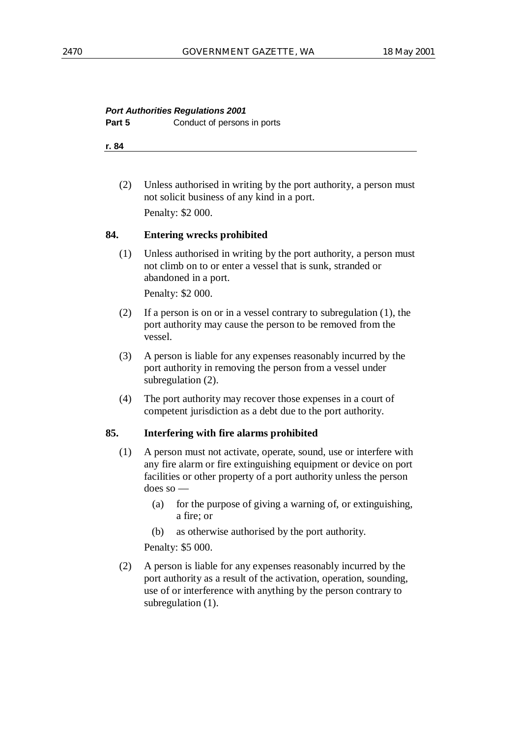(2) Unless authorised in writing by the port authority, a person must not solicit business of any kind in a port.

Penalty: $2 000.

**84. Entering wrecks prohibited**

(1) Unless authorised in writing by the port authority, a person must not climb on to or enter a vessel that is sunk, stranded or abandoned in a port.

Penalty: $2 000.

(2) If a person is on or in a vessel contrary to subregulation (1), the port authority may cause the person to be removed from the vessel.

(3) A person is liable for any expenses reasonably incurred by the port authority in removing the person from a vessel under subregulation (2).

(4) The port authority may recover those expenses in a court of competent jurisdiction as a debt due to the port authority.

**85. Interfering with fire alarms prohibited**

(1) A person must not activate, operate, sound, use or interfere with any fire alarm or fire extinguishing equipment or device on port facilities or other property of a port authority unless the person does so —

- (a) for the purpose of giving a warning of, or extinguishing, a fire; or
- (b) as otherwise authorised by the port authority.

Penalty: $5 000.

(2) A person is liable for any expenses reasonably incurred by the port authority as a result of the activation, operation, sounding, use of or interference with anything by the person contrary to subregulation (1).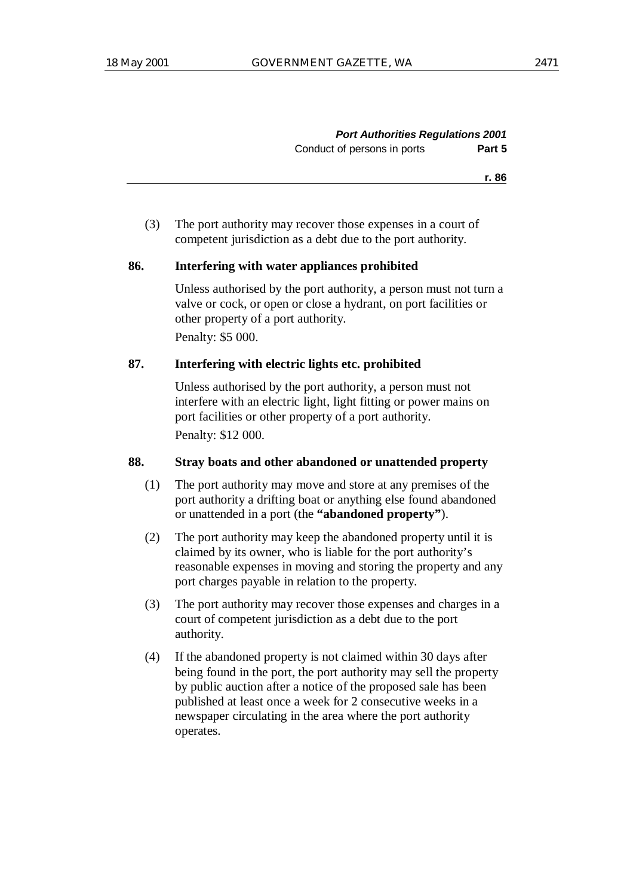(3) The port authority may recover those expenses in a court of competent jurisdiction as a debt due to the port authority.

**86. Interfering with water appliances prohibited**

Unless authorised by the port authority, a person must not turn a valve or cock, or open or close a hydrant, on port facilities or other property of a port authority.

Penalty: $5 000.

**87. Interfering with electric lights etc. prohibited**

Unless authorised by the port authority, a person must not interfere with an electric light, light fitting or power mains on port facilities or other property of a port authority.

Penalty: $12 000.

**88. Stray boats and other abandoned or unattended property**

(1) The port authority may move and store at any premises of the port authority a drifting boat or anything else found abandoned or unattended in a port (the **"abandoned property"**).

(2) The port authority may keep the abandoned property until it is claimed by its owner, who is liable for the port authority's reasonable expenses in moving and storing the property and any port charges payable in relation to the property.

(3) The port authority may recover those expenses and charges in a court of competent jurisdiction as a debt due to the port authority.

(4) If the abandoned property is not claimed within 30 days after being found in the port, the port authority may sell the property by public auction after a notice of the proposed sale has been published at least once a week for 2 consecutive weeks in a newspaper circulating in the area where the port authority operates.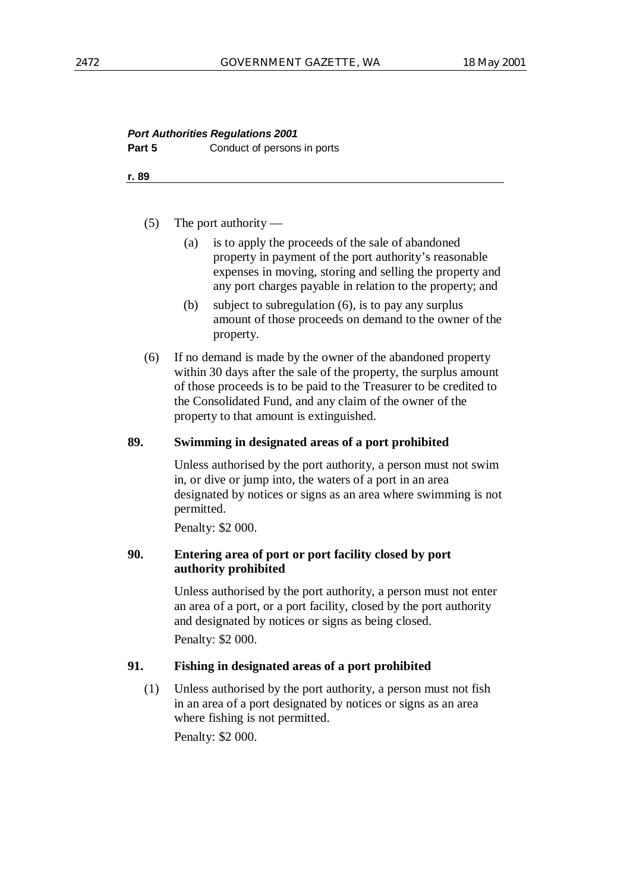(5) The port authority —

(a) is to apply the proceeds of the sale of abandoned property in payment of the port authority's reasonable expenses in moving, storing and selling the property and any port charges payable in relation to the property; and

(b) subject to subregulation (6), is to pay any surplus amount of those proceeds on demand to the owner of the property.

(6) If no demand is made by the owner of the abandoned property within 30 days after the sale of the property, the surplus amount of those proceeds is to be paid to the Treasurer to be credited to the Consolidated Fund, and any claim of the owner of the property to that amount is extinguished.

**89. Swimming in designated areas of a port prohibited**

Unless authorised by the port authority, a person must not swim in, or dive or jump into, the waters of a port in an area designated by notices or signs as an area where swimming is not permitted.

Penalty: $2 000.

**90. Entering area of port or port facility closed by port authority prohibited**

Unless authorised by the port authority, a person must not enter an area of a port, or a port facility, closed by the port authority and designated by notices or signs as being closed.

Penalty: $2 000.

**91. Fishing in designated areas of a port prohibited**

(1) Unless authorised by the port authority, a person must not fish in an area of a port designated by notices or signs as an area where fishing is not permitted.

Penalty: $2 000.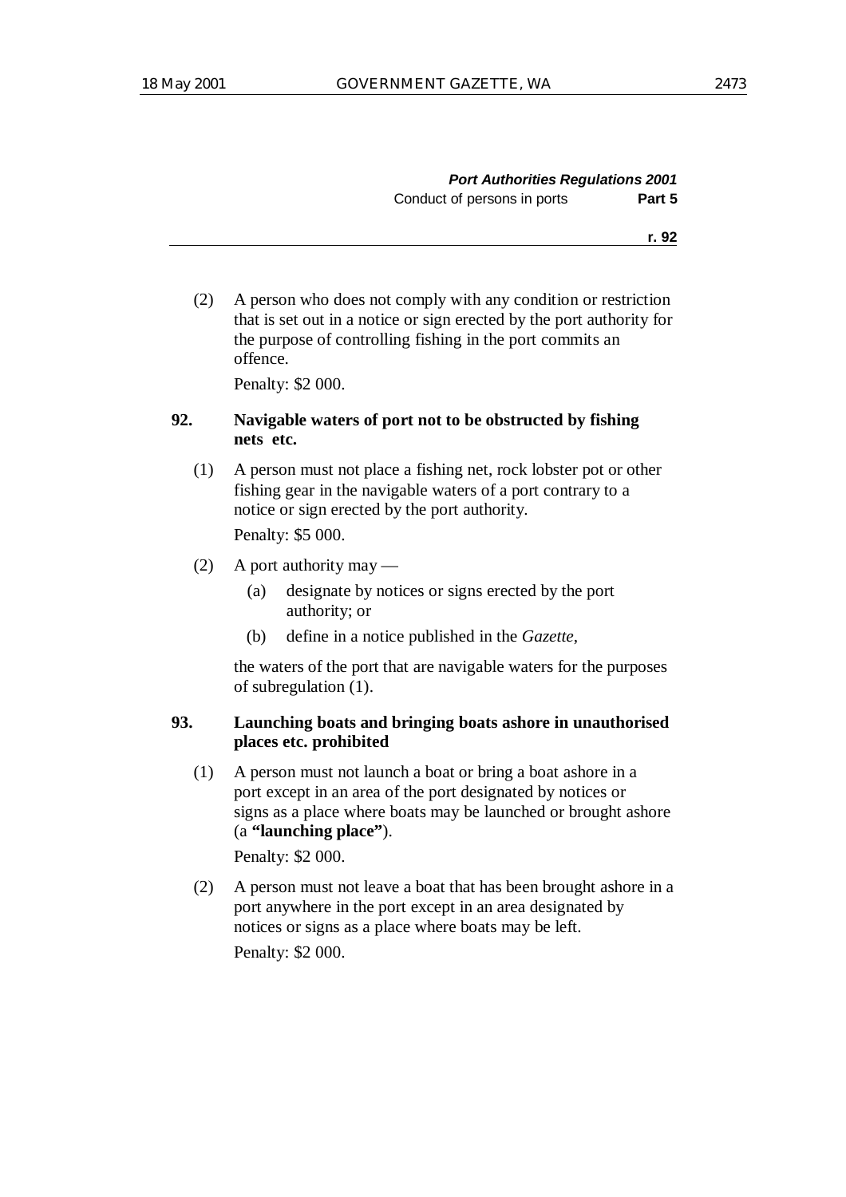(2) A person who does not comply with any condition or restriction that is set out in a notice or sign erected by the port authority for the purpose of controlling fishing in the port commits an offence.

Penalty: $2 000.

**92. Navigable waters of port not to be obstructed by fishing nets etc.**

(1) A person must not place a fishing net, rock lobster pot or other fishing gear in the navigable waters of a port contrary to a notice or sign erected by the port authority.

Penalty: $5 000.

(2) A port authority may —

(a) designate by notices or signs erected by the port authority; or

(b) define in a notice published in the *Gazette*,

the waters of the port that are navigable waters for the purposes of subregulation (1).

**93. Launching boats and bringing boats ashore in unauthorised places etc. prohibited**

(1) A person must not launch a boat or bring a boat ashore in a port except in an area of the port designated by notices or signs as a place where boats may be launched or brought ashore (a **"launching place"**).

Penalty: $2 000.

(2) A person must not leave a boat that has been brought ashore in a port anywhere in the port except in an area designated by notices or signs as a place where boats may be left.

Penalty: $2 000.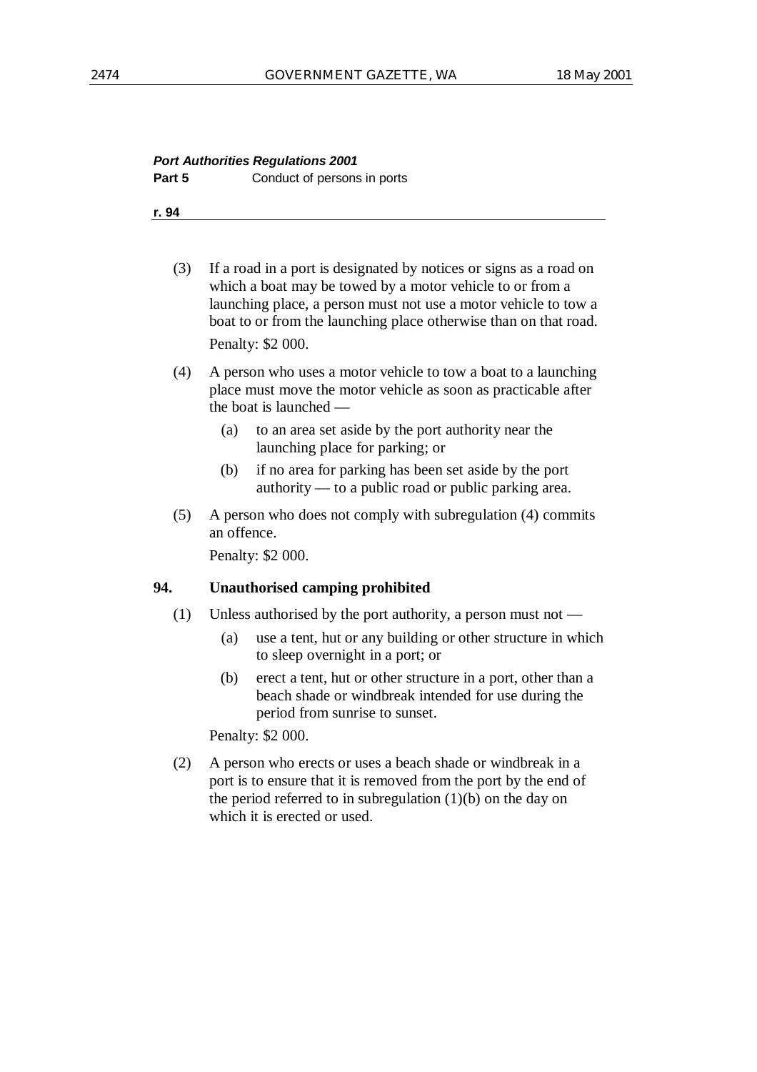(3) If a road in a port is designated by notices or signs as a road on which a boat may be towed by a motor vehicle to or from a launching place, a person must not use a motor vehicle to tow a boat to or from the launching place otherwise than on that road.

Penalty: $2 000.

(4) A person who uses a motor vehicle to tow a boat to a launching place must move the motor vehicle as soon as practicable after the boat is launched —

(a) to an area set aside by the port authority near the launching place for parking; or

(b) if no area for parking has been set aside by the port authority — to a public road or public parking area.

(5) A person who does not comply with subregulation (4) commits an offence.

Penalty: $2 000.

**94. Unauthorised camping prohibited**

(1) Unless authorised by the port authority, a person must not —

(a) use a tent, hut or any building or other structure in which to sleep overnight in a port; or

(b) erect a tent, hut or other structure in a port, other than a beach shade or windbreak intended for use during the period from sunrise to sunset.

Penalty: $2 000.

(2) A person who erects or uses a beach shade or windbreak in a port is to ensure that it is removed from the port by the end of the period referred to in subregulation (1)(b) on the day on which it is erected or used.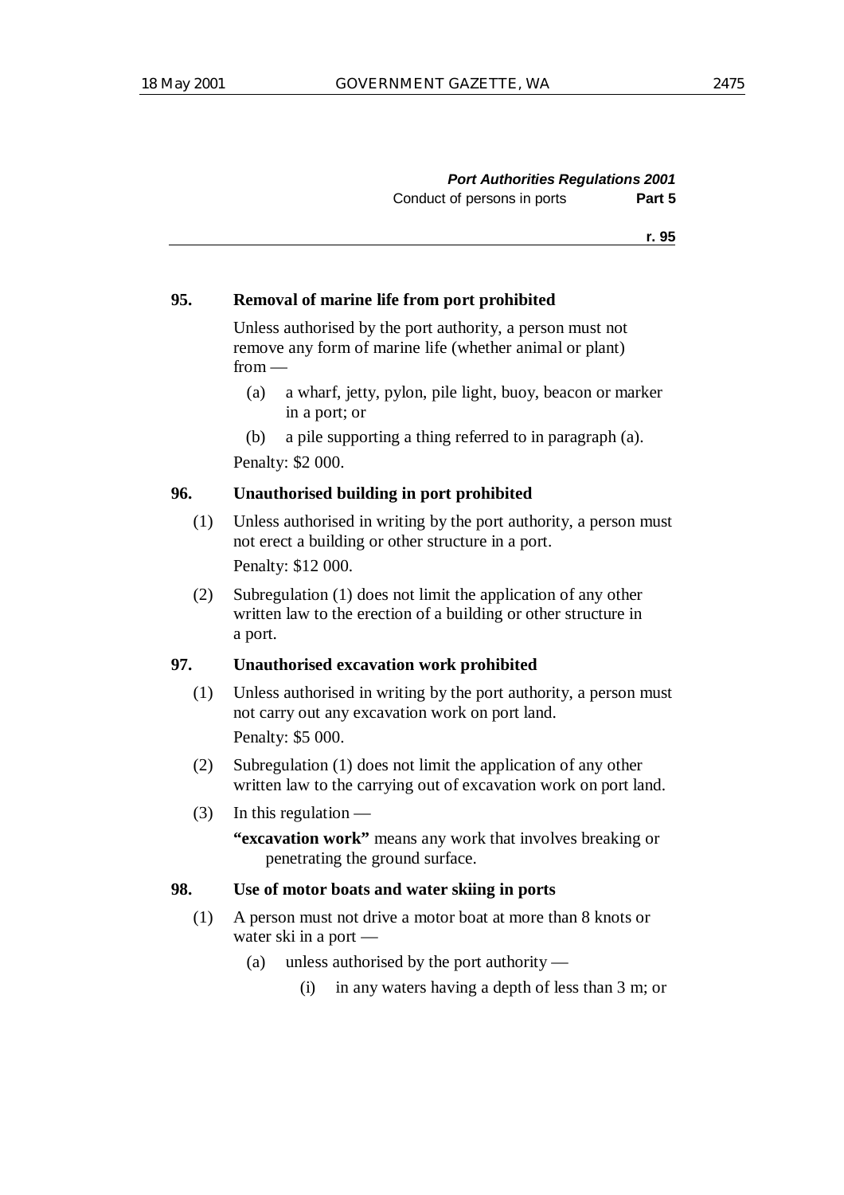### 95. Removal of marine life from port prohibited

Unless authorised by the port authority, a person must not remove any form of marine life (whether animal or plant) from —

- (a) a wharf, jetty, pylon, pile light, buoy, beacon or marker in a port; or
- (b) a pile supporting a thing referred to in paragraph (a).

Penalty: $2 000.

### 96. Unauthorised building in port prohibited

(1) Unless authorised in writing by the port authority, a person must not erect a building or other structure in a port.

Penalty: $12 000.

(2) Subregulation (1) does not limit the application of any other written law to the erection of a building or other structure in a port.

### 97. Unauthorised excavation work prohibited

(1) Unless authorised in writing by the port authority, a person must not carry out any excavation work on port land.

Penalty: $5 000.

(2) Subregulation (1) does not limit the application of any other written law to the carrying out of excavation work on port land.

(3) In this regulation —

**"excavation work"** means any work that involves breaking or penetrating the ground surface.

### 98. Use of motor boats and water skiing in ports

(1) A person must not drive a motor boat at more than 8 knots or water ski in a port —

- (a) unless authorised by the port authority —
  - (i) in any waters having a depth of less than 3 m; or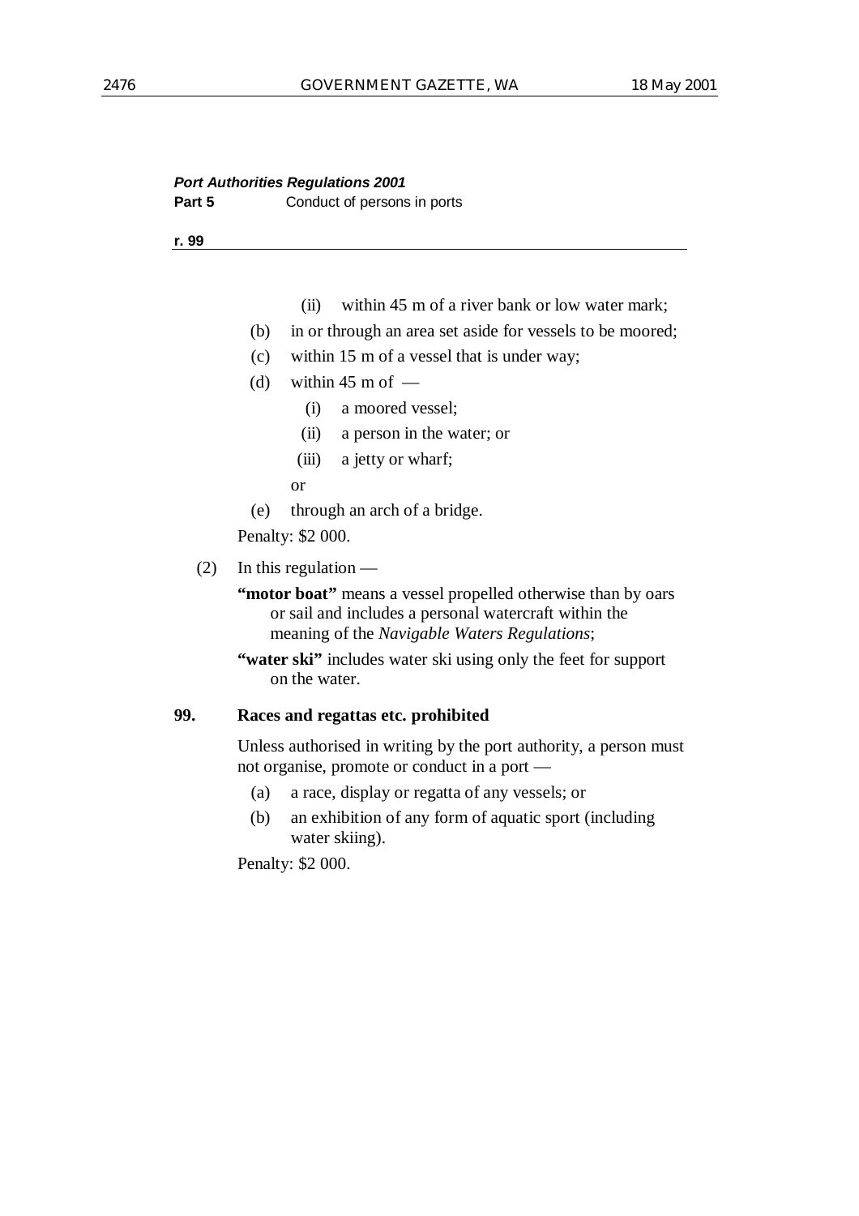(ii) within 45 m of a river bank or low water mark;

(b) in or through an area set aside for vessels to be moored;

(c) within 15 m of a vessel that is under way;

(d) within 45 m of —

(i) a moored vessel;

(ii) a person in the water; or

(iii) a jetty or wharf;

or

(e) through an arch of a bridge.

Penalty: $2 000.

(2) In this regulation —

**"motor boat"** means a vessel propelled otherwise than by oars or sail and includes a personal watercraft within the meaning of the *Navigable Waters Regulations*;

**"water ski"** includes water ski using only the feet for support on the water.

**99. Races and regattas etc. prohibited**

Unless authorised in writing by the port authority, a person must not organise, promote or conduct in a port —

(a) a race, display or regatta of any vessels; or

(b) an exhibition of any form of aquatic sport (including water skiing).

Penalty: $2 000.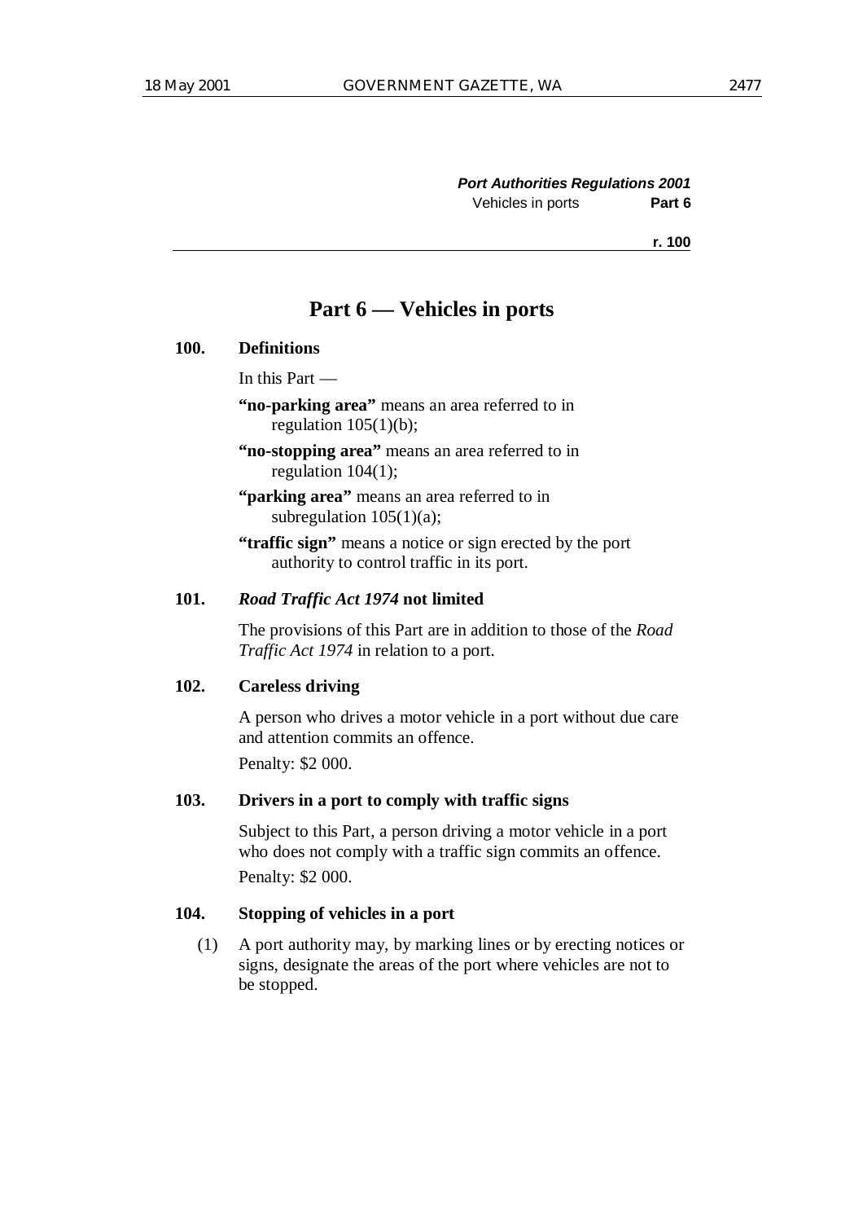# Part 6 — Vehicles in ports

**100. Definitions**

In this Part —

**"no-parking area"** means an area referred to in regulation 105(1)(b);

**"no-stopping area"** means an area referred to in regulation 104(1);

**"parking area"** means an area referred to in subregulation 105(1)(a);

**"traffic sign"** means a notice or sign erected by the port authority to control traffic in its port.

**101. *Road Traffic Act 1974* not limited**

The provisions of this Part are in addition to those of the *Road Traffic Act 1974* in relation to a port.

**102. Careless driving**

A person who drives a motor vehicle in a port without due care and attention commits an offence.

Penalty: $2 000.

**103. Drivers in a port to comply with traffic signs**

Subject to this Part, a person driving a motor vehicle in a port who does not comply with a traffic sign commits an offence.

Penalty: $2 000.

**104. Stopping of vehicles in a port**

(1) A port authority may, by marking lines or by erecting notices or signs, designate the areas of the port where vehicles are not to be stopped.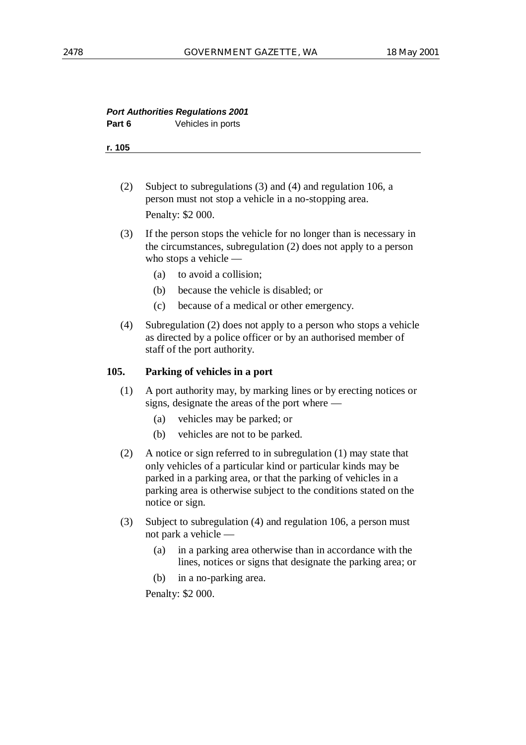(2) Subject to subregulations (3) and (4) and regulation 106, a person must not stop a vehicle in a no-stopping area.

Penalty: $2 000.

(3) If the person stops the vehicle for no longer than is necessary in the circumstances, subregulation (2) does not apply to a person who stops a vehicle —

(a) to avoid a collision;

(b) because the vehicle is disabled; or

(c) because of a medical or other emergency.

(4) Subregulation (2) does not apply to a person who stops a vehicle as directed by a police officer or by an authorised member of staff of the port authority.

**105. Parking of vehicles in a port**

(1) A port authority may, by marking lines or by erecting notices or signs, designate the areas of the port where —

(a) vehicles may be parked; or

(b) vehicles are not to be parked.

(2) A notice or sign referred to in subregulation (1) may state that only vehicles of a particular kind or particular kinds may be parked in a parking area, or that the parking of vehicles in a parking area is otherwise subject to the conditions stated on the notice or sign.

(3) Subject to subregulation (4) and regulation 106, a person must not park a vehicle —

(a) in a parking area otherwise than in accordance with the lines, notices or signs that designate the parking area; or

(b) in a no-parking area.

Penalty: $2 000.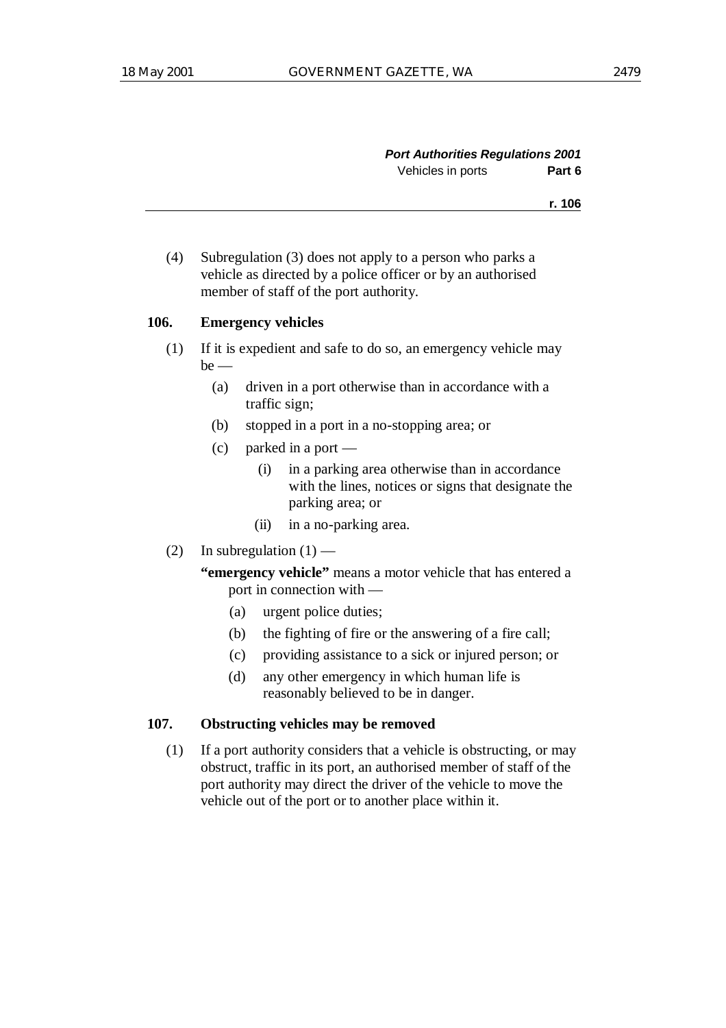(4) Subregulation (3) does not apply to a person who parks a vehicle as directed by a police officer or by an authorised member of staff of the port authority.

### 106. Emergency vehicles

(1) If it is expedient and safe to do so, an emergency vehicle may be —

- (a) driven in a port otherwise than in accordance with a traffic sign;
- (b) stopped in a port in a no-stopping area; or
- (c) parked in a port —
  - (i) in a parking area otherwise than in accordance with the lines, notices or signs that designate the parking area; or
  - (ii) in a no-parking area.

(2) In subregulation (1) —

**"emergency vehicle"** means a motor vehicle that has entered a port in connection with —

- (a) urgent police duties;
- (b) the fighting of fire or the answering of a fire call;
- (c) providing assistance to a sick or injured person; or
- (d) any other emergency in which human life is reasonably believed to be in danger.

### 107. Obstructing vehicles may be removed

(1) If a port authority considers that a vehicle is obstructing, or may obstruct, traffic in its port, an authorised member of staff of the port authority may direct the driver of the vehicle to move the vehicle out of the port or to another place within it.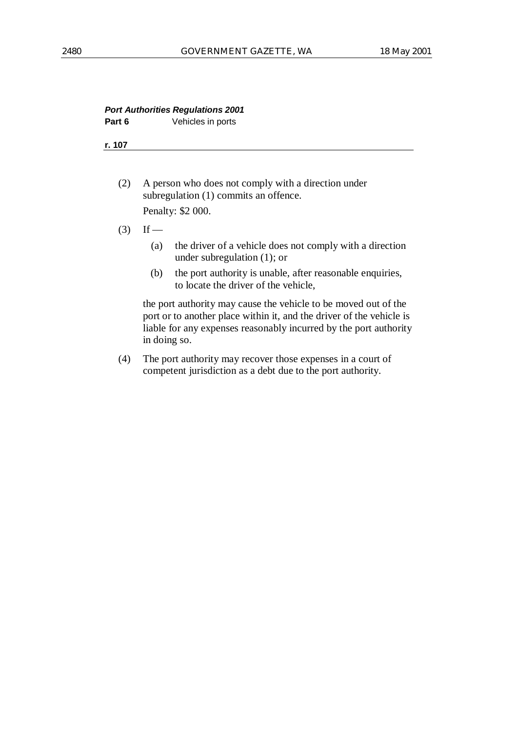(2) A person who does not comply with a direction under subregulation (1) commits an offence.

Penalty: $2 000.

(3) If —

(a) the driver of a vehicle does not comply with a direction under subregulation (1); or

(b) the port authority is unable, after reasonable enquiries, to locate the driver of the vehicle,

the port authority may cause the vehicle to be moved out of the port or to another place within it, and the driver of the vehicle is liable for any expenses reasonably incurred by the port authority in doing so.

(4) The port authority may recover those expenses in a court of competent jurisdiction as a debt due to the port authority.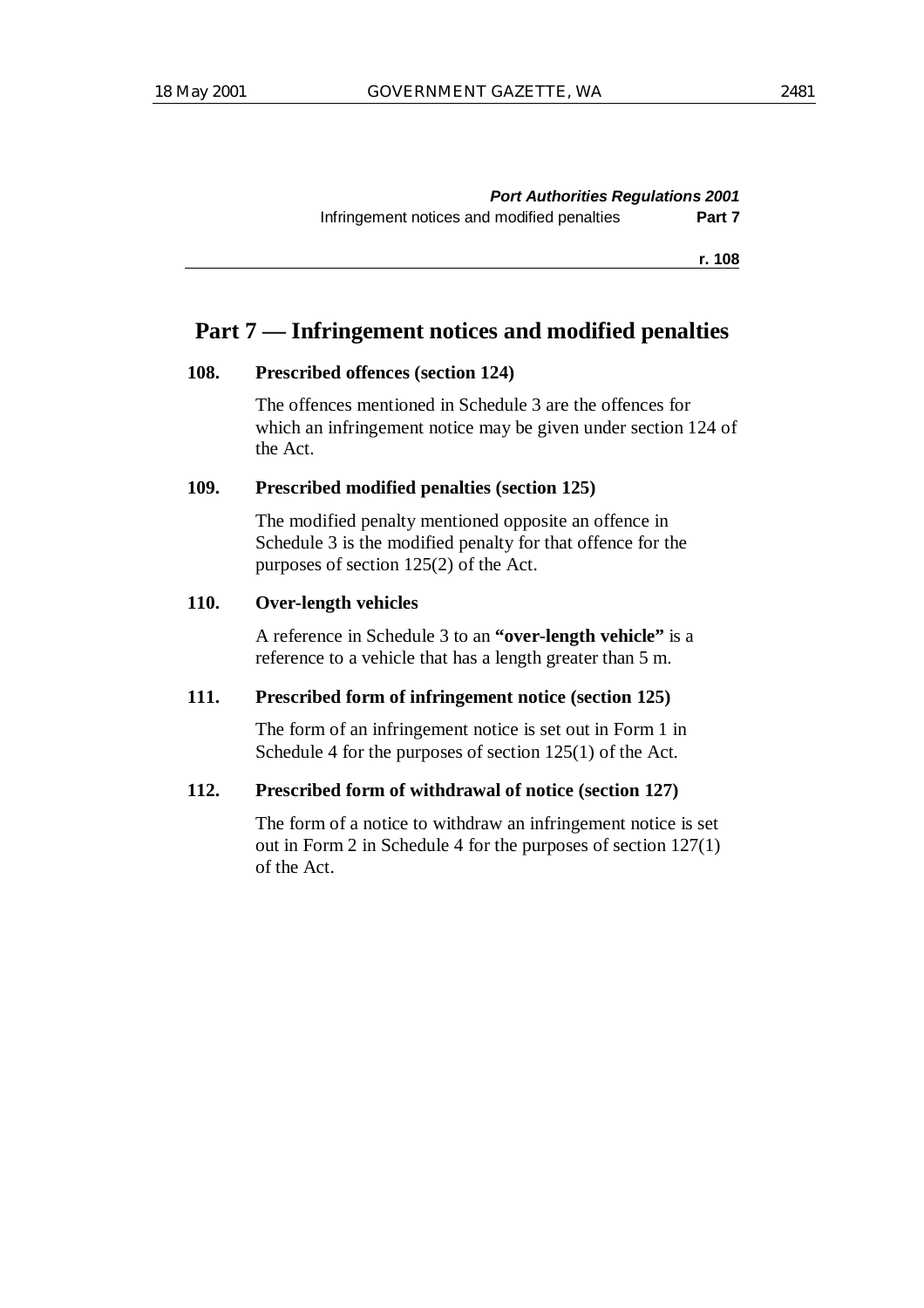# Part 7 — Infringement notices and modified penalties

### 108. Prescribed offences (section 124)

The offences mentioned in Schedule 3 are the offences for which an infringement notice may be given under section 124 of the Act.

### 109. Prescribed modified penalties (section 125)

The modified penalty mentioned opposite an offence in Schedule 3 is the modified penalty for that offence for the purposes of section 125(2) of the Act.

### 110. Over-length vehicles

A reference in Schedule 3 to an **"over-length vehicle"** is a reference to a vehicle that has a length greater than 5 m.

### 111. Prescribed form of infringement notice (section 125)

The form of an infringement notice is set out in Form 1 in Schedule 4 for the purposes of section 125(1) of the Act.

### 112. Prescribed form of withdrawal of notice (section 127)

The form of a notice to withdraw an infringement notice is set out in Form 2 in Schedule 4 for the purposes of section 127(1) of the Act.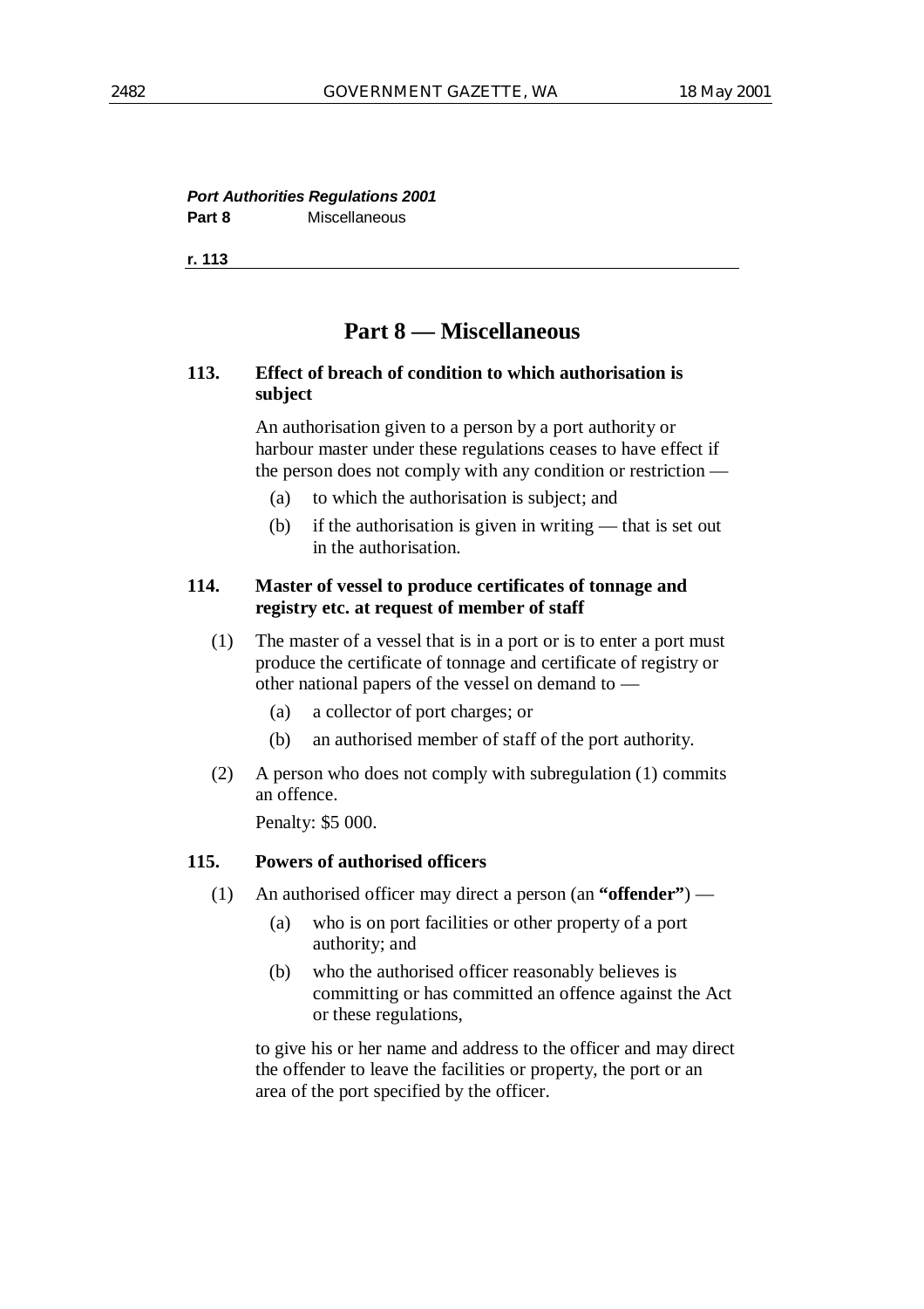# Part 8 — Miscellaneous

### 113. Effect of breach of condition to which authorisation is subject

An authorisation given to a person by a port authority or harbour master under these regulations ceases to have effect if the person does not comply with any condition or restriction —

(a) to which the authorisation is subject; and

(b) if the authorisation is given in writing — that is set out in the authorisation.

### 114. Master of vessel to produce certificates of tonnage and registry etc. at request of member of staff

(1) The master of a vessel that is in a port or is to enter a port must produce the certificate of tonnage and certificate of registry or other national papers of the vessel on demand to —

(a) a collector of port charges; or

(b) an authorised member of staff of the port authority.

(2) A person who does not comply with subregulation (1) commits an offence.

Penalty: $5 000.

### 115. Powers of authorised officers

(1) An authorised officer may direct a person (an **"offender"**) —

(a) who is on port facilities or other property of a port authority; and

(b) who the authorised officer reasonably believes is committing or has committed an offence against the Act or these regulations,

to give his or her name and address to the officer and may direct the offender to leave the facilities or property, the port or an area of the port specified by the officer.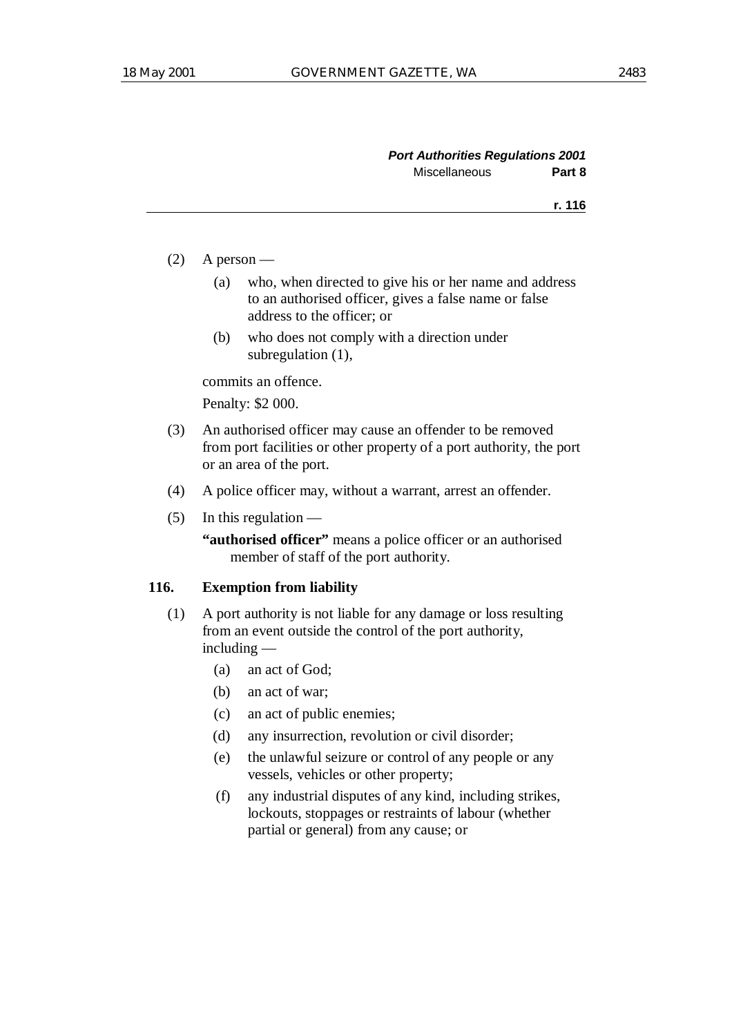(2) A person —

 (a) who, when directed to give his or her name and address to an authorised officer, gives a false name or false address to the officer; or

 (b) who does not comply with a direction under subregulation (1),

commits an offence.

Penalty: $2 000.

(3) An authorised officer may cause an offender to be removed from port facilities or other property of a port authority, the port or an area of the port.

(4) A police officer may, without a warrant, arrest an offender.

(5) In this regulation —

**"authorised officer"** means a police officer or an authorised member of staff of the port authority.

### 116. Exemption from liability

(1) A port authority is not liable for any damage or loss resulting from an event outside the control of the port authority, including —

 (a) an act of God;

 (b) an act of war;

 (c) an act of public enemies;

 (d) any insurrection, revolution or civil disorder;

 (e) the unlawful seizure or control of any people or any vessels, vehicles or other property;

 (f) any industrial disputes of any kind, including strikes, lockouts, stoppages or restraints of labour (whether partial or general) from any cause; or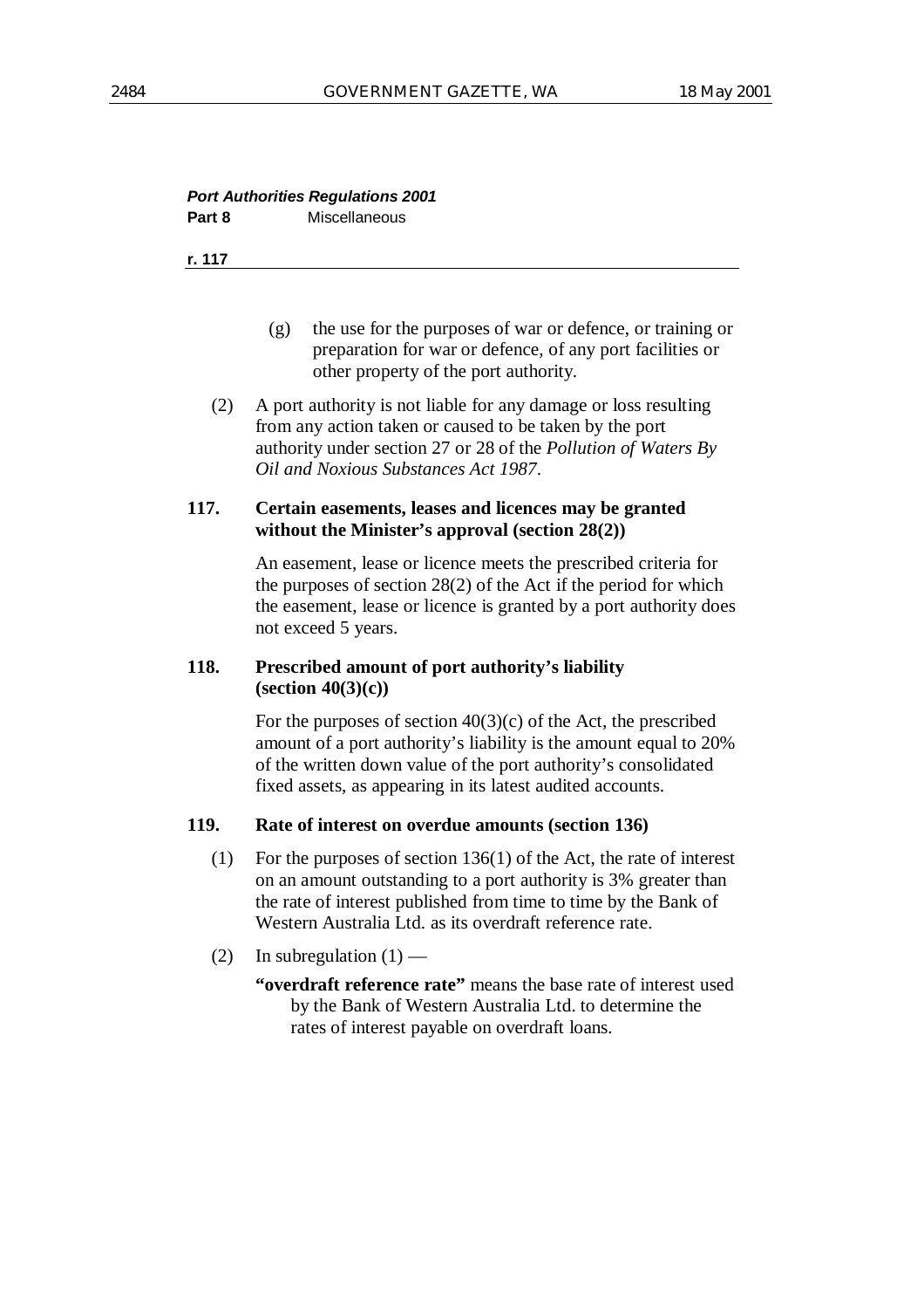(g) the use for the purposes of war or defence, or training or preparation for war or defence, of any port facilities or other property of the port authority.

(2) A port authority is not liable for any damage or loss resulting from any action taken or caused to be taken by the port authority under section 27 or 28 of the *Pollution of Waters By Oil and Noxious Substances Act 1987*.

### 117. Certain easements, leases and licences may be granted without the Minister's approval (section 28(2))

An easement, lease or licence meets the prescribed criteria for the purposes of section 28(2) of the Act if the period for which the easement, lease or licence is granted by a port authority does not exceed 5 years.

### 118. Prescribed amount of port authority's liability (section 40(3)(c))

For the purposes of section 40(3)(c) of the Act, the prescribed amount of a port authority's liability is the amount equal to 20% of the written down value of the port authority's consolidated fixed assets, as appearing in its latest audited accounts.

### 119. Rate of interest on overdue amounts (section 136)

(1) For the purposes of section 136(1) of the Act, the rate of interest on an amount outstanding to a port authority is 3% greater than the rate of interest published from time to time by the Bank of Western Australia Ltd. as its overdraft reference rate.

(2) In subregulation (1) —

**"overdraft reference rate"** means the base rate of interest used by the Bank of Western Australia Ltd. to determine the rates of interest payable on overdraft loans.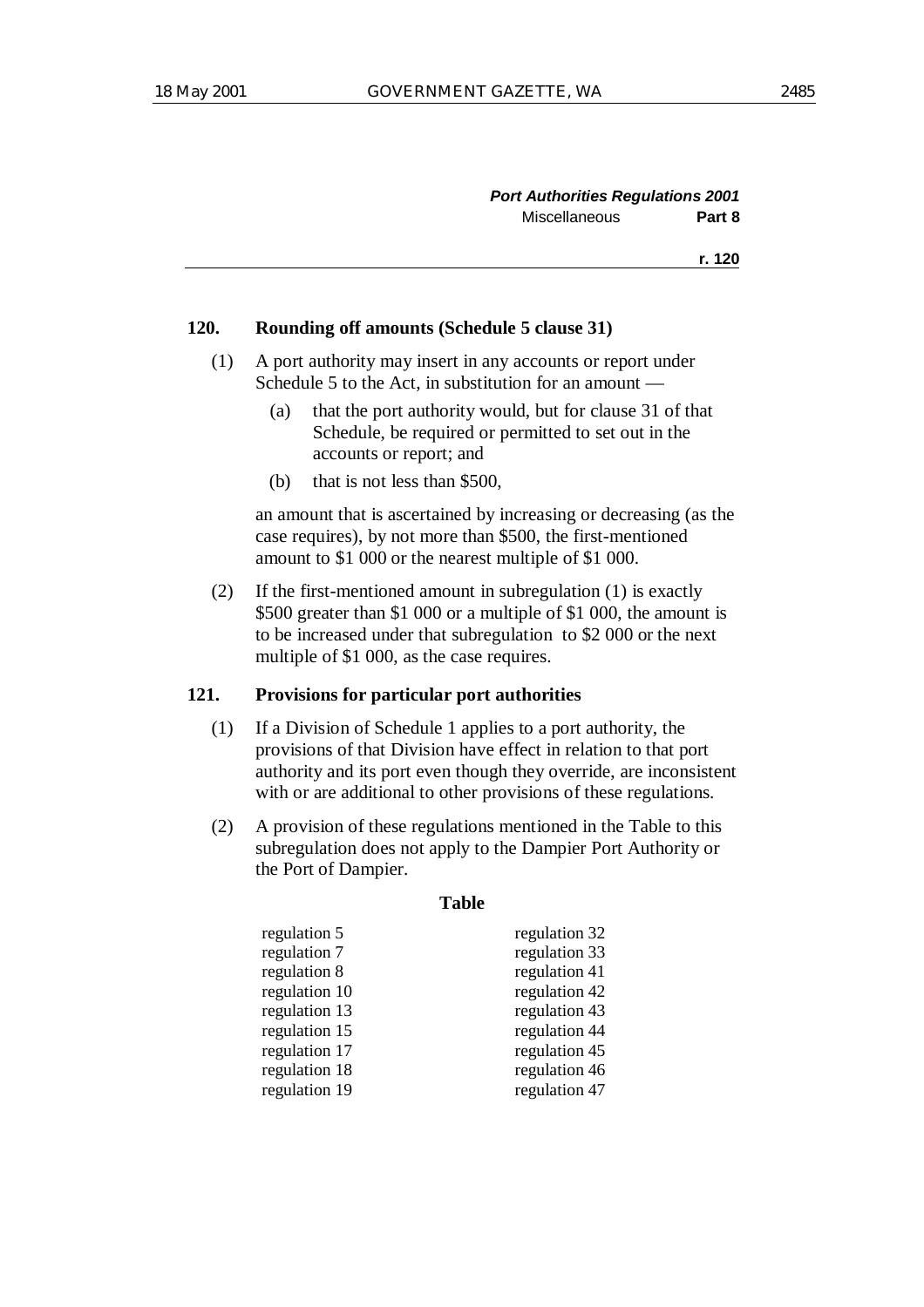**120. Rounding off amounts (Schedule 5 clause 31)**

(1) A port authority may insert in any accounts or report under Schedule 5 to the Act, in substitution for an amount —

(a) that the port authority would, but for clause 31 of that Schedule, be required or permitted to set out in the accounts or report; and

(b) that is not less than $500,

an amount that is ascertained by increasing or decreasing (as the case requires), by not more than $500, the first-mentioned amount to $1 000 or the nearest multiple of $1 000.

(2) If the first-mentioned amount in subregulation (1) is exactly $500 greater than $1 000 or a multiple of $1 000, the amount is to be increased under that subregulation to $2 000 or the next multiple of $1 000, as the case requires.

**121. Provisions for particular port authorities**

(1) If a Division of Schedule 1 applies to a port authority, the provisions of that Division have effect in relation to that port authority and its port even though they override, are inconsistent with or are additional to other provisions of these regulations.

(2) A provision of these regulations mentioned in the Table to this subregulation does not apply to the Dampier Port Authority or the Port of Dampier.

**Table**

| | |
|---|---|
| regulation 5 | regulation 32 |
| regulation 7 | regulation 33 |
| regulation 8 | regulation 41 |
| regulation 10 | regulation 42 |
| regulation 13 | regulation 43 |
| regulation 15 | regulation 44 |
| regulation 17 | regulation 45 |
| regulation 18 | regulation 46 |
| regulation 19 | regulation 47 |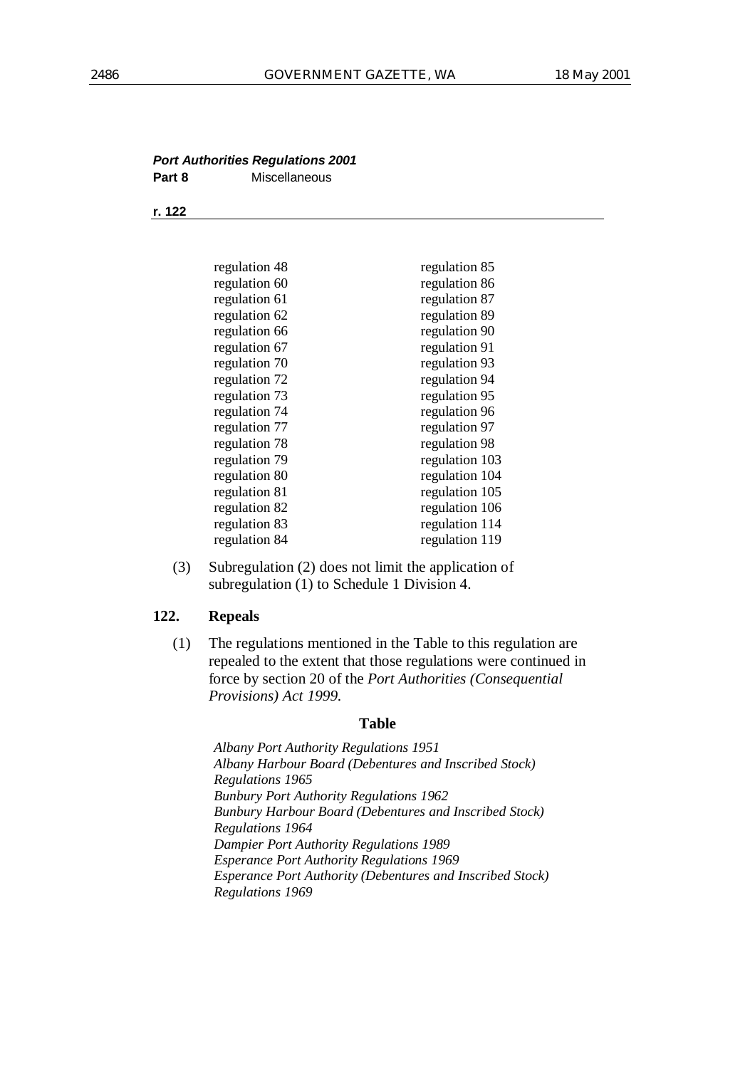*Port Authorities Regulations 2001*
**Part 8** Miscellaneous

**r. 122**

| | |
|---|---|
| regulation 48 | regulation 85 |
| regulation 60 | regulation 86 |
| regulation 61 | regulation 87 |
| regulation 62 | regulation 89 |
| regulation 66 | regulation 90 |
| regulation 67 | regulation 91 |
| regulation 70 | regulation 93 |
| regulation 72 | regulation 94 |
| regulation 73 | regulation 95 |
| regulation 74 | regulation 96 |
| regulation 77 | regulation 97 |
| regulation 78 | regulation 98 |
| regulation 79 | regulation 103 |
| regulation 80 | regulation 104 |
| regulation 81 | regulation 105 |
| regulation 82 | regulation 106 |
| regulation 83 | regulation 114 |
| regulation 84 | regulation 119 |

(3) Subregulation (2) does not limit the application of subregulation (1) to Schedule 1 Division 4.

**122. Repeals**

(1) The regulations mentioned in the Table to this regulation are repealed to the extent that those regulations were continued in force by section 20 of the *Port Authorities (Consequential Provisions) Act 1999.*

**Table**

*Albany Port Authority Regulations 1951*
*Albany Harbour Board (Debentures and Inscribed Stock) Regulations 1965*
*Bunbury Port Authority Regulations 1962*
*Bunbury Harbour Board (Debentures and Inscribed Stock) Regulations 1964*
*Dampier Port Authority Regulations 1989*
*Esperance Port Authority Regulations 1969*
*Esperance Port Authority (Debentures and Inscribed Stock) Regulations 1969*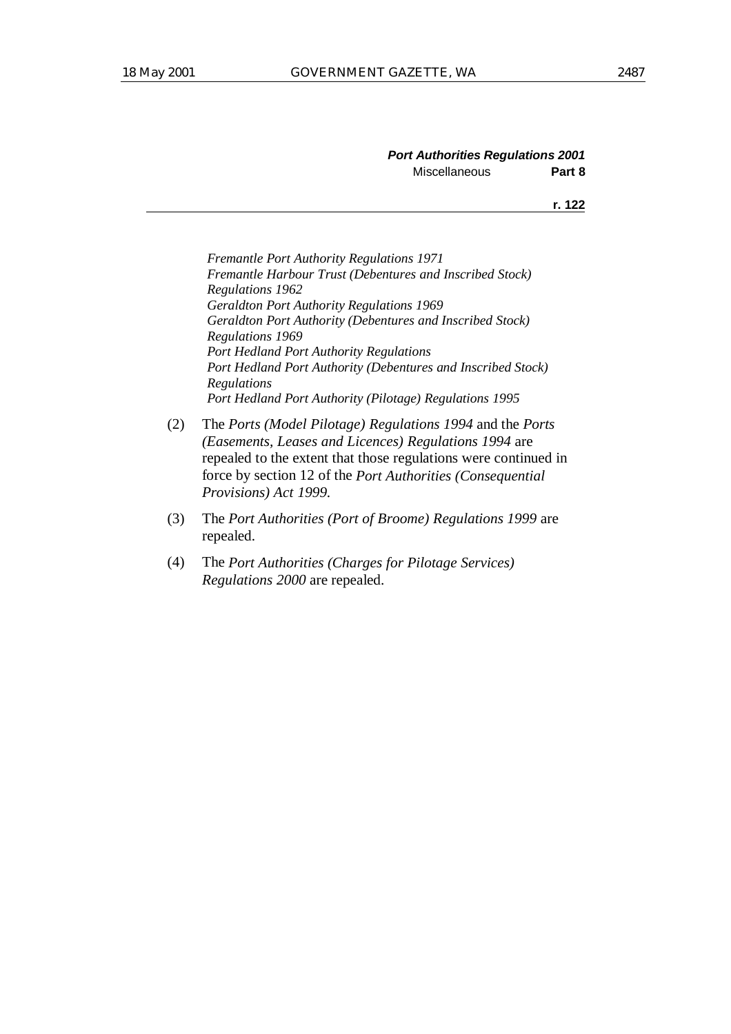*Fremantle Port Authority Regulations 1971*
*Fremantle Harbour Trust (Debentures and Inscribed Stock) Regulations 1962*
*Geraldton Port Authority Regulations 1969*
*Geraldton Port Authority (Debentures and Inscribed Stock) Regulations 1969*
*Port Hedland Port Authority Regulations*
*Port Hedland Port Authority (Debentures and Inscribed Stock) Regulations*
*Port Hedland Port Authority (Pilotage) Regulations 1995*

(2) The *Ports (Model Pilotage) Regulations 1994* and the *Ports (Easements, Leases and Licences) Regulations 1994* are repealed to the extent that those regulations were continued in force by section 12 of the *Port Authorities (Consequential Provisions) Act 1999*.

(3) The *Port Authorities (Port of Broome) Regulations 1999* are repealed.

(4) The *Port Authorities (Charges for Pilotage Services) Regulations 2000* are repealed.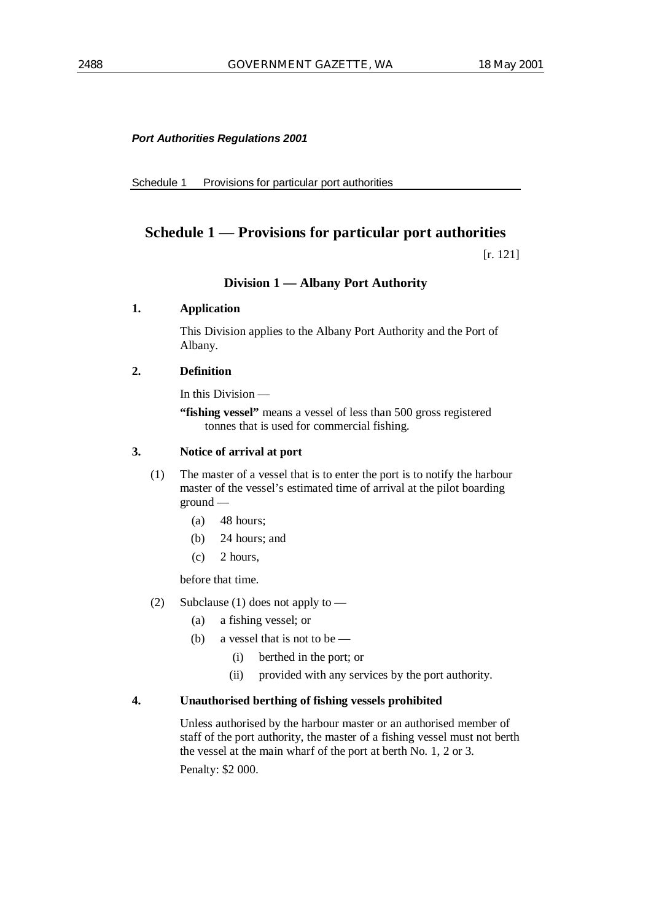# Schedule 1 — Provisions for particular port authorities

[r. 121]

## Division 1 — Albany Port Authority

### 1. Application

This Division applies to the Albany Port Authority and the Port of Albany.

### 2. Definition

In this Division —

**"fishing vessel"** means a vessel of less than 500 gross registered tonnes that is used for commercial fishing.

### 3. Notice of arrival at port

(1) The master of a vessel that is to enter the port is to notify the harbour master of the vessel's estimated time of arrival at the pilot boarding ground —

- (a) 48 hours;
- (b) 24 hours; and
- (c) 2 hours,

before that time.

(2) Subclause (1) does not apply to —

- (a) a fishing vessel; or
- (b) a vessel that is not to be —
  - (i) berthed in the port; or
  - (ii) provided with any services by the port authority.

### 4. Unauthorised berthing of fishing vessels prohibited

Unless authorised by the harbour master or an authorised member of staff of the port authority, the master of a fishing vessel must not berth the vessel at the main wharf of the port at berth No. 1, 2 or 3.

Penalty: $2 000.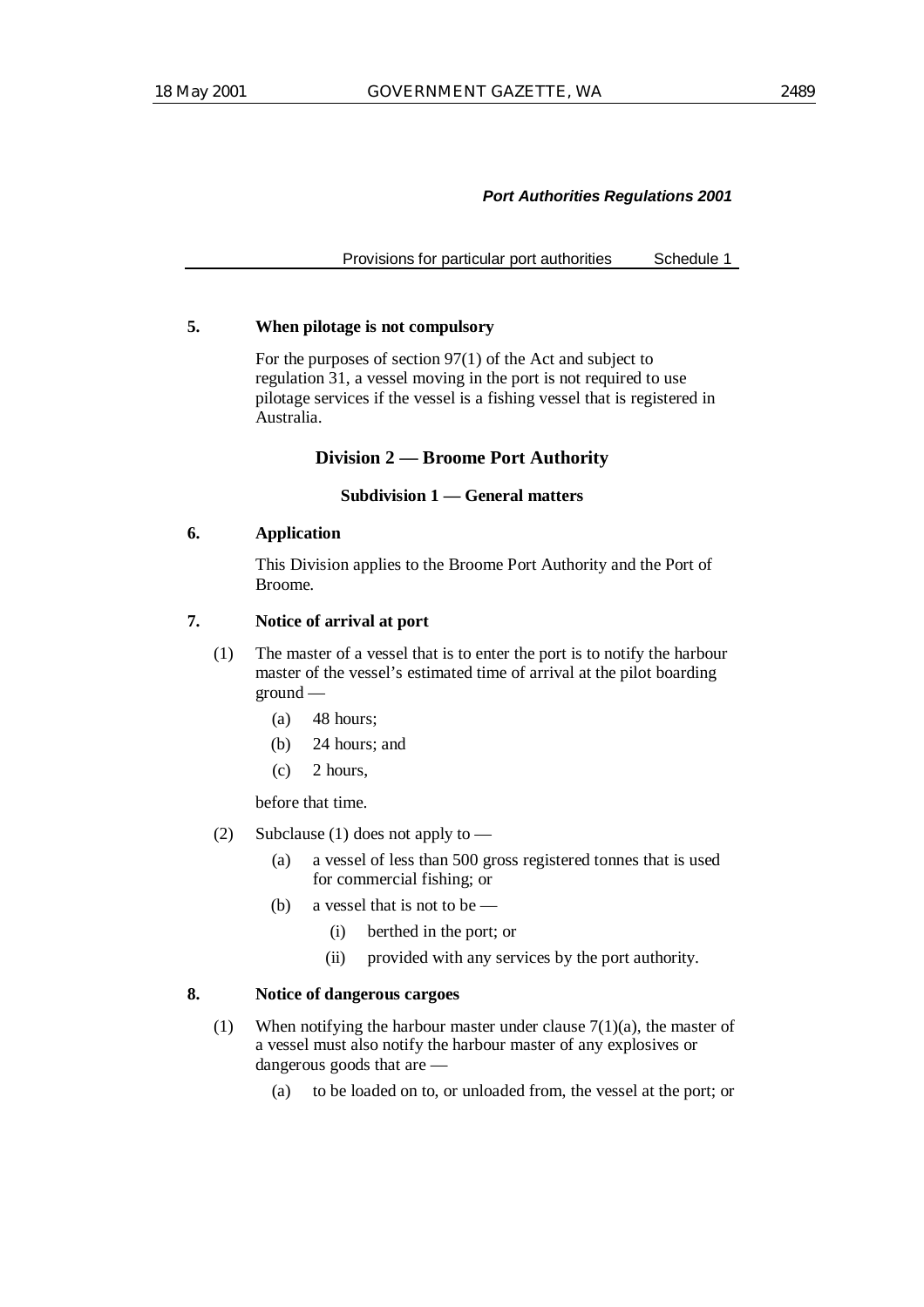**5. When pilotage is not compulsory**

For the purposes of section 97(1) of the Act and subject to regulation 31, a vessel moving in the port is not required to use pilotage services if the vessel is a fishing vessel that is registered in Australia.

## Division 2 — Broome Port Authority

### Subdivision 1 — General matters

**6. Application**

This Division applies to the Broome Port Authority and the Port of Broome.

**7. Notice of arrival at port**

(1) The master of a vessel that is to enter the port is to notify the harbour master of the vessel's estimated time of arrival at the pilot boarding ground —

- (a) 48 hours;
- (b) 24 hours; and
- (c) 2 hours,

before that time.

(2) Subclause (1) does not apply to —

- (a) a vessel of less than 500 gross registered tonnes that is used for commercial fishing; or
- (b) a vessel that is not to be —
  - (i) berthed in the port; or
  - (ii) provided with any services by the port authority.

**8. Notice of dangerous cargoes**

(1) When notifying the harbour master under clause 7(1)(a), the master of a vessel must also notify the harbour master of any explosives or dangerous goods that are —

- (a) to be loaded on to, or unloaded from, the vessel at the port; or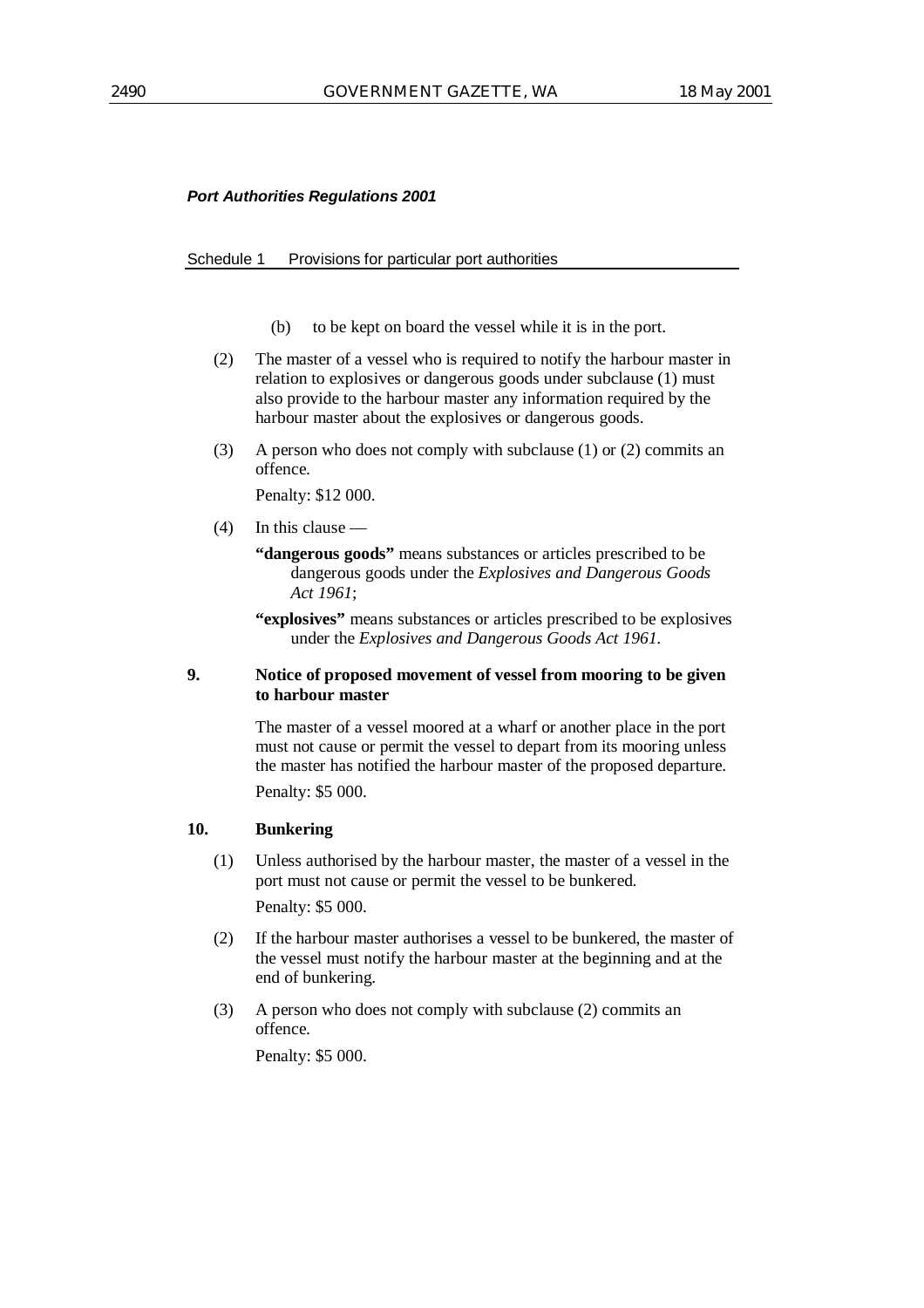(b) to be kept on board the vessel while it is in the port.

(2) The master of a vessel who is required to notify the harbour master in relation to explosives or dangerous goods under subclause (1) must also provide to the harbour master any information required by the harbour master about the explosives or dangerous goods.

(3) A person who does not comply with subclause (1) or (2) commits an offence.

Penalty: $12 000.

(4) In this clause —

**"dangerous goods"** means substances or articles prescribed to be dangerous goods under the *Explosives and Dangerous Goods Act 1961*;

**"explosives"** means substances or articles prescribed to be explosives under the *Explosives and Dangerous Goods Act 1961*.

**9. Notice of proposed movement of vessel from mooring to be given to harbour master**

The master of a vessel moored at a wharf or another place in the port must not cause or permit the vessel to depart from its mooring unless the master has notified the harbour master of the proposed departure.

Penalty: $5 000.

**10. Bunkering**

(1) Unless authorised by the harbour master, the master of a vessel in the port must not cause or permit the vessel to be bunkered.

Penalty: $5 000.

(2) If the harbour master authorises a vessel to be bunkered, the master of the vessel must notify the harbour master at the beginning and at the end of bunkering.

(3) A person who does not comply with subclause (2) commits an offence.

Penalty: $5 000.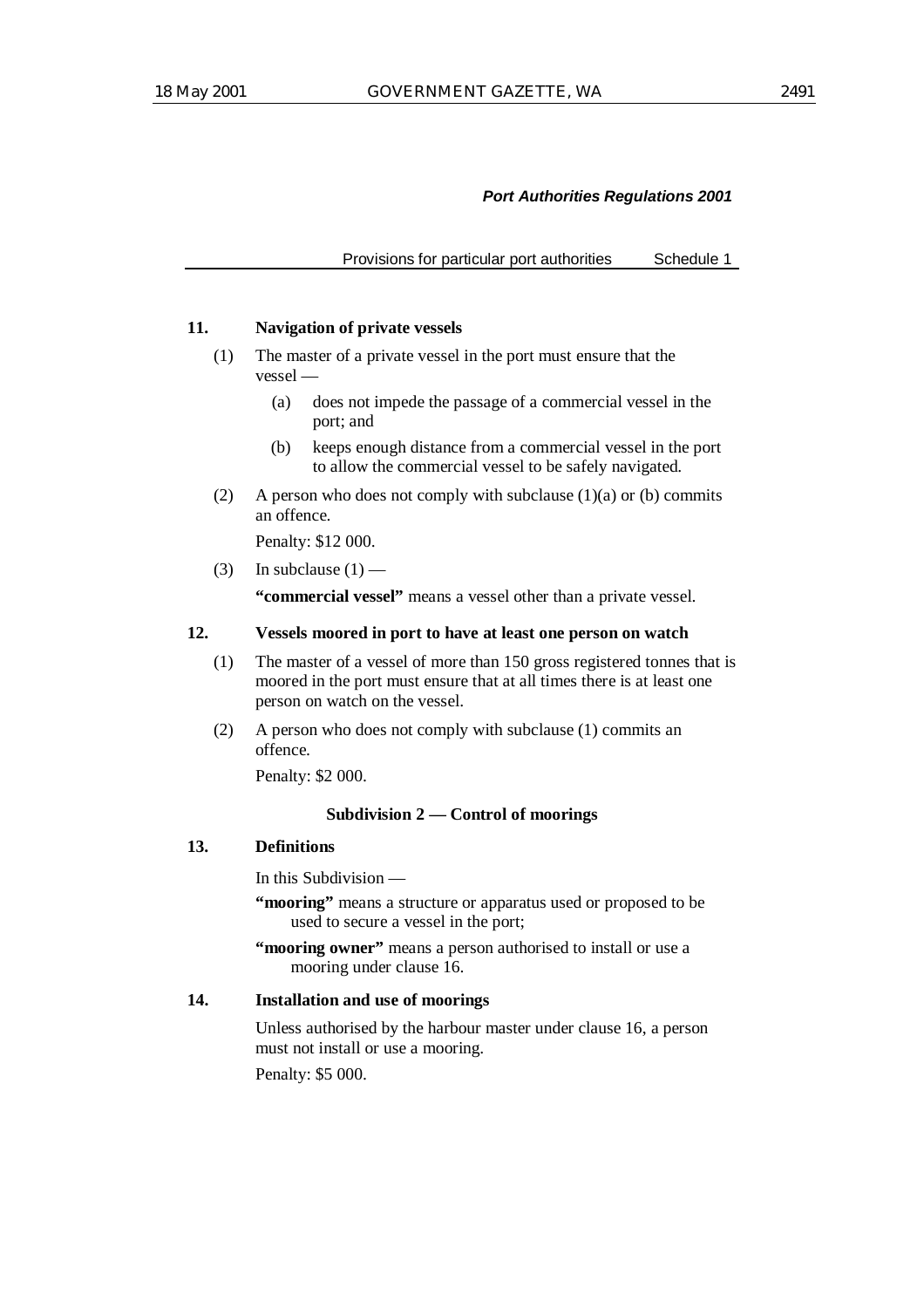**11. Navigation of private vessels**

(1) The master of a private vessel in the port must ensure that the vessel —

(a) does not impede the passage of a commercial vessel in the port; and

(b) keeps enough distance from a commercial vessel in the port to allow the commercial vessel to be safely navigated.

(2) A person who does not comply with subclause (1)(a) or (b) commits an offence.

Penalty: $12 000.

(3) In subclause (1) —

**"commercial vessel"** means a vessel other than a private vessel.

**12. Vessels moored in port to have at least one person on watch**

(1) The master of a vessel of more than 150 gross registered tonnes that is moored in the port must ensure that at all times there is at least one person on watch on the vessel.

(2) A person who does not comply with subclause (1) commits an offence.

Penalty: $2 000.

**Subdivision 2 — Control of moorings**

**13. Definitions**

In this Subdivision —

**"mooring"** means a structure or apparatus used or proposed to be used to secure a vessel in the port;

**"mooring owner"** means a person authorised to install or use a mooring under clause 16.

**14. Installation and use of moorings**

Unless authorised by the harbour master under clause 16, a person must not install or use a mooring.

Penalty: $5 000.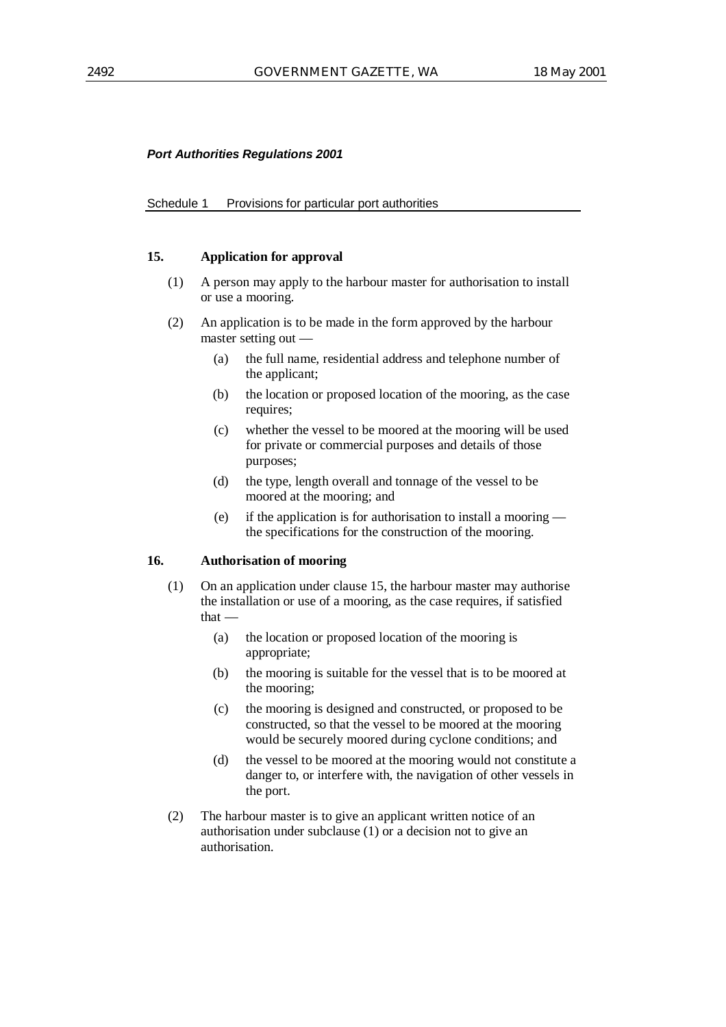**Port Authorities Regulations 2001**

Schedule 1 Provisions for particular port authorities

### 15. Application for approval

(1) A person may apply to the harbour master for authorisation to install or use a mooring.

(2) An application is to be made in the form approved by the harbour master setting out —

- (a) the full name, residential address and telephone number of the applicant;
- (b) the location or proposed location of the mooring, as the case requires;
- (c) whether the vessel to be moored at the mooring will be used for private or commercial purposes and details of those purposes;
- (d) the type, length overall and tonnage of the vessel to be moored at the mooring; and
- (e) if the application is for authorisation to install a mooring — the specifications for the construction of the mooring.

### 16. Authorisation of mooring

(1) On an application under clause 15, the harbour master may authorise the installation or use of a mooring, as the case requires, if satisfied that —

- (a) the location or proposed location of the mooring is appropriate;
- (b) the mooring is suitable for the vessel that is to be moored at the mooring;
- (c) the mooring is designed and constructed, or proposed to be constructed, so that the vessel to be moored at the mooring would be securely moored during cyclone conditions; and
- (d) the vessel to be moored at the mooring would not constitute a danger to, or interfere with, the navigation of other vessels in the port.

(2) The harbour master is to give an applicant written notice of an authorisation under subclause (1) or a decision not to give an authorisation.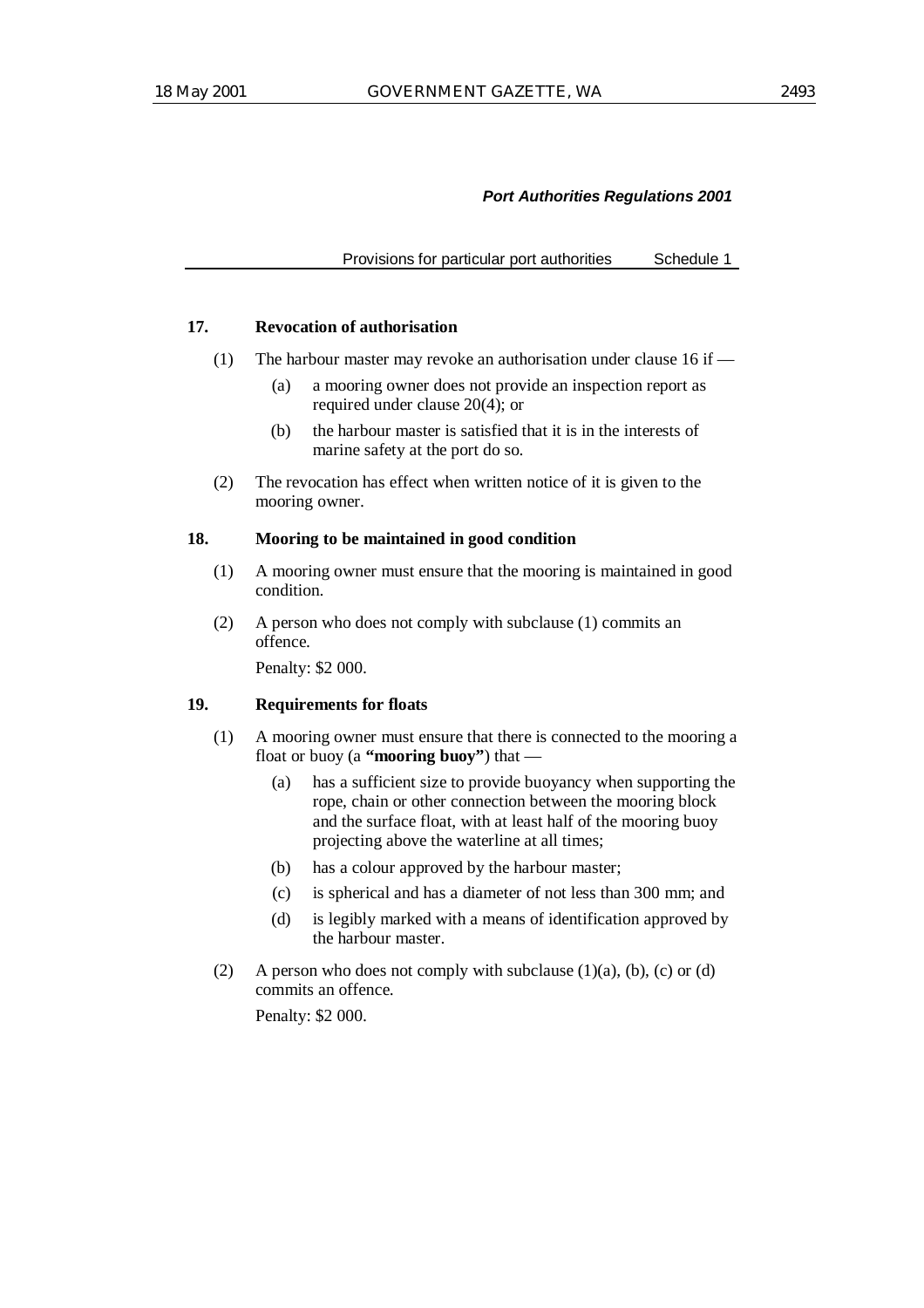**17. Revocation of authorisation**

(1) The harbour master may revoke an authorisation under clause 16 if —

(a) a mooring owner does not provide an inspection report as required under clause 20(4); or

(b) the harbour master is satisfied that it is in the interests of marine safety at the port do so.

(2) The revocation has effect when written notice of it is given to the mooring owner.

**18. Mooring to be maintained in good condition**

(1) A mooring owner must ensure that the mooring is maintained in good condition.

(2) A person who does not comply with subclause (1) commits an offence.

Penalty: $2 000.

**19. Requirements for floats**

(1) A mooring owner must ensure that there is connected to the mooring a float or buoy (a **"mooring buoy"**) that —

(a) has a sufficient size to provide buoyancy when supporting the rope, chain or other connection between the mooring block and the surface float, with at least half of the mooring buoy projecting above the waterline at all times;

(b) has a colour approved by the harbour master;

(c) is spherical and has a diameter of not less than 300 mm; and

(d) is legibly marked with a means of identification approved by the harbour master.

(2) A person who does not comply with subclause (1)(a), (b), (c) or (d) commits an offence.

Penalty: $2 000.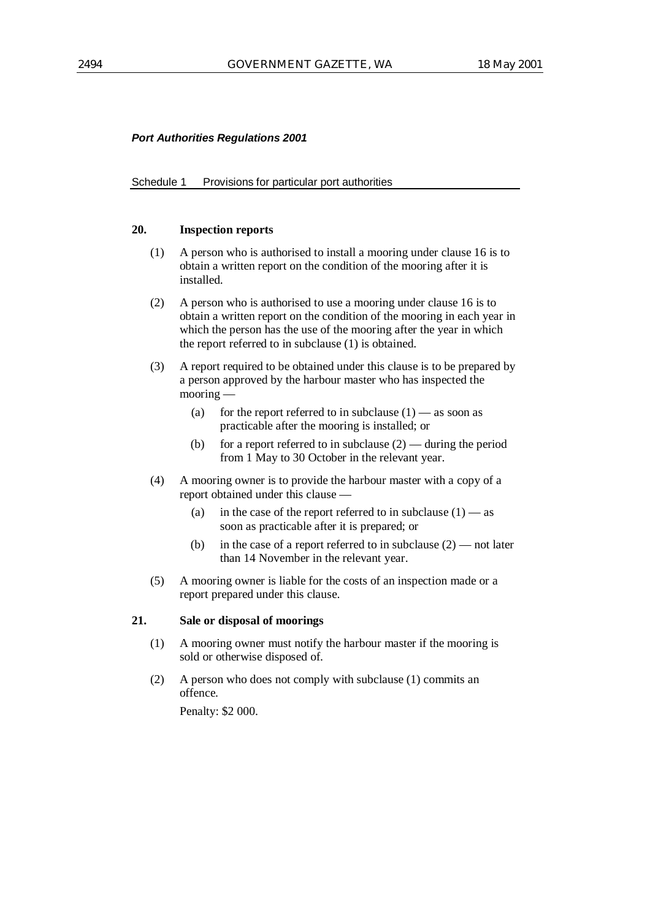**Port Authorities Regulations 2001**

Schedule 1 Provisions for particular port authorities

**20. Inspection reports**

(1) A person who is authorised to install a mooring under clause 16 is to obtain a written report on the condition of the mooring after it is installed.

(2) A person who is authorised to use a mooring under clause 16 is to obtain a written report on the condition of the mooring in each year in which the person has the use of the mooring after the year in which the report referred to in subclause (1) is obtained.

(3) A report required to be obtained under this clause is to be prepared by a person approved by the harbour master who has inspected the mooring —

(a) for the report referred to in subclause (1) — as soon as practicable after the mooring is installed; or

(b) for a report referred to in subclause (2) — during the period from 1 May to 30 October in the relevant year.

(4) A mooring owner is to provide the harbour master with a copy of a report obtained under this clause —

(a) in the case of the report referred to in subclause (1) — as soon as practicable after it is prepared; or

(b) in the case of a report referred to in subclause (2) — not later than 14 November in the relevant year.

(5) A mooring owner is liable for the costs of an inspection made or a report prepared under this clause.

**21. Sale or disposal of moorings**

(1) A mooring owner must notify the harbour master if the mooring is sold or otherwise disposed of.

(2) A person who does not comply with subclause (1) commits an offence.

Penalty: $2 000.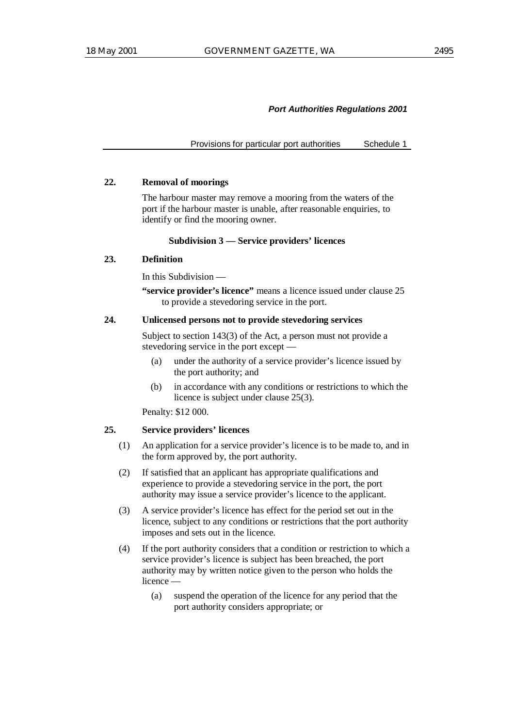**22. Removal of moorings**

The harbour master may remove a mooring from the waters of the port if the harbour master is unable, after reasonable enquiries, to identify or find the mooring owner.

**Subdivision 3 — Service providers' licences**

**23. Definition**

In this Subdivision —

**"service provider's licence"** means a licence issued under clause 25 to provide a stevedoring service in the port.

**24. Unlicensed persons not to provide stevedoring services**

Subject to section 143(3) of the Act, a person must not provide a stevedoring service in the port except —

- (a) under the authority of a service provider's licence issued by the port authority; and
- (b) in accordance with any conditions or restrictions to which the licence is subject under clause 25(3).

Penalty: $12 000.

**25. Service providers' licences**

(1) An application for a service provider's licence is to be made to, and in the form approved by, the port authority.

(2) If satisfied that an applicant has appropriate qualifications and experience to provide a stevedoring service in the port, the port authority may issue a service provider's licence to the applicant.

(3) A service provider's licence has effect for the period set out in the licence, subject to any conditions or restrictions that the port authority imposes and sets out in the licence.

(4) If the port authority considers that a condition or restriction to which a service provider's licence is subject has been breached, the port authority may by written notice given to the person who holds the licence —

- (a) suspend the operation of the licence for any period that the port authority considers appropriate; or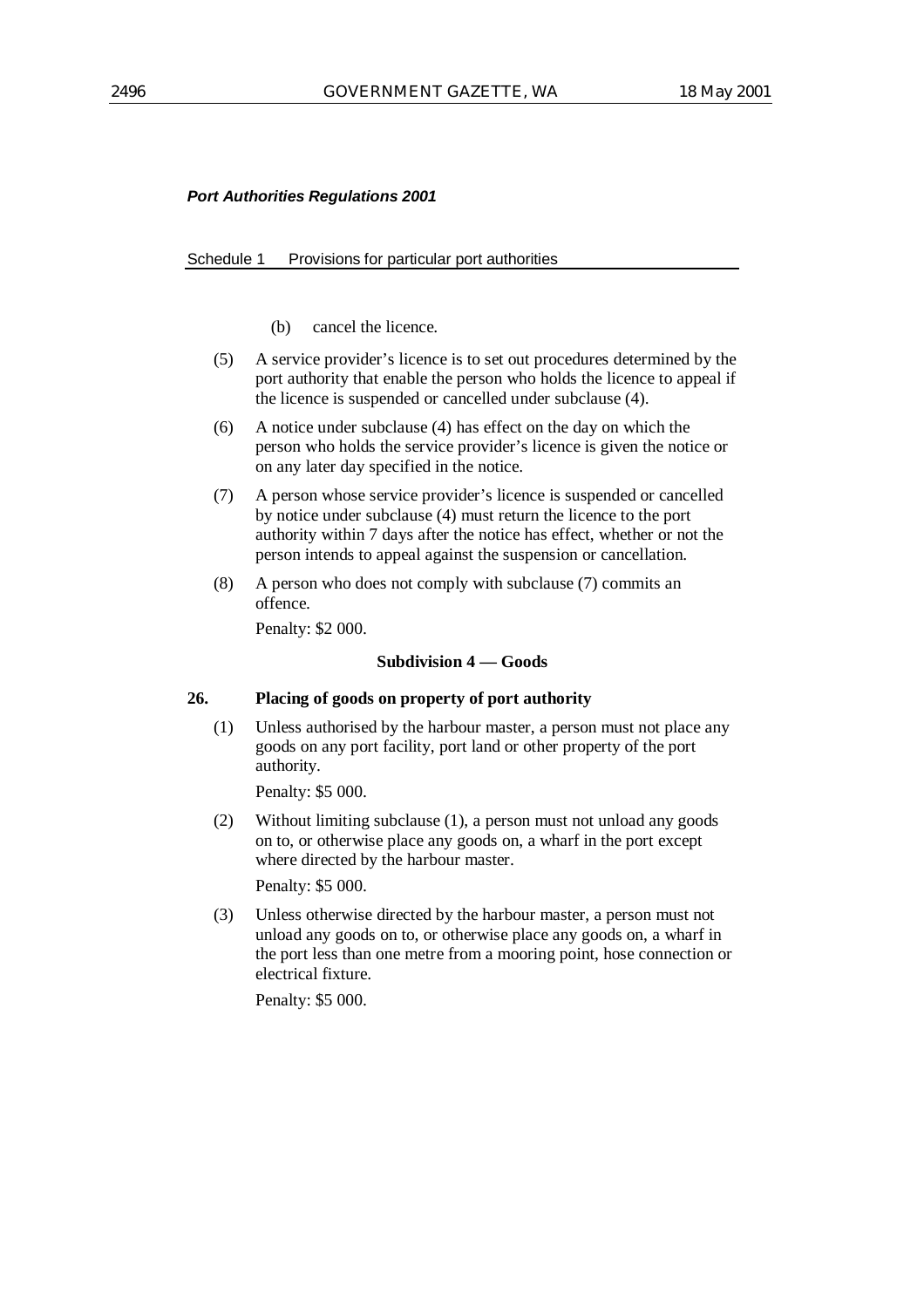(b) cancel the licence.

(5) A service provider's licence is to set out procedures determined by the port authority that enable the person who holds the licence to appeal if the licence is suspended or cancelled under subclause (4).

(6) A notice under subclause (4) has effect on the day on which the person who holds the service provider's licence is given the notice or on any later day specified in the notice.

(7) A person whose service provider's licence is suspended or cancelled by notice under subclause (4) must return the licence to the port authority within 7 days after the notice has effect, whether or not the person intends to appeal against the suspension or cancellation.

(8) A person who does not comply with subclause (7) commits an offence.

Penalty: $2 000.

**Subdivision 4 — Goods**

**26. Placing of goods on property of port authority**

(1) Unless authorised by the harbour master, a person must not place any goods on any port facility, port land or other property of the port authority.

Penalty: $5 000.

(2) Without limiting subclause (1), a person must not unload any goods on to, or otherwise place any goods on, a wharf in the port except where directed by the harbour master.

Penalty: $5 000.

(3) Unless otherwise directed by the harbour master, a person must not unload any goods on to, or otherwise place any goods on, a wharf in the port less than one metre from a mooring point, hose connection or electrical fixture.

Penalty: $5 000.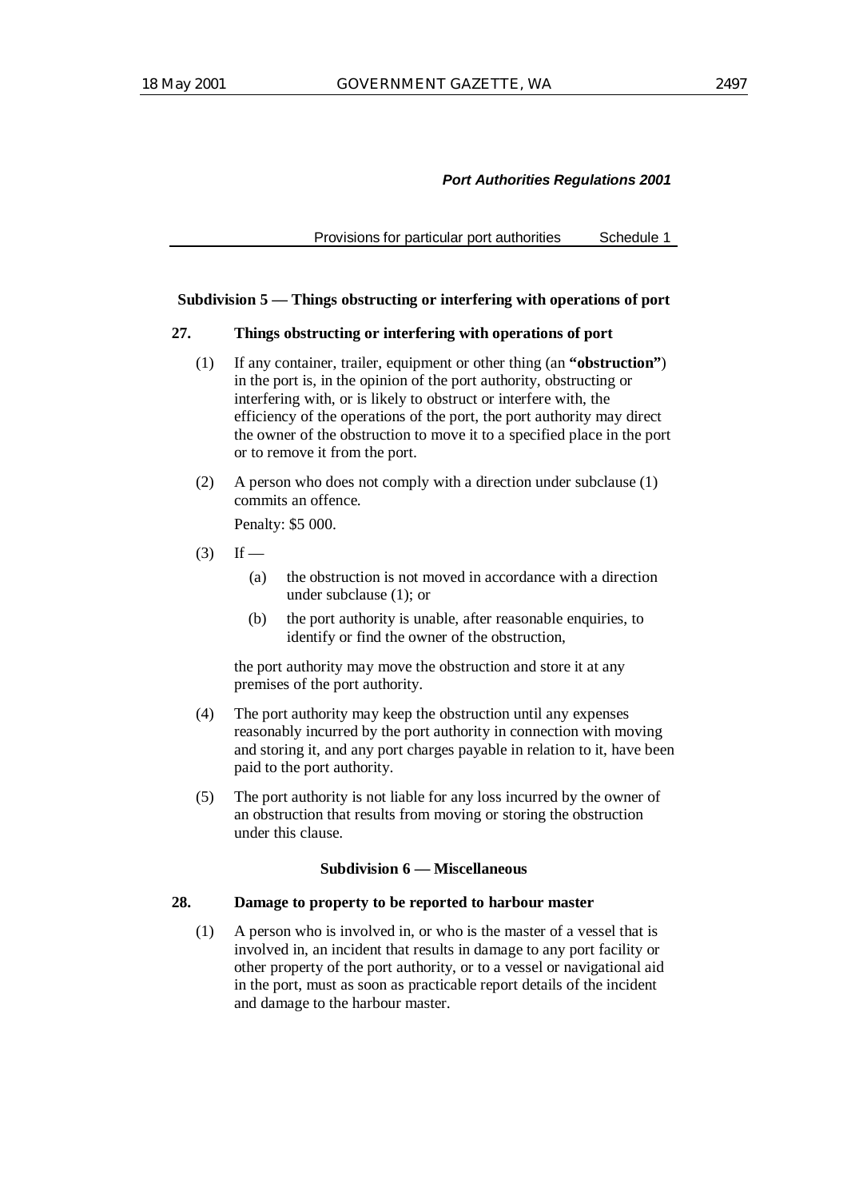#### Subdivision 5 — Things obstructing or interfering with operations of port

**27. Things obstructing or interfering with operations of port**

(1) If any container, trailer, equipment or other thing (an **"obstruction"**) in the port is, in the opinion of the port authority, obstructing or interfering with, or is likely to obstruct or interfere with, the efficiency of the operations of the port, the port authority may direct the owner of the obstruction to move it to a specified place in the port or to remove it from the port.

(2) A person who does not comply with a direction under subclause (1) commits an offence.

Penalty: $5 000.

(3) If —

- (a) the obstruction is not moved in accordance with a direction under subclause (1); or
- (b) the port authority is unable, after reasonable enquiries, to identify or find the owner of the obstruction,

the port authority may move the obstruction and store it at any premises of the port authority.

(4) The port authority may keep the obstruction until any expenses reasonably incurred by the port authority in connection with moving and storing it, and any port charges payable in relation to it, have been paid to the port authority.

(5) The port authority is not liable for any loss incurred by the owner of an obstruction that results from moving or storing the obstruction under this clause.

#### Subdivision 6 — Miscellaneous

**28. Damage to property to be reported to harbour master**

(1) A person who is involved in, or who is the master of a vessel that is involved in, an incident that results in damage to any port facility or other property of the port authority, or to a vessel or navigational aid in the port, must as soon as practicable report details of the incident and damage to the harbour master.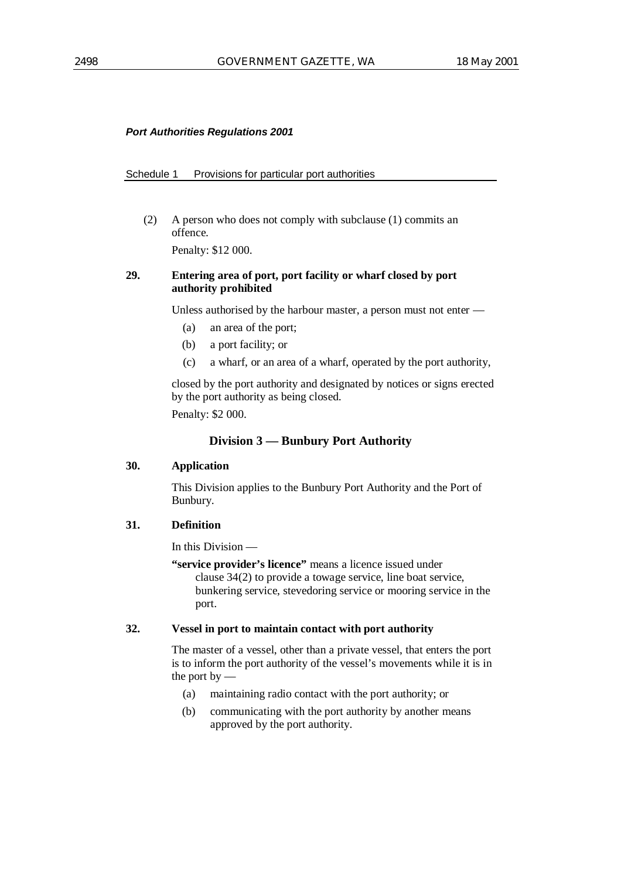(2) A person who does not comply with subclause (1) commits an offence.

Penalty: $12 000.

**29. Entering area of port, port facility or wharf closed by port authority prohibited**

Unless authorised by the harbour master, a person must not enter —

(a) an area of the port;

(b) a port facility; or

(c) a wharf, or an area of a wharf, operated by the port authority,

closed by the port authority and designated by notices or signs erected by the port authority as being closed.

Penalty: $2 000.

## Division 3 — Bunbury Port Authority

**30. Application**

This Division applies to the Bunbury Port Authority and the Port of Bunbury.

**31. Definition**

In this Division —

**"service provider's licence"** means a licence issued under clause 34(2) to provide a towage service, line boat service, bunkering service, stevedoring service or mooring service in the port.

**32. Vessel in port to maintain contact with port authority**

The master of a vessel, other than a private vessel, that enters the port is to inform the port authority of the vessel's movements while it is in the port by —

(a) maintaining radio contact with the port authority; or

(b) communicating with the port authority by another means approved by the port authority.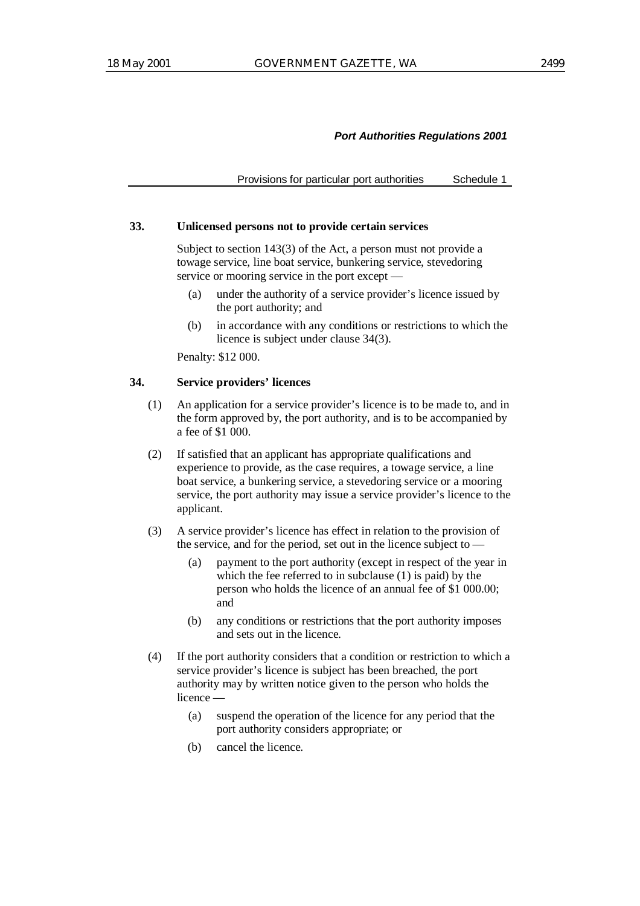**33. Unlicensed persons not to provide certain services**

Subject to section 143(3) of the Act, a person must not provide a towage service, line boat service, bunkering service, stevedoring service or mooring service in the port except —

(a) under the authority of a service provider's licence issued by the port authority; and

(b) in accordance with any conditions or restrictions to which the licence is subject under clause 34(3).

Penalty: $12 000.

**34. Service providers' licences**

(1) An application for a service provider's licence is to be made to, and in the form approved by, the port authority, and is to be accompanied by a fee of $1 000.

(2) If satisfied that an applicant has appropriate qualifications and experience to provide, as the case requires, a towage service, a line boat service, a bunkering service, a stevedoring service or a mooring service, the port authority may issue a service provider's licence to the applicant.

(3) A service provider's licence has effect in relation to the provision of the service, and for the period, set out in the licence subject to —

(a) payment to the port authority (except in respect of the year in which the fee referred to in subclause (1) is paid) by the person who holds the licence of an annual fee of $1 000.00; and

(b) any conditions or restrictions that the port authority imposes and sets out in the licence.

(4) If the port authority considers that a condition or restriction to which a service provider's licence is subject has been breached, the port authority may by written notice given to the person who holds the licence —

(a) suspend the operation of the licence for any period that the port authority considers appropriate; or

(b) cancel the licence.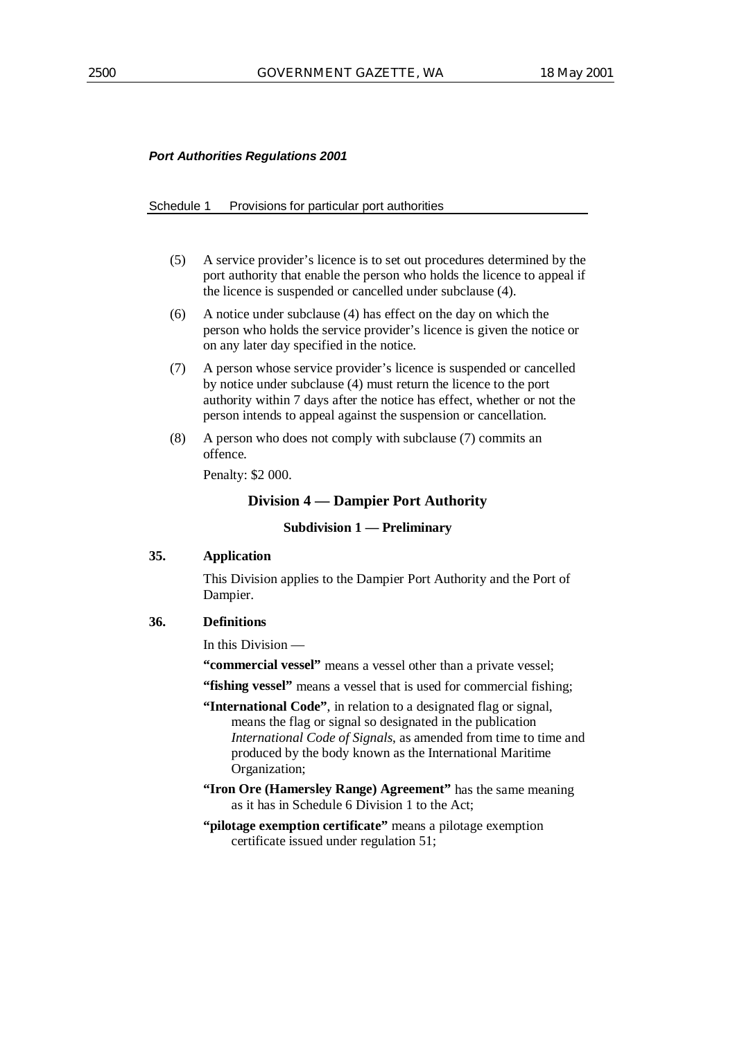*Port Authorities Regulations 2001*

Schedule 1 Provisions for particular port authorities

(5) A service provider's licence is to set out procedures determined by the port authority that enable the person who holds the licence to appeal if the licence is suspended or cancelled under subclause (4).

(6) A notice under subclause (4) has effect on the day on which the person who holds the service provider's licence is given the notice or on any later day specified in the notice.

(7) A person whose service provider's licence is suspended or cancelled by notice under subclause (4) must return the licence to the port authority within 7 days after the notice has effect, whether or not the person intends to appeal against the suspension or cancellation.

(8) A person who does not comply with subclause (7) commits an offence.

Penalty: $2 000.

## Division 4 — Dampier Port Authority

### Subdivision 1 — Preliminary

**35. Application**

This Division applies to the Dampier Port Authority and the Port of Dampier.

**36. Definitions**

In this Division —

**"commercial vessel"** means a vessel other than a private vessel;

**"fishing vessel"** means a vessel that is used for commercial fishing;

**"International Code"**, in relation to a designated flag or signal, means the flag or signal so designated in the publication *International Code of Signals*, as amended from time to time and produced by the body known as the International Maritime Organization;

**"Iron Ore (Hamersley Range) Agreement"** has the same meaning as it has in Schedule 6 Division 1 to the Act;

**"pilotage exemption certificate"** means a pilotage exemption certificate issued under regulation 51;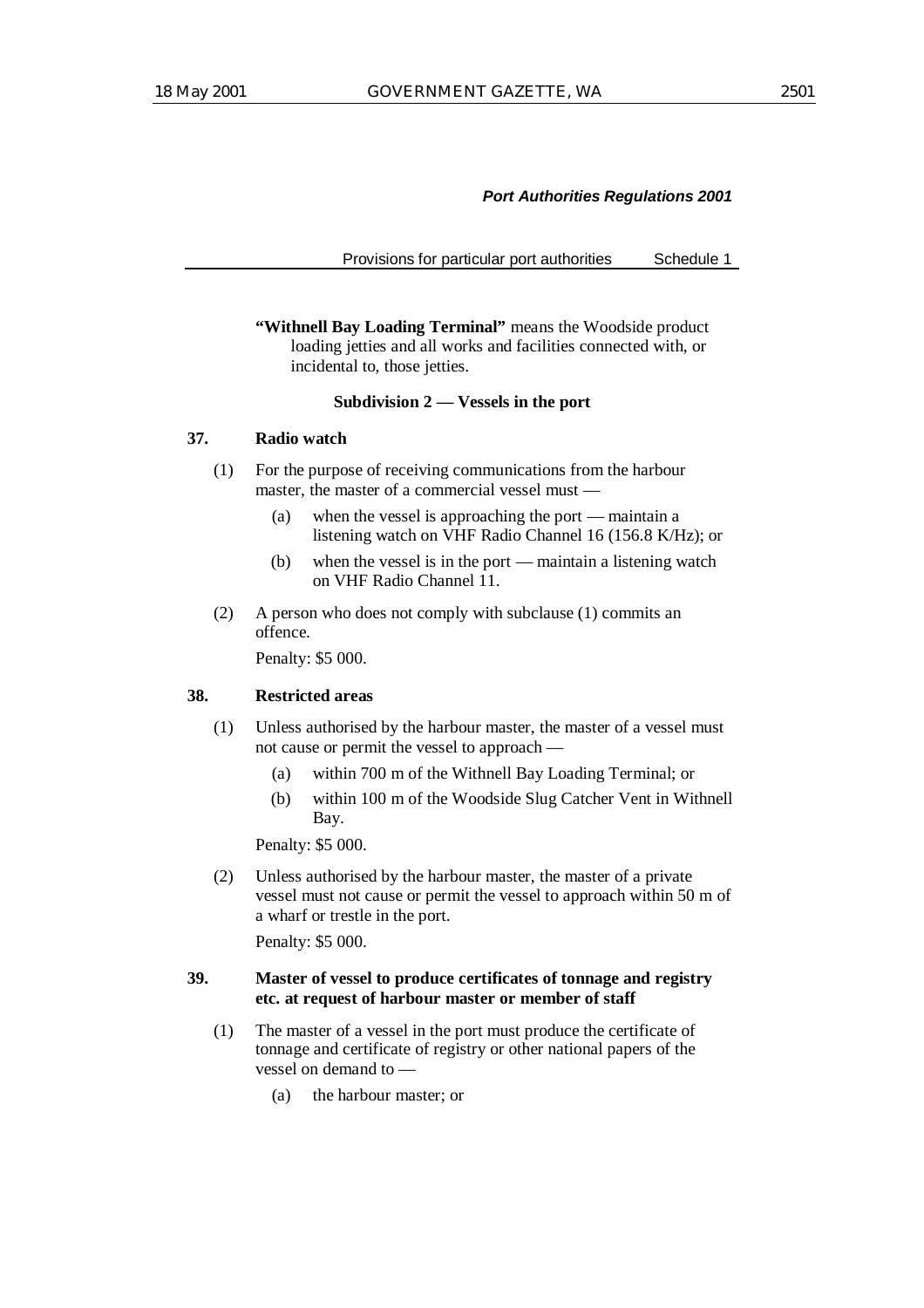**"Withnell Bay Loading Terminal"** means the Woodside product loading jetties and all works and facilities connected with, or incidental to, those jetties.

### Subdivision 2 — Vessels in the port

#### 37. Radio watch

(1) For the purpose of receiving communications from the harbour master, the master of a commercial vessel must —

- (a) when the vessel is approaching the port — maintain a listening watch on VHF Radio Channel 16 (156.8 K/Hz); or
- (b) when the vessel is in the port — maintain a listening watch on VHF Radio Channel 11.

(2) A person who does not comply with subclause (1) commits an offence.

Penalty: $5 000.

#### 38. Restricted areas

(1) Unless authorised by the harbour master, the master of a vessel must not cause or permit the vessel to approach —

- (a) within 700 m of the Withnell Bay Loading Terminal; or
- (b) within 100 m of the Woodside Slug Catcher Vent in Withnell Bay.

Penalty: $5 000.

(2) Unless authorised by the harbour master, the master of a private vessel must not cause or permit the vessel to approach within 50 m of a wharf or trestle in the port.

Penalty: $5 000.

#### 39. Master of vessel to produce certificates of tonnage and registry etc. at request of harbour master or member of staff

(1) The master of a vessel in the port must produce the certificate of tonnage and certificate of registry or other national papers of the vessel on demand to —

- (a) the harbour master; or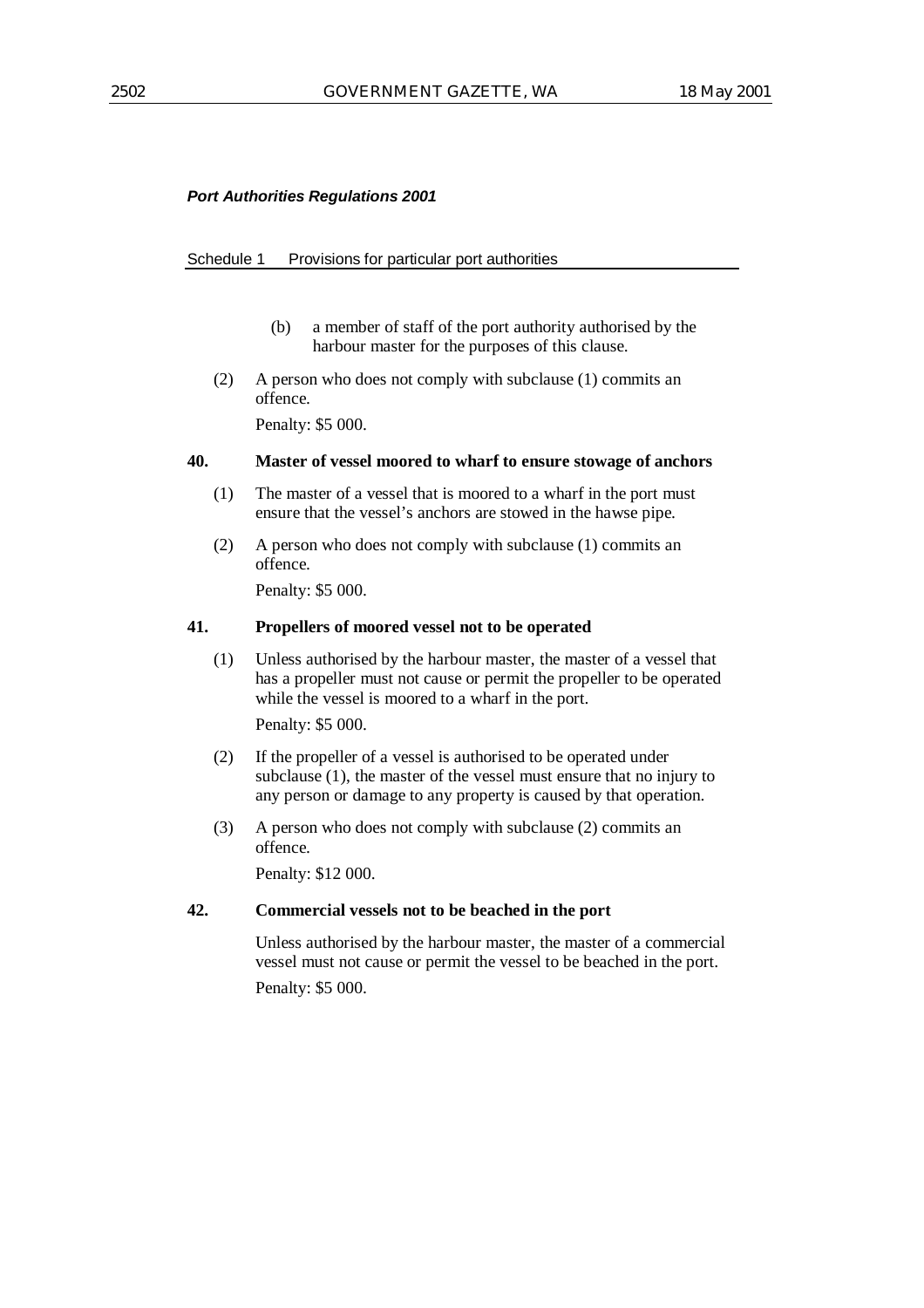*Port Authorities Regulations 2001*

Schedule 1 Provisions for particular port authorities

(b) a member of staff of the port authority authorised by the harbour master for the purposes of this clause.

(2) A person who does not comply with subclause (1) commits an offence.

Penalty: $5 000.

**40. Master of vessel moored to wharf to ensure stowage of anchors**

(1) The master of a vessel that is moored to a wharf in the port must ensure that the vessel's anchors are stowed in the hawse pipe.

(2) A person who does not comply with subclause (1) commits an offence.

Penalty: $5 000.

**41. Propellers of moored vessel not to be operated**

(1) Unless authorised by the harbour master, the master of a vessel that has a propeller must not cause or permit the propeller to be operated while the vessel is moored to a wharf in the port.

Penalty: $5 000.

(2) If the propeller of a vessel is authorised to be operated under subclause (1), the master of the vessel must ensure that no injury to any person or damage to any property is caused by that operation.

(3) A person who does not comply with subclause (2) commits an offence.

Penalty: $12 000.

**42. Commercial vessels not to be beached in the port**

Unless authorised by the harbour master, the master of a commercial vessel must not cause or permit the vessel to be beached in the port.

Penalty: $5 000.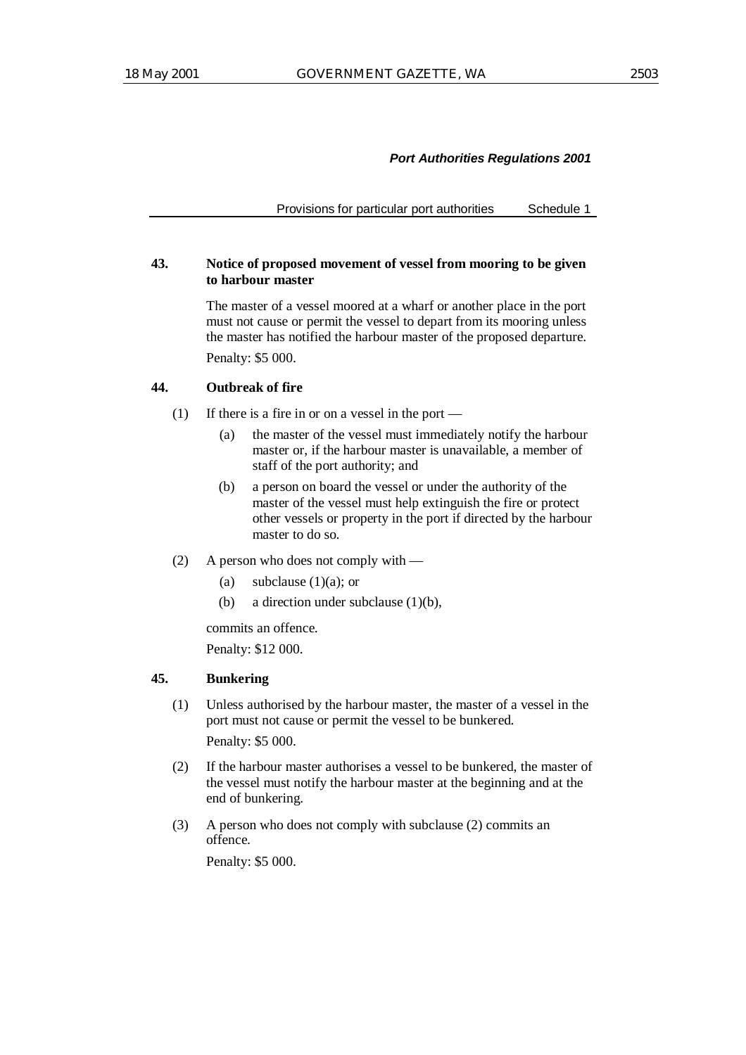**43. Notice of proposed movement of vessel from mooring to be given to harbour master**

The master of a vessel moored at a wharf or another place in the port must not cause or permit the vessel to depart from its mooring unless the master has notified the harbour master of the proposed departure.

Penalty: $5 000.

**44. Outbreak of fire**

(1) If there is a fire in or on a vessel in the port —

(a) the master of the vessel must immediately notify the harbour master or, if the harbour master is unavailable, a member of staff of the port authority; and

(b) a person on board the vessel or under the authority of the master of the vessel must help extinguish the fire or protect other vessels or property in the port if directed by the harbour master to do so.

(2) A person who does not comply with —

(a) subclause (1)(a); or

(b) a direction under subclause (1)(b),

commits an offence.

Penalty: $12 000.

**45. Bunkering**

(1) Unless authorised by the harbour master, the master of a vessel in the port must not cause or permit the vessel to be bunkered.

Penalty: $5 000.

(2) If the harbour master authorises a vessel to be bunkered, the master of the vessel must notify the harbour master at the beginning and at the end of bunkering.

(3) A person who does not comply with subclause (2) commits an offence.

Penalty: $5 000.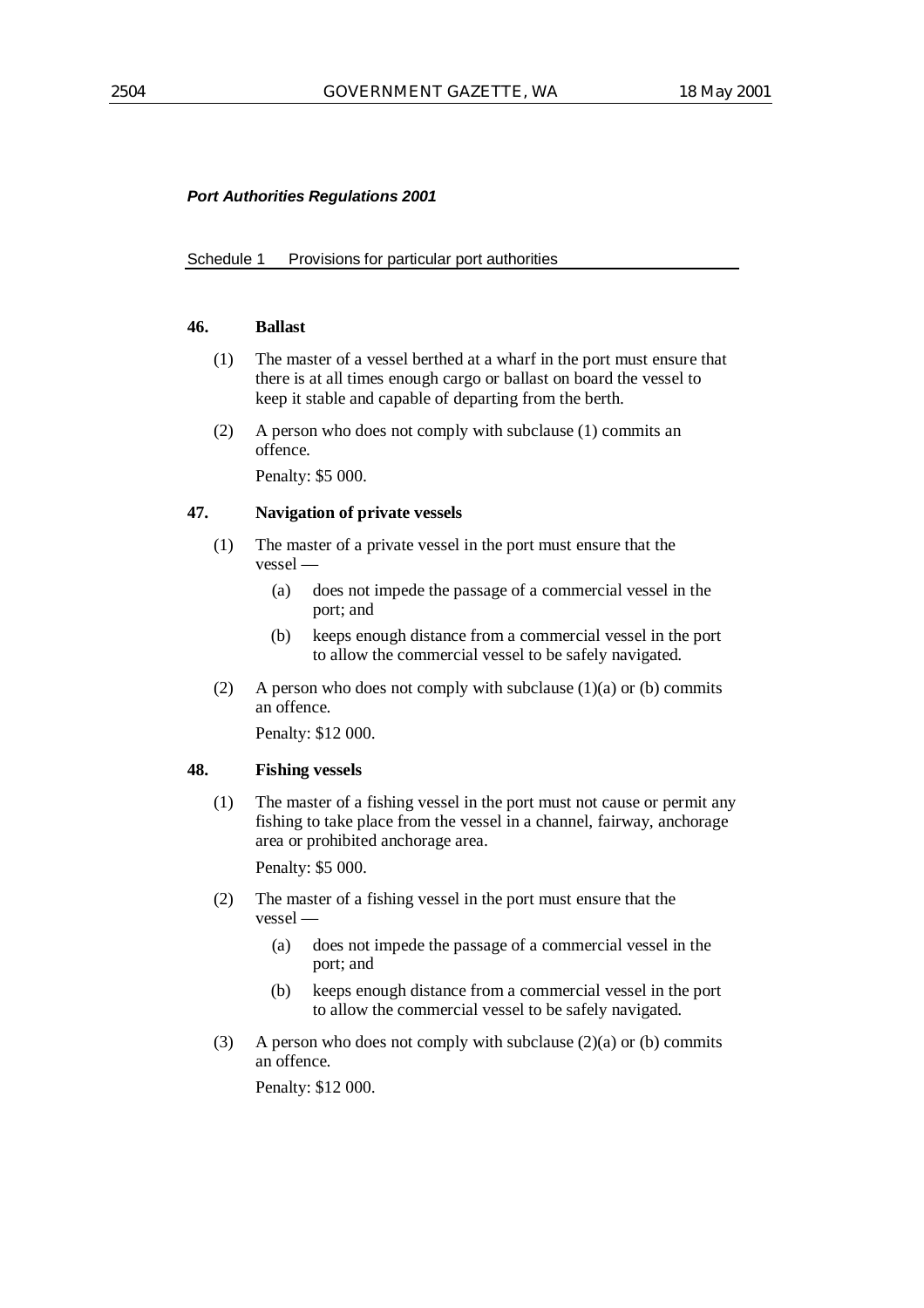***Port Authorities Regulations 2001***

Schedule 1 Provisions for particular port authorities

**46. Ballast**

(1) The master of a vessel berthed at a wharf in the port must ensure that there is at all times enough cargo or ballast on board the vessel to keep it stable and capable of departing from the berth.

(2) A person who does not comply with subclause (1) commits an offence.

Penalty: $5 000.

**47. Navigation of private vessels**

(1) The master of a private vessel in the port must ensure that the vessel —

(a) does not impede the passage of a commercial vessel in the port; and

(b) keeps enough distance from a commercial vessel in the port to allow the commercial vessel to be safely navigated.

(2) A person who does not comply with subclause (1)(a) or (b) commits an offence.

Penalty: $12 000.

**48. Fishing vessels**

(1) The master of a fishing vessel in the port must not cause or permit any fishing to take place from the vessel in a channel, fairway, anchorage area or prohibited anchorage area.

Penalty: $5 000.

(2) The master of a fishing vessel in the port must ensure that the vessel —

(a) does not impede the passage of a commercial vessel in the port; and

(b) keeps enough distance from a commercial vessel in the port to allow the commercial vessel to be safely navigated.

(3) A person who does not comply with subclause (2)(a) or (b) commits an offence.

Penalty: $12 000.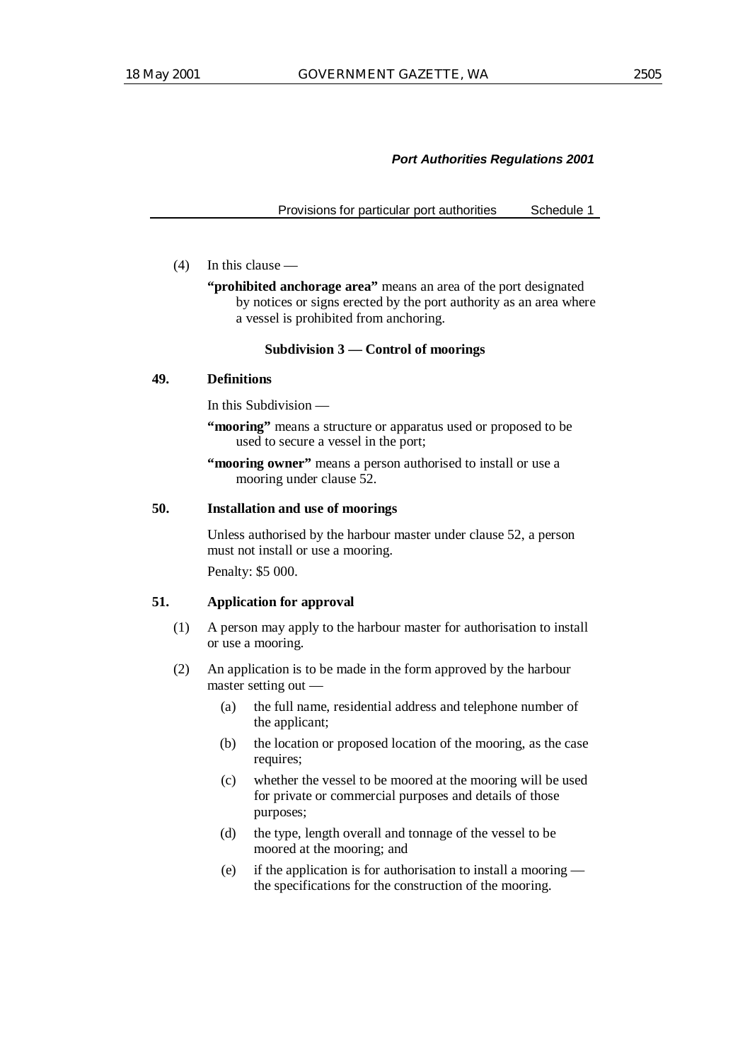(4) In this clause —

**"prohibited anchorage area"** means an area of the port designated by notices or signs erected by the port authority as an area where a vessel is prohibited from anchoring.

### Subdivision 3 — Control of moorings

**49. Definitions**

In this Subdivision —

**"mooring"** means a structure or apparatus used or proposed to be used to secure a vessel in the port;

**"mooring owner"** means a person authorised to install or use a mooring under clause 52.

**50. Installation and use of moorings**

Unless authorised by the harbour master under clause 52, a person must not install or use a mooring.

Penalty: $5 000.

**51. Application for approval**

(1) A person may apply to the harbour master for authorisation to install or use a mooring.

(2) An application is to be made in the form approved by the harbour master setting out —

(a) the full name, residential address and telephone number of the applicant;

(b) the location or proposed location of the mooring, as the case requires;

(c) whether the vessel to be moored at the mooring will be used for private or commercial purposes and details of those purposes;

(d) the type, length overall and tonnage of the vessel to be moored at the mooring; and

(e) if the application is for authorisation to install a mooring — the specifications for the construction of the mooring.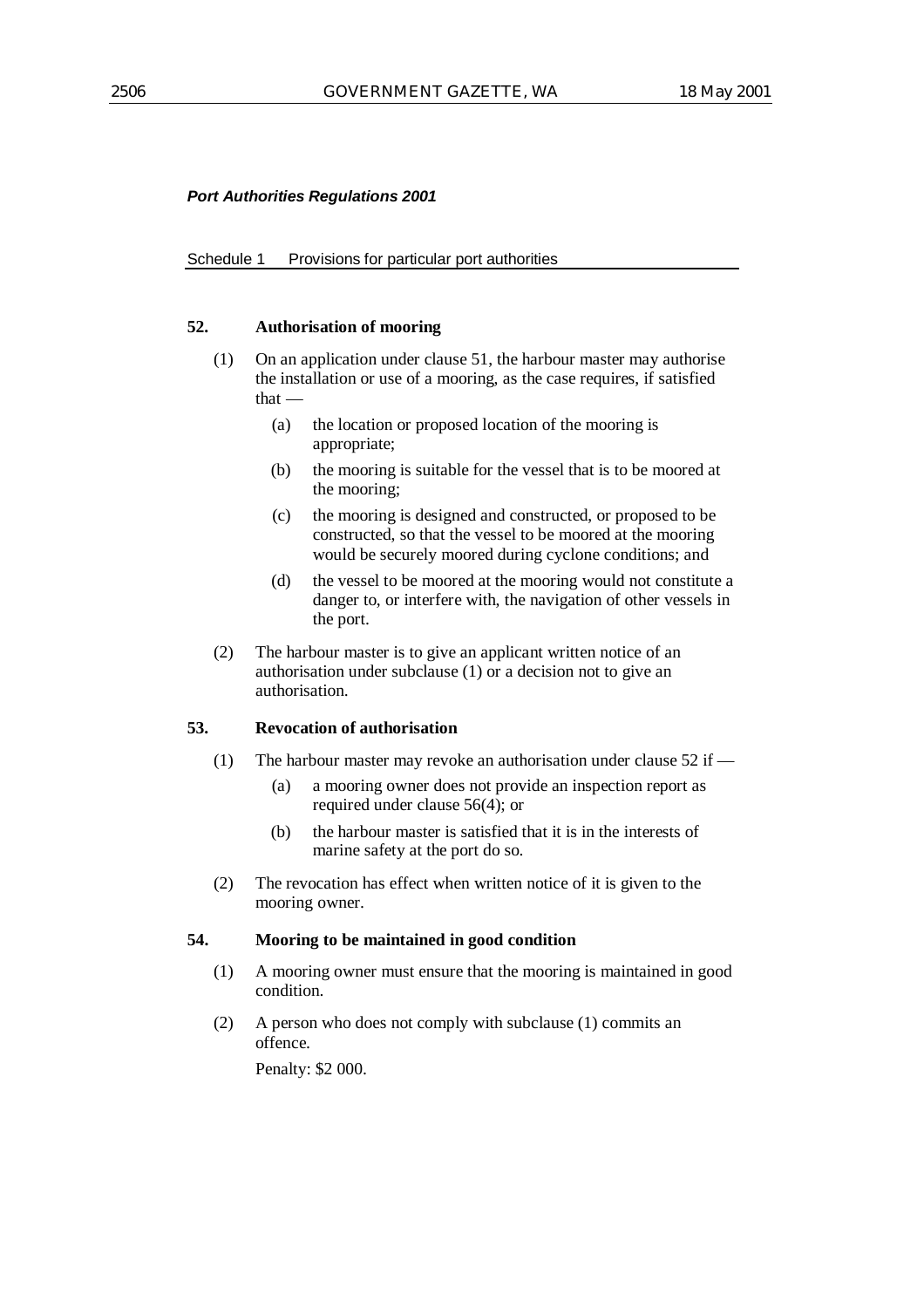*Port Authorities Regulations 2001*

Schedule 1 Provisions for particular port authorities

**52. Authorisation of mooring**

(1) On an application under clause 51, the harbour master may authorise the installation or use of a mooring, as the case requires, if satisfied that —

(a) the location or proposed location of the mooring is appropriate;

(b) the mooring is suitable for the vessel that is to be moored at the mooring;

(c) the mooring is designed and constructed, or proposed to be constructed, so that the vessel to be moored at the mooring would be securely moored during cyclone conditions; and

(d) the vessel to be moored at the mooring would not constitute a danger to, or interfere with, the navigation of other vessels in the port.

(2) The harbour master is to give an applicant written notice of an authorisation under subclause (1) or a decision not to give an authorisation.

**53. Revocation of authorisation**

(1) The harbour master may revoke an authorisation under clause 52 if —

(a) a mooring owner does not provide an inspection report as required under clause 56(4); or

(b) the harbour master is satisfied that it is in the interests of marine safety at the port do so.

(2) The revocation has effect when written notice of it is given to the mooring owner.

**54. Mooring to be maintained in good condition**

(1) A mooring owner must ensure that the mooring is maintained in good condition.

(2) A person who does not comply with subclause (1) commits an offence.

Penalty: $2 000.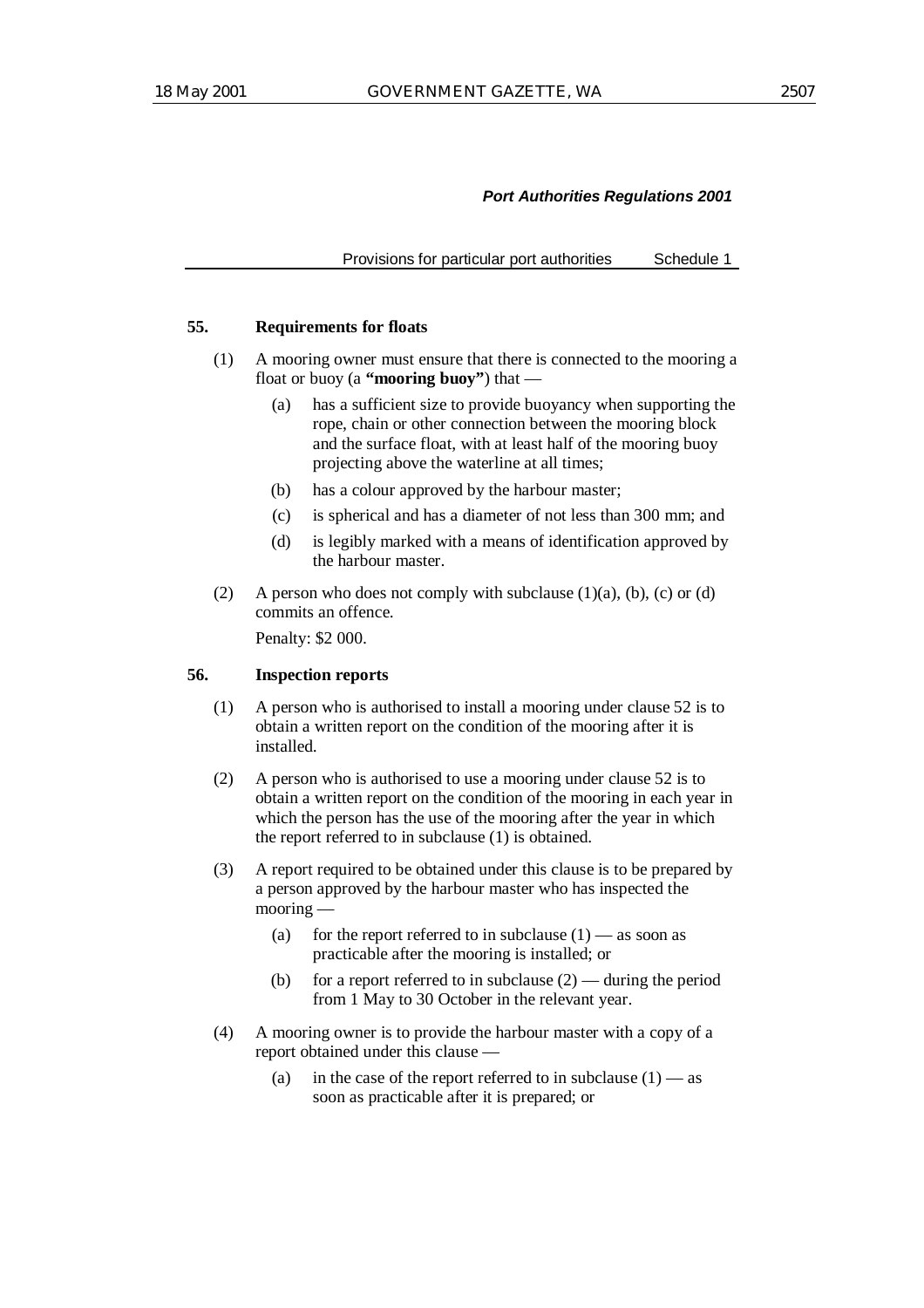**55. Requirements for floats**

(1) A mooring owner must ensure that there is connected to the mooring a float or buoy (a **"mooring buoy"**) that —

(a) has a sufficient size to provide buoyancy when supporting the rope, chain or other connection between the mooring block and the surface float, with at least half of the mooring buoy projecting above the waterline at all times;

(b) has a colour approved by the harbour master;

(c) is spherical and has a diameter of not less than 300 mm; and

(d) is legibly marked with a means of identification approved by the harbour master.

(2) A person who does not comply with subclause (1)(a), (b), (c) or (d) commits an offence.

Penalty: $2 000.

**56. Inspection reports**

(1) A person who is authorised to install a mooring under clause 52 is to obtain a written report on the condition of the mooring after it is installed.

(2) A person who is authorised to use a mooring under clause 52 is to obtain a written report on the condition of the mooring in each year in which the person has the use of the mooring after the year in which the report referred to in subclause (1) is obtained.

(3) A report required to be obtained under this clause is to be prepared by a person approved by the harbour master who has inspected the mooring —

(a) for the report referred to in subclause (1) — as soon as practicable after the mooring is installed; or

(b) for a report referred to in subclause (2) — during the period from 1 May to 30 October in the relevant year.

(4) A mooring owner is to provide the harbour master with a copy of a report obtained under this clause —

(a) in the case of the report referred to in subclause (1) — as soon as practicable after it is prepared; or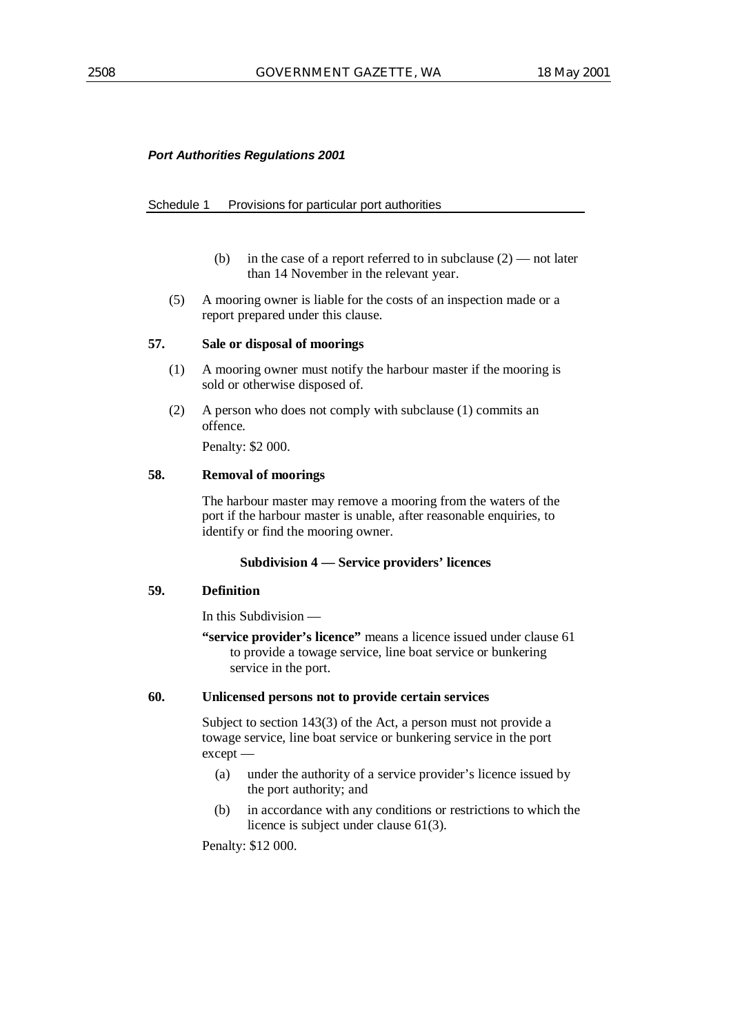(b) in the case of a report referred to in subclause (2) — not later than 14 November in the relevant year.

(5) A mooring owner is liable for the costs of an inspection made or a report prepared under this clause.

**57. Sale or disposal of moorings**

(1) A mooring owner must notify the harbour master if the mooring is sold or otherwise disposed of.

(2) A person who does not comply with subclause (1) commits an offence.

Penalty: $2 000.

**58. Removal of moorings**

The harbour master may remove a mooring from the waters of the port if the harbour master is unable, after reasonable enquiries, to identify or find the mooring owner.

**Subdivision 4 — Service providers' licences**

**59. Definition**

In this Subdivision —

**"service provider's licence"** means a licence issued under clause 61 to provide a towage service, line boat service or bunkering service in the port.

**60. Unlicensed persons not to provide certain services**

Subject to section 143(3) of the Act, a person must not provide a towage service, line boat service or bunkering service in the port except —

(a) under the authority of a service provider's licence issued by the port authority; and

(b) in accordance with any conditions or restrictions to which the licence is subject under clause 61(3).

Penalty: $12 000.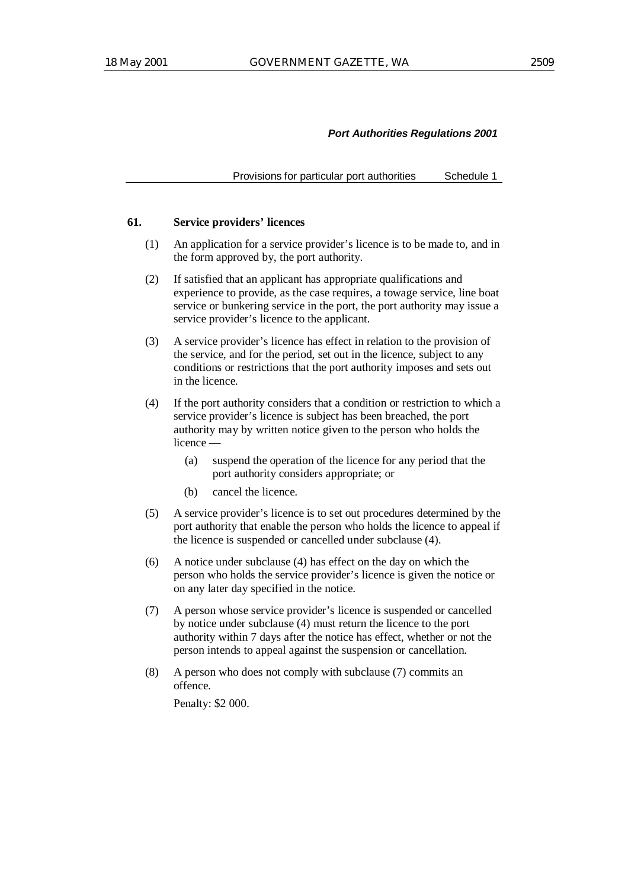**61. Service providers' licences**

(1) An application for a service provider's licence is to be made to, and in the form approved by, the port authority.

(2) If satisfied that an applicant has appropriate qualifications and experience to provide, as the case requires, a towage service, line boat service or bunkering service in the port, the port authority may issue a service provider's licence to the applicant.

(3) A service provider's licence has effect in relation to the provision of the service, and for the period, set out in the licence, subject to any conditions or restrictions that the port authority imposes and sets out in the licence.

(4) If the port authority considers that a condition or restriction to which a service provider's licence is subject has been breached, the port authority may by written notice given to the person who holds the licence —

- (a) suspend the operation of the licence for any period that the port authority considers appropriate; or
- (b) cancel the licence.

(5) A service provider's licence is to set out procedures determined by the port authority that enable the person who holds the licence to appeal if the licence is suspended or cancelled under subclause (4).

(6) A notice under subclause (4) has effect on the day on which the person who holds the service provider's licence is given the notice or on any later day specified in the notice.

(7) A person whose service provider's licence is suspended or cancelled by notice under subclause (4) must return the licence to the port authority within 7 days after the notice has effect, whether or not the person intends to appeal against the suspension or cancellation.

(8) A person who does not comply with subclause (7) commits an offence.

Penalty: $2 000.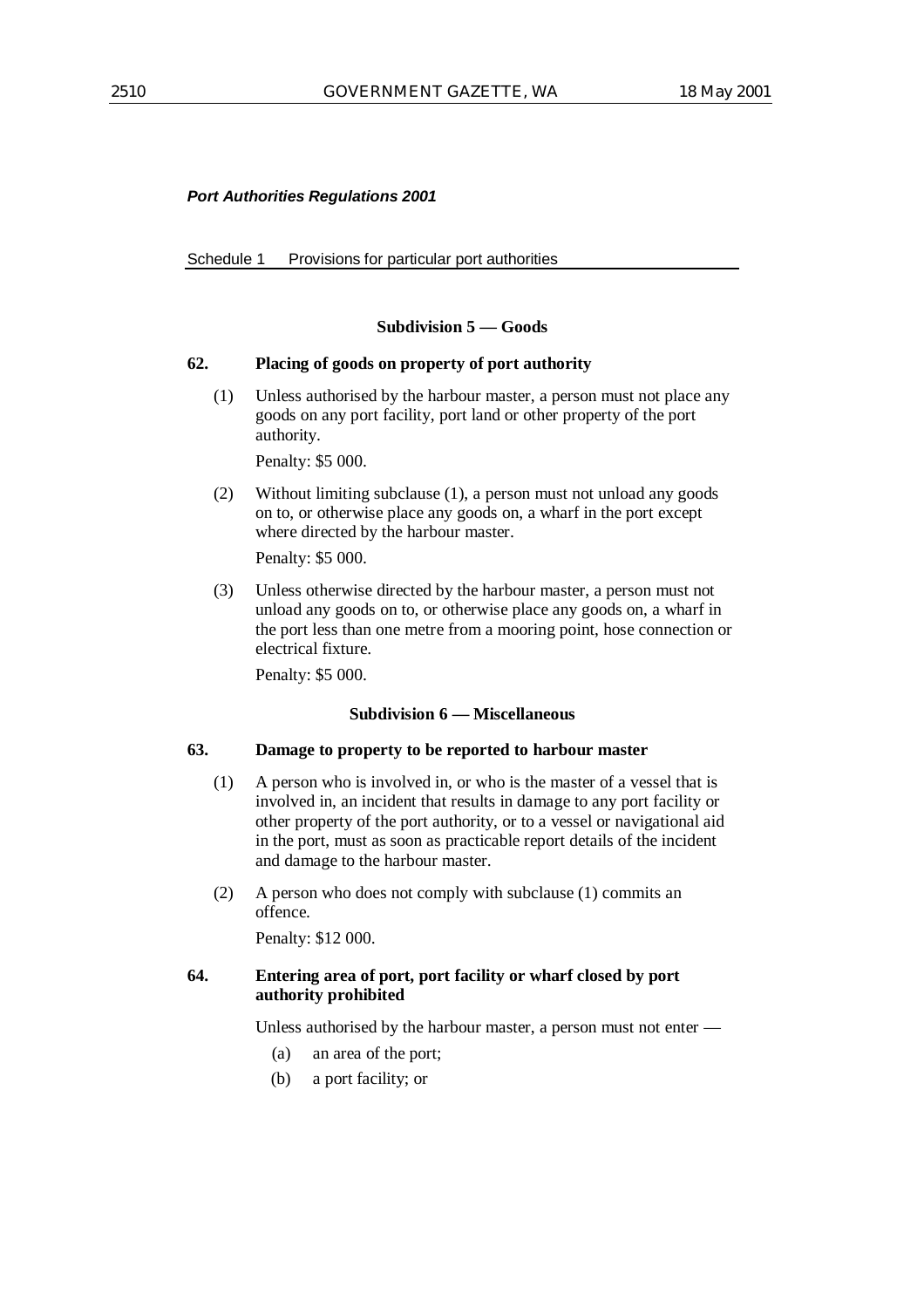### Subdivision 5 — Goods

**62. Placing of goods on property of port authority**

(1) Unless authorised by the harbour master, a person must not place any goods on any port facility, port land or other property of the port authority.

Penalty: $5 000.

(2) Without limiting subclause (1), a person must not unload any goods on to, or otherwise place any goods on, a wharf in the port except where directed by the harbour master.

Penalty: $5 000.

(3) Unless otherwise directed by the harbour master, a person must not unload any goods on to, or otherwise place any goods on, a wharf in the port less than one metre from a mooring point, hose connection or electrical fixture.

Penalty: $5 000.

### Subdivision 6 — Miscellaneous

**63. Damage to property to be reported to harbour master**

(1) A person who is involved in, or who is the master of a vessel that is involved in, an incident that results in damage to any port facility or other property of the port authority, or to a vessel or navigational aid in the port, must as soon as practicable report details of the incident and damage to the harbour master.

(2) A person who does not comply with subclause (1) commits an offence.

Penalty: $12 000.

**64. Entering area of port, port facility or wharf closed by port authority prohibited**

Unless authorised by the harbour master, a person must not enter —

(a) an area of the port;

(b) a port facility; or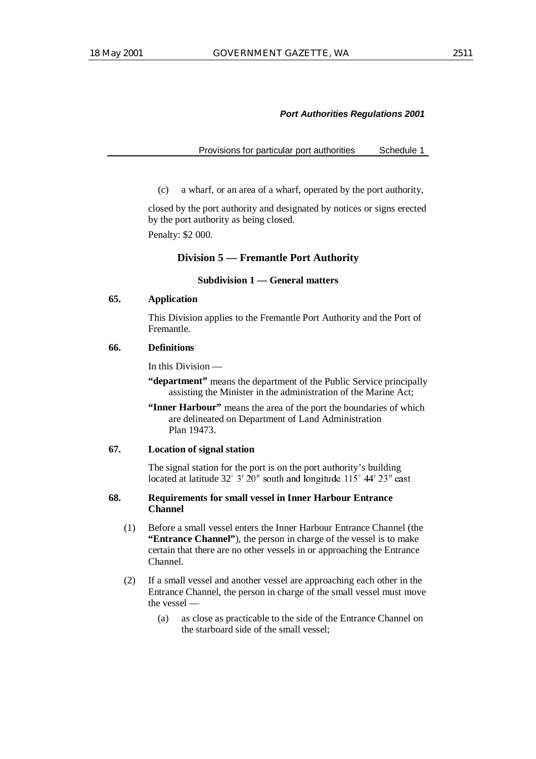(c) a wharf, or an area of a wharf, operated by the port authority,

closed by the port authority and designated by notices or signs erected by the port authority as being closed.

Penalty: $2 000.

## Division 5 — Fremantle Port Authority

### Subdivision 1 — General matters

**65. Application**

This Division applies to the Fremantle Port Authority and the Port of Fremantle.

**66. Definitions**

In this Division —

**"department"** means the department of the Public Service principally assisting the Minister in the administration of the Marine Act;

**"Inner Harbour"** means the area of the port the boundaries of which are delineated on Department of Land Administration Plan 19473.

**67. Location of signal station**

The signal station for the port is on the port authority's building located at latitude 32° 3′ 20″ south and longitude 115° 44′ 23″ east.

**68. Requirements for small vessel in Inner Harbour Entrance Channel**

(1) Before a small vessel enters the Inner Harbour Entrance Channel (the **"Entrance Channel"**), the person in charge of the vessel is to make certain that there are no other vessels in or approaching the Entrance Channel.

(2) If a small vessel and another vessel are approaching each other in the Entrance Channel, the person in charge of the small vessel must move the vessel —

(a) as close as practicable to the side of the Entrance Channel on the starboard side of the small vessel;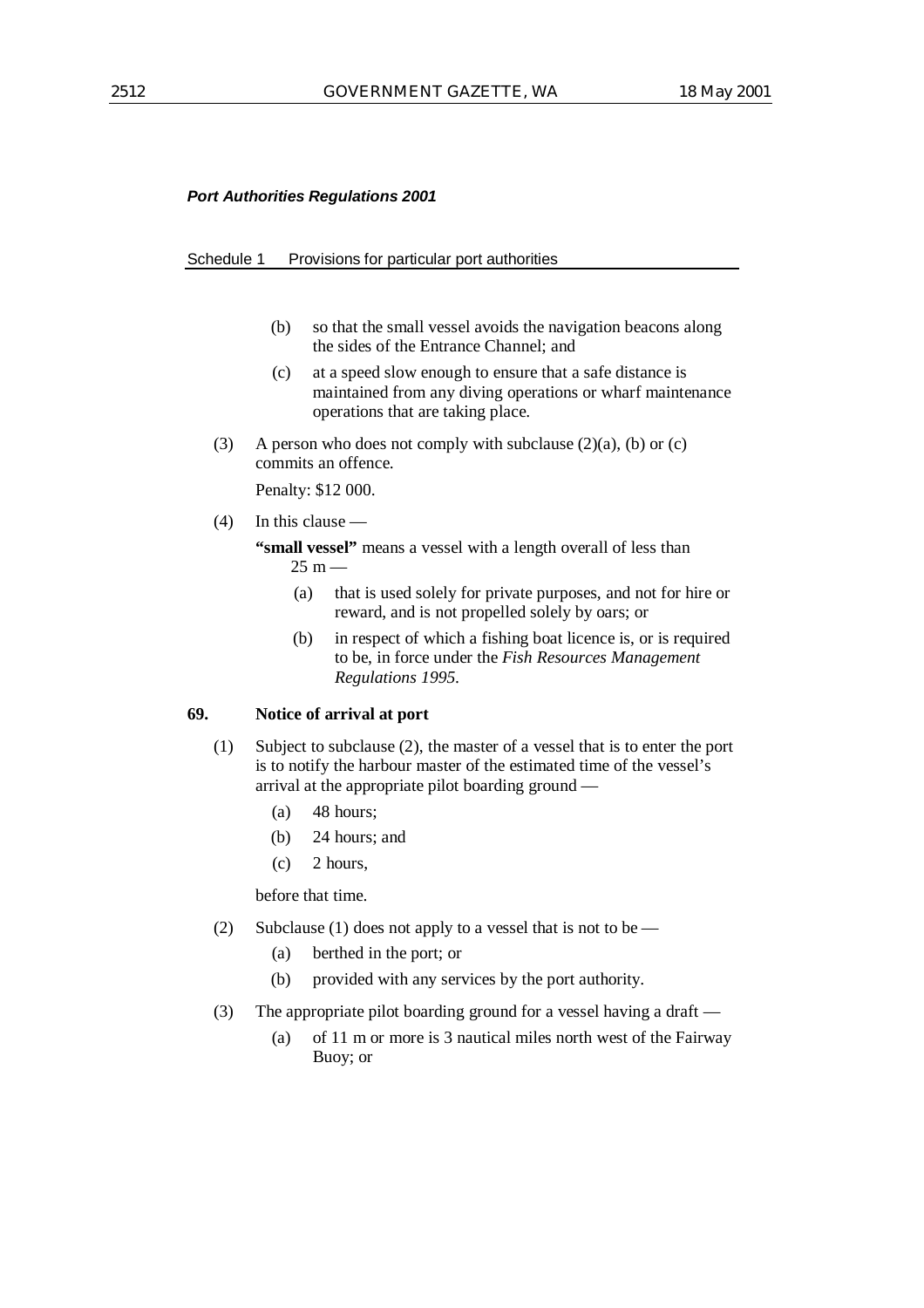(b) so that the small vessel avoids the navigation beacons along the sides of the Entrance Channel; and

(c) at a speed slow enough to ensure that a safe distance is maintained from any diving operations or wharf maintenance operations that are taking place.

(3) A person who does not comply with subclause (2)(a), (b) or (c) commits an offence.

Penalty: $12 000.

(4) In this clause —

**"small vessel"** means a vessel with a length overall of less than 25 m —

(a) that is used solely for private purposes, and not for hire or reward, and is not propelled solely by oars; or

(b) in respect of which a fishing boat licence is, or is required to be, in force under the *Fish Resources Management Regulations 1995*.

**69. Notice of arrival at port**

(1) Subject to subclause (2), the master of a vessel that is to enter the port is to notify the harbour master of the estimated time of the vessel's arrival at the appropriate pilot boarding ground —

(a) 48 hours;

(b) 24 hours; and

(c) 2 hours,

before that time.

(2) Subclause (1) does not apply to a vessel that is not to be —

(a) berthed in the port; or

(b) provided with any services by the port authority.

(3) The appropriate pilot boarding ground for a vessel having a draft —

(a) of 11 m or more is 3 nautical miles north west of the Fairway Buoy; or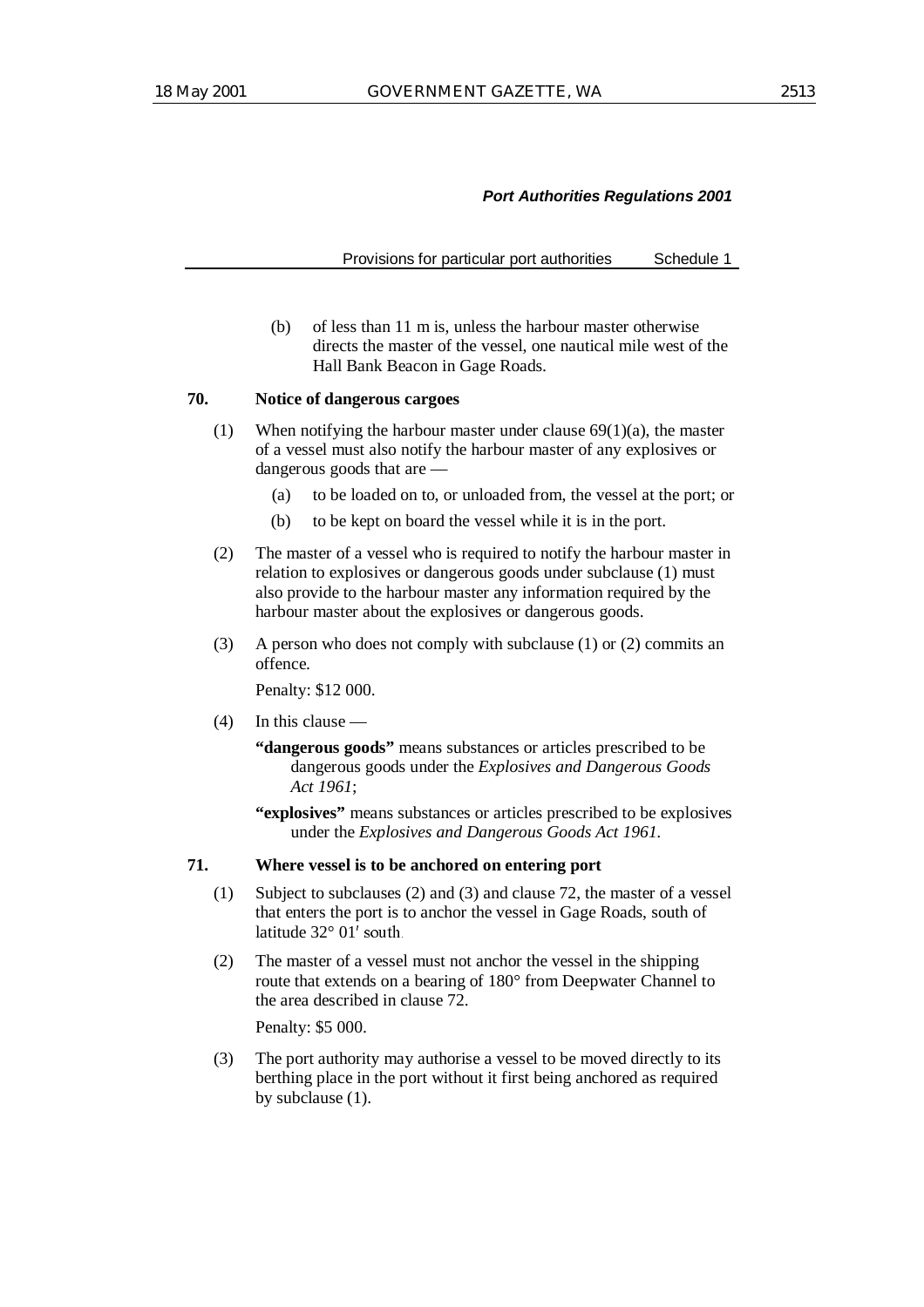(b) of less than 11 m is, unless the harbour master otherwise directs the master of the vessel, one nautical mile west of the Hall Bank Beacon in Gage Roads.

**70. Notice of dangerous cargoes**

(1) When notifying the harbour master under clause 69(1)(a), the master of a vessel must also notify the harbour master of any explosives or dangerous goods that are —

(a) to be loaded on to, or unloaded from, the vessel at the port; or

(b) to be kept on board the vessel while it is in the port.

(2) The master of a vessel who is required to notify the harbour master in relation to explosives or dangerous goods under subclause (1) must also provide to the harbour master any information required by the harbour master about the explosives or dangerous goods.

(3) A person who does not comply with subclause (1) or (2) commits an offence.

Penalty: $12 000.

(4) In this clause —

**"dangerous goods"** means substances or articles prescribed to be dangerous goods under the *Explosives and Dangerous Goods Act 1961*;

**"explosives"** means substances or articles prescribed to be explosives under the *Explosives and Dangerous Goods Act 1961*.

**71. Where vessel is to be anchored on entering port**

(1) Subject to subclauses (2) and (3) and clause 72, the master of a vessel that enters the port is to anchor the vessel in Gage Roads, south of latitude 32° 01′ south.

(2) The master of a vessel must not anchor the vessel in the shipping route that extends on a bearing of 180° from Deepwater Channel to the area described in clause 72.

Penalty: $5 000.

(3) The port authority may authorise a vessel to be moved directly to its berthing place in the port without it first being anchored as required by subclause (1).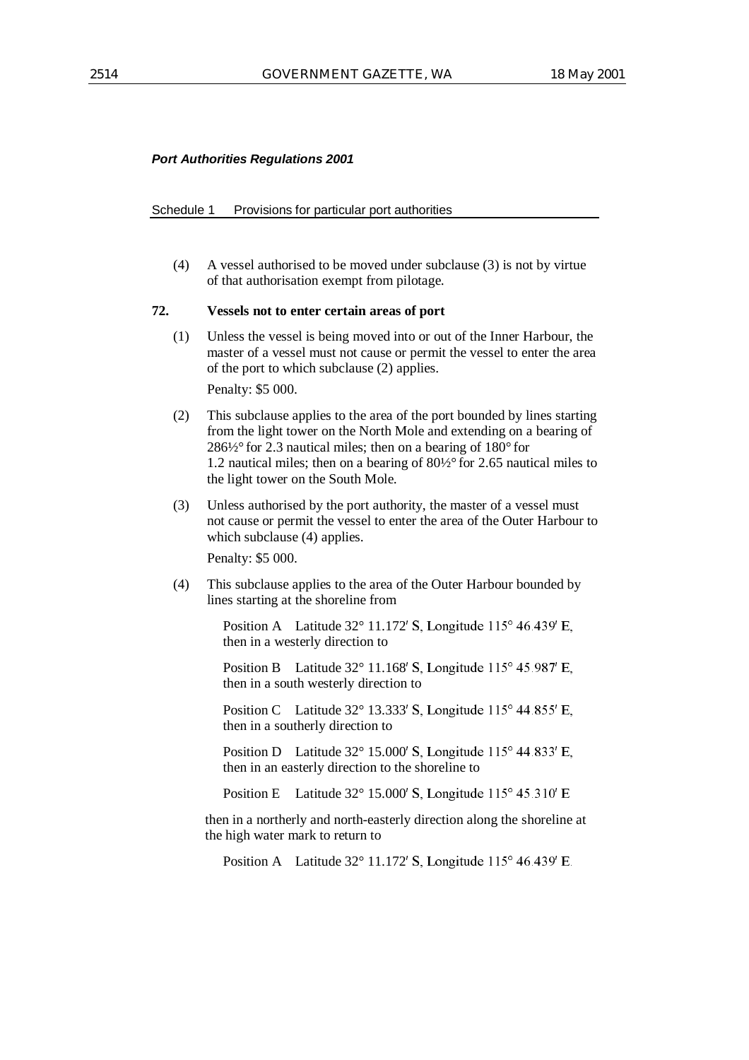*Port Authorities Regulations 2001*

Schedule 1 Provisions for particular port authorities

(4) A vessel authorised to be moved under subclause (3) is not by virtue of that authorisation exempt from pilotage.

**72. Vessels not to enter certain areas of port**

(1) Unless the vessel is being moved into or out of the Inner Harbour, the master of a vessel must not cause or permit the vessel to enter the area of the port to which subclause (2) applies.

Penalty: $5 000.

(2) This subclause applies to the area of the port bounded by lines starting from the light tower on the North Mole and extending on a bearing of 286½° for 2.3 nautical miles; then on a bearing of 180° for 1.2 nautical miles; then on a bearing of 80½° for 2.65 nautical miles to the light tower on the South Mole.

(3) Unless authorised by the port authority, the master of a vessel must not cause or permit the vessel to enter the area of the Outer Harbour to which subclause (4) applies.

Penalty: $5 000.

(4) This subclause applies to the area of the Outer Harbour bounded by lines starting at the shoreline from

Position A Latitude 32° 11.172′ S, Longitude 115° 46.439′ E, then in a westerly direction to

Position B Latitude 32° 11.168′ S, Longitude 115° 45.987′ E, then in a south westerly direction to

Position C Latitude 32° 13.333′ S, Longitude 115° 44.855′ E, then in a southerly direction to

Position D Latitude 32° 15.000′ S, Longitude 115° 44.833′ E, then in an easterly direction to the shoreline to

Position E Latitude 32° 15.000′ S, Longitude 115° 45.310′ E

then in a northerly and north-easterly direction along the shoreline at the high water mark to return to

Position A Latitude 32° 11.172′ S, Longitude 115° 46.439′ E.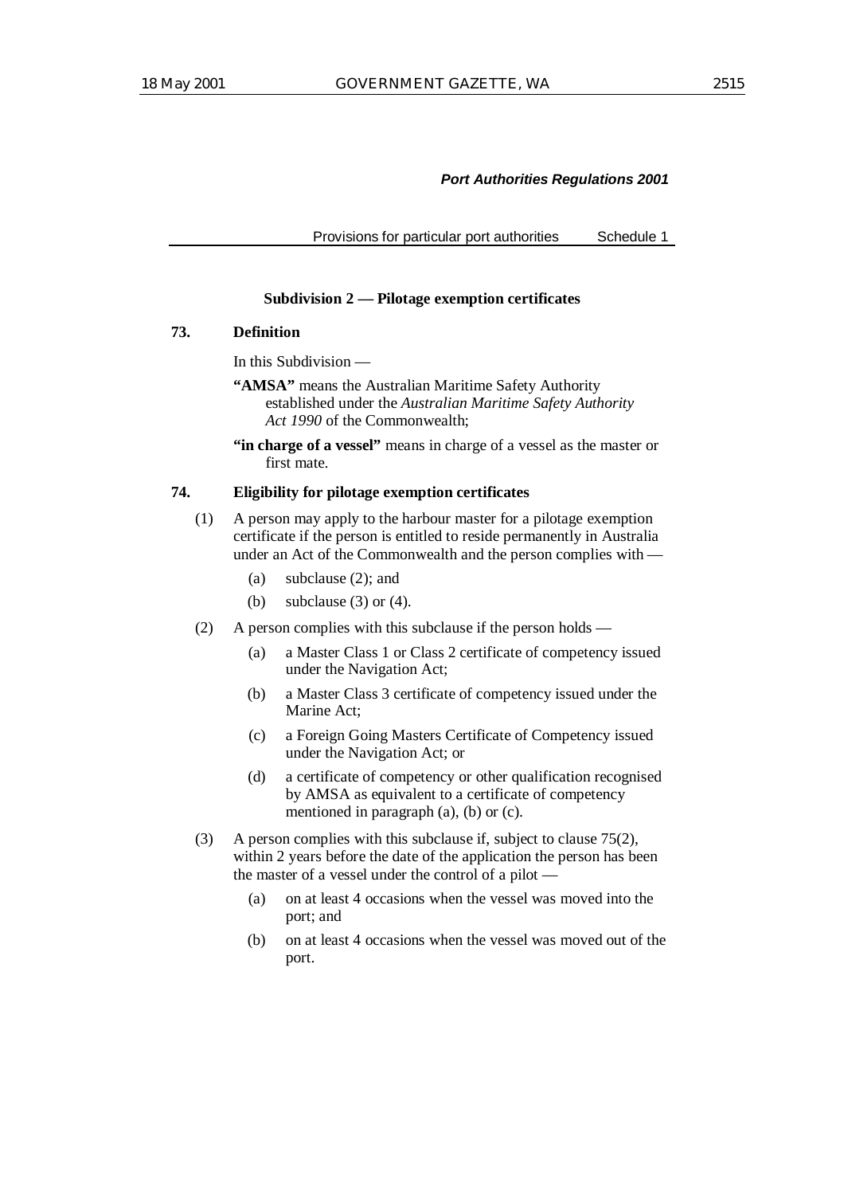### Subdivision 2 — Pilotage exemption certificates

**73. Definition**

In this Subdivision —

**"AMSA"** means the Australian Maritime Safety Authority established under the *Australian Maritime Safety Authority Act 1990* of the Commonwealth;

**"in charge of a vessel"** means in charge of a vessel as the master or first mate.

**74. Eligibility for pilotage exemption certificates**

(1) A person may apply to the harbour master for a pilotage exemption certificate if the person is entitled to reside permanently in Australia under an Act of the Commonwealth and the person complies with —

- (a) subclause (2); and
- (b) subclause (3) or (4).

(2) A person complies with this subclause if the person holds —

- (a) a Master Class 1 or Class 2 certificate of competency issued under the Navigation Act;
- (b) a Master Class 3 certificate of competency issued under the Marine Act;
- (c) a Foreign Going Masters Certificate of Competency issued under the Navigation Act; or
- (d) a certificate of competency or other qualification recognised by AMSA as equivalent to a certificate of competency mentioned in paragraph (a), (b) or (c).

(3) A person complies with this subclause if, subject to clause 75(2), within 2 years before the date of the application the person has been the master of a vessel under the control of a pilot —

- (a) on at least 4 occasions when the vessel was moved into the port; and
- (b) on at least 4 occasions when the vessel was moved out of the port.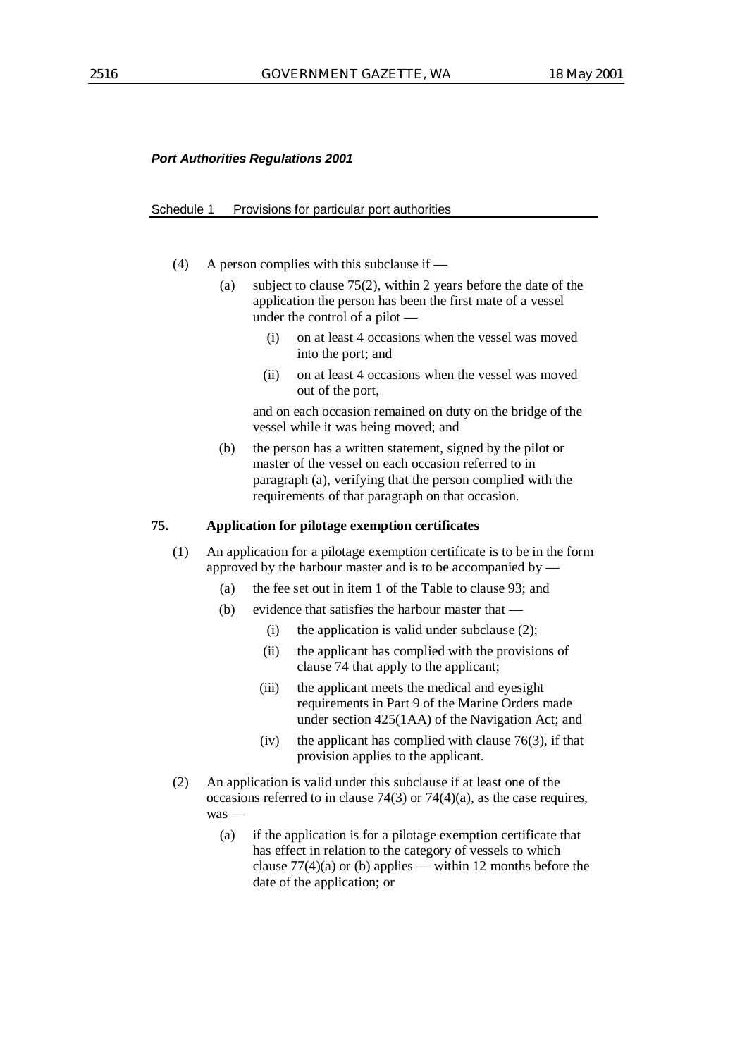(4) A person complies with this subclause if —

(a) subject to clause 75(2), within 2 years before the date of the application the person has been the first mate of a vessel under the control of a pilot —

(i) on at least 4 occasions when the vessel was moved into the port; and

(ii) on at least 4 occasions when the vessel was moved out of the port,

and on each occasion remained on duty on the bridge of the vessel while it was being moved; and

(b) the person has a written statement, signed by the pilot or master of the vessel on each occasion referred to in paragraph (a), verifying that the person complied with the requirements of that paragraph on that occasion.

**75. Application for pilotage exemption certificates**

(1) An application for a pilotage exemption certificate is to be in the form approved by the harbour master and is to be accompanied by —

(a) the fee set out in item 1 of the Table to clause 93; and

(b) evidence that satisfies the harbour master that —

(i) the application is valid under subclause (2);

(ii) the applicant has complied with the provisions of clause 74 that apply to the applicant;

(iii) the applicant meets the medical and eyesight requirements in Part 9 of the Marine Orders made under section 425(1AA) of the Navigation Act; and

(iv) the applicant has complied with clause 76(3), if that provision applies to the applicant.

(2) An application is valid under this subclause if at least one of the occasions referred to in clause 74(3) or 74(4)(a), as the case requires, was —

(a) if the application is for a pilotage exemption certificate that has effect in relation to the category of vessels to which clause 77(4)(a) or (b) applies — within 12 months before the date of the application; or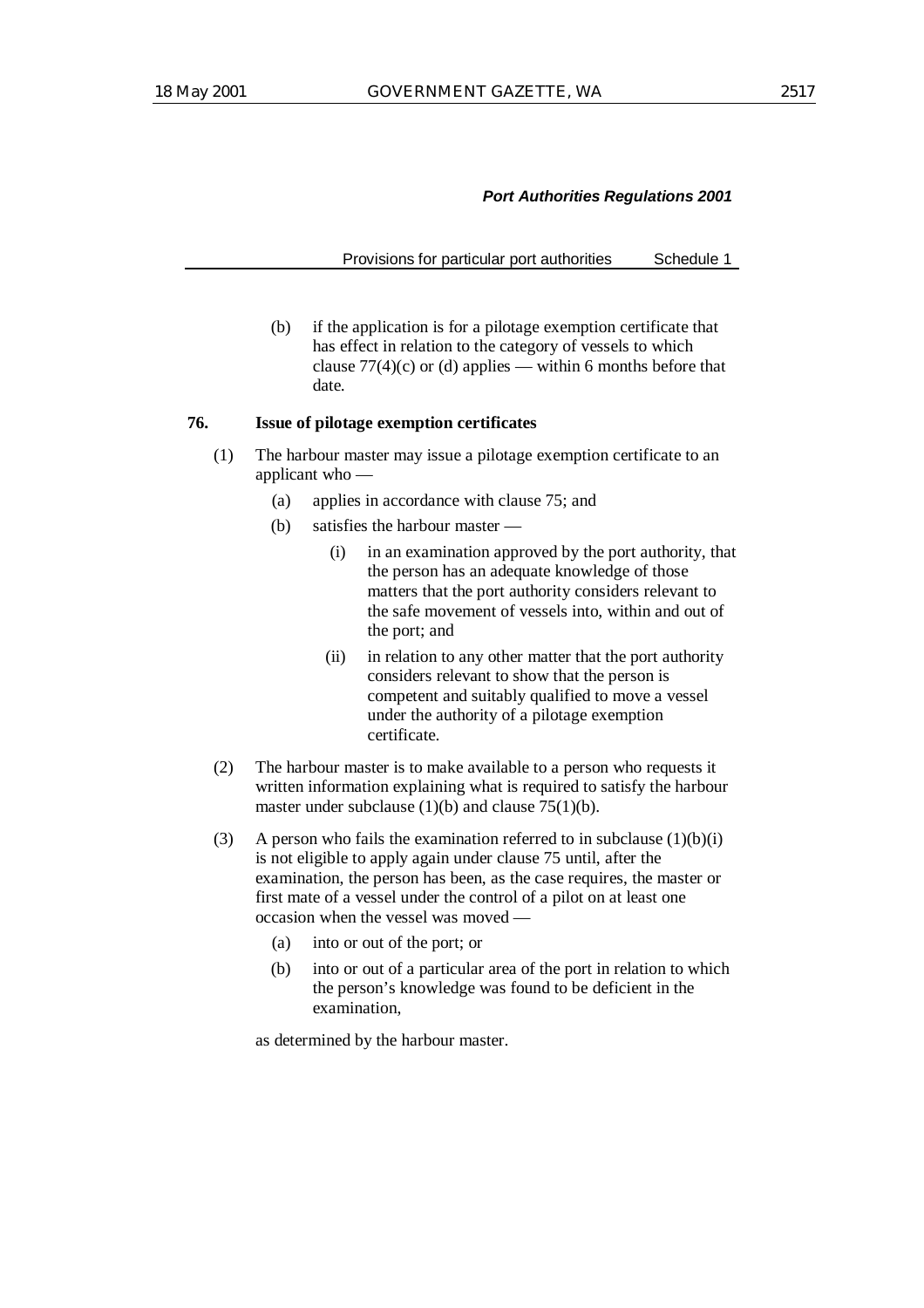(b) if the application is for a pilotage exemption certificate that has effect in relation to the category of vessels to which clause 77(4)(c) or (d) applies — within 6 months before that date.

**76. Issue of pilotage exemption certificates**

(1) The harbour master may issue a pilotage exemption certificate to an applicant who —

(a) applies in accordance with clause 75; and

(b) satisfies the harbour master —

(i) in an examination approved by the port authority, that the person has an adequate knowledge of those matters that the port authority considers relevant to the safe movement of vessels into, within and out of the port; and

(ii) in relation to any other matter that the port authority considers relevant to show that the person is competent and suitably qualified to move a vessel under the authority of a pilotage exemption certificate.

(2) The harbour master is to make available to a person who requests it written information explaining what is required to satisfy the harbour master under subclause (1)(b) and clause 75(1)(b).

(3) A person who fails the examination referred to in subclause (1)(b)(i) is not eligible to apply again under clause 75 until, after the examination, the person has been, as the case requires, the master or first mate of a vessel under the control of a pilot on at least one occasion when the vessel was moved —

(a) into or out of the port; or

(b) into or out of a particular area of the port in relation to which the person's knowledge was found to be deficient in the examination,

as determined by the harbour master.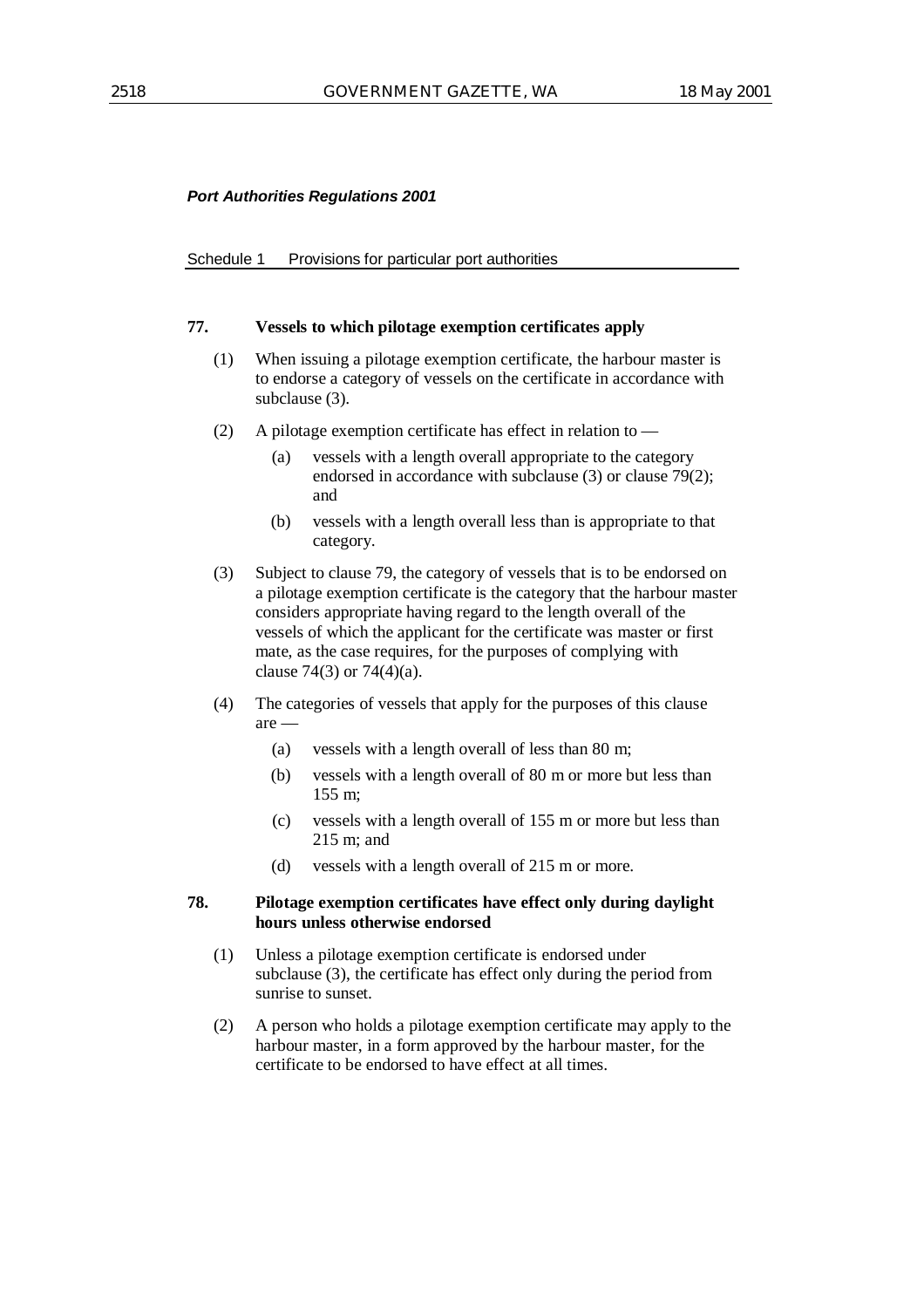*Port Authorities Regulations 2001*

Schedule 1 Provisions for particular port authorities

**77. Vessels to which pilotage exemption certificates apply**

(1) When issuing a pilotage exemption certificate, the harbour master is to endorse a category of vessels on the certificate in accordance with subclause (3).

(2) A pilotage exemption certificate has effect in relation to —

(a) vessels with a length overall appropriate to the category endorsed in accordance with subclause (3) or clause 79(2); and

(b) vessels with a length overall less than is appropriate to that category.

(3) Subject to clause 79, the category of vessels that is to be endorsed on a pilotage exemption certificate is the category that the harbour master considers appropriate having regard to the length overall of the vessels of which the applicant for the certificate was master or first mate, as the case requires, for the purposes of complying with clause 74(3) or 74(4)(a).

(4) The categories of vessels that apply for the purposes of this clause are —

(a) vessels with a length overall of less than 80 m;

(b) vessels with a length overall of 80 m or more but less than 155 m;

(c) vessels with a length overall of 155 m or more but less than 215 m; and

(d) vessels with a length overall of 215 m or more.

**78. Pilotage exemption certificates have effect only during daylight hours unless otherwise endorsed**

(1) Unless a pilotage exemption certificate is endorsed under subclause (3), the certificate has effect only during the period from sunrise to sunset.

(2) A person who holds a pilotage exemption certificate may apply to the harbour master, in a form approved by the harbour master, for the certificate to be endorsed to have effect at all times.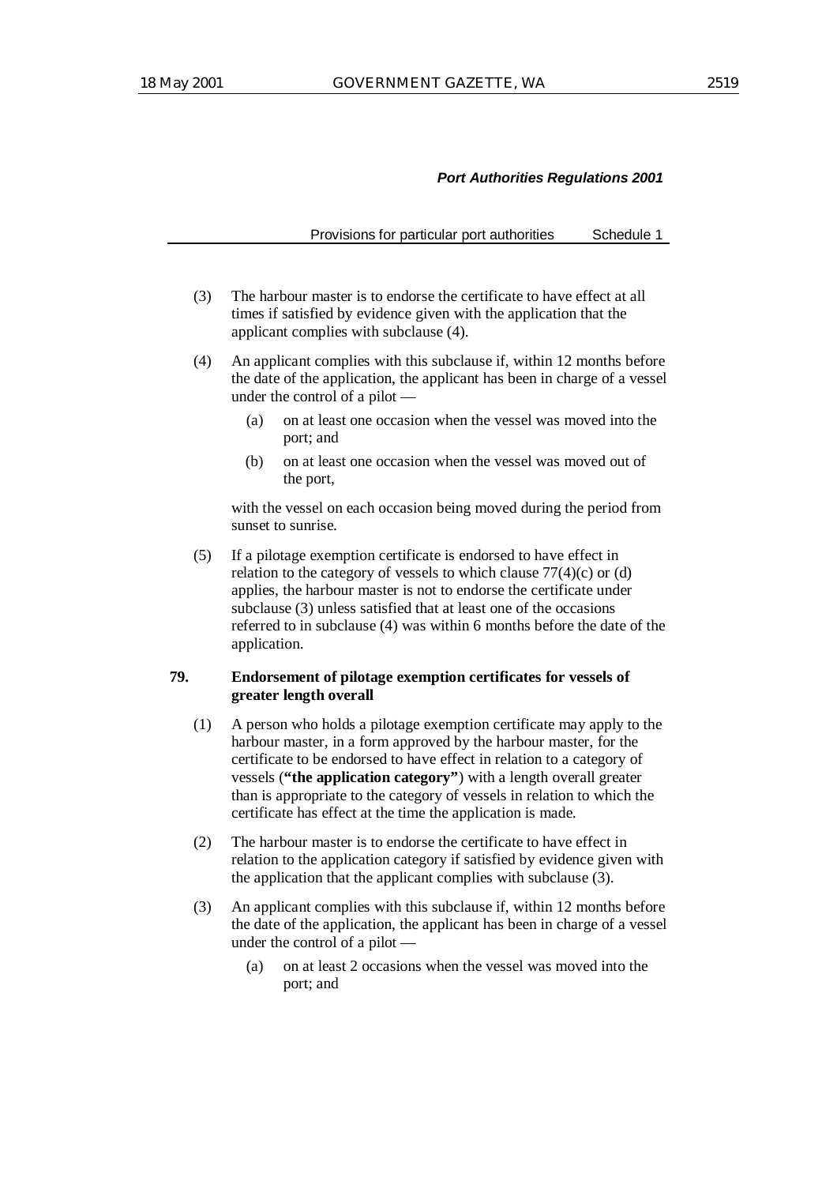(3) The harbour master is to endorse the certificate to have effect at all times if satisfied by evidence given with the application that the applicant complies with subclause (4).

(4) An applicant complies with this subclause if, within 12 months before the date of the application, the applicant has been in charge of a vessel under the control of a pilot —

- (a) on at least one occasion when the vessel was moved into the port; and
- (b) on at least one occasion when the vessel was moved out of the port,

with the vessel on each occasion being moved during the period from sunset to sunrise.

(5) If a pilotage exemption certificate is endorsed to have effect in relation to the category of vessels to which clause 77(4)(c) or (d) applies, the harbour master is not to endorse the certificate under subclause (3) unless satisfied that at least one of the occasions referred to in subclause (4) was within 6 months before the date of the application.

**79. Endorsement of pilotage exemption certificates for vessels of greater length overall**

(1) A person who holds a pilotage exemption certificate may apply to the harbour master, in a form approved by the harbour master, for the certificate to be endorsed to have effect in relation to a category of vessels (**"the application category"**) with a length overall greater than is appropriate to the category of vessels in relation to which the certificate has effect at the time the application is made.

(2) The harbour master is to endorse the certificate to have effect in relation to the application category if satisfied by evidence given with the application that the applicant complies with subclause (3).

(3) An applicant complies with this subclause if, within 12 months before the date of the application, the applicant has been in charge of a vessel under the control of a pilot —

- (a) on at least 2 occasions when the vessel was moved into the port; and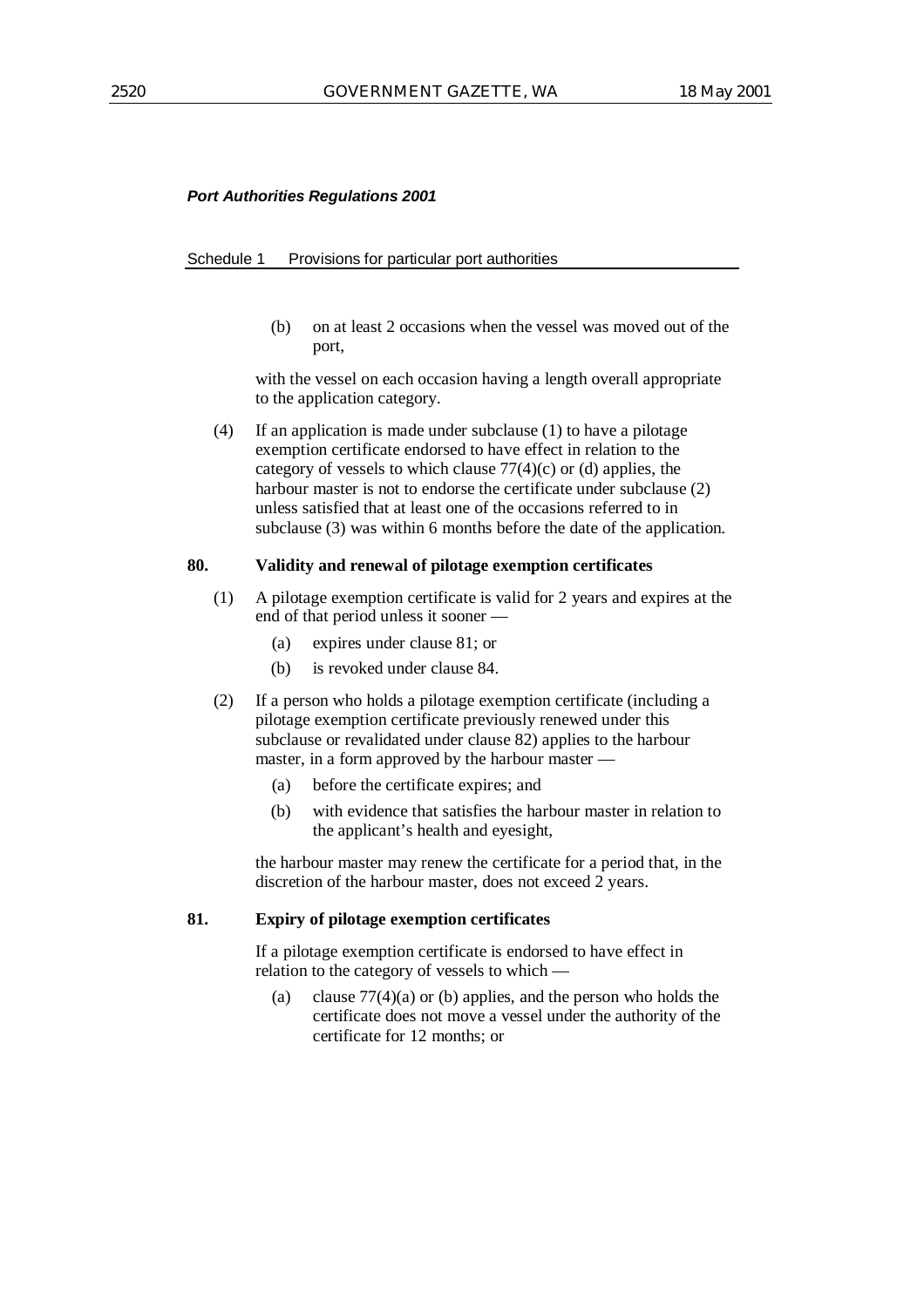(b) on at least 2 occasions when the vessel was moved out of the port,

with the vessel on each occasion having a length overall appropriate to the application category.

(4) If an application is made under subclause (1) to have a pilotage exemption certificate endorsed to have effect in relation to the category of vessels to which clause 77(4)(c) or (d) applies, the harbour master is not to endorse the certificate under subclause (2) unless satisfied that at least one of the occasions referred to in subclause (3) was within 6 months before the date of the application.

**80. Validity and renewal of pilotage exemption certificates**

(1) A pilotage exemption certificate is valid for 2 years and expires at the end of that period unless it sooner —

(a) expires under clause 81; or

(b) is revoked under clause 84.

(2) If a person who holds a pilotage exemption certificate (including a pilotage exemption certificate previously renewed under this subclause or revalidated under clause 82) applies to the harbour master, in a form approved by the harbour master —

(a) before the certificate expires; and

(b) with evidence that satisfies the harbour master in relation to the applicant's health and eyesight,

the harbour master may renew the certificate for a period that, in the discretion of the harbour master, does not exceed 2 years.

**81. Expiry of pilotage exemption certificates**

If a pilotage exemption certificate is endorsed to have effect in relation to the category of vessels to which —

(a) clause 77(4)(a) or (b) applies, and the person who holds the certificate does not move a vessel under the authority of the certificate for 12 months; or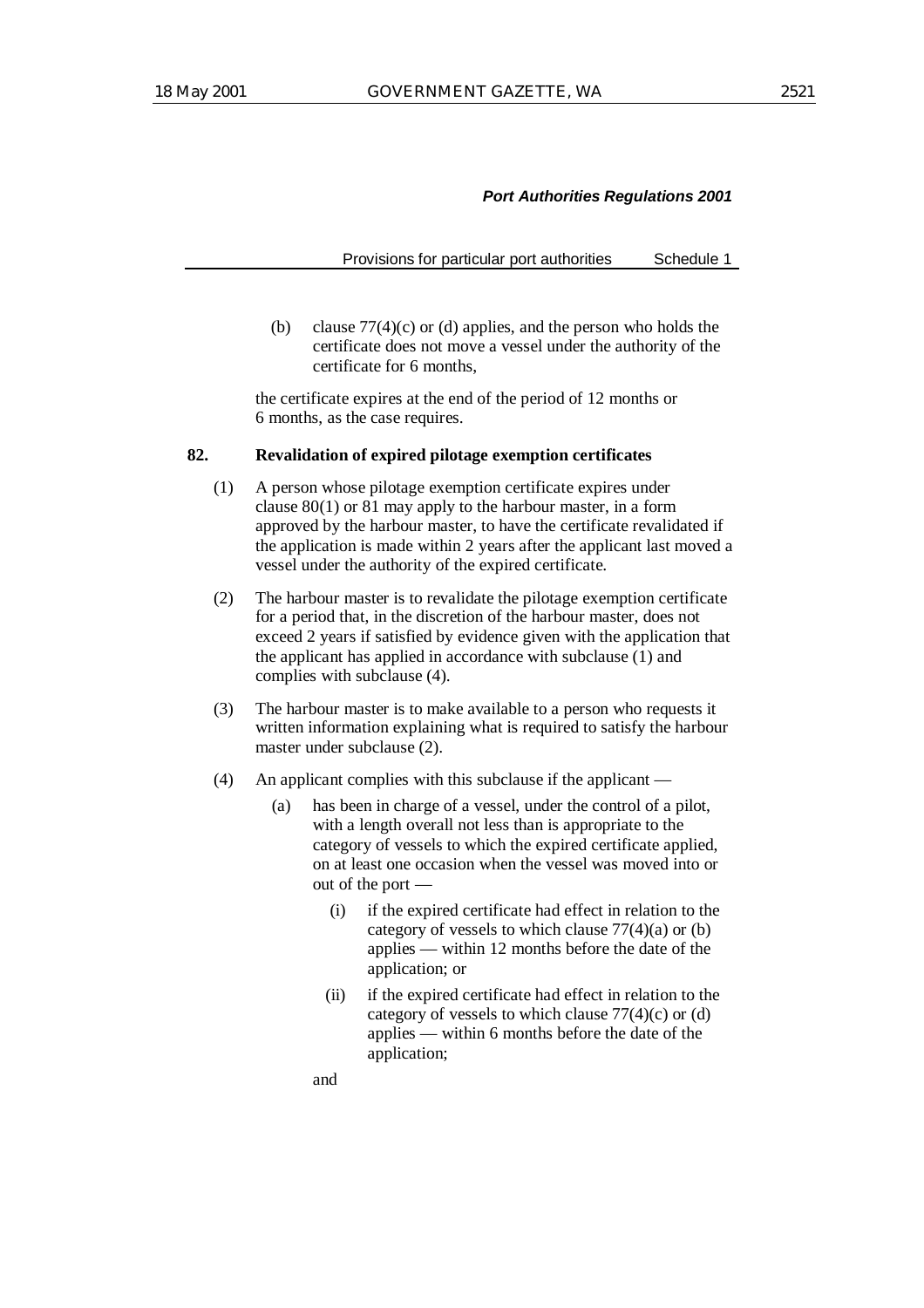(b) clause 77(4)(c) or (d) applies, and the person who holds the certificate does not move a vessel under the authority of the certificate for 6 months,

the certificate expires at the end of the period of 12 months or 6 months, as the case requires.

### 82. Revalidation of expired pilotage exemption certificates

(1) A person whose pilotage exemption certificate expires under clause 80(1) or 81 may apply to the harbour master, in a form approved by the harbour master, to have the certificate revalidated if the application is made within 2 years after the applicant last moved a vessel under the authority of the expired certificate.

(2) The harbour master is to revalidate the pilotage exemption certificate for a period that, in the discretion of the harbour master, does not exceed 2 years if satisfied by evidence given with the application that the applicant has applied in accordance with subclause (1) and complies with subclause (4).

(3) The harbour master is to make available to a person who requests it written information explaining what is required to satisfy the harbour master under subclause (2).

(4) An applicant complies with this subclause if the applicant —

- (a) has been in charge of a vessel, under the control of a pilot, with a length overall not less than is appropriate to the category of vessels to which the expired certificate applied, on at least one occasion when the vessel was moved into or out of the port —
  - (i) if the expired certificate had effect in relation to the category of vessels to which clause 77(4)(a) or (b) applies — within 12 months before the date of the application; or
  - (ii) if the expired certificate had effect in relation to the category of vessels to which clause 77(4)(c) or (d) applies — within 6 months before the date of the application;

  and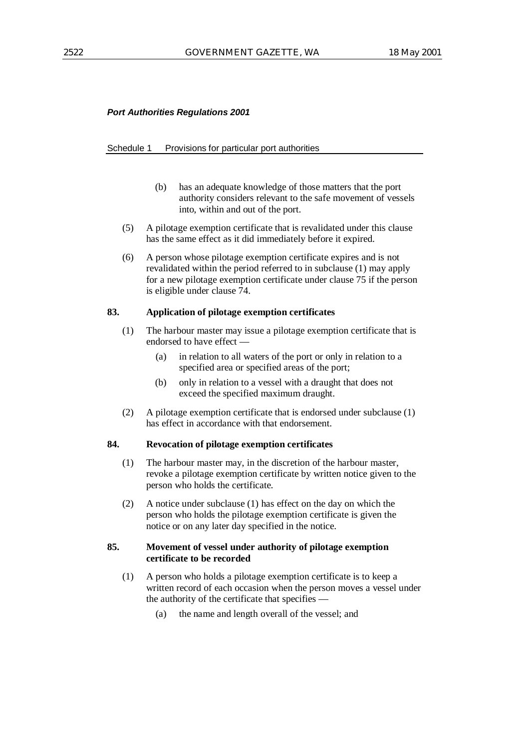(b) has an adequate knowledge of those matters that the port authority considers relevant to the safe movement of vessels into, within and out of the port.

(5) A pilotage exemption certificate that is revalidated under this clause has the same effect as it did immediately before it expired.

(6) A person whose pilotage exemption certificate expires and is not revalidated within the period referred to in subclause (1) may apply for a new pilotage exemption certificate under clause 75 if the person is eligible under clause 74.

**83. Application of pilotage exemption certificates**

(1) The harbour master may issue a pilotage exemption certificate that is endorsed to have effect —

- (a) in relation to all waters of the port or only in relation to a specified area or specified areas of the port;
- (b) only in relation to a vessel with a draught that does not exceed the specified maximum draught.

(2) A pilotage exemption certificate that is endorsed under subclause (1) has effect in accordance with that endorsement.

**84. Revocation of pilotage exemption certificates**

(1) The harbour master may, in the discretion of the harbour master, revoke a pilotage exemption certificate by written notice given to the person who holds the certificate.

(2) A notice under subclause (1) has effect on the day on which the person who holds the pilotage exemption certificate is given the notice or on any later day specified in the notice.

**85. Movement of vessel under authority of pilotage exemption certificate to be recorded**

(1) A person who holds a pilotage exemption certificate is to keep a written record of each occasion when the person moves a vessel under the authority of the certificate that specifies —

- (a) the name and length overall of the vessel; and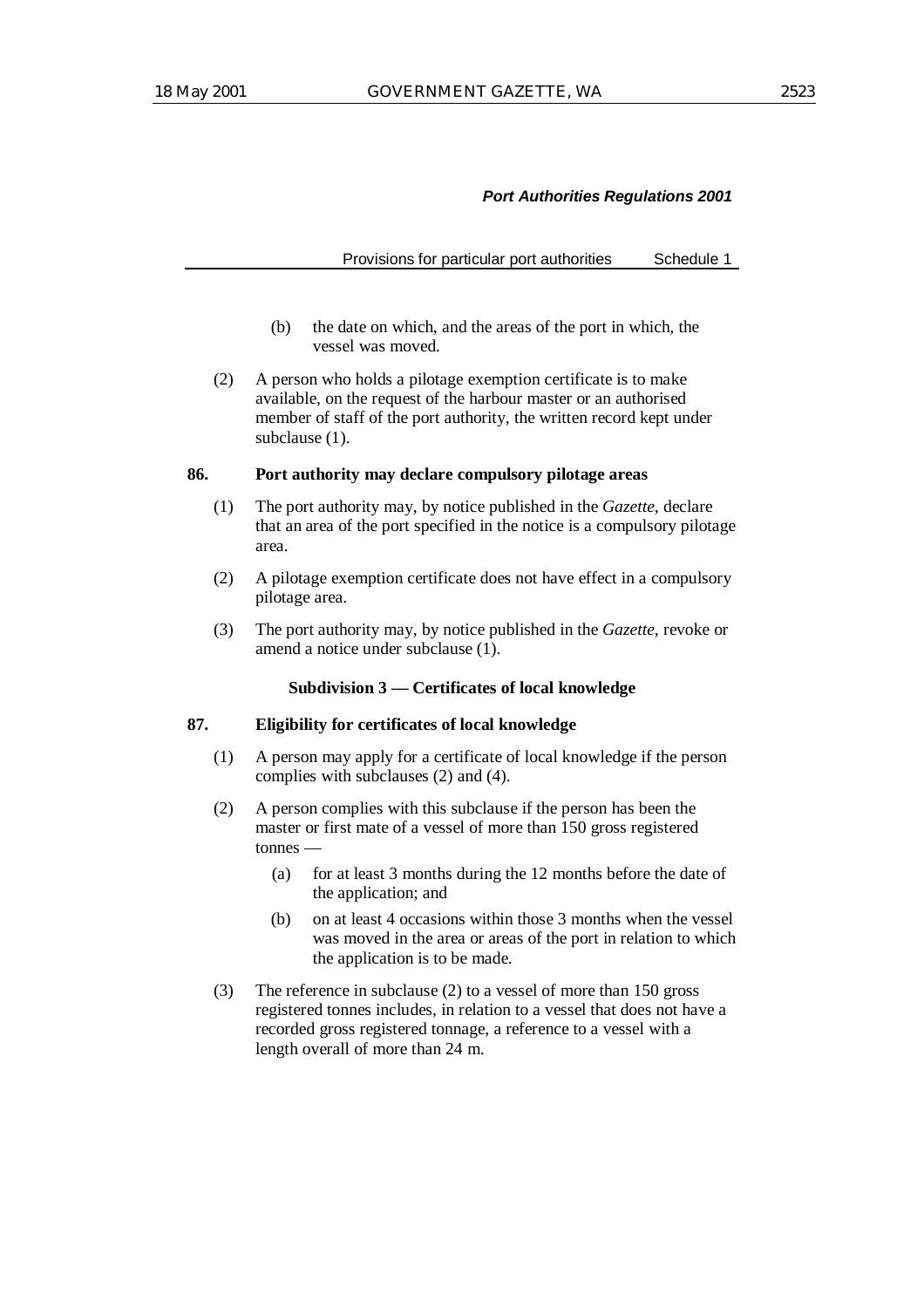(b) the date on which, and the areas of the port in which, the vessel was moved.

(2) A person who holds a pilotage exemption certificate is to make available, on the request of the harbour master or an authorised member of staff of the port authority, the written record kept under subclause (1).

**86. Port authority may declare compulsory pilotage areas**

(1) The port authority may, by notice published in the *Gazette*, declare that an area of the port specified in the notice is a compulsory pilotage area.

(2) A pilotage exemption certificate does not have effect in a compulsory pilotage area.

(3) The port authority may, by notice published in the *Gazette*, revoke or amend a notice under subclause (1).

**Subdivision 3 — Certificates of local knowledge**

**87. Eligibility for certificates of local knowledge**

(1) A person may apply for a certificate of local knowledge if the person complies with subclauses (2) and (4).

(2) A person complies with this subclause if the person has been the master or first mate of a vessel of more than 150 gross registered tonnes —

(a) for at least 3 months during the 12 months before the date of the application; and

(b) on at least 4 occasions within those 3 months when the vessel was moved in the area or areas of the port in relation to which the application is to be made.

(3) The reference in subclause (2) to a vessel of more than 150 gross registered tonnes includes, in relation to a vessel that does not have a recorded gross registered tonnage, a reference to a vessel with a length overall of more than 24 m.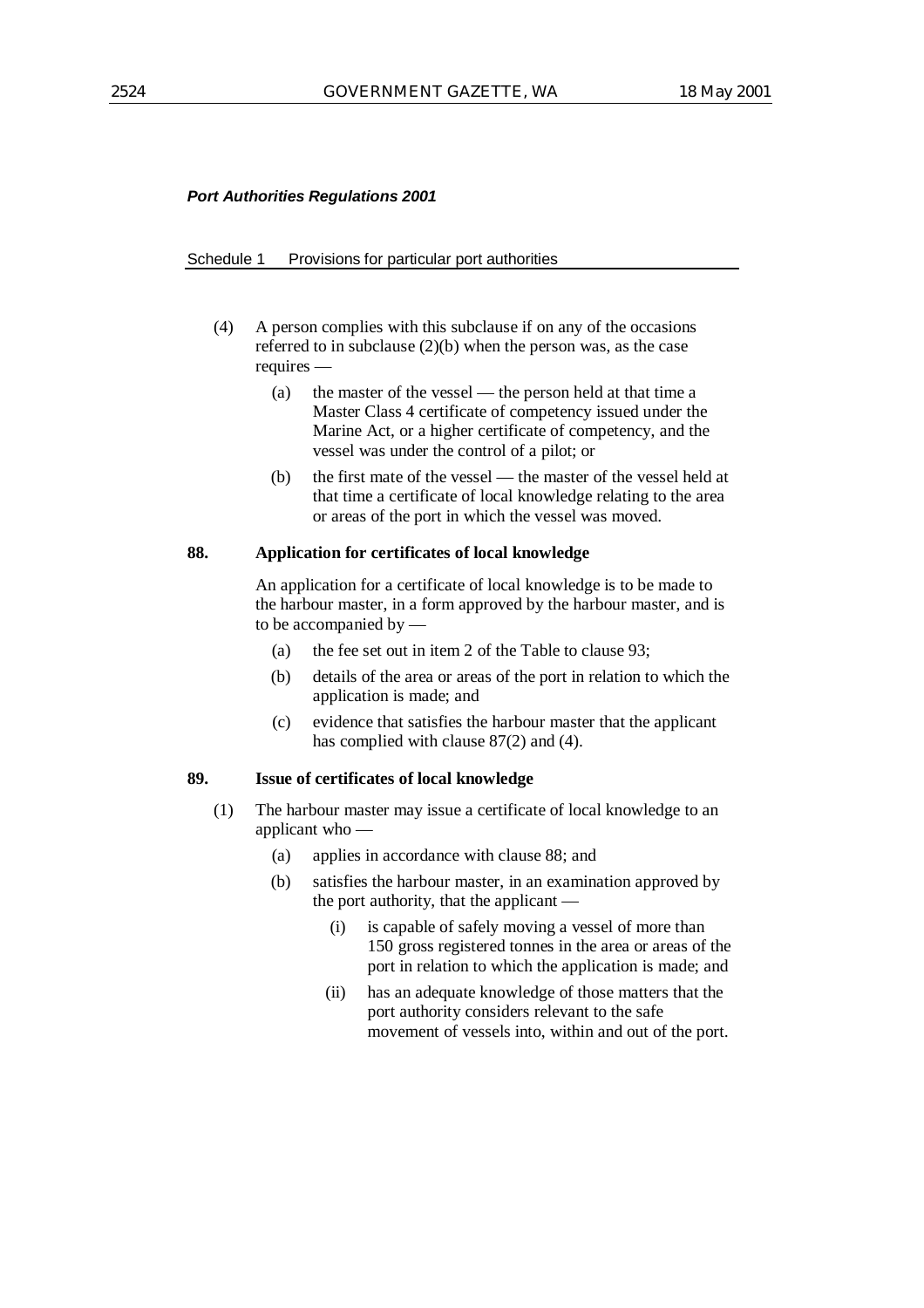(4) A person complies with this subclause if on any of the occasions referred to in subclause (2)(b) when the person was, as the case requires —

(a) the master of the vessel — the person held at that time a Master Class 4 certificate of competency issued under the Marine Act, or a higher certificate of competency, and the vessel was under the control of a pilot; or

(b) the first mate of the vessel — the master of the vessel held at that time a certificate of local knowledge relating to the area or areas of the port in which the vessel was moved.

**88. Application for certificates of local knowledge**

An application for a certificate of local knowledge is to be made to the harbour master, in a form approved by the harbour master, and is to be accompanied by —

(a) the fee set out in item 2 of the Table to clause 93;

(b) details of the area or areas of the port in relation to which the application is made; and

(c) evidence that satisfies the harbour master that the applicant has complied with clause 87(2) and (4).

**89. Issue of certificates of local knowledge**

(1) The harbour master may issue a certificate of local knowledge to an applicant who —

(a) applies in accordance with clause 88; and

(b) satisfies the harbour master, in an examination approved by the port authority, that the applicant —

(i) is capable of safely moving a vessel of more than 150 gross registered tonnes in the area or areas of the port in relation to which the application is made; and

(ii) has an adequate knowledge of those matters that the port authority considers relevant to the safe movement of vessels into, within and out of the port.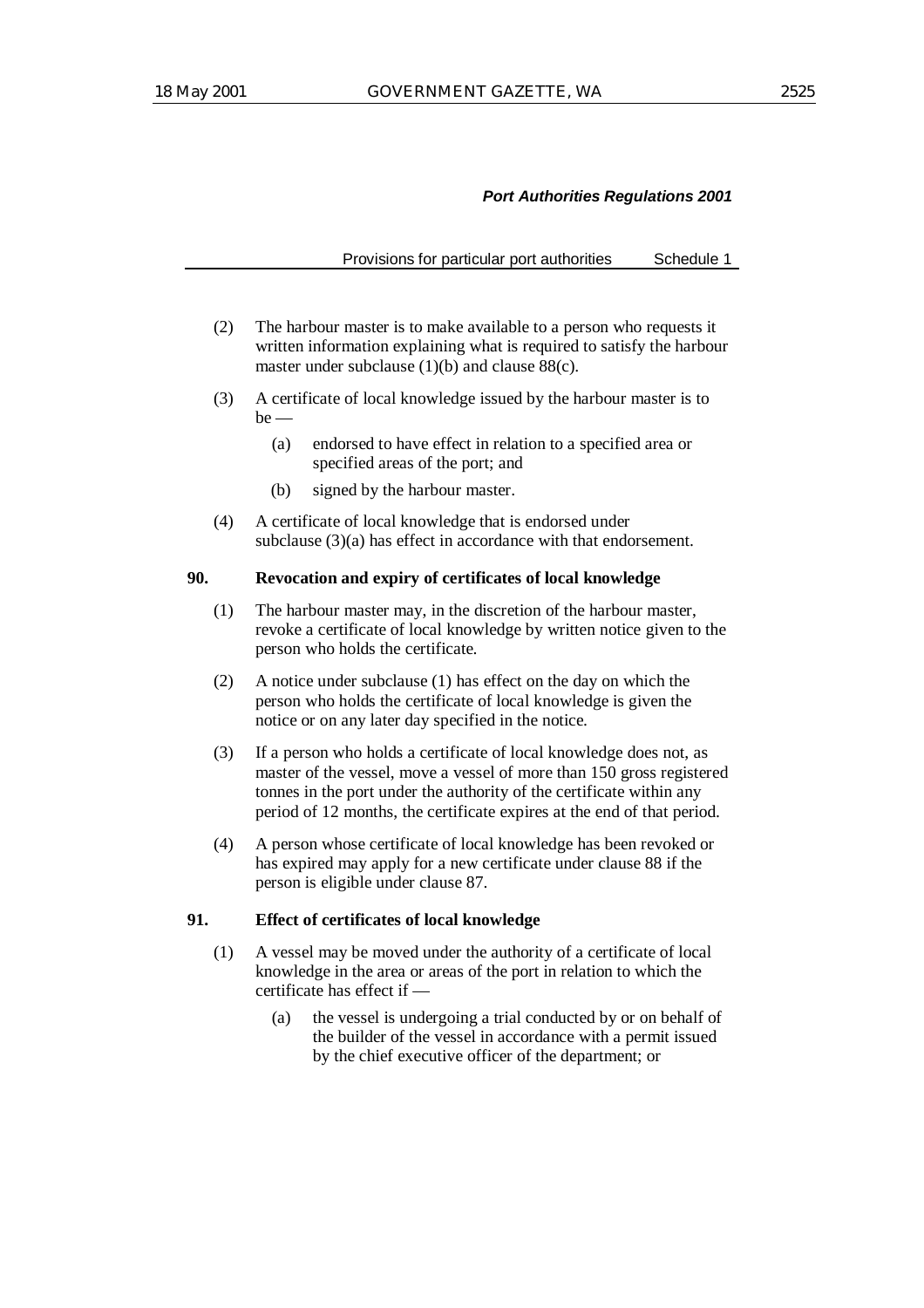(2) The harbour master is to make available to a person who requests it written information explaining what is required to satisfy the harbour master under subclause (1)(b) and clause 88(c).

(3) A certificate of local knowledge issued by the harbour master is to be —

 (a) endorsed to have effect in relation to a specified area or specified areas of the port; and

 (b) signed by the harbour master.

(4) A certificate of local knowledge that is endorsed under subclause (3)(a) has effect in accordance with that endorsement.

**90. Revocation and expiry of certificates of local knowledge**

(1) The harbour master may, in the discretion of the harbour master, revoke a certificate of local knowledge by written notice given to the person who holds the certificate.

(2) A notice under subclause (1) has effect on the day on which the person who holds the certificate of local knowledge is given the notice or on any later day specified in the notice.

(3) If a person who holds a certificate of local knowledge does not, as master of the vessel, move a vessel of more than 150 gross registered tonnes in the port under the authority of the certificate within any period of 12 months, the certificate expires at the end of that period.

(4) A person whose certificate of local knowledge has been revoked or has expired may apply for a new certificate under clause 88 if the person is eligible under clause 87.

**91. Effect of certificates of local knowledge**

(1) A vessel may be moved under the authority of a certificate of local knowledge in the area or areas of the port in relation to which the certificate has effect if —

 (a) the vessel is undergoing a trial conducted by or on behalf of the builder of the vessel in accordance with a permit issued by the chief executive officer of the department; or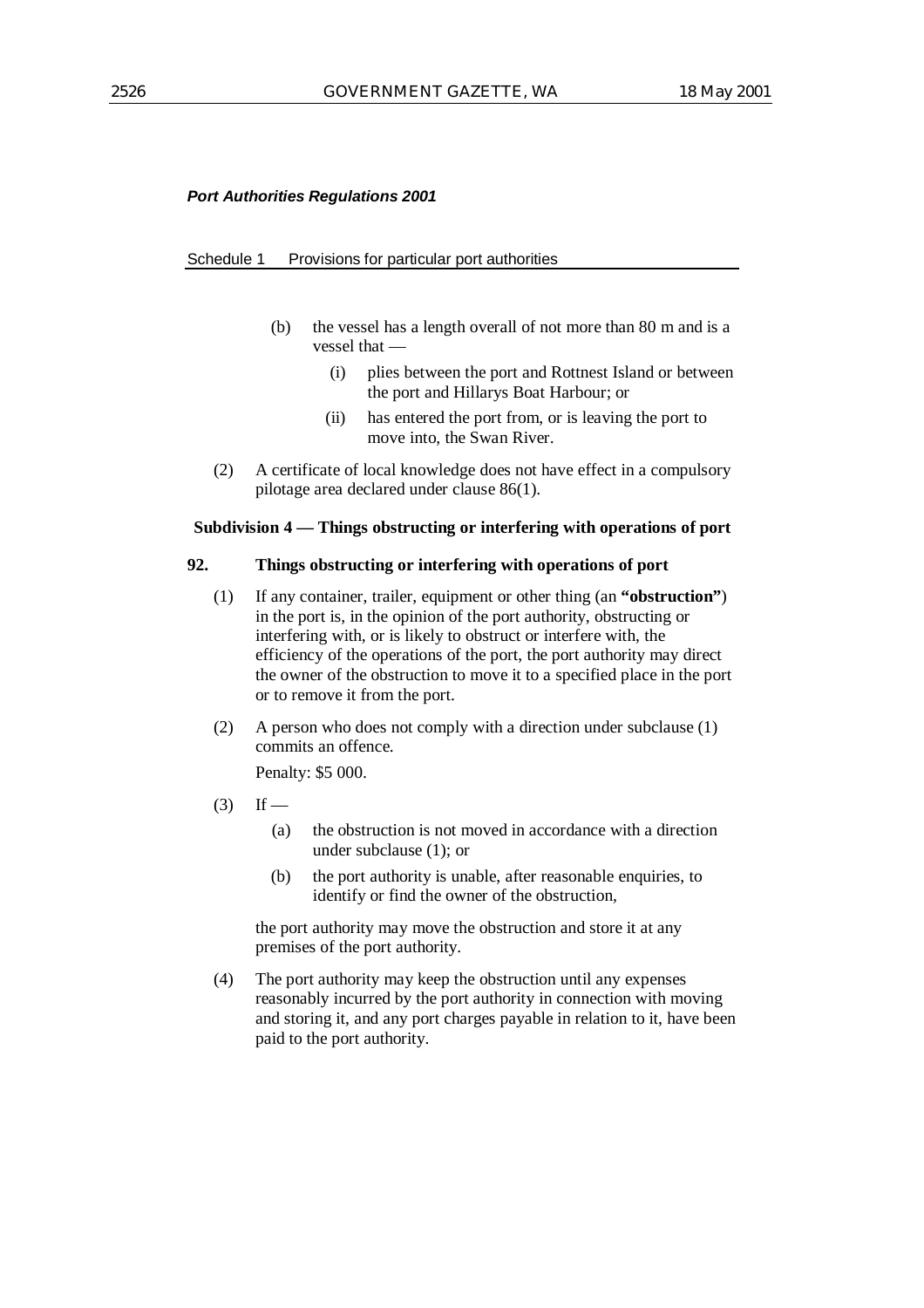(b) the vessel has a length overall of not more than 80 m and is a vessel that —

(i) plies between the port and Rottnest Island or between the port and Hillarys Boat Harbour; or

(ii) has entered the port from, or is leaving the port to move into, the Swan River.

(2) A certificate of local knowledge does not have effect in a compulsory pilotage area declared under clause 86(1).

### Subdivision 4 — Things obstructing or interfering with operations of port

#### 92. Things obstructing or interfering with operations of port

(1) If any container, trailer, equipment or other thing (an **"obstruction"**) in the port is, in the opinion of the port authority, obstructing or interfering with, or is likely to obstruct or interfere with, the efficiency of the operations of the port, the port authority may direct the owner of the obstruction to move it to a specified place in the port or to remove it from the port.

(2) A person who does not comply with a direction under subclause (1) commits an offence.

Penalty: $5 000.

(3) If —

(a) the obstruction is not moved in accordance with a direction under subclause (1); or

(b) the port authority is unable, after reasonable enquiries, to identify or find the owner of the obstruction,

the port authority may move the obstruction and store it at any premises of the port authority.

(4) The port authority may keep the obstruction until any expenses reasonably incurred by the port authority in connection with moving and storing it, and any port charges payable in relation to it, have been paid to the port authority.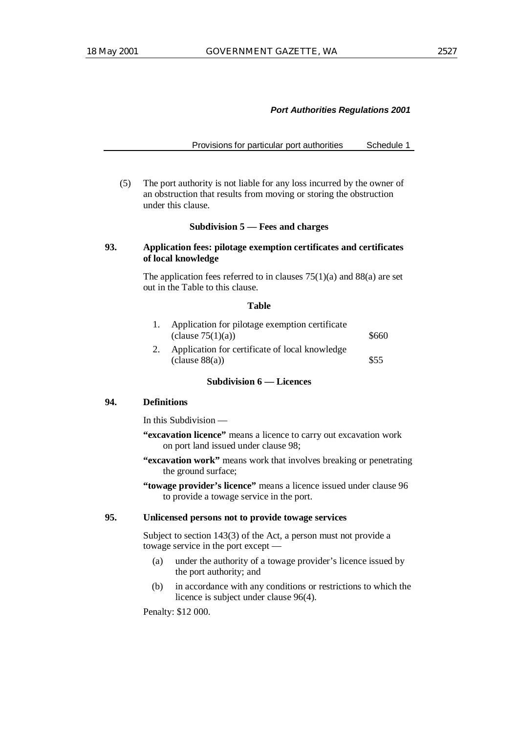(5) The port authority is not liable for any loss incurred by the owner of an obstruction that results from moving or storing the obstruction under this clause.

### Subdivision 5 — Fees and charges

**93. Application fees: pilotage exemption certificates and certificates of local knowledge**

The application fees referred to in clauses 75(1)(a) and 88(a) are set out in the Table to this clause.

**Table**

| | | |
|---|---|---|
| 1. | Application for pilotage exemption certificate (clause 75(1)(a)) | \$660 |
| 2. | Application for certificate of local knowledge (clause 88(a)) | \$55 |

### Subdivision 6 — Licences

**94. Definitions**

In this Subdivision —

**"excavation licence"** means a licence to carry out excavation work on port land issued under clause 98;

**"excavation work"** means work that involves breaking or penetrating the ground surface;

**"towage provider's licence"** means a licence issued under clause 96 to provide a towage service in the port.

**95. Unlicensed persons not to provide towage services**

Subject to section 143(3) of the Act, a person must not provide a towage service in the port except —

(a) under the authority of a towage provider's licence issued by the port authority; and

(b) in accordance with any conditions or restrictions to which the licence is subject under clause 96(4).

Penalty: \$12 000.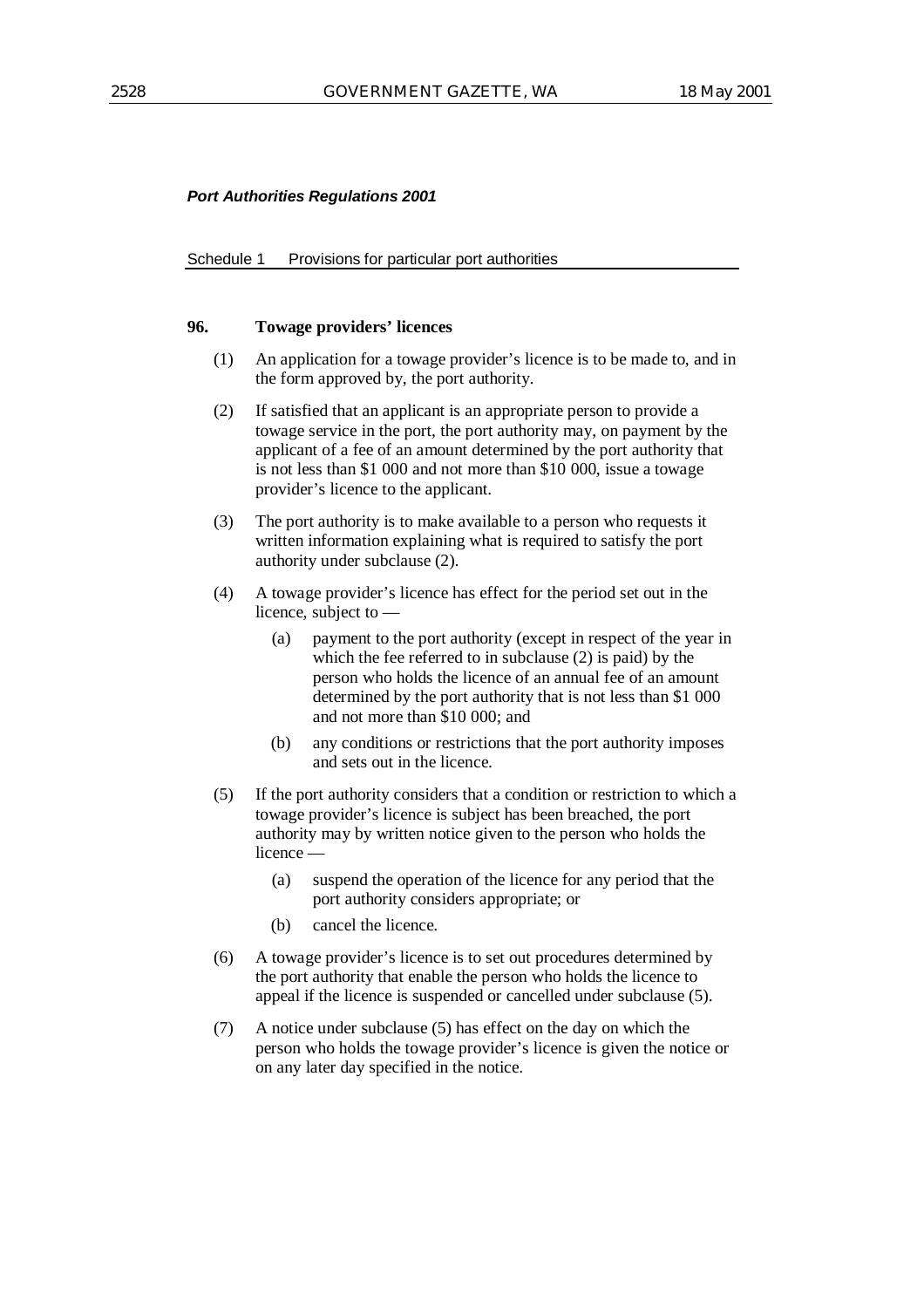**96. Towage providers' licences**

(1) An application for a towage provider's licence is to be made to, and in the form approved by, the port authority.

(2) If satisfied that an applicant is an appropriate person to provide a towage service in the port, the port authority may, on payment by the applicant of a fee of an amount determined by the port authority that is not less than $1 000 and not more than $10 000, issue a towage provider's licence to the applicant.

(3) The port authority is to make available to a person who requests it written information explaining what is required to satisfy the port authority under subclause (2).

(4) A towage provider's licence has effect for the period set out in the licence, subject to —

- (a) payment to the port authority (except in respect of the year in which the fee referred to in subclause (2) is paid) by the person who holds the licence of an annual fee of an amount determined by the port authority that is not less than $1 000 and not more than $10 000; and
- (b) any conditions or restrictions that the port authority imposes and sets out in the licence.

(5) If the port authority considers that a condition or restriction to which a towage provider's licence is subject has been breached, the port authority may by written notice given to the person who holds the licence —

- (a) suspend the operation of the licence for any period that the port authority considers appropriate; or
- (b) cancel the licence.

(6) A towage provider's licence is to set out procedures determined by the port authority that enable the person who holds the licence to appeal if the licence is suspended or cancelled under subclause (5).

(7) A notice under subclause (5) has effect on the day on which the person who holds the towage provider's licence is given the notice or on any later day specified in the notice.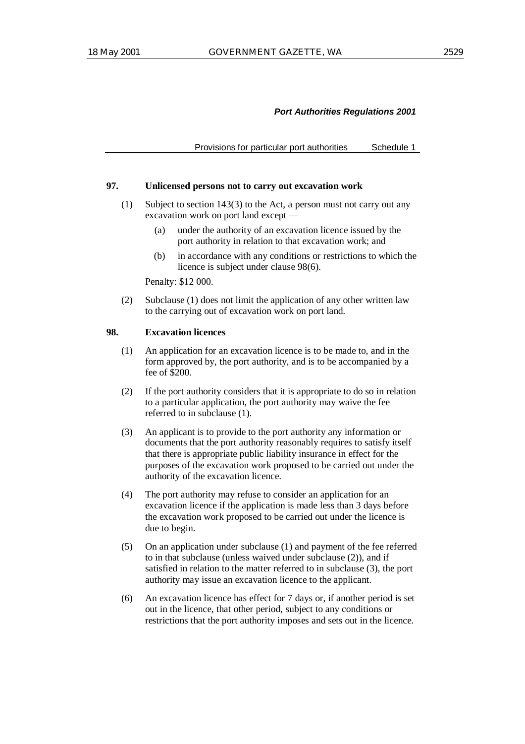**97. Unlicensed persons not to carry out excavation work**

(1) Subject to section 143(3) to the Act, a person must not carry out any excavation work on port land except —

(a) under the authority of an excavation licence issued by the port authority in relation to that excavation work; and

(b) in accordance with any conditions or restrictions to which the licence is subject under clause 98(6).

Penalty: $12 000.

(2) Subclause (1) does not limit the application of any other written law to the carrying out of excavation work on port land.

**98. Excavation licences**

(1) An application for an excavation licence is to be made to, and in the form approved by, the port authority, and is to be accompanied by a fee of $200.

(2) If the port authority considers that it is appropriate to do so in relation to a particular application, the port authority may waive the fee referred to in subclause (1).

(3) An applicant is to provide to the port authority any information or documents that the port authority reasonably requires to satisfy itself that there is appropriate public liability insurance in effect for the purposes of the excavation work proposed to be carried out under the authority of the excavation licence.

(4) The port authority may refuse to consider an application for an excavation licence if the application is made less than 3 days before the excavation work proposed to be carried out under the licence is due to begin.

(5) On an application under subclause (1) and payment of the fee referred to in that subclause (unless waived under subclause (2)), and if satisfied in relation to the matter referred to in subclause (3), the port authority may issue an excavation licence to the applicant.

(6) An excavation licence has effect for 7 days or, if another period is set out in the licence, that other period, subject to any conditions or restrictions that the port authority imposes and sets out in the licence.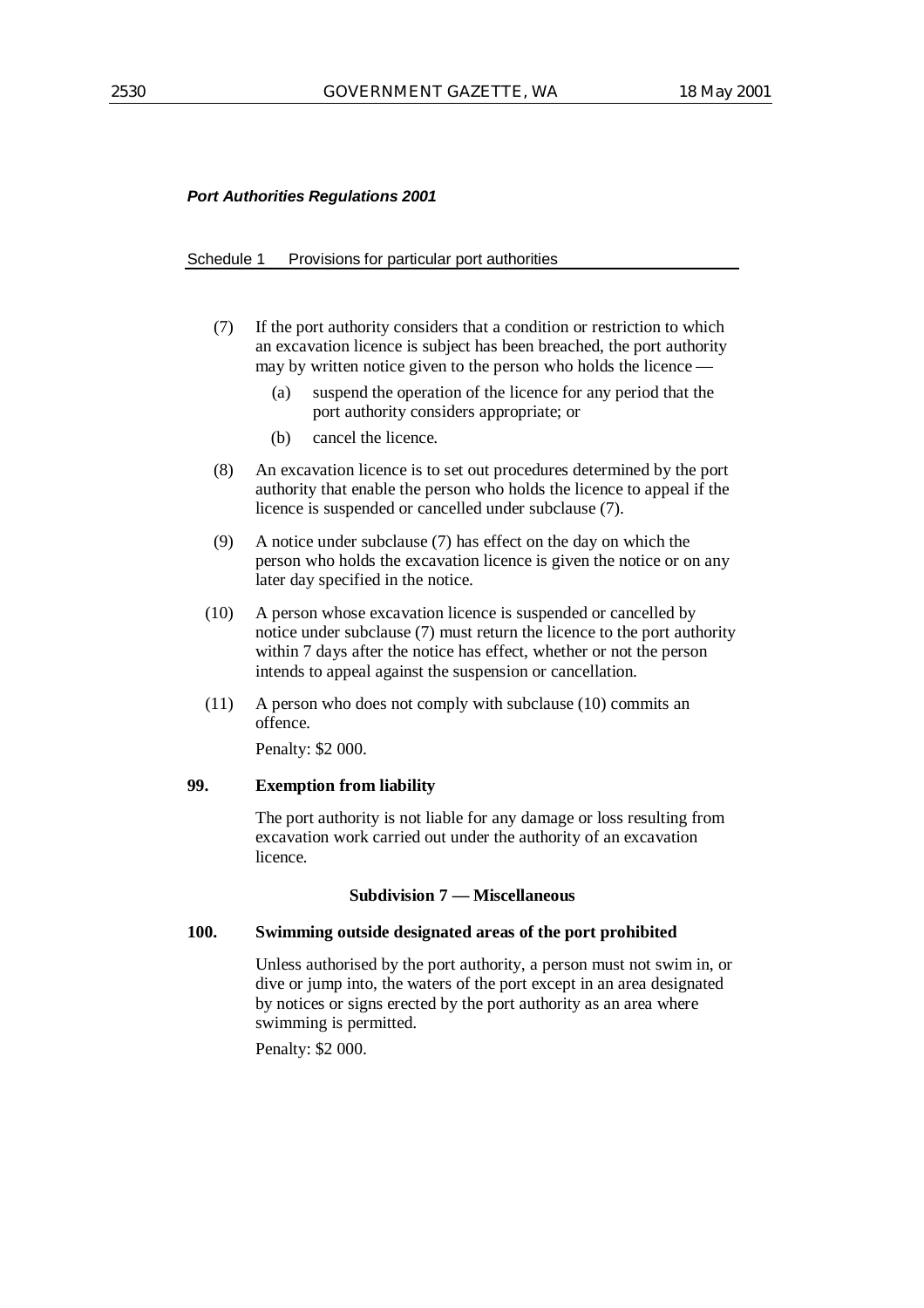*Port Authorities Regulations 2001*

Schedule 1 Provisions for particular port authorities

(7) If the port authority considers that a condition or restriction to which an excavation licence is subject has been breached, the port authority may by written notice given to the person who holds the licence —

(a) suspend the operation of the licence for any period that the port authority considers appropriate; or

(b) cancel the licence.

(8) An excavation licence is to set out procedures determined by the port authority that enable the person who holds the licence to appeal if the licence is suspended or cancelled under subclause (7).

(9) A notice under subclause (7) has effect on the day on which the person who holds the excavation licence is given the notice or on any later day specified in the notice.

(10) A person whose excavation licence is suspended or cancelled by notice under subclause (7) must return the licence to the port authority within 7 days after the notice has effect, whether or not the person intends to appeal against the suspension or cancellation.

(11) A person who does not comply with subclause (10) commits an offence.

Penalty: $2 000.

**99. Exemption from liability**

The port authority is not liable for any damage or loss resulting from excavation work carried out under the authority of an excavation licence.

**Subdivision 7 — Miscellaneous**

**100. Swimming outside designated areas of the port prohibited**

Unless authorised by the port authority, a person must not swim in, or dive or jump into, the waters of the port except in an area designated by notices or signs erected by the port authority as an area where swimming is permitted.

Penalty: $2 000.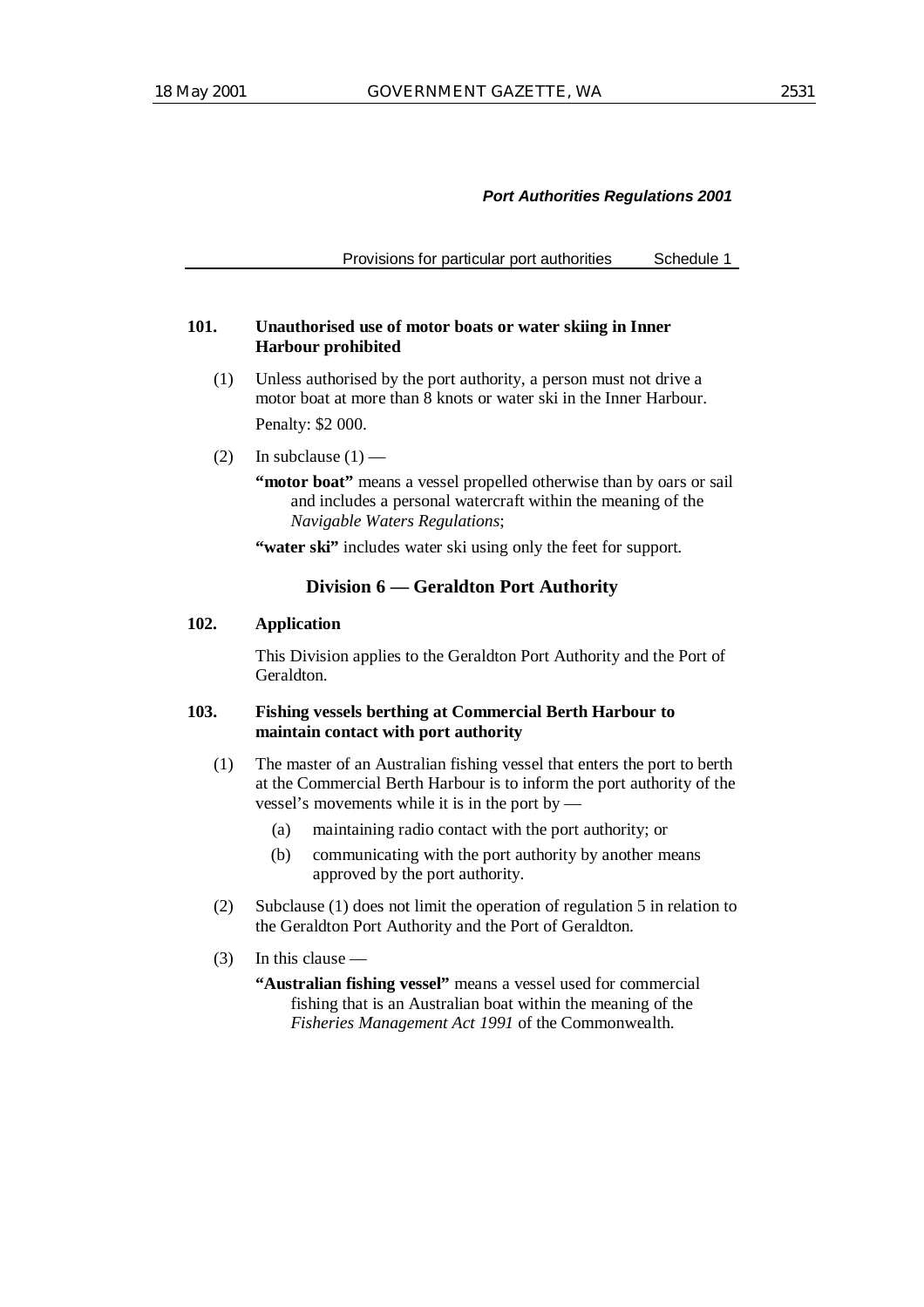**101. Unauthorised use of motor boats or water skiing in Inner Harbour prohibited**

(1) Unless authorised by the port authority, a person must not drive a motor boat at more than 8 knots or water ski in the Inner Harbour.

Penalty: $2 000.

(2) In subclause (1) —

**"motor boat"** means a vessel propelled otherwise than by oars or sail and includes a personal watercraft within the meaning of the *Navigable Waters Regulations*;

**"water ski"** includes water ski using only the feet for support.

## Division 6 — Geraldton Port Authority

**102. Application**

This Division applies to the Geraldton Port Authority and the Port of Geraldton.

**103. Fishing vessels berthing at Commercial Berth Harbour to maintain contact with port authority**

(1) The master of an Australian fishing vessel that enters the port to berth at the Commercial Berth Harbour is to inform the port authority of the vessel's movements while it is in the port by —

(a) maintaining radio contact with the port authority; or

(b) communicating with the port authority by another means approved by the port authority.

(2) Subclause (1) does not limit the operation of regulation 5 in relation to the Geraldton Port Authority and the Port of Geraldton.

(3) In this clause —

**"Australian fishing vessel"** means a vessel used for commercial fishing that is an Australian boat within the meaning of the *Fisheries Management Act 1991* of the Commonwealth.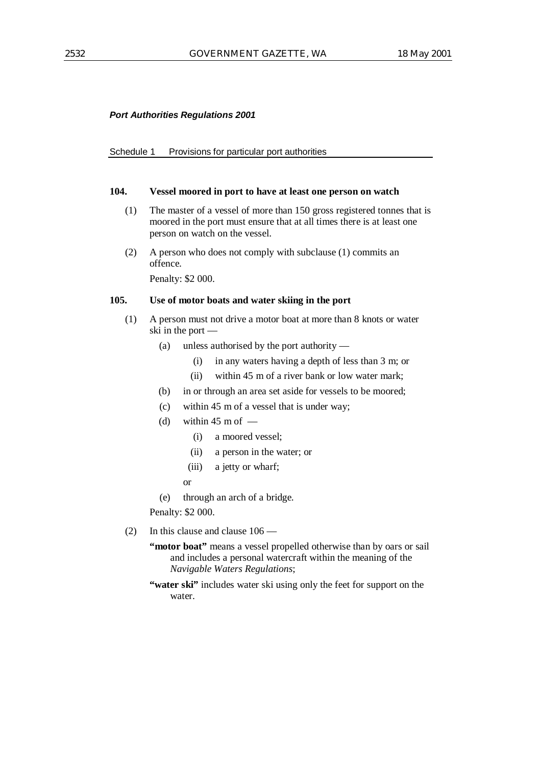### 104. Vessel moored in port to have at least one person on watch

(1) The master of a vessel of more than 150 gross registered tonnes that is moored in the port must ensure that at all times there is at least one person on watch on the vessel.

(2) A person who does not comply with subclause (1) commits an offence.

Penalty: $2 000.

### 105. Use of motor boats and water skiing in the port

(1) A person must not drive a motor boat at more than 8 knots or water ski in the port —

- (a) unless authorised by the port authority —
  - (i) in any waters having a depth of less than 3 m; or
  - (ii) within 45 m of a river bank or low water mark;
- (b) in or through an area set aside for vessels to be moored;
- (c) within 45 m of a vessel that is under way;
- (d) within 45 m of —
  - (i) a moored vessel;
  - (ii) a person in the water; or
  - (iii) a jetty or wharf;

  or
- (e) through an arch of a bridge.

Penalty: $2 000.

(2) In this clause and clause 106 —

**"motor boat"** means a vessel propelled otherwise than by oars or sail and includes a personal watercraft within the meaning of the *Navigable Waters Regulations*;

**"water ski"** includes water ski using only the feet for support on the water.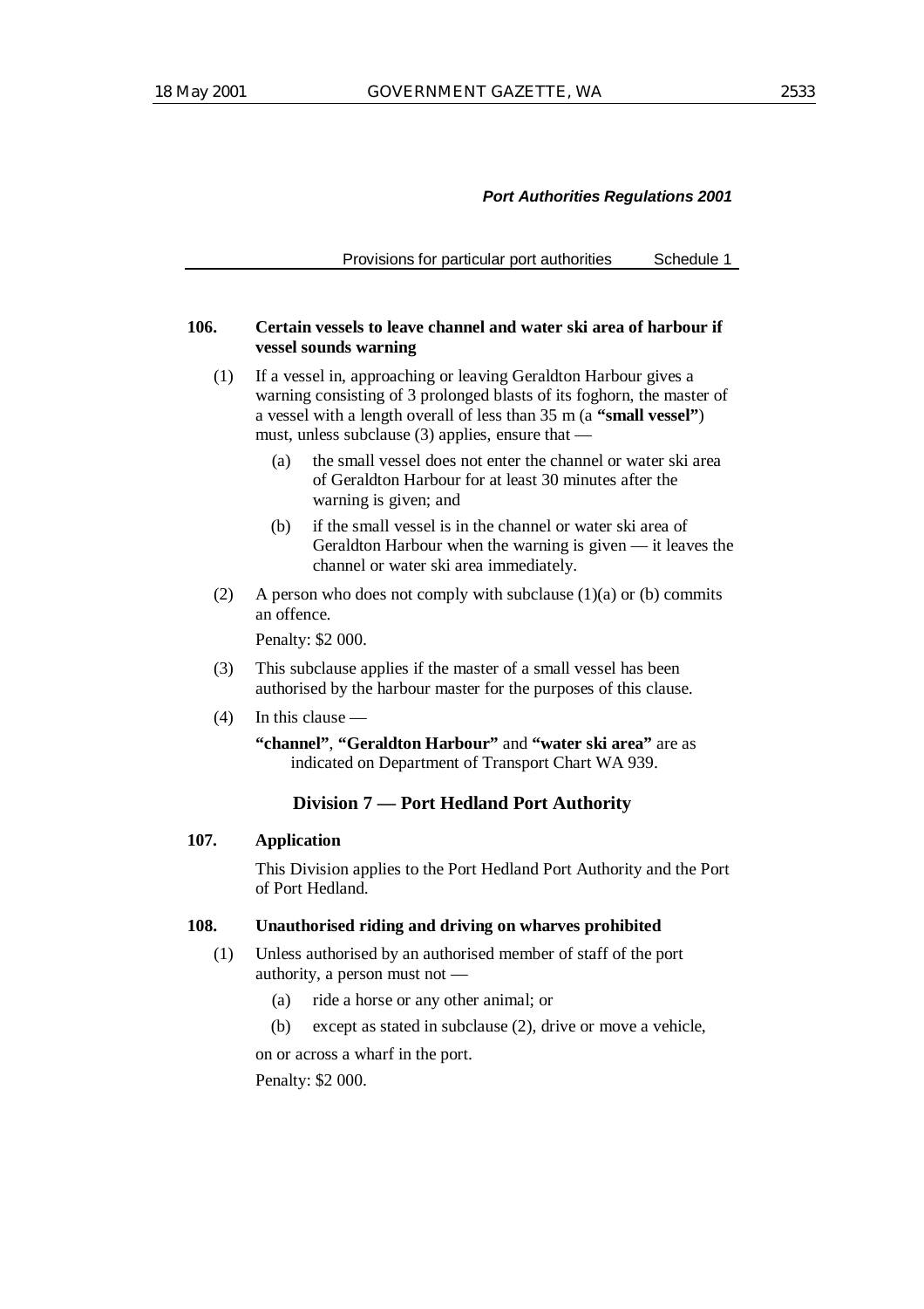**106. Certain vessels to leave channel and water ski area of harbour if vessel sounds warning**

(1) If a vessel in, approaching or leaving Geraldton Harbour gives a warning consisting of 3 prolonged blasts of its foghorn, the master of a vessel with a length overall of less than 35 m (a **"small vessel"**) must, unless subclause (3) applies, ensure that —

- (a) the small vessel does not enter the channel or water ski area of Geraldton Harbour for at least 30 minutes after the warning is given; and
- (b) if the small vessel is in the channel or water ski area of Geraldton Harbour when the warning is given — it leaves the channel or water ski area immediately.

(2) A person who does not comply with subclause (1)(a) or (b) commits an offence.

Penalty: $2 000.

(3) This subclause applies if the master of a small vessel has been authorised by the harbour master for the purposes of this clause.

(4) In this clause —

**"channel"**, **"Geraldton Harbour"** and **"water ski area"** are as indicated on Department of Transport Chart WA 939.

## Division 7 — Port Hedland Port Authority

**107. Application**

This Division applies to the Port Hedland Port Authority and the Port of Port Hedland.

**108. Unauthorised riding and driving on wharves prohibited**

(1) Unless authorised by an authorised member of staff of the port authority, a person must not —

- (a) ride a horse or any other animal; or
- (b) except as stated in subclause (2), drive or move a vehicle,

on or across a wharf in the port.

Penalty: $2 000.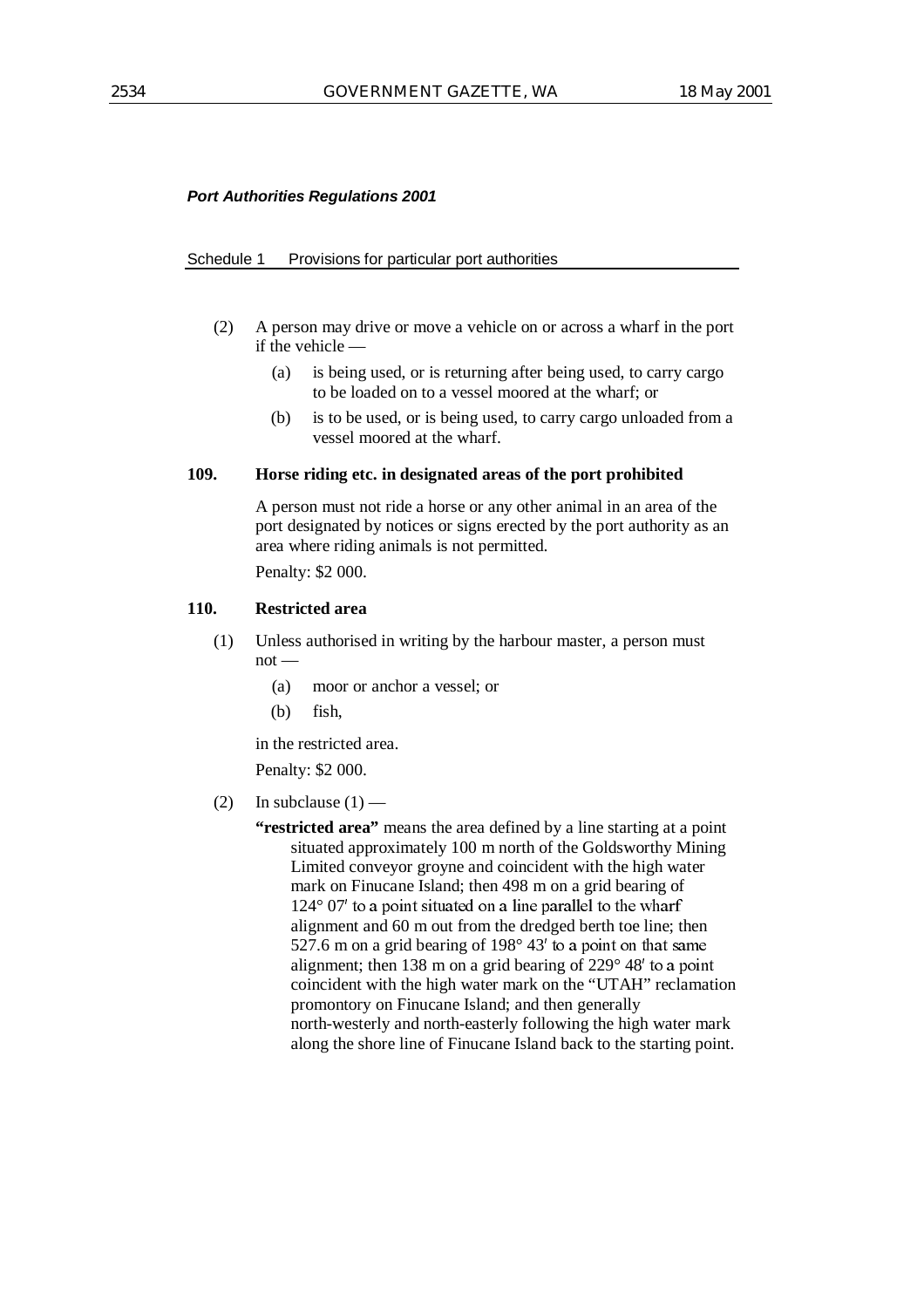(2) A person may drive or move a vehicle on or across a wharf in the port if the vehicle —

(a) is being used, or is returning after being used, to carry cargo to be loaded on to a vessel moored at the wharf; or

(b) is to be used, or is being used, to carry cargo unloaded from a vessel moored at the wharf.

### 109. Horse riding etc. in designated areas of the port prohibited

A person must not ride a horse or any other animal in an area of the port designated by notices or signs erected by the port authority as an area where riding animals is not permitted.

Penalty: $2 000.

### 110. Restricted area

(1) Unless authorised in writing by the harbour master, a person must not —

(a) moor or anchor a vessel; or

(b) fish,

in the restricted area.

Penalty: $2 000.

(2) In subclause (1) —

**"restricted area"** means the area defined by a line starting at a point situated approximately 100 m north of the Goldsworthy Mining Limited conveyor groyne and coincident with the high water mark on Finucane Island; then 498 m on a grid bearing of 124° 07′ to a point situated on a line parallel to the wharf alignment and 60 m out from the dredged berth toe line; then 527.6 m on a grid bearing of 198° 43′ to a point on that same alignment; then 138 m on a grid bearing of 229° 48′ to a point coincident with the high water mark on the "UTAH" reclamation promontory on Finucane Island; and then generally north-westerly and north-easterly following the high water mark along the shore line of Finucane Island back to the starting point.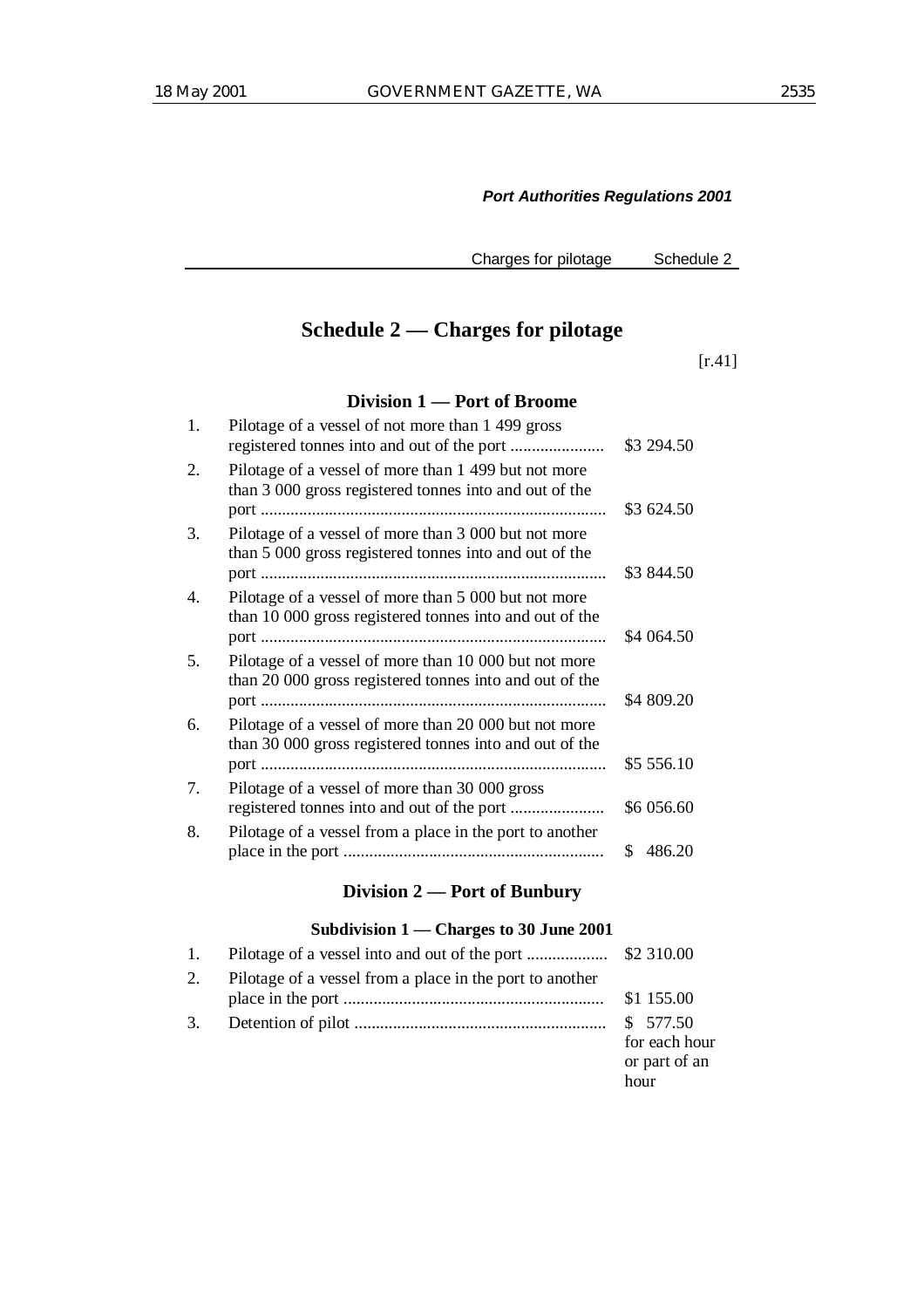# Schedule 2 — Charges for pilotage

[r.41]

## Division 1 — Port of Broome

| | | |
|---|---|---|
| 1. | Pilotage of a vessel of not more than 1 499 gross registered tonnes into and out of the port | $3 294.50 |
| 2. | Pilotage of a vessel of more than 1 499 but not more than 3 000 gross registered tonnes into and out of the port | $3 624.50 |
| 3. | Pilotage of a vessel of more than 3 000 but not more than 5 000 gross registered tonnes into and out of the port | $3 844.50 |
| 4. | Pilotage of a vessel of more than 5 000 but not more than 10 000 gross registered tonnes into and out of the port | $4 064.50 |
| 5. | Pilotage of a vessel of more than 10 000 but not more than 20 000 gross registered tonnes into and out of the port | $4 809.20 |
| 6. | Pilotage of a vessel of more than 20 000 but not more than 30 000 gross registered tonnes into and out of the port | $5 556.10 |
| 7. | Pilotage of a vessel of more than 30 000 gross registered tonnes into and out of the port | $6 056.60 |
| 8. | Pilotage of a vessel from a place in the port to another place in the port | $ 486.20 |

## Division 2 — Port of Bunbury

### Subdivision 1 — Charges to 30 June 2001

| | | |
|---|---|---|
| 1. | Pilotage of a vessel into and out of the port | $2 310.00 |
| 2. | Pilotage of a vessel from a place in the port to another place in the port | $1 155.00 |
| 3. | Detention of pilot | $ 577.50 for each hour or part of an hour |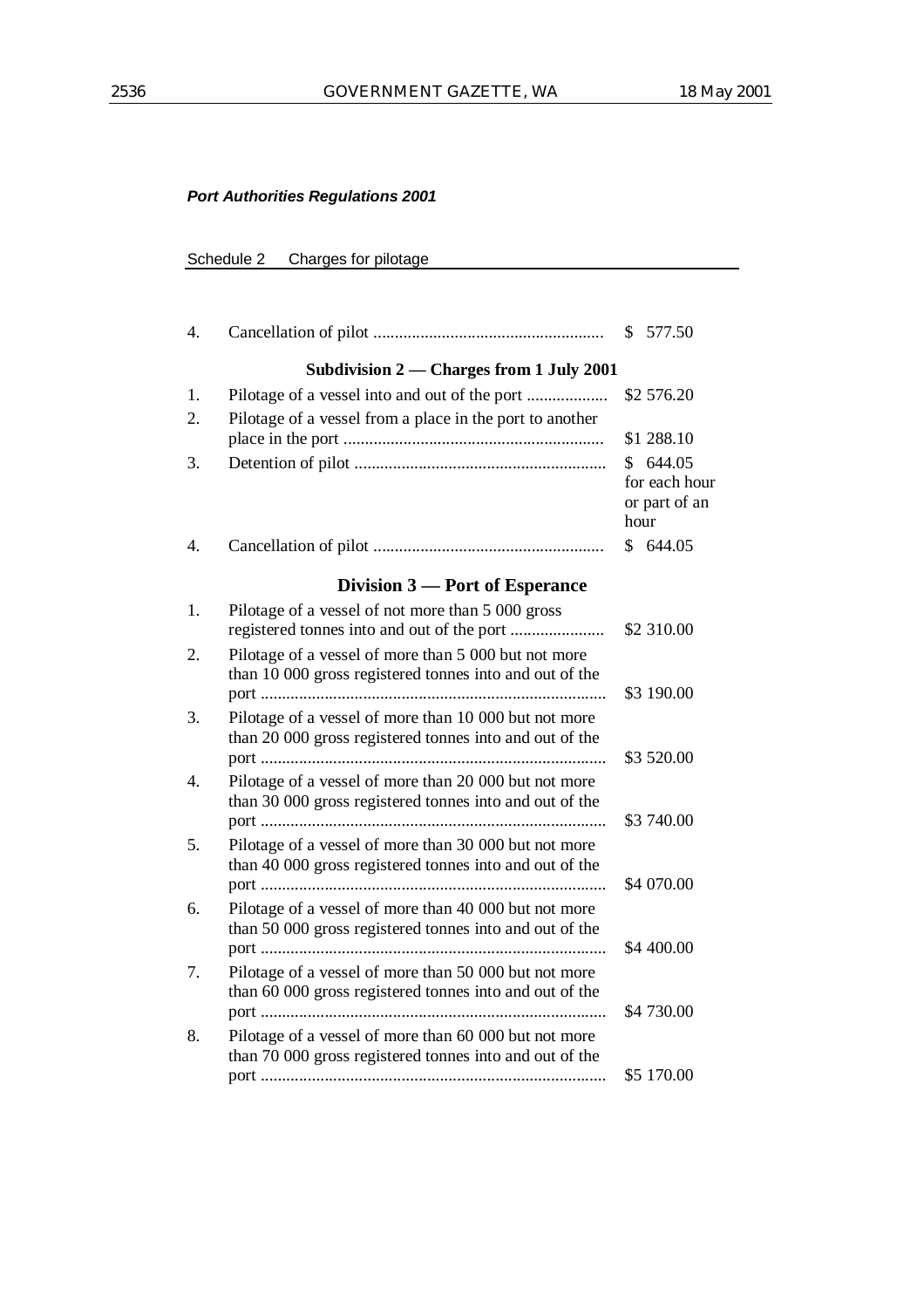*Port Authorities Regulations 2001*

Schedule 2 Charges for pilotage

| | | |
|---|---|---|
| 4. | Cancellation of pilot | $ 577.50 |

**Subdivision 2 — Charges from 1 July 2001**

| | | |
|---|---|---|
| 1. | Pilotage of a vessel into and out of the port | $2 576.20 |
| 2. | Pilotage of a vessel from a place in the port to another place in the port | $1 288.10 |
| 3. | Detention of pilot | $ 644.05 for each hour or part of an hour |
| 4. | Cancellation of pilot | $ 644.05 |

## Division 3 — Port of Esperance

| | | |
|---|---|---|
| 1. | Pilotage of a vessel of not more than 5 000 gross registered tonnes into and out of the port | $2 310.00 |
| 2. | Pilotage of a vessel of more than 5 000 but not more than 10 000 gross registered tonnes into and out of the port | $3 190.00 |
| 3. | Pilotage of a vessel of more than 10 000 but not more than 20 000 gross registered tonnes into and out of the port | $3 520.00 |
| 4. | Pilotage of a vessel of more than 20 000 but not more than 30 000 gross registered tonnes into and out of the port | $3 740.00 |
| 5. | Pilotage of a vessel of more than 30 000 but not more than 40 000 gross registered tonnes into and out of the port | $4 070.00 |
| 6. | Pilotage of a vessel of more than 40 000 but not more than 50 000 gross registered tonnes into and out of the port | $4 400.00 |
| 7. | Pilotage of a vessel of more than 50 000 but not more than 60 000 gross registered tonnes into and out of the port | $4 730.00 |
| 8. | Pilotage of a vessel of more than 60 000 but not more than 70 000 gross registered tonnes into and out of the port | $5 170.00 |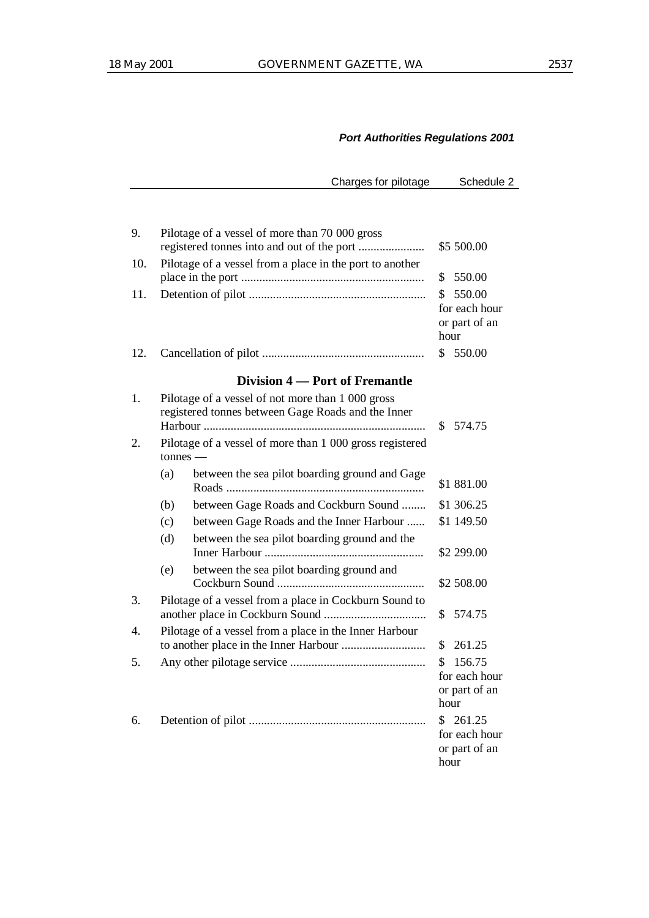| | | |
|---|---|---|
| 9. | Pilotage of a vessel of more than 70 000 gross registered tonnes into and out of the port | $5 500.00 |
| 10. | Pilotage of a vessel from a place in the port to another place in the port | $ 550.00 |
| 11. | Detention of pilot | $ 550.00 for each hour or part of an hour |
| 12. | Cancellation of pilot | $ 550.00 |

### Division 4 — Port of Fremantle

| | | |
|---|---|---|
| 1. | Pilotage of a vessel of not more than 1 000 gross registered tonnes between Gage Roads and the Inner Harbour | $ 574.75 |
| 2. | Pilotage of a vessel of more than 1 000 gross registered tonnes — | |
| | (a) between the sea pilot boarding ground and Gage Roads | $1 881.00 |
| | (b) between Gage Roads and Cockburn Sound | $1 306.25 |
| | (c) between Gage Roads and the Inner Harbour | $1 149.50 |
| | (d) between the sea pilot boarding ground and the Inner Harbour | $2 299.00 |
| | (e) between the sea pilot boarding ground and Cockburn Sound | $2 508.00 |
| 3. | Pilotage of a vessel from a place in Cockburn Sound to another place in Cockburn Sound | $ 574.75 |
| 4. | Pilotage of a vessel from a place in the Inner Harbour to another place in the Inner Harbour | $ 261.25 |
| 5. | Any other pilotage service | $ 156.75 for each hour or part of an hour |
| 6. | Detention of pilot | $ 261.25 for each hour or part of an hour |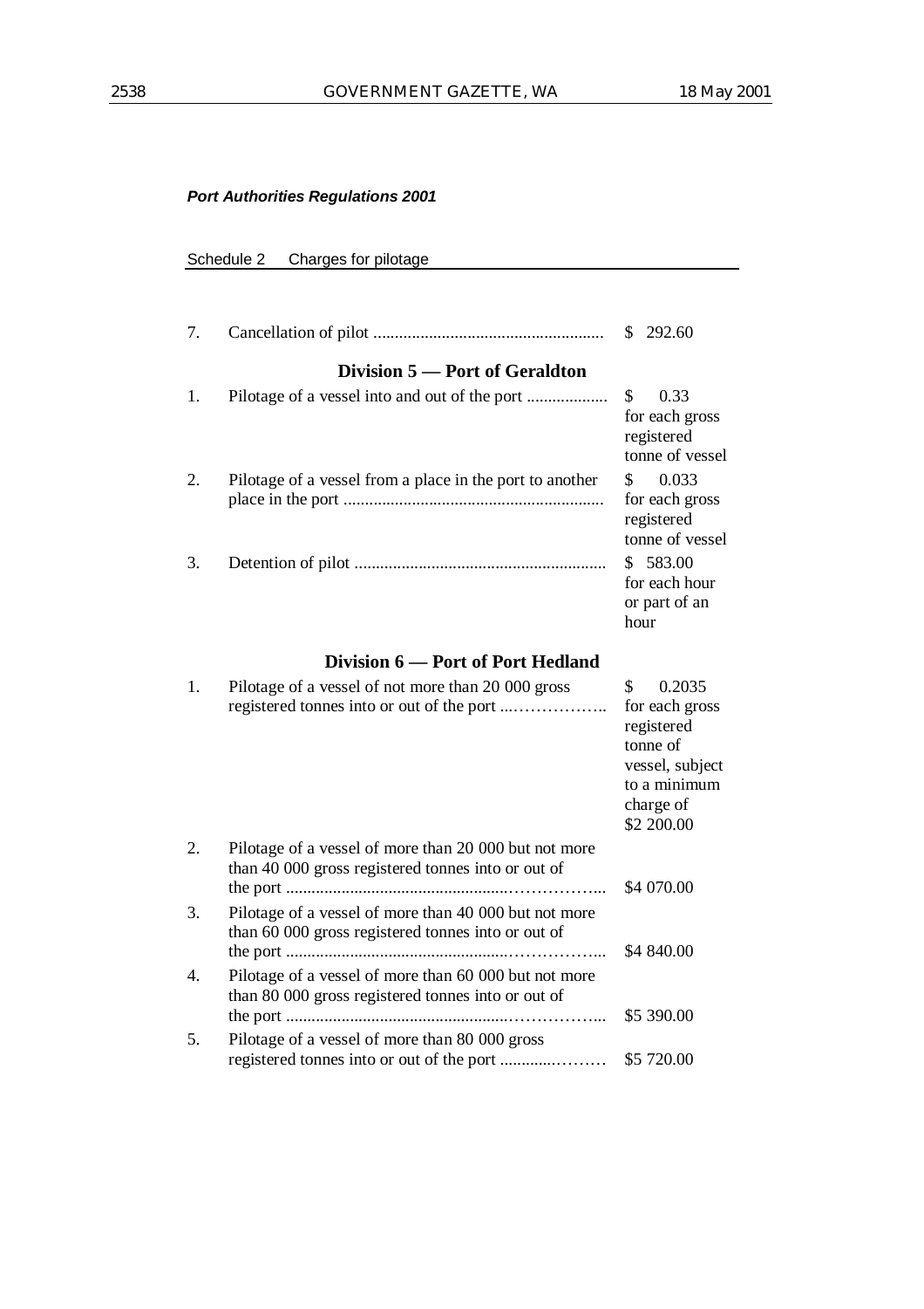*Port Authorities Regulations 2001*

Schedule 2 Charges for pilotage

| | | |
|---|---|---|
| 7. | Cancellation of pilot | $ 292.60 |

### Division 5 — Port of Geraldton

| | | |
|---|---|---|
| 1. | Pilotage of a vessel into and out of the port | $ 0.33 for each gross registered tonne of vessel |
| 2. | Pilotage of a vessel from a place in the port to another place in the port | $ 0.033 for each gross registered tonne of vessel |
| 3. | Detention of pilot | $ 583.00 for each hour or part of an hour |

### Division 6 — Port of Port Hedland

| | | |
|---|---|---|
| 1. | Pilotage of a vessel of not more than 20 000 gross registered tonnes into or out of the port | $ 0.2035 for each gross registered tonne of vessel, subject to a minimum charge of $2 200.00 |
| 2. | Pilotage of a vessel of more than 20 000 but not more than 40 000 gross registered tonnes into or out of the port | $4 070.00 |
| 3. | Pilotage of a vessel of more than 40 000 but not more than 60 000 gross registered tonnes into or out of the port | $4 840.00 |
| 4. | Pilotage of a vessel of more than 60 000 but not more than 80 000 gross registered tonnes into or out of the port | $5 390.00 |
| 5. | Pilotage of a vessel of more than 80 000 gross registered tonnes into or out of the port | $5 720.00 |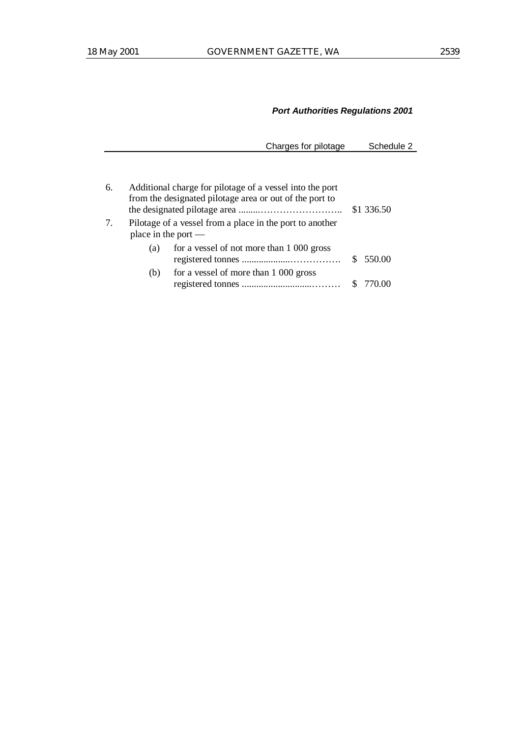*Port Authorities Regulations 2001*

Charges for pilotage — Schedule 2

6. Additional charge for pilotage of a vessel into the port from the designated pilotage area or out of the port to the designated pilotage area ......................................... $1 336.50

7. Pilotage of a vessel from a place in the port to another place in the port —

   (a) for a vessel of not more than 1 000 gross registered tonnes ........................................ $ 550.00

   (b) for a vessel of more than 1 000 gross registered tonnes ........................................ $ 770.00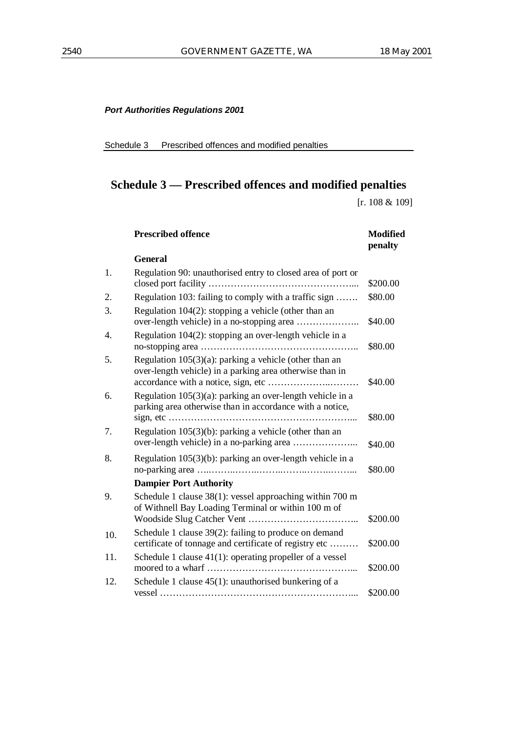*Port Authorities Regulations 2001*

Schedule 3 Prescribed offences and modified penalties

# Schedule 3 — Prescribed offences and modified penalties

[r. 108 & 109]

| | Prescribed offence | Modified penalty |
|---|---|---|
| | **General** | |
| 1. | Regulation 90: unauthorised entry to closed area of port or closed port facility ………………………………………... | $200.00 |
| 2. | Regulation 103: failing to comply with a traffic sign ……. | $80.00 |
| 3. | Regulation 104(2): stopping a vehicle (other than an over-length vehicle) in a no-stopping area ……………….. | $40.00 |
| 4. | Regulation 104(2): stopping an over-length vehicle in a no-stopping area ………………………………………….. | $80.00 |
| 5. | Regulation 105(3)(a): parking a vehicle (other than an over-length vehicle) in a parking area otherwise than in accordance with a notice, sign, etc ……………….……… | $40.00 |
| 6. | Regulation 105(3)(a): parking an over-length vehicle in a parking area otherwise than in accordance with a notice, sign, etc …………………………………………………... | $80.00 |
| 7. | Regulation 105(3)(b): parking a vehicle (other than an over-length vehicle) in a no-parking area ………………... | $40.00 |
| 8. | Regulation 105(3)(b): parking an over-length vehicle in a no-parking area …..……..……..……..……..……..……... | $80.00 |
| | **Dampier Port Authority** | |
| 9. | Schedule 1 clause 38(1): vessel approaching within 700 m of Withnell Bay Loading Terminal or within 100 m of Woodside Slug Catcher Vent …………………………….. | $200.00 |
| 10. | Schedule 1 clause 39(2): failing to produce on demand certificate of tonnage and certificate of registry etc ……… | $200.00 |
| 11. | Schedule 1 clause 41(1): operating propeller of a vessel moored to a wharf ………………………………………... | $200.00 |
| 12. | Schedule 1 clause 45(1): unauthorised bunkering of a vessel ……………………………………………………... | $200.00 |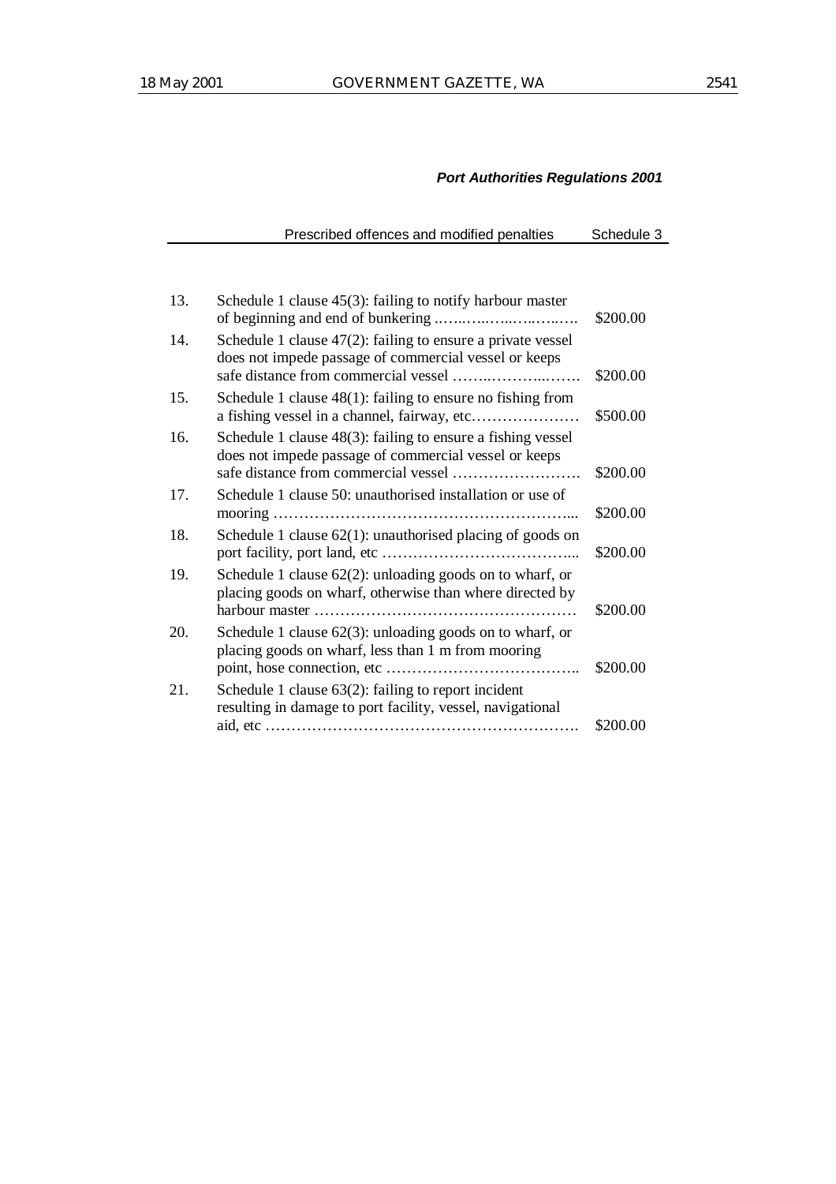| | | |
|---|---|---|
| 13. | Schedule 1 clause 45(3): failing to notify harbour master of beginning and end of bunkering | $200.00 |
| 14. | Schedule 1 clause 47(2): failing to ensure a private vessel does not impede passage of commercial vessel or keeps safe distance from commercial vessel | $200.00 |
| 15. | Schedule 1 clause 48(1): failing to ensure no fishing from a fishing vessel in a channel, fairway, etc | $500.00 |
| 16. | Schedule 1 clause 48(3): failing to ensure a fishing vessel does not impede passage of commercial vessel or keeps safe distance from commercial vessel | $200.00 |
| 17. | Schedule 1 clause 50: unauthorised installation or use of mooring | $200.00 |
| 18. | Schedule 1 clause 62(1): unauthorised placing of goods on port facility, port land, etc | $200.00 |
| 19. | Schedule 1 clause 62(2): unloading goods on to wharf, or placing goods on wharf, otherwise than where directed by harbour master | $200.00 |
| 20. | Schedule 1 clause 62(3): unloading goods on to wharf, or placing goods on wharf, less than 1 m from mooring point, hose connection, etc | $200.00 |
| 21. | Schedule 1 clause 63(2): failing to report incident resulting in damage to port facility, vessel, navigational aid, etc | $200.00 |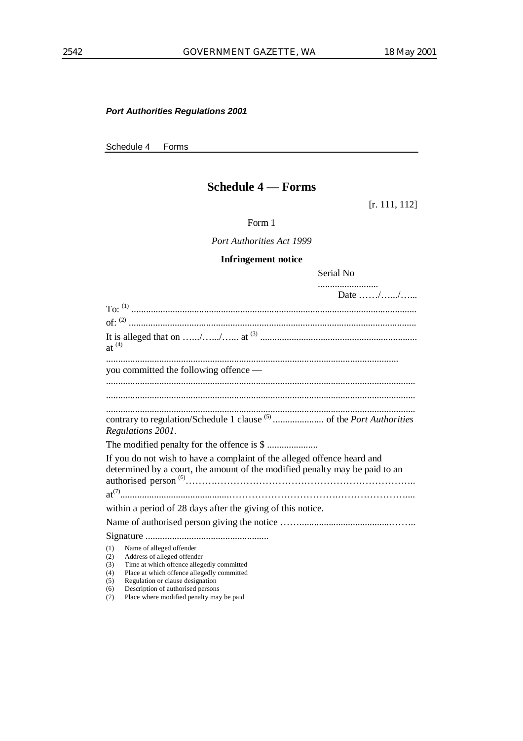***Port Authorities Regulations 2001***

Schedule 4 Forms

## Schedule 4 — Forms

[r. 111, 112]

Form 1

*Port Authorities Act 1999*

**Infringement notice**

Serial No .........................

Date ……/…../…..

To: (1) .....................................................................................................................

of: (2) ......................................................................................................................

It is alleged that on …../…../….. at (3) ................................................................ at (4) .......................................................................................................................

you committed the following offence —

..............................................................................................................................

..............................................................................................................................

..............................................................................................................................

contrary to regulation/Schedule 1 clause (5) ..................... of the *Port Authorities Regulations 2001*.

The modified penalty for the offence is $ .....................

If you do not wish to have a complaint of the alleged offence heard and determined by a court, the amount of the modified penalty may be paid to an authorised person (6)…………………………………………………………….. at(7)...........................................…………………………..…………………....

within a period of 28 days after the giving of this notice.

Name of authorised person giving the notice ……......................................……..

Signature ...................................................

(1) Name of alleged offender
(2) Address of alleged offender
(3) Time at which offence allegedly committed
(4) Place at which offence allegedly committed
(5) Regulation or clause designation
(6) Description of authorised persons
(7) Place where modified penalty may be paid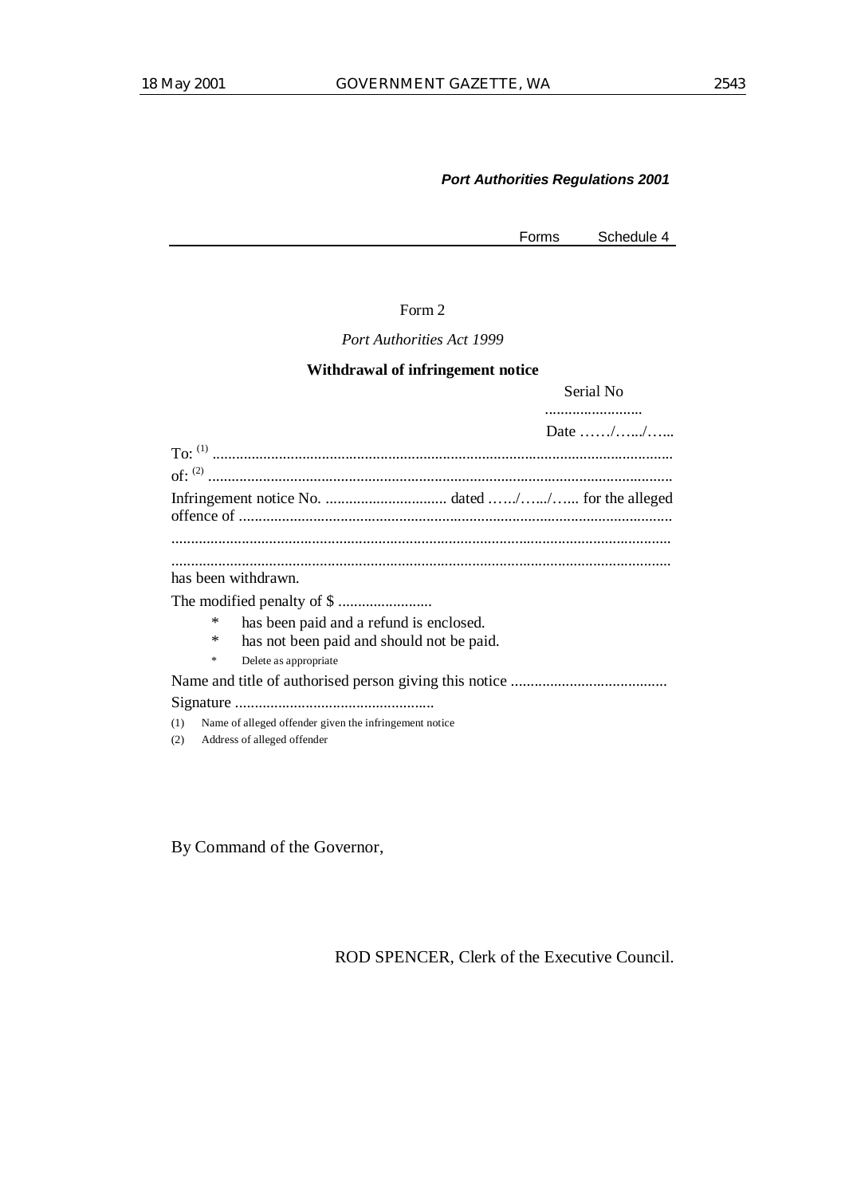*Port Authorities Regulations 2001*

Forms Schedule 4

Form 2

*Port Authorities Act 1999*

**Withdrawal of infringement notice**

Serial No
..........................

Date ……/…../…...

To: (1) ......................................................................................................................

of: (2) ......................................................................................................................

Infringement notice No. ............................... dated ……/…../…... for the alleged offence of ..............................................................................................................

...............................................................................................................................

...............................................................................................................................

has been withdrawn.

The modified penalty of $ ........................

- \* has been paid and a refund is enclosed.
- \* has not been paid and should not be paid.
- \* Delete as appropriate

Name and title of authorised person giving this notice ........................................

Signature ...................................................

(1) Name of alleged offender given the infringement notice

(2) Address of alleged offender

By Command of the Governor,

ROD SPENCER, Clerk of the Executive Council.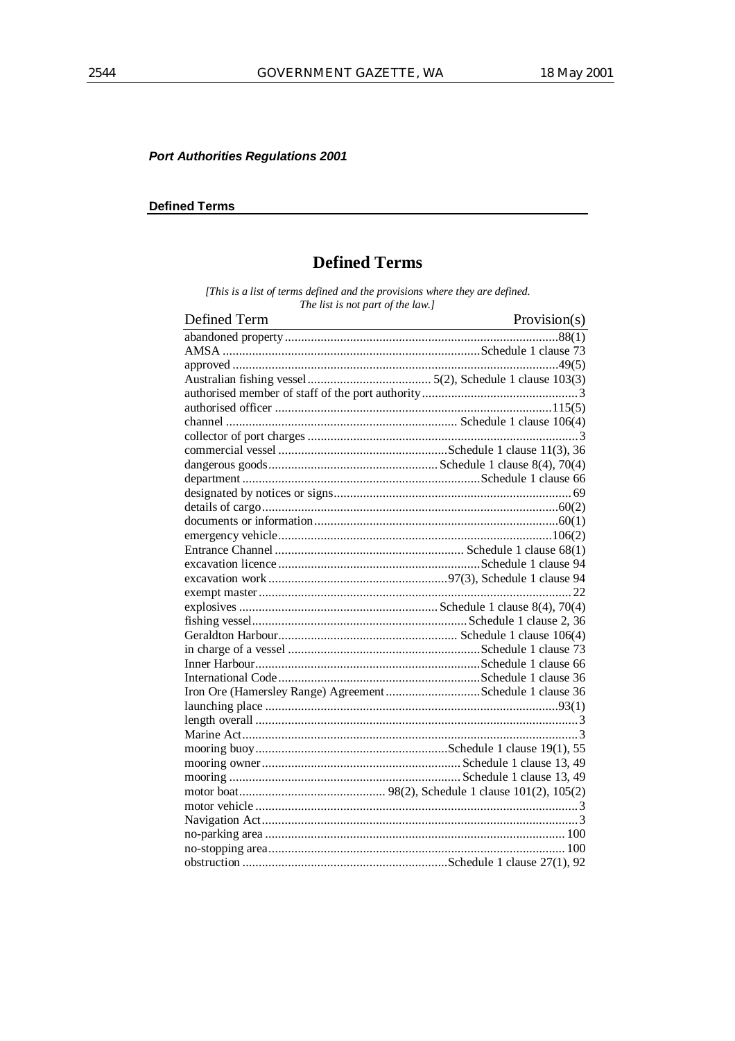***Port Authorities Regulations 2001***

**Defined Terms**

# Defined Terms

*[This is a list of terms defined and the provisions where they are defined. The list is not part of the law.]*

| Defined Term | Provision(s) |
|---|---|
| abandoned property | 88(1) |
| AMSA | Schedule 1 clause 73 |
| approved | 49(5) |
| Australian fishing vessel | 5(2), Schedule 1 clause 103(3) |
| authorised member of staff of the port authority | 3 |
| authorised officer | 115(5) |
| channel | Schedule 1 clause 106(4) |
| collector of port charges | 3 |
| commercial vessel | Schedule 1 clause 11(3), 36 |
| dangerous goods | Schedule 1 clause 8(4), 70(4) |
| department | Schedule 1 clause 66 |
| designated by notices or signs | 69 |
| details of cargo | 60(2) |
| documents or information | 60(1) |
| emergency vehicle | 106(2) |
| Entrance Channel | Schedule 1 clause 68(1) |
| excavation licence | Schedule 1 clause 94 |
| excavation work | 97(3), Schedule 1 clause 94 |
| exempt master | 22 |
| explosives | Schedule 1 clause 8(4), 70(4) |
| fishing vessel | Schedule 1 clause 2, 36 |
| Geraldton Harbour | Schedule 1 clause 106(4) |
| in charge of a vessel | Schedule 1 clause 73 |
| Inner Harbour | Schedule 1 clause 66 |
| International Code | Schedule 1 clause 36 |
| Iron Ore (Hamersley Range) Agreement | Schedule 1 clause 36 |
| launching place | 93(1) |
| length overall | 3 |
| Marine Act | 3 |
| mooring buoy | Schedule 1 clause 19(1), 55 |
| mooring owner | Schedule 1 clause 13, 49 |
| mooring | Schedule 1 clause 13, 49 |
| motor boat | 98(2), Schedule 1 clause 101(2), 105(2) |
| motor vehicle | 3 |
| Navigation Act | 3 |
| no-parking area | 100 |
| no-stopping area | 100 |
| obstruction | Schedule 1 clause 27(1), 92 |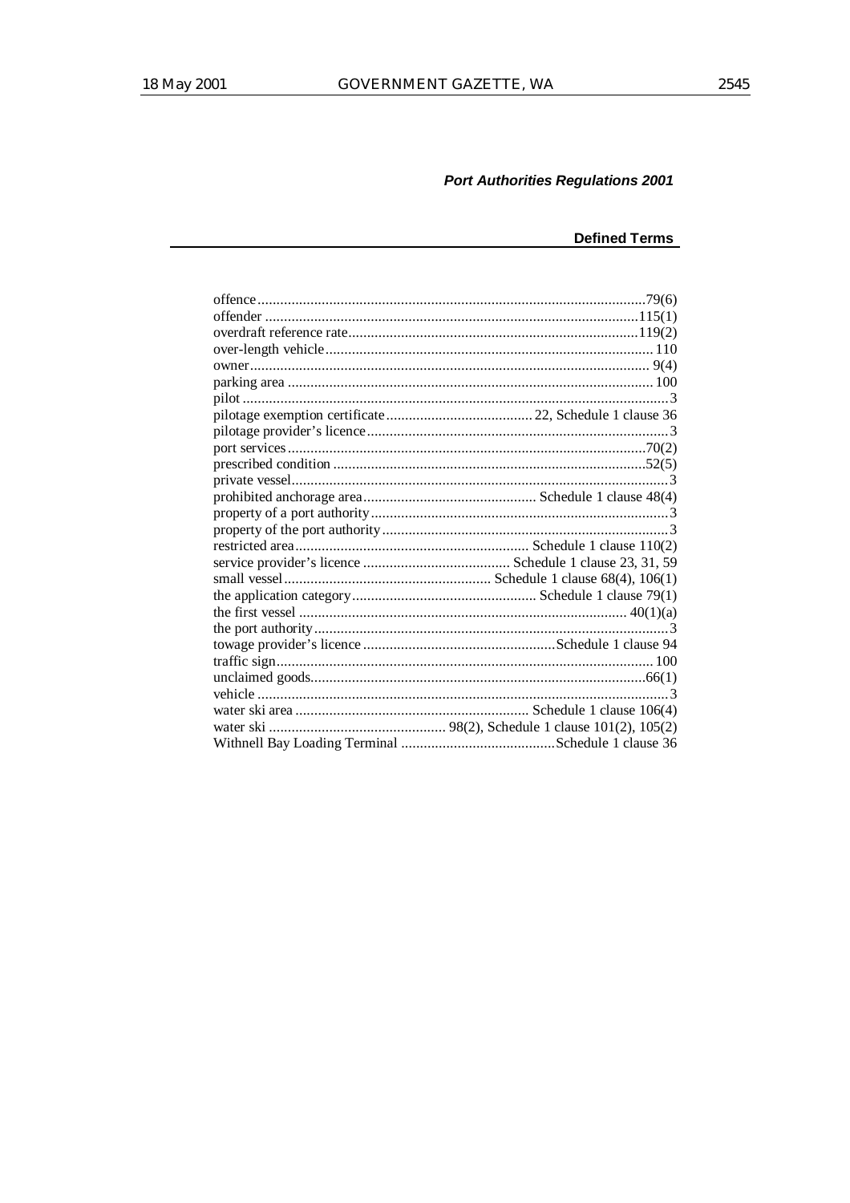*Port Authorities Regulations 2001*

**Defined Terms**

| | |
|---|---|
| offence | 79(6) |
| offender | 115(1) |
| overdraft reference rate | 119(2) |
| over-length vehicle | 110 |
| owner | 9(4) |
| parking area | 100 |
| pilot | 3 |
| pilotage exemption certificate | 22, Schedule 1 clause 36 |
| pilotage provider's licence | 3 |
| port services | 70(2) |
| prescribed condition | 52(5) |
| private vessel | 3 |
| prohibited anchorage area | Schedule 1 clause 48(4) |
| property of a port authority | 3 |
| property of the port authority | 3 |
| restricted area | Schedule 1 clause 110(2) |
| service provider's licence | Schedule 1 clause 23, 31, 59 |
| small vessel | Schedule 1 clause 68(4), 106(1) |
| the application category | Schedule 1 clause 79(1) |
| the first vessel | 40(1)(a) |
| the port authority | 3 |
| towage provider's licence | Schedule 1 clause 94 |
| traffic sign | 100 |
| unclaimed goods | 66(1) |
| vehicle | 3 |
| water ski area | Schedule 1 clause 106(4) |
| water ski | 98(2), Schedule 1 clause 101(2), 105(2) |
| Withnell Bay Loading Terminal | Schedule 1 clause 36 |